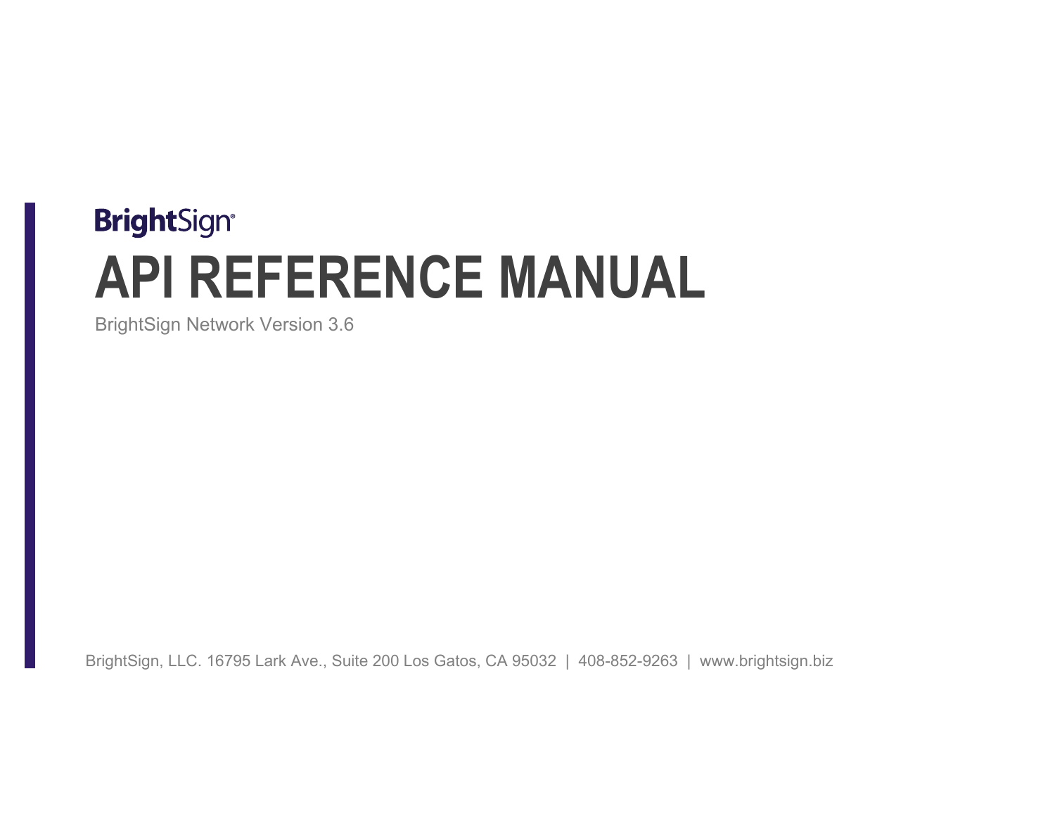BrightSign®

# API REFERENCE MANUAL

BrightSign Network Version 3.6

BrightSign, LLC. 16795 Lark Ave., Suite 200 Los Gatos, CA 95032 | 408-852-9263 | www.brightsign.biz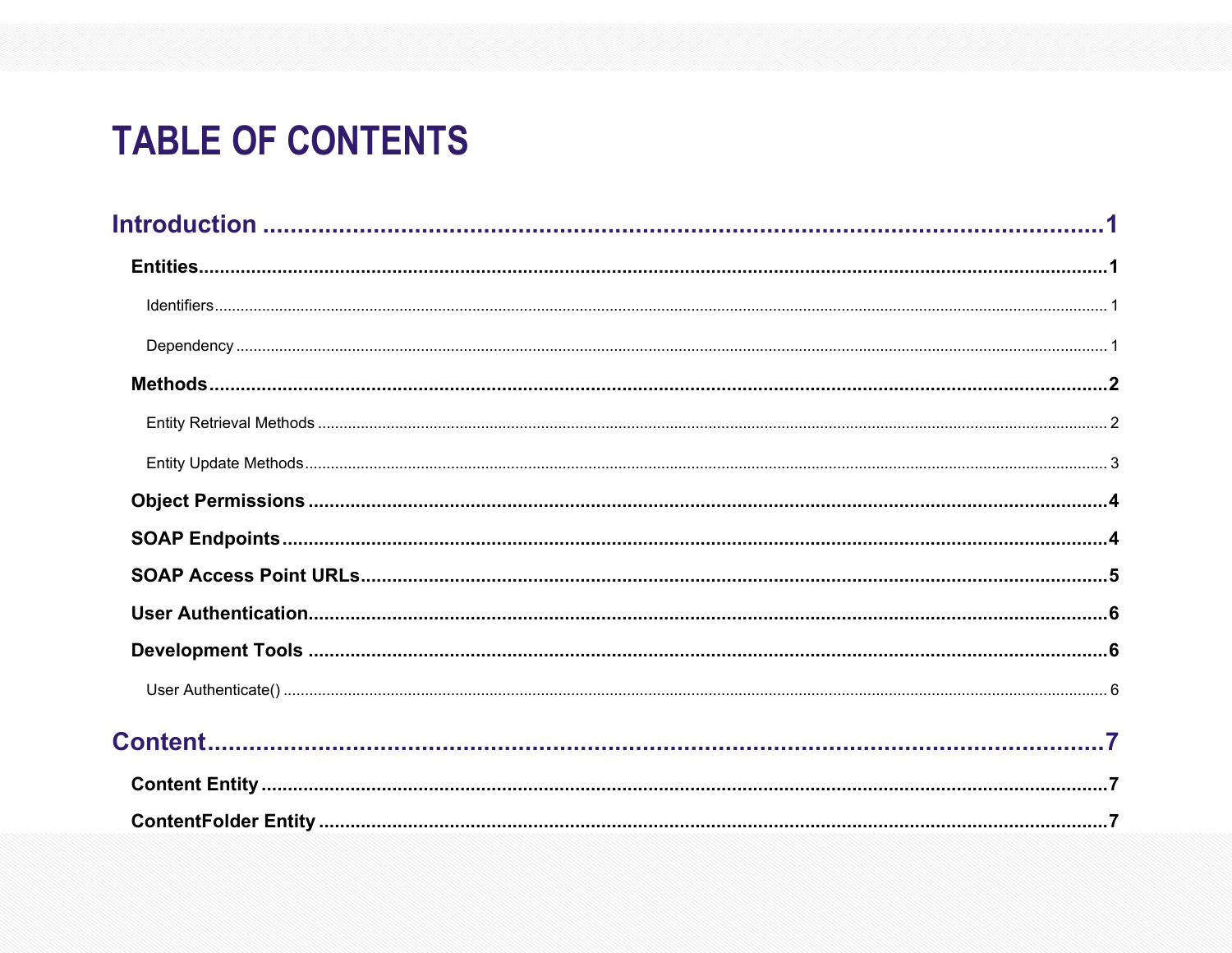# TABLE OF CONTENTS

**Introduction** ........................................................................................................ **1**

- **Entities** ........................................................................................................ **1**
  - Identifiers ........................................................................................................ 1
  - Dependency ........................................................................................................ 1
- **Methods** ........................................................................................................ **2**
  - Entity Retrieval Methods ........................................................................................................ 2
  - Entity Update Methods ........................................................................................................ 3
- **Object Permissions** ........................................................................................................ **4**
- **SOAP Endpoints** ........................................................................................................ **4**
- **SOAP Access Point URLs** ........................................................................................................ **5**
- **User Authentication** ........................................................................................................ **6**
- **Development Tools** ........................................................................................................ **6**
  - User Authenticate() ........................................................................................................ 6

**Content** ........................................................................................................ **7**

- **Content Entity** ........................................................................................................ **7**
- **ContentFolder Entity** ........................................................................................................ **7**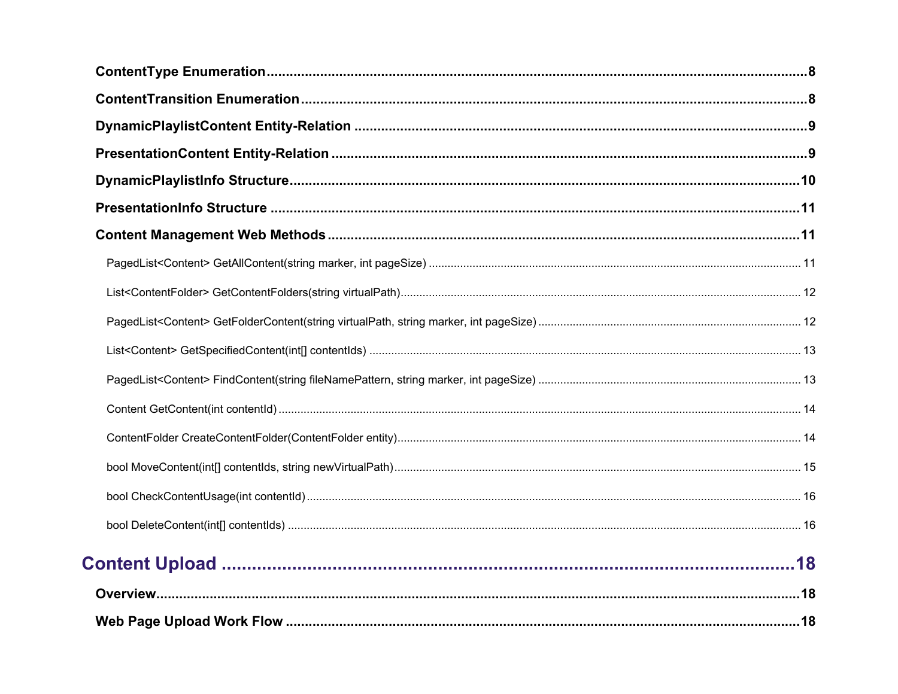**ContentType Enumeration** .......... 8

**ContentTransition Enumeration** .......... 8

**DynamicPlaylistContent Entity-Relation** .......... 9

**PresentationContent Entity-Relation** .......... 9

**DynamicPlaylistInfo Structure** .......... 10

**PresentationInfo Structure** .......... 11

**Content Management Web Methods** .......... 11

PagedList<Content> GetAllContent(string marker, int pageSize) .......... 11

List<ContentFolder> GetContentFolders(string virtualPath) .......... 12

PagedList<Content> GetFolderContent(string virtualPath, string marker, int pageSize) .......... 12

List<Content> GetSpecifiedContent(int[] contentIds) .......... 13

PagedList<Content> FindContent(string fileNamePattern, string marker, int pageSize) .......... 13

Content GetContent(int contentId) .......... 14

ContentFolder CreateContentFolder(ContentFolder entity) .......... 14

bool MoveContent(int[] contentIds, string newVirtualPath) .......... 15

bool CheckContentUsage(int contentId) .......... 16

bool DeleteContent(int[] contentIds) .......... 16

## Content Upload .......... 18

**Overview** .......... 18

**Web Page Upload Work Flow** .......... 18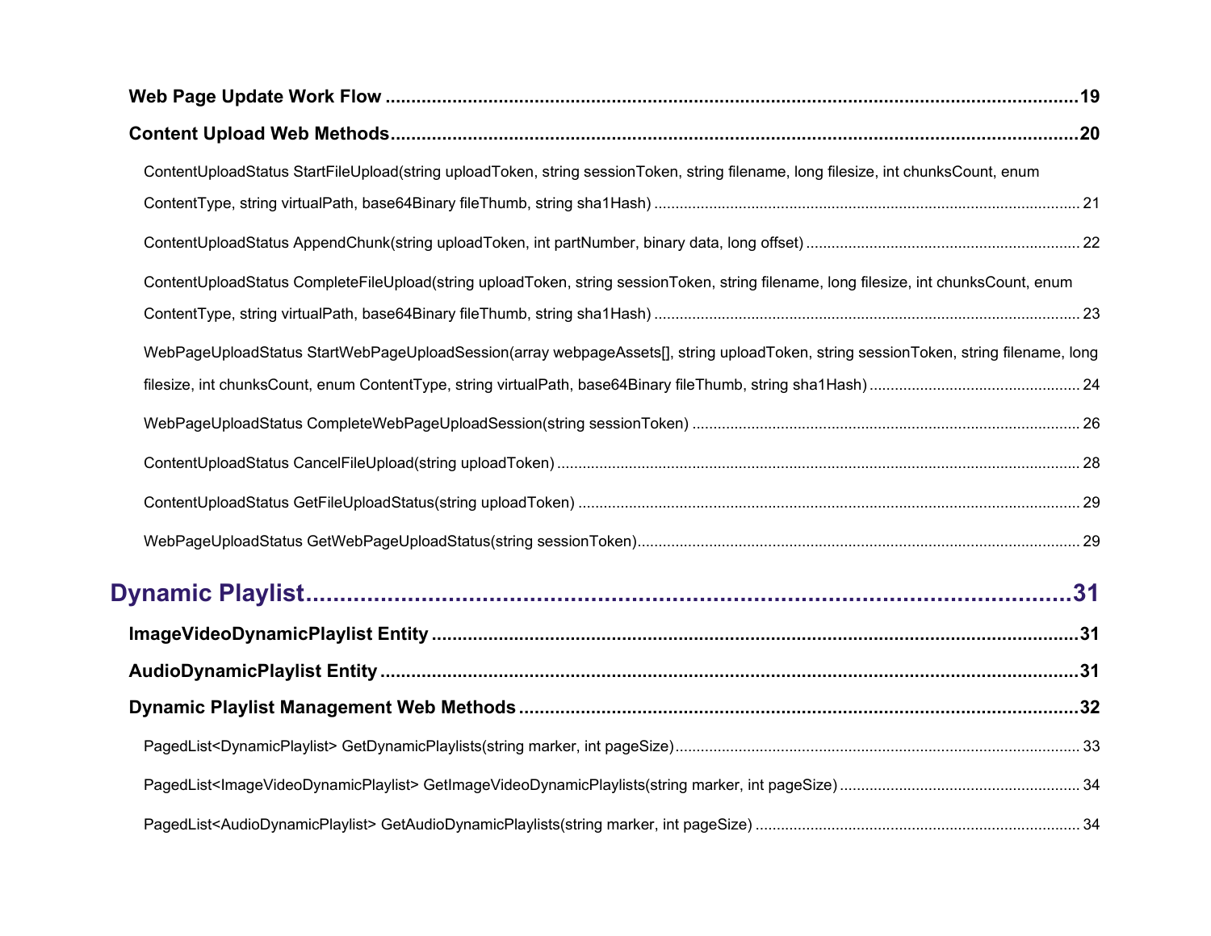**Web Page Update Work Flow** ........................................................................................................................................ 19

**Content Upload Web Methods** ...................................................................................................................................... 20

ContentUploadStatus StartFileUpload(string uploadToken, string sessionToken, string filename, long filesize, int chunksCount, enum ContentType, string virtualPath, base64Binary fileThumb, string sha1Hash) ........................................................................................................ 21

ContentUploadStatus AppendChunk(string uploadToken, int partNumber, binary data, long offset) ................................................................ 22

ContentUploadStatus CompleteFileUpload(string uploadToken, string sessionToken, string filename, long filesize, int chunksCount, enum ContentType, string virtualPath, base64Binary fileThumb, string sha1Hash) ........................................................................................................ 23

WebPageUploadStatus StartWebPageUploadSession(array webpageAssets[], string uploadToken, string sessionToken, string filename, long filesize, int chunksCount, enum ContentType, string virtualPath, base64Binary fileThumb, string sha1Hash) ................................................. 24

WebPageUploadStatus CompleteWebPageUploadSession(string sessionToken) .......................................................................................... 26

ContentUploadStatus CancelFileUpload(string uploadToken) ......................................................................................................................... 28

ContentUploadStatus GetFileUploadStatus(string uploadToken) ..................................................................................................................... 29

WebPageUploadStatus GetWebPageUploadStatus(string sessionToken)....................................................................................................... 29

# Dynamic Playlist ........................................................................................................ 31

**ImageVideoDynamicPlaylist Entity** .............................................................................................................................. 31

**AudioDynamicPlaylist Entity** ......................................................................................................................................... 31

**Dynamic Playlist Management Web Methods** .............................................................................................................. 32

PagedList<DynamicPlaylist> GetDynamicPlaylists(string marker, int pageSize)............................................................................................... 33

PagedList<ImageVideoDynamicPlaylist> GetImageVideoDynamicPlaylists(string marker, int pageSize) ........................................................ 34

PagedList<AudioDynamicPlaylist> GetAudioDynamicPlaylists(string marker, int pageSize) ........................................................................... 34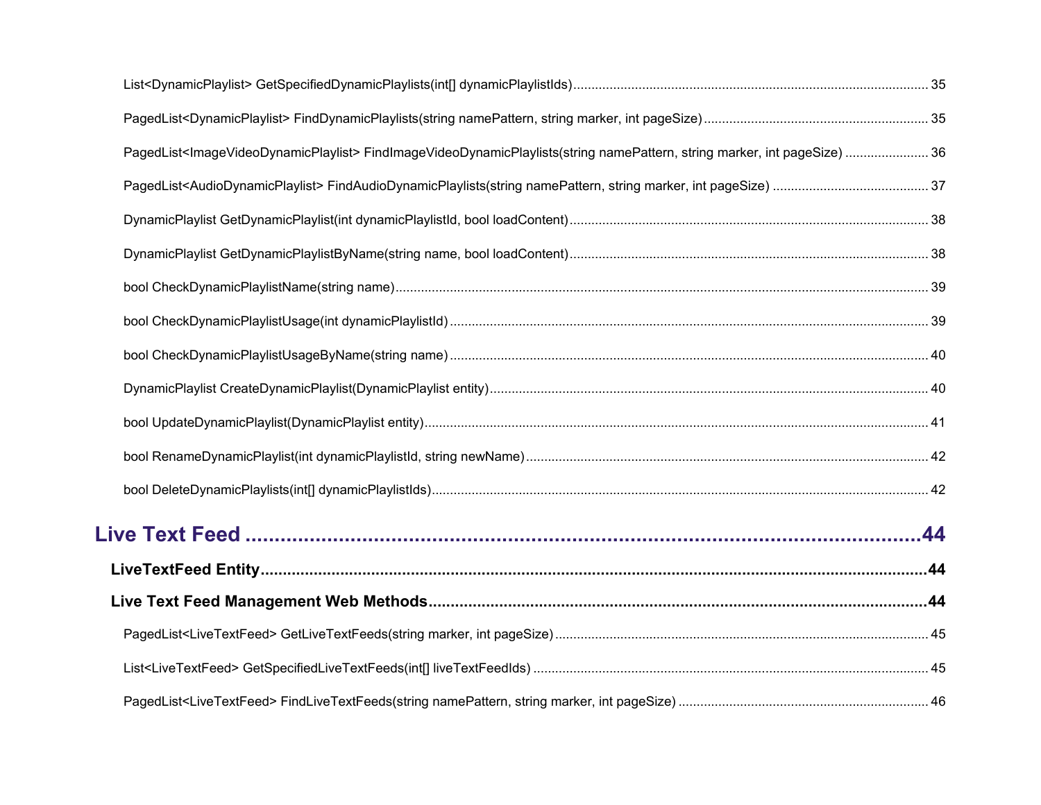List<DynamicPlaylist> GetSpecifiedDynamicPlaylists(int[] dynamicPlaylistIds) .......... 35

PagedList<DynamicPlaylist> FindDynamicPlaylists(string namePattern, string marker, int pageSize) .......... 35

PagedList<ImageVideoDynamicPlaylist> FindImageVideoDynamicPlaylists(string namePattern, string marker, int pageSize) .......... 36

PagedList<AudioDynamicPlaylist> FindAudioDynamicPlaylists(string namePattern, string marker, int pageSize) .......... 37

DynamicPlaylist GetDynamicPlaylist(int dynamicPlaylistId, bool loadContent) .......... 38

DynamicPlaylist GetDynamicPlaylistByName(string name, bool loadContent) .......... 38

bool CheckDynamicPlaylistName(string name) .......... 39

bool CheckDynamicPlaylistUsage(int dynamicPlaylistId) .......... 39

bool CheckDynamicPlaylistUsageByName(string name) .......... 40

DynamicPlaylist CreateDynamicPlaylist(DynamicPlaylist entity) .......... 40

bool UpdateDynamicPlaylist(DynamicPlaylist entity) .......... 41

bool RenameDynamicPlaylist(int dynamicPlaylistId, string newName) .......... 42

bool DeleteDynamicPlaylists(int[] dynamicPlaylistIds) .......... 42

# Live Text Feed .......... 44

**LiveTextFeed Entity .......... 44**

**Live Text Feed Management Web Methods .......... 44**

PagedList<LiveTextFeed> GetLiveTextFeeds(string marker, int pageSize) .......... 45

List<LiveTextFeed> GetSpecifiedLiveTextFeeds(int[] liveTextFeedIds) .......... 45

PagedList<LiveTextFeed> FindLiveTextFeeds(string namePattern, string marker, int pageSize) .......... 46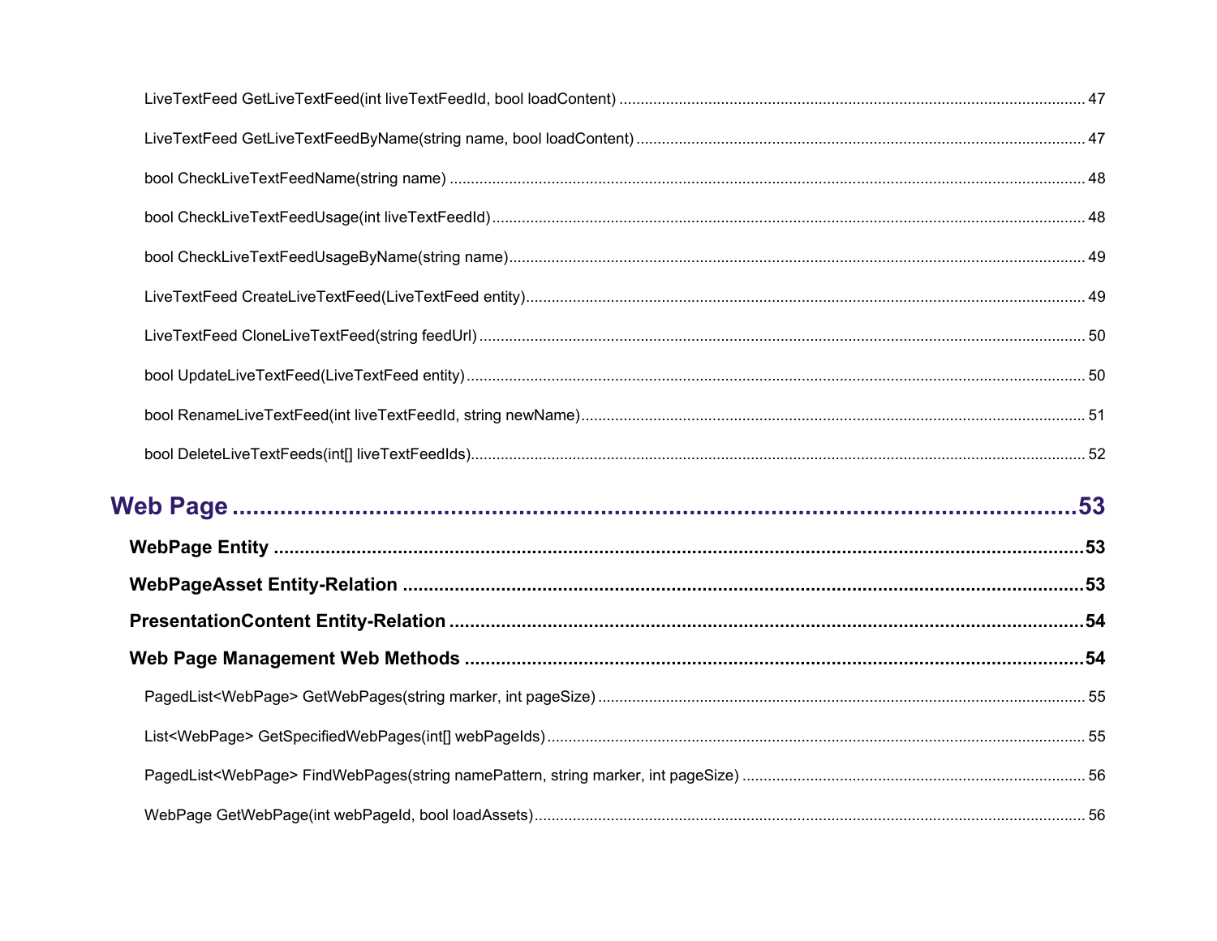LiveTextFeed GetLiveTextFeed(int liveTextFeedId, bool loadContent) ..... 47

LiveTextFeed GetLiveTextFeedByName(string name, bool loadContent) ..... 47

bool CheckLiveTextFeedName(string name) ..... 48

bool CheckLiveTextFeedUsage(int liveTextFeedId) ..... 48

bool CheckLiveTextFeedUsageByName(string name) ..... 49

LiveTextFeed CreateLiveTextFeed(LiveTextFeed entity) ..... 49

LiveTextFeed CloneLiveTextFeed(string feedUrl) ..... 50

bool UpdateLiveTextFeed(LiveTextFeed entity) ..... 50

bool RenameLiveTextFeed(int liveTextFeedId, string newName) ..... 51

bool DeleteLiveTextFeeds(int[] liveTextFeedIds) ..... 52

# Web Page ..... 53

## WebPage Entity ..... 53

## WebPageAsset Entity-Relation ..... 53

## PresentationContent Entity-Relation ..... 54

## Web Page Management Web Methods ..... 54

PagedList<WebPage> GetWebPages(string marker, int pageSize) ..... 55

List<WebPage> GetSpecifiedWebPages(int[] webPageIds) ..... 55

PagedList<WebPage> FindWebPages(string namePattern, string marker, int pageSize) ..... 56

WebPage GetWebPage(int webPageId, bool loadAssets) ..... 56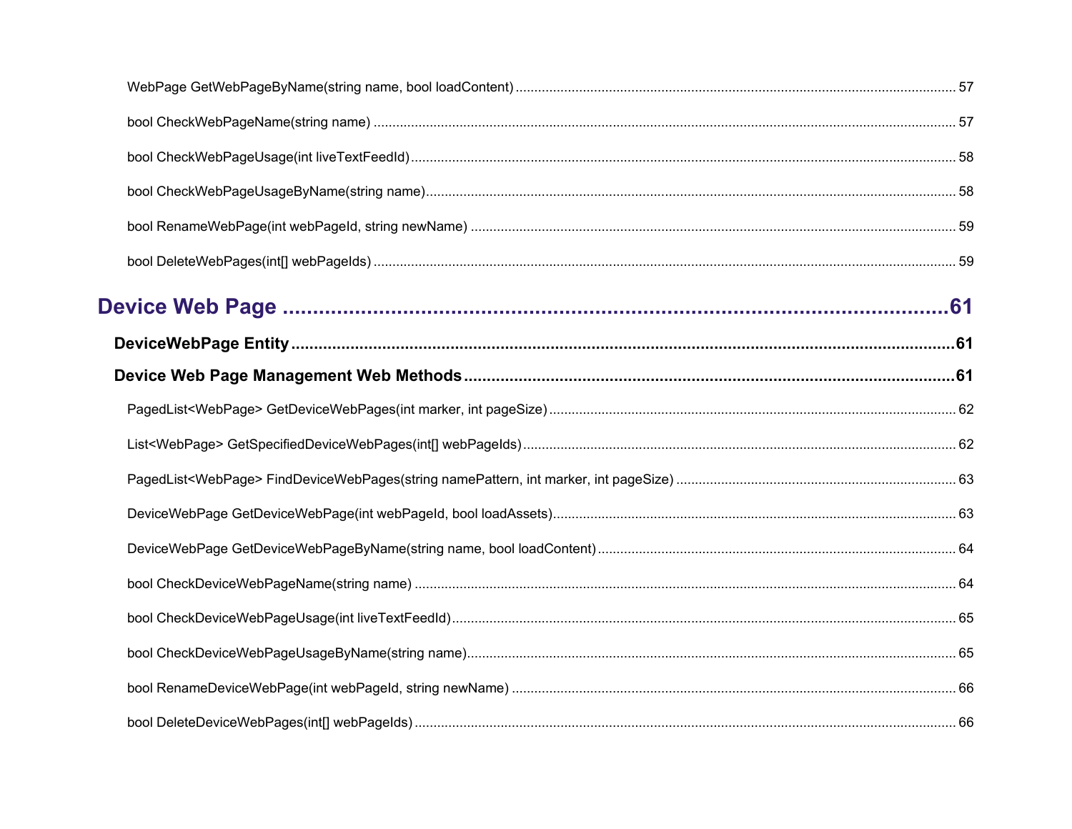WebPage GetWebPageByName(string name, bool loadContent) ..... 57

bool CheckWebPageName(string name) ..... 57

bool CheckWebPageUsage(int liveTextFeedId) ..... 58

bool CheckWebPageUsageByName(string name) ..... 58

bool RenameWebPage(int webPageId, string newName) ..... 59

bool DeleteWebPages(int[] webPageIds) ..... 59

# Device Web Page ..... 61

## DeviceWebPage Entity ..... 61

## Device Web Page Management Web Methods ..... 61

PagedList<WebPage> GetDeviceWebPages(int marker, int pageSize) ..... 62

List<WebPage> GetSpecifiedDeviceWebPages(int[] webPageIds) ..... 62

PagedList<WebPage> FindDeviceWebPages(string namePattern, int marker, int pageSize) ..... 63

DeviceWebPage GetDeviceWebPage(int webPageId, bool loadAssets) ..... 63

DeviceWebPage GetDeviceWebPageByName(string name, bool loadContent) ..... 64

bool CheckDeviceWebPageName(string name) ..... 64

bool CheckDeviceWebPageUsage(int liveTextFeedId) ..... 65

bool CheckDeviceWebPageUsageByName(string name) ..... 65

bool RenameDeviceWebPage(int webPageId, string newName) ..... 66

bool DeleteDeviceWebPages(int[] webPageIds) ..... 66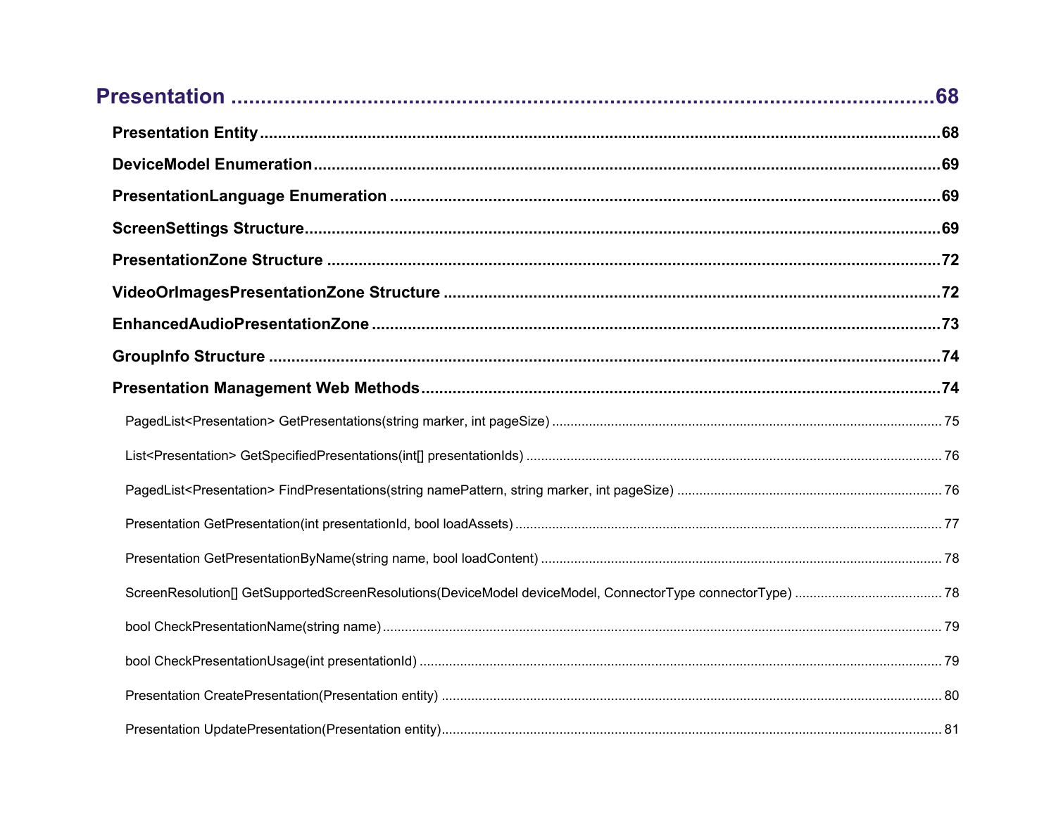Presentation ..........................................................................................................68

Presentation Entity ..........................................................................................................68

DeviceModel Enumeration ..........................................................................................................69

PresentationLanguage Enumeration ..........................................................................................................69

ScreenSettings Structure ..........................................................................................................69

PresentationZone Structure ..........................................................................................................72

VideoOrImagesPresentationZone Structure ..........................................................................................................72

EnhancedAudioPresentationZone ..........................................................................................................73

GroupInfo Structure ..........................................................................................................74

Presentation Management Web Methods ..........................................................................................................74

PagedList<Presentation> GetPresentations(string marker, int pageSize) .......................................................................... 75

List<Presentation> GetSpecifiedPresentations(int[] presentationIds) .......................................................................... 76

PagedList<Presentation> FindPresentations(string namePattern, string marker, int pageSize) .......................................................................... 76

Presentation GetPresentation(int presentationId, bool loadAssets) .......................................................................... 77

Presentation GetPresentationByName(string name, bool loadContent) .......................................................................... 78

ScreenResolution[] GetSupportedScreenResolutions(DeviceModel deviceModel, ConnectorType connectorType) .......................................................................... 78

bool CheckPresentationName(string name) .......................................................................... 79

bool CheckPresentationUsage(int presentationId) .......................................................................... 79

Presentation CreatePresentation(Presentation entity) .......................................................................... 80

Presentation UpdatePresentation(Presentation entity) .......................................................................... 81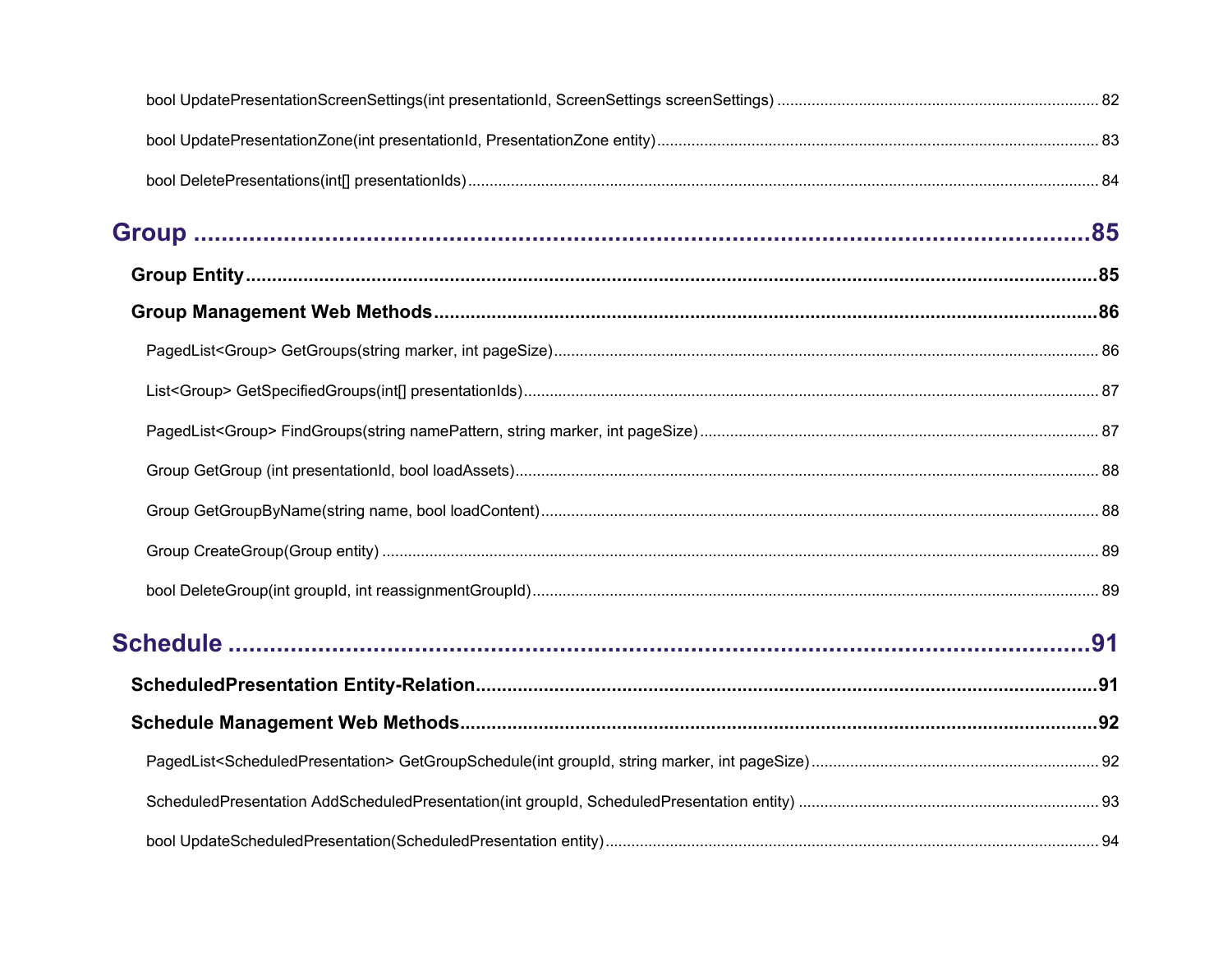bool UpdatePresentationScreenSettings(int presentationId, ScreenSettings screenSettings) ..... 82

bool UpdatePresentationZone(int presentationId, PresentationZone entity) ..... 83

bool DeletePresentations(int[] presentationIds) ..... 84

# Group ..... 85

## Group Entity ..... 85

## Group Management Web Methods ..... 86

PagedList<Group> GetGroups(string marker, int pageSize) ..... 86

List<Group> GetSpecifiedGroups(int[] presentationIds) ..... 87

PagedList<Group> FindGroups(string namePattern, string marker, int pageSize) ..... 87

Group GetGroup (int presentationId, bool loadAssets) ..... 88

Group GetGroupByName(string name, bool loadContent) ..... 88

Group CreateGroup(Group entity) ..... 89

bool DeleteGroup(int groupId, int reassignmentGroupId) ..... 89

# Schedule ..... 91

## ScheduledPresentation Entity-Relation ..... 91

## Schedule Management Web Methods ..... 92

PagedList<ScheduledPresentation> GetGroupSchedule(int groupId, string marker, int pageSize) ..... 92

ScheduledPresentation AddScheduledPresentation(int groupId, ScheduledPresentation entity) ..... 93

bool UpdateScheduledPresentation(ScheduledPresentation entity) ..... 94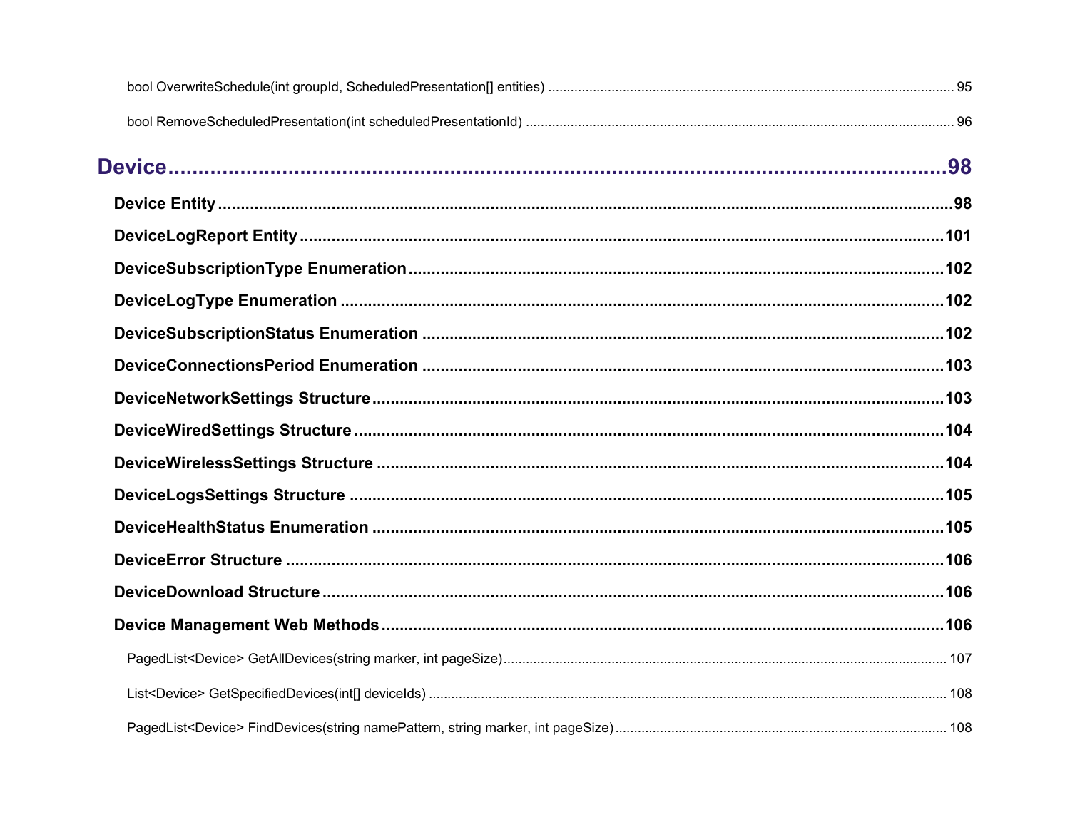bool OverwriteSchedule(int groupId, ScheduledPresentation[] entities) ........................................................................................................... 95

bool RemoveScheduledPresentation(int scheduledPresentationId) ................................................................................................................ 96

# Device ............................................................................................................................98

**Device Entity** ..................................................................................................................................................98

**DeviceLogReport Entity** ..................................................................................................................................101

**DeviceSubscriptionType Enumeration** ...........................................................................................................102

**DeviceLogType Enumeration** ..........................................................................................................................102

**DeviceSubscriptionStatus Enumeration** .........................................................................................................102

**DeviceConnectionsPeriod Enumeration** .........................................................................................................103

**DeviceNetworkSettings Structure** ..................................................................................................................103

**DeviceWiredSettings Structure** ......................................................................................................................104

**DeviceWirelessSettings Structure** ..................................................................................................................104

**DeviceLogsSettings Structure** ........................................................................................................................105

**DeviceHealthStatus Enumeration** ..................................................................................................................105

**DeviceError Structure** ....................................................................................................................................106

**DeviceDownload Structure** .............................................................................................................................106

**Device Management Web Methods** .................................................................................................................106

PagedList<Device> GetAllDevices(string marker, int pageSize)..................................................................................................................... 107

List<Device> GetSpecifiedDevices(int[] deviceIds) ....................................................................................................................................... 108

PagedList<Device> FindDevices(string namePattern, string marker, int pageSize)....................................................................................... 108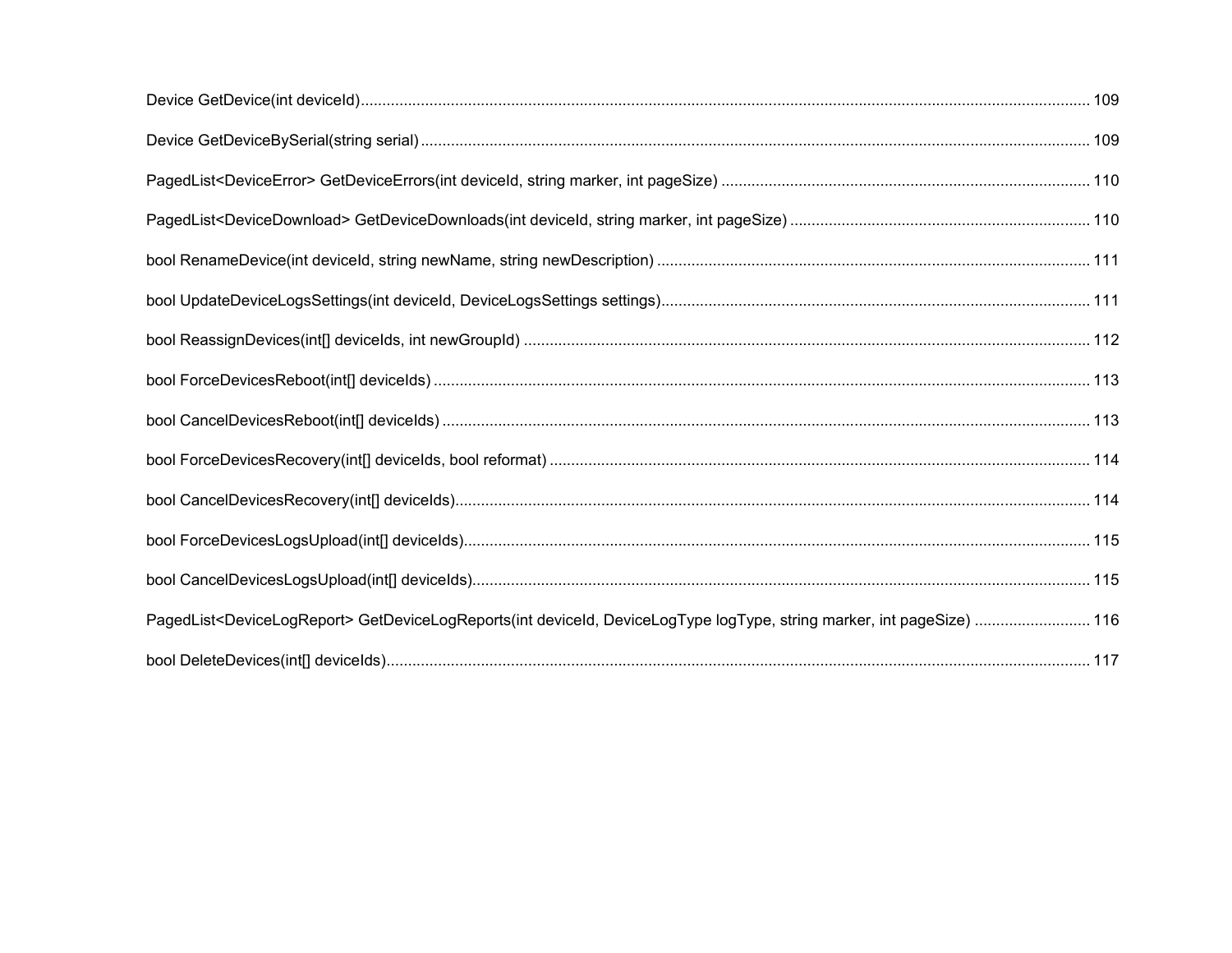Device GetDevice(int deviceId) ........................................................................................................................................................ 109

Device GetDeviceBySerial(string serial) ......................................................................................................................................... 109

PagedList<DeviceError> GetDeviceErrors(int deviceId, string marker, int pageSize) ..................................................................................... 110

PagedList<DeviceDownload> GetDeviceDownloads(int deviceId, string marker, int pageSize) ..................................................................... 110

bool RenameDevice(int deviceId, string newName, string newDescription) .................................................................................................... 111

bool UpdateDeviceLogsSettings(int deviceId, DeviceLogsSettings settings).................................................................................................. 111

bool ReassignDevices(int[] deviceIds, int newGroupId) ................................................................................................................... 112

bool ForceDevicesReboot(int[] deviceIds) ...................................................................................................................................... 113

bool CancelDevicesReboot(int[] deviceIds) ..................................................................................................................................... 113

bool ForceDevicesRecovery(int[] deviceIds, bool reformat) ............................................................................................................ 114

bool CancelDevicesRecovery(int[] deviceIds)................................................................................................................................... 114

bool ForceDevicesLogsUpload(int[] deviceIds)................................................................................................................................ 115

bool CancelDevicesLogsUpload(int[] deviceIds)............................................................................................................................... 115

PagedList<DeviceLogReport> GetDeviceLogReports(int deviceId, DeviceLogType logType, string marker, int pageSize) .......................... 116

bool DeleteDevices(int[] deviceIds).................................................................................................................................................. 117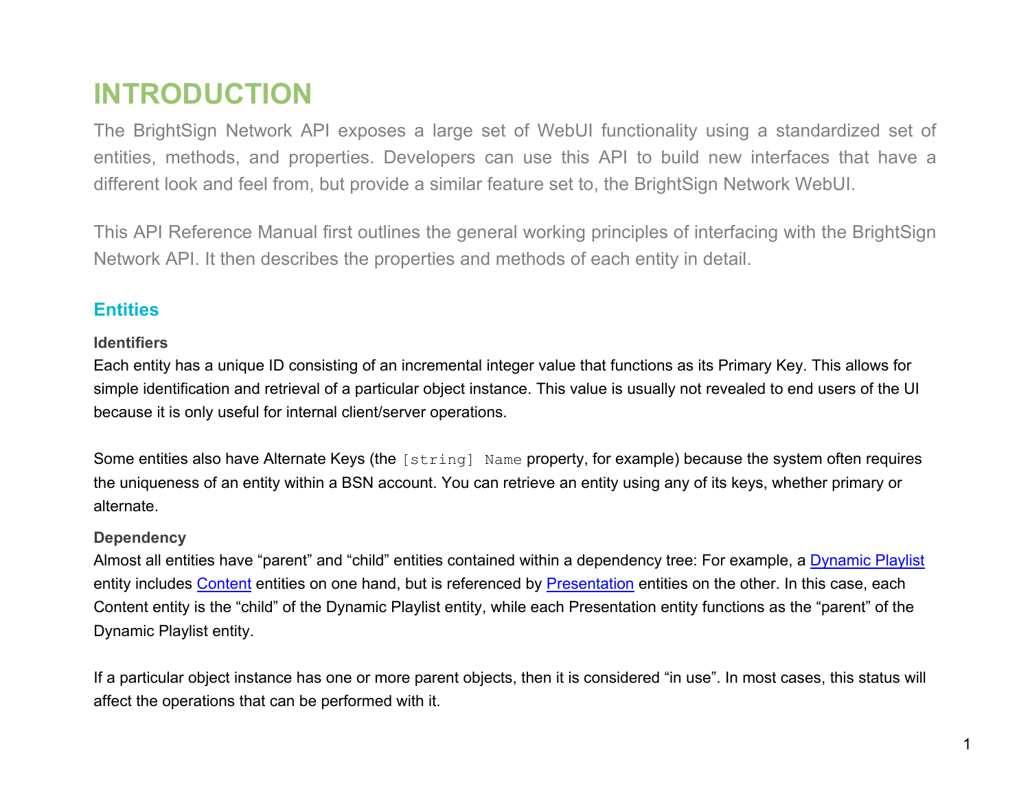# INTRODUCTION

The BrightSign Network API exposes a large set of WebUI functionality using a standardized set of entities, methods, and properties. Developers can use this API to build new interfaces that have a different look and feel from, but provide a similar feature set to, the BrightSign Network WebUI.

This API Reference Manual first outlines the general working principles of interfacing with the BrightSign Network API. It then describes the properties and methods of each entity in detail.

## Entities

### Identifiers

Each entity has a unique ID consisting of an incremental integer value that functions as its Primary Key. This allows for simple identification and retrieval of a particular object instance. This value is usually not revealed to end users of the UI because it is only useful for internal client/server operations.

Some entities also have Alternate Keys (the `[string] Name` property, for example) because the system often requires the uniqueness of an entity within a BSN account. You can retrieve an entity using any of its keys, whether primary or alternate.

### Dependency

Almost all entities have "parent" and "child" entities contained within a dependency tree: For example, a Dynamic Playlist entity includes Content entities on one hand, but is referenced by Presentation entities on the other. In this case, each Content entity is the "child" of the Dynamic Playlist entity, while each Presentation entity functions as the "parent" of the Dynamic Playlist entity.

If a particular object instance has one or more parent objects, then it is considered "in use". In most cases, this status will affect the operations that can be performed with it.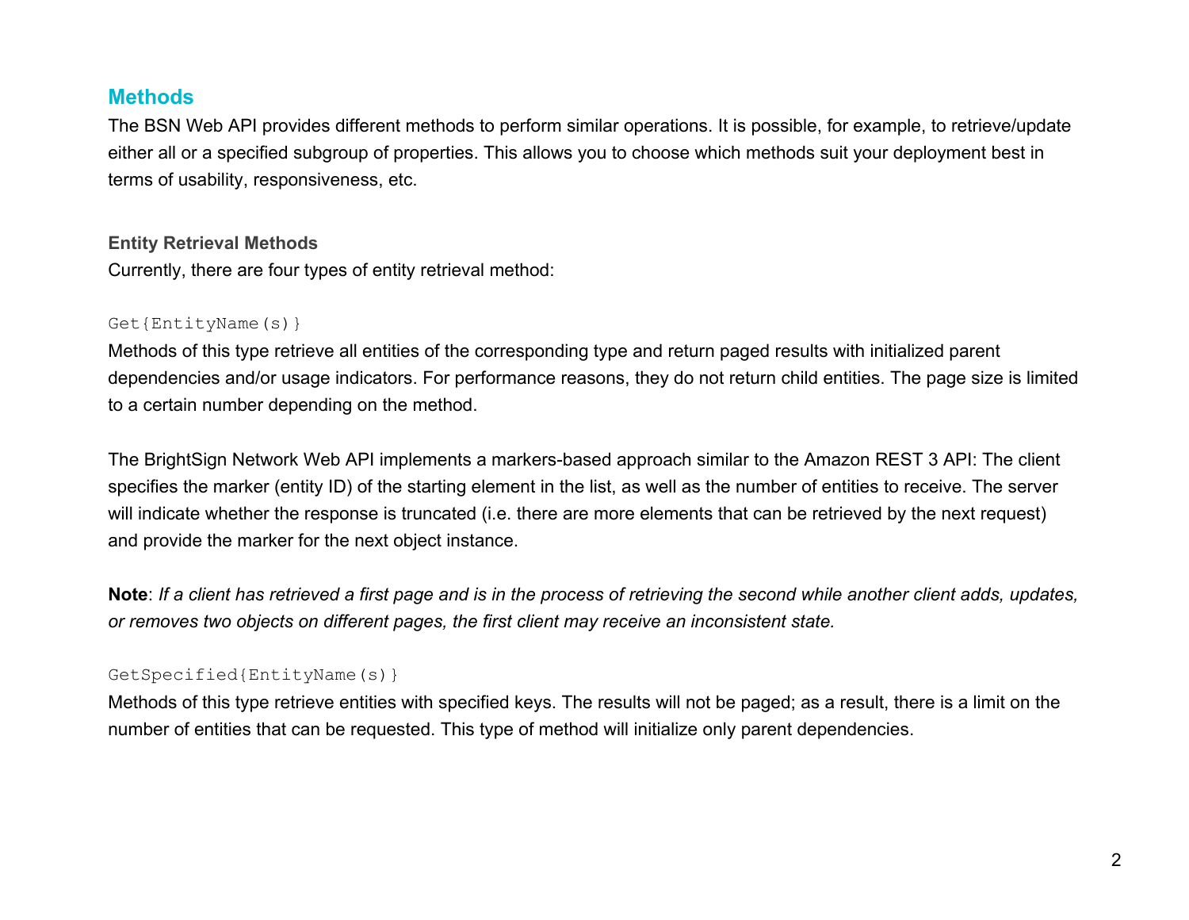## Methods

The BSN Web API provides different methods to perform similar operations. It is possible, for example, to retrieve/update either all or a specified subgroup of properties. This allows you to choose which methods suit your deployment best in terms of usability, responsiveness, etc.

### Entity Retrieval Methods

Currently, there are four types of entity retrieval method:

`Get{EntityName(s)}`

Methods of this type retrieve all entities of the corresponding type and return paged results with initialized parent dependencies and/or usage indicators. For performance reasons, they do not return child entities. The page size is limited to a certain number depending on the method.

The BrightSign Network Web API implements a markers-based approach similar to the Amazon REST 3 API: The client specifies the marker (entity ID) of the starting element in the list, as well as the number of entities to receive. The server will indicate whether the response is truncated (i.e. there are more elements that can be retrieved by the next request) and provide the marker for the next object instance.

**Note**: *If a client has retrieved a first page and is in the process of retrieving the second while another client adds, updates, or removes two objects on different pages, the first client may receive an inconsistent state.*

`GetSpecified{EntityName(s)}`

Methods of this type retrieve entities with specified keys. The results will not be paged; as a result, there is a limit on the number of entities that can be requested. This type of method will initialize only parent dependencies.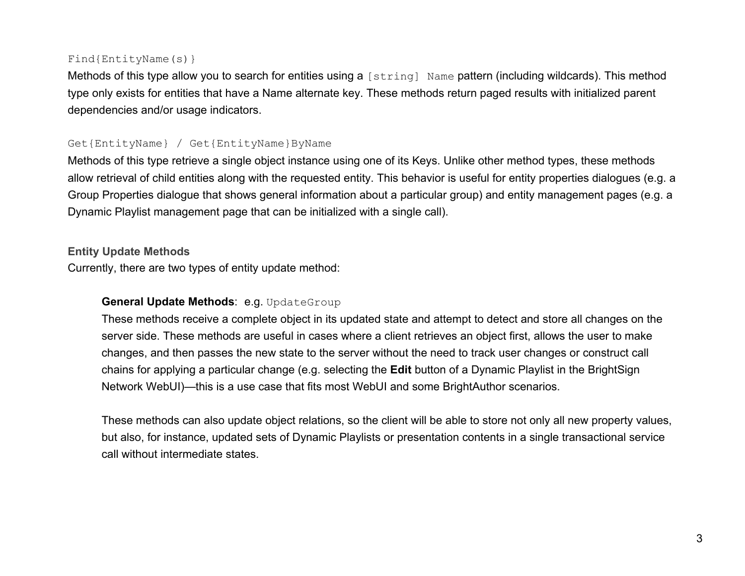`Find{EntityName(s)}`

Methods of this type allow you to search for entities using a `[string] Name` pattern (including wildcards). This method type only exists for entities that have a Name alternate key. These methods return paged results with initialized parent dependencies and/or usage indicators.

`Get{EntityName} / Get{EntityName}ByName`

Methods of this type retrieve a single object instance using one of its Keys. Unlike other method types, these methods allow retrieval of child entities along with the requested entity. This behavior is useful for entity properties dialogues (e.g. a Group Properties dialogue that shows general information about a particular group) and entity management pages (e.g. a Dynamic Playlist management page that can be initialized with a single call).

**Entity Update Methods**

Currently, there are two types of entity update method:

> **General Update Methods**: e.g. `UpdateGroup`
>
> These methods receive a complete object in its updated state and attempt to detect and store all changes on the server side. These methods are useful in cases where a client retrieves an object first, allows the user to make changes, and then passes the new state to the server without the need to track user changes or construct call chains for applying a particular change (e.g. selecting the **Edit** button of a Dynamic Playlist in the BrightSign Network WebUI)—this is a use case that fits most WebUI and some BrightAuthor scenarios.
>
> These methods can also update object relations, so the client will be able to store not only all new property values, but also, for instance, updated sets of Dynamic Playlists or presentation contents in a single transactional service call without intermediate states.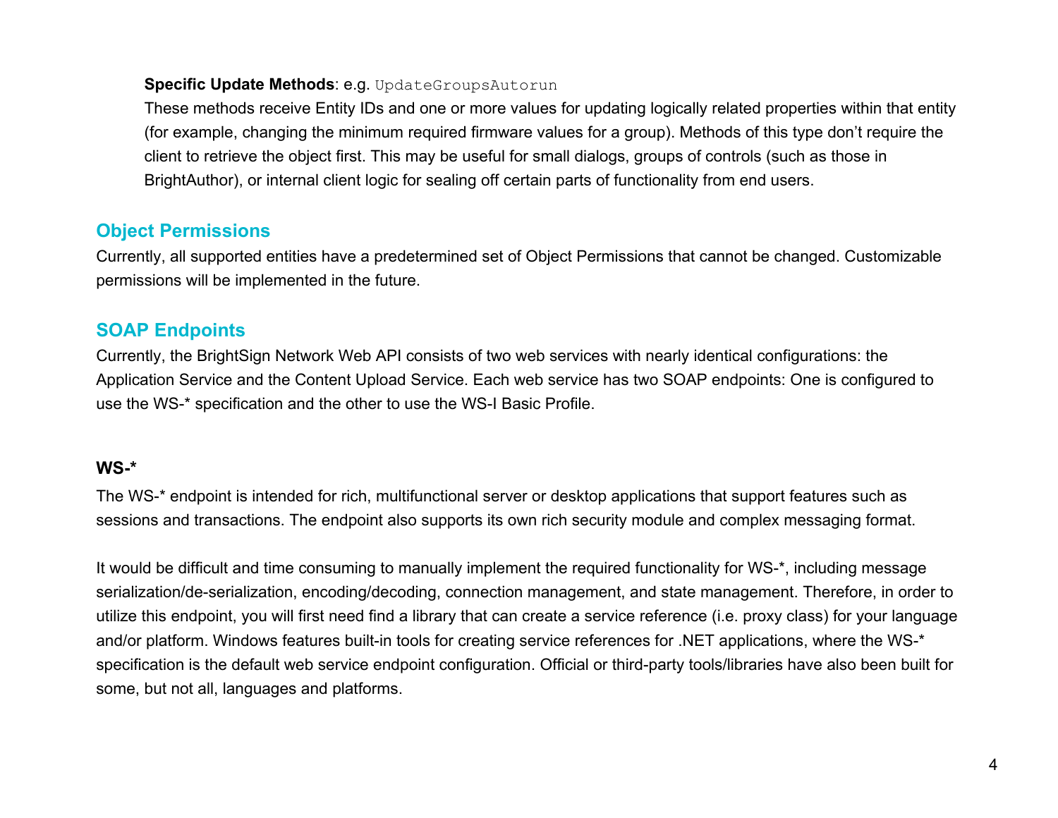**Specific Update Methods**: e.g. `UpdateGroupsAutorun`

These methods receive Entity IDs and one or more values for updating logically related properties within that entity (for example, changing the minimum required firmware values for a group). Methods of this type don't require the client to retrieve the object first. This may be useful for small dialogs, groups of controls (such as those in BrightAuthor), or internal client logic for sealing off certain parts of functionality from end users.

## Object Permissions

Currently, all supported entities have a predetermined set of Object Permissions that cannot be changed. Customizable permissions will be implemented in the future.

## SOAP Endpoints

Currently, the BrightSign Network Web API consists of two web services with nearly identical configurations: the Application Service and the Content Upload Service. Each web service has two SOAP endpoints: One is configured to use the WS-* specification and the other to use the WS-I Basic Profile.

### WS-*

The WS-* endpoint is intended for rich, multifunctional server or desktop applications that support features such as sessions and transactions. The endpoint also supports its own rich security module and complex messaging format.

It would be difficult and time consuming to manually implement the required functionality for WS-*, including message serialization/de-serialization, encoding/decoding, connection management, and state management. Therefore, in order to utilize this endpoint, you will first need find a library that can create a service reference (i.e. proxy class) for your language and/or platform. Windows features built-in tools for creating service references for .NET applications, where the WS-* specification is the default web service endpoint configuration. Official or third-party tools/libraries have also been built for some, but not all, languages and platforms.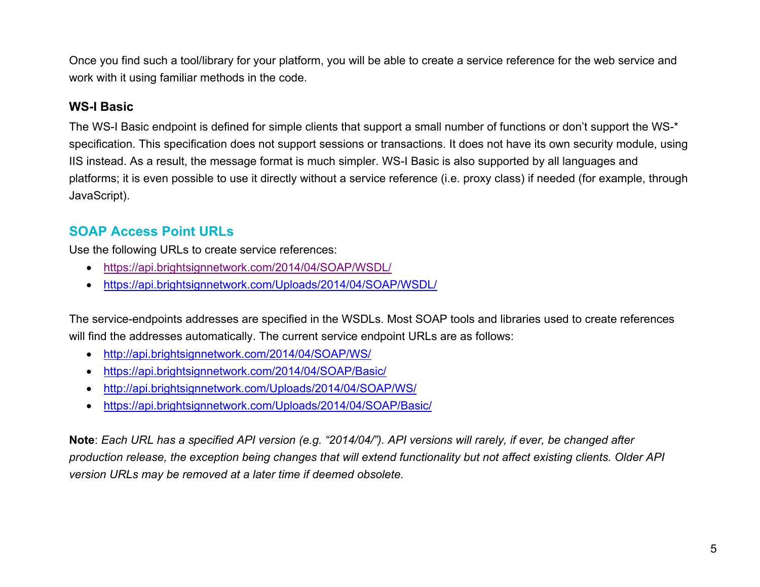Once you find such a tool/library for your platform, you will be able to create a service reference for the web service and work with it using familiar methods in the code.

### WS-I Basic

The WS-I Basic endpoint is defined for simple clients that support a small number of functions or don't support the WS-* specification. This specification does not support sessions or transactions. It does not have its own security module, using IIS instead. As a result, the message format is much simpler. WS-I Basic is also supported by all languages and platforms; it is even possible to use it directly without a service reference (i.e. proxy class) if needed (for example, through JavaScript).

## SOAP Access Point URLs

Use the following URLs to create service references:

- https://api.brightsignnetwork.com/2014/04/SOAP/WSDL/
- https://api.brightsignnetwork.com/Uploads/2014/04/SOAP/WSDL/

The service-endpoints addresses are specified in the WSDLs. Most SOAP tools and libraries used to create references will find the addresses automatically. The current service endpoint URLs are as follows:

- http://api.brightsignnetwork.com/2014/04/SOAP/WS/
- https://api.brightsignnetwork.com/2014/04/SOAP/Basic/
- http://api.brightsignnetwork.com/Uploads/2014/04/SOAP/WS/
- https://api.brightsignnetwork.com/Uploads/2014/04/SOAP/Basic/

**Note**: *Each URL has a specified API version (e.g. "2014/04/"). API versions will rarely, if ever, be changed after production release, the exception being changes that will extend functionality but not affect existing clients. Older API version URLs may be removed at a later time if deemed obsolete.*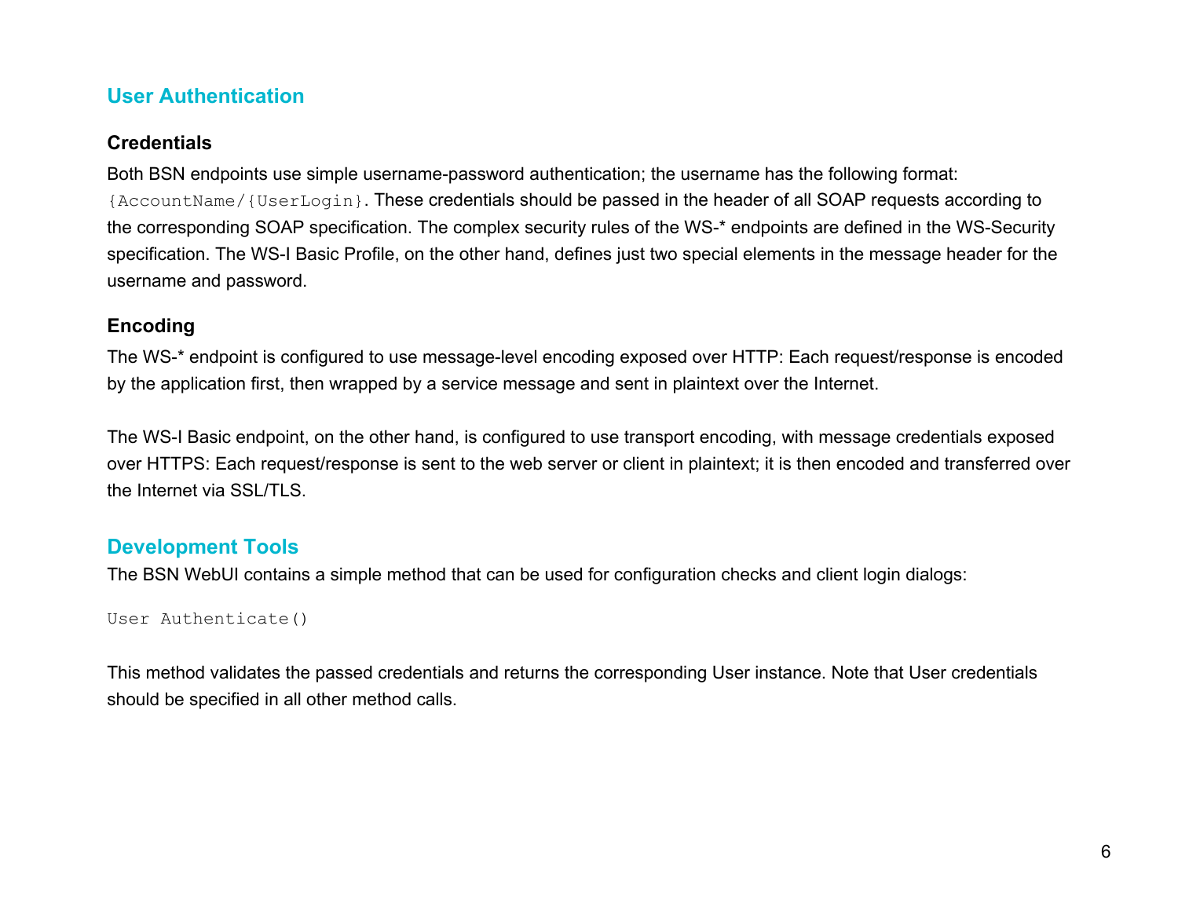## User Authentication

### Credentials

Both BSN endpoints use simple username-password authentication; the username has the following format: `{AccountName/{UserLogin}`. These credentials should be passed in the header of all SOAP requests according to the corresponding SOAP specification. The complex security rules of the WS-* endpoints are defined in the WS-Security specification. The WS-I Basic Profile, on the other hand, defines just two special elements in the message header for the username and password.

### Encoding

The WS-* endpoint is configured to use message-level encoding exposed over HTTP: Each request/response is encoded by the application first, then wrapped by a service message and sent in plaintext over the Internet.

The WS-I Basic endpoint, on the other hand, is configured to use transport encoding, with message credentials exposed over HTTPS: Each request/response is sent to the web server or client in plaintext; it is then encoded and transferred over the Internet via SSL/TLS.

## Development Tools

The BSN WebUI contains a simple method that can be used for configuration checks and client login dialogs:

```
User Authenticate()
```

This method validates the passed credentials and returns the corresponding User instance. Note that User credentials should be specified in all other method calls.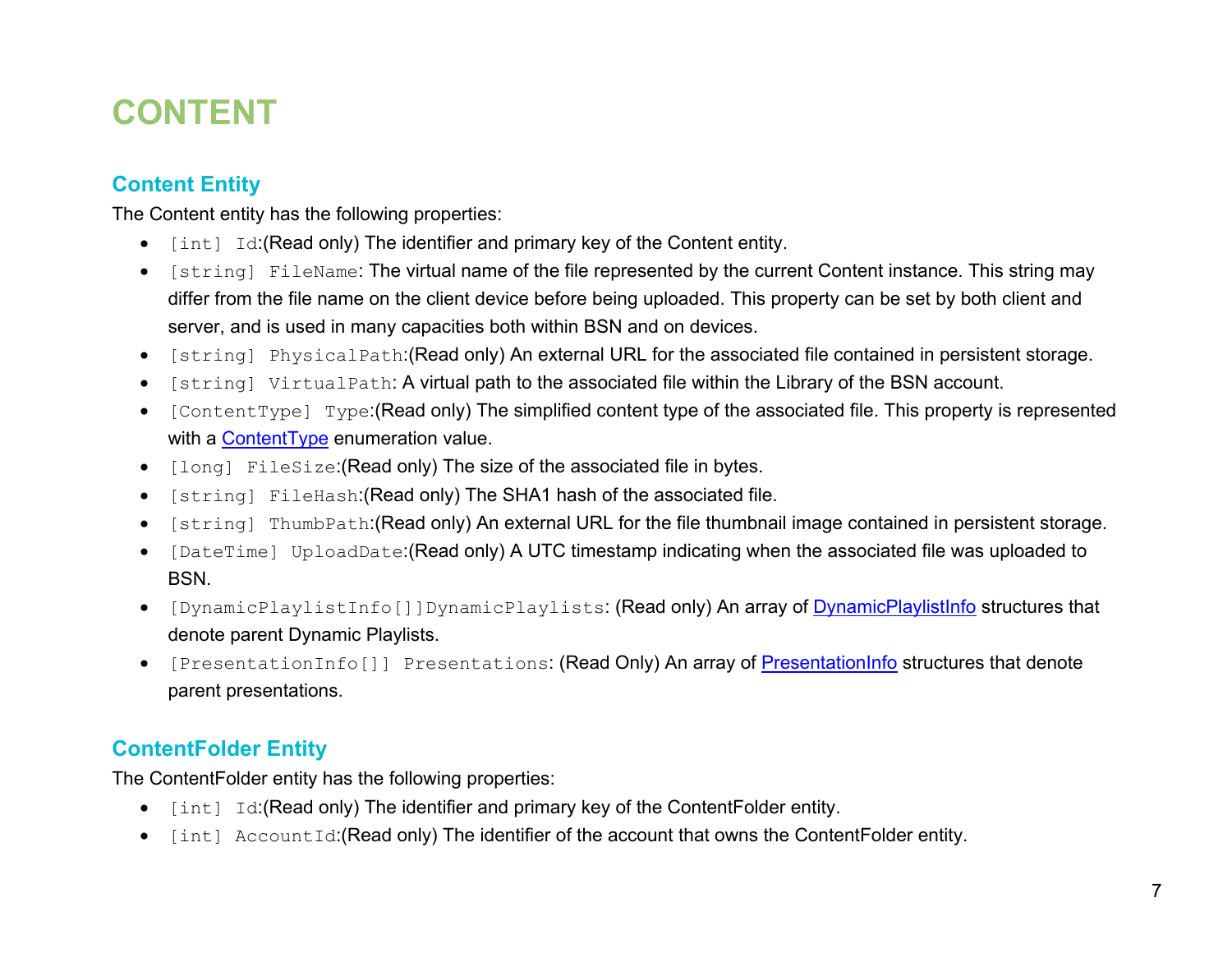# CONTENT

## Content Entity

The Content entity has the following properties:

- `[int] Id`:(Read only) The identifier and primary key of the Content entity.
- `[string] FileName`: The virtual name of the file represented by the current Content instance. This string may differ from the file name on the client device before being uploaded. This property can be set by both client and server, and is used in many capacities both within BSN and on devices.
- `[string] PhysicalPath`:(Read only) An external URL for the associated file contained in persistent storage.
- `[string] VirtualPath`: A virtual path to the associated file within the Library of the BSN account.
- `[ContentType] Type`:(Read only) The simplified content type of the associated file. This property is represented with a ContentType enumeration value.
- `[long] FileSize`:(Read only) The size of the associated file in bytes.
- `[string] FileHash`:(Read only) The SHA1 hash of the associated file.
- `[string] ThumbPath`:(Read only) An external URL for the file thumbnail image contained in persistent storage.
- `[DateTime] UploadDate`:(Read only) A UTC timestamp indicating when the associated file was uploaded to BSN.
- `[DynamicPlaylistInfo[]]DynamicPlaylists`: (Read only) An array of DynamicPlaylistInfo structures that denote parent Dynamic Playlists.
- `[PresentationInfo[]] Presentations`: (Read Only) An array of PresentationInfo structures that denote parent presentations.

## ContentFolder Entity

The ContentFolder entity has the following properties:

- `[int] Id`:(Read only) The identifier and primary key of the ContentFolder entity.
- `[int] AccountId`:(Read only) The identifier of the account that owns the ContentFolder entity.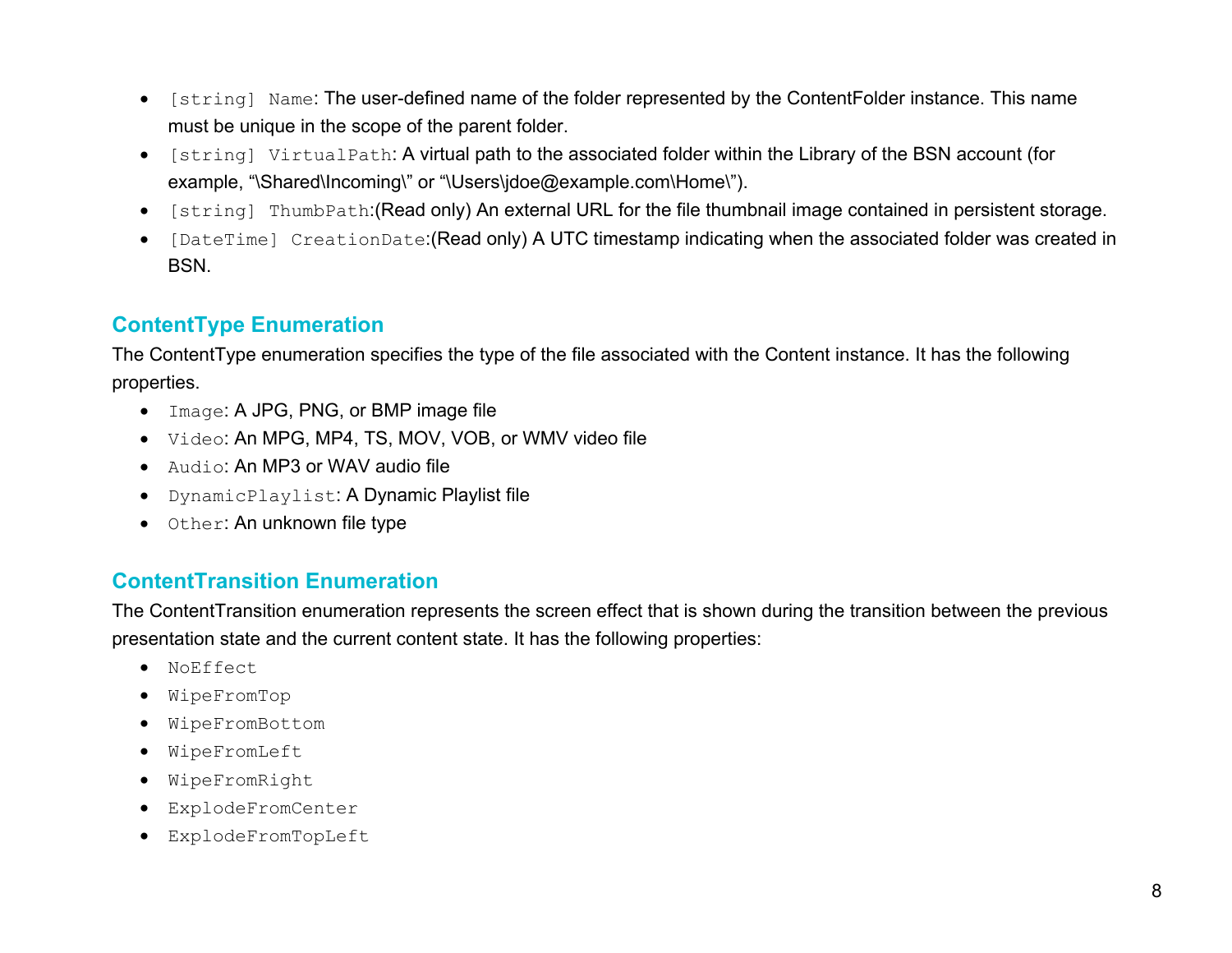- `[string] Name`: The user-defined name of the folder represented by the ContentFolder instance. This name must be unique in the scope of the parent folder.
- `[string] VirtualPath`: A virtual path to the associated folder within the Library of the BSN account (for example, "\Shared\Incoming\" or "\Users\jdoe@example.com\Home\").
- `[string] ThumbPath`:(Read only) An external URL for the file thumbnail image contained in persistent storage.
- `[DateTime] CreationDate`:(Read only) A UTC timestamp indicating when the associated folder was created in BSN.

## ContentType Enumeration

The ContentType enumeration specifies the type of the file associated with the Content instance. It has the following properties.

- `Image`: A JPG, PNG, or BMP image file
- `Video`: An MPG, MP4, TS, MOV, VOB, or WMV video file
- `Audio`: An MP3 or WAV audio file
- `DynamicPlaylist`: A Dynamic Playlist file
- `Other`: An unknown file type

## ContentTransition Enumeration

The ContentTransition enumeration represents the screen effect that is shown during the transition between the previous presentation state and the current content state. It has the following properties:

- `NoEffect`
- `WipeFromTop`
- `WipeFromBottom`
- `WipeFromLeft`
- `WipeFromRight`
- `ExplodeFromCenter`
- `ExplodeFromTopLeft`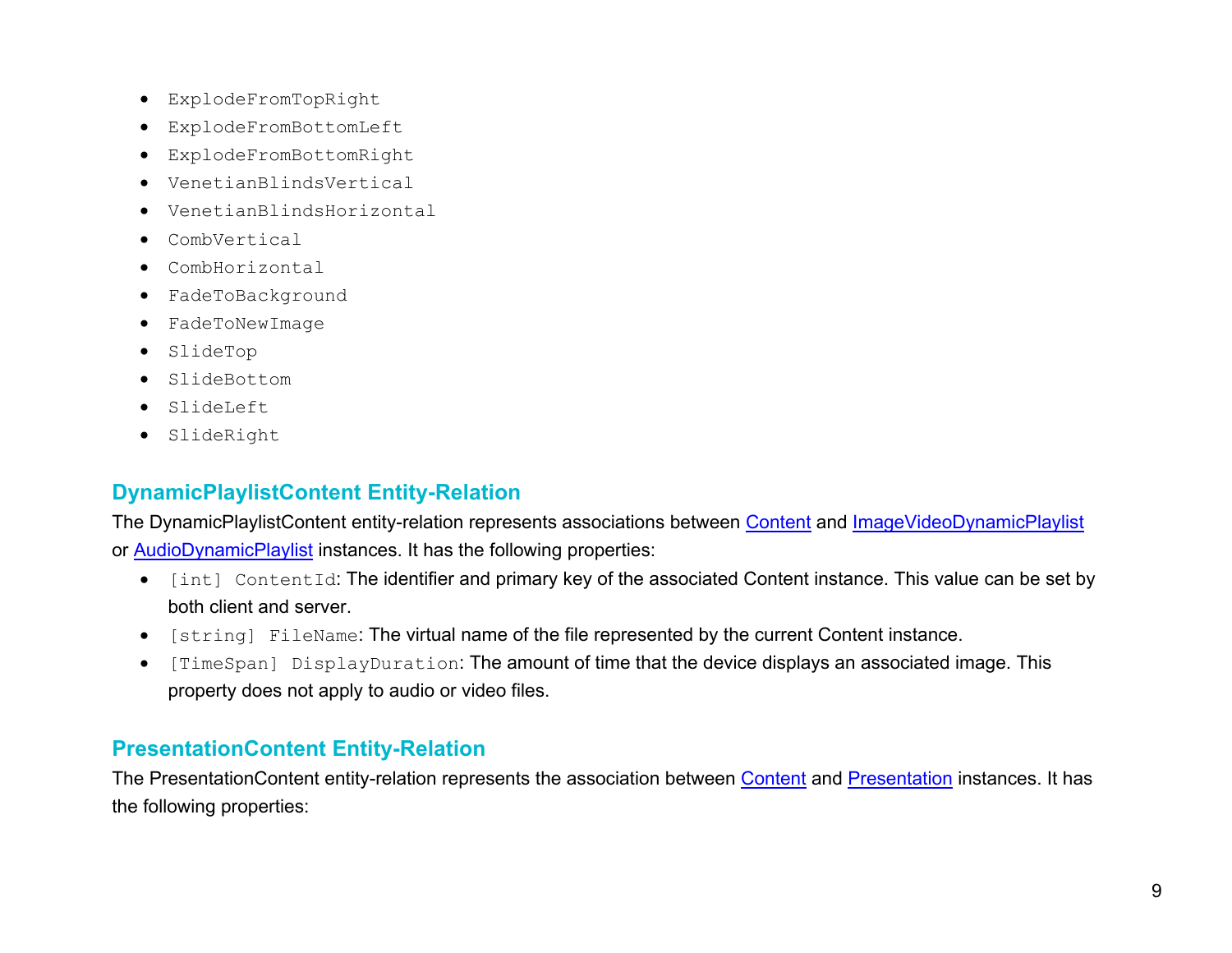- `ExplodeFromTopRight`
- `ExplodeFromBottomLeft`
- `ExplodeFromBottomRight`
- `VenetianBlindsVertical`
- `VenetianBlindsHorizontal`
- `CombVertical`
- `CombHorizontal`
- `FadeToBackground`
- `FadeToNewImage`
- `SlideTop`
- `SlideBottom`
- `SlideLeft`
- `SlideRight`

## DynamicPlaylistContent Entity-Relation

The DynamicPlaylistContent entity-relation represents associations between Content and ImageVideoDynamicPlaylist or AudioDynamicPlaylist instances. It has the following properties:

- `[int] ContentId`: The identifier and primary key of the associated Content instance. This value can be set by both client and server.
- `[string] FileName`: The virtual name of the file represented by the current Content instance.
- `[TimeSpan] DisplayDuration`: The amount of time that the device displays an associated image. This property does not apply to audio or video files.

## PresentationContent Entity-Relation

The PresentationContent entity-relation represents the association between Content and Presentation instances. It has the following properties: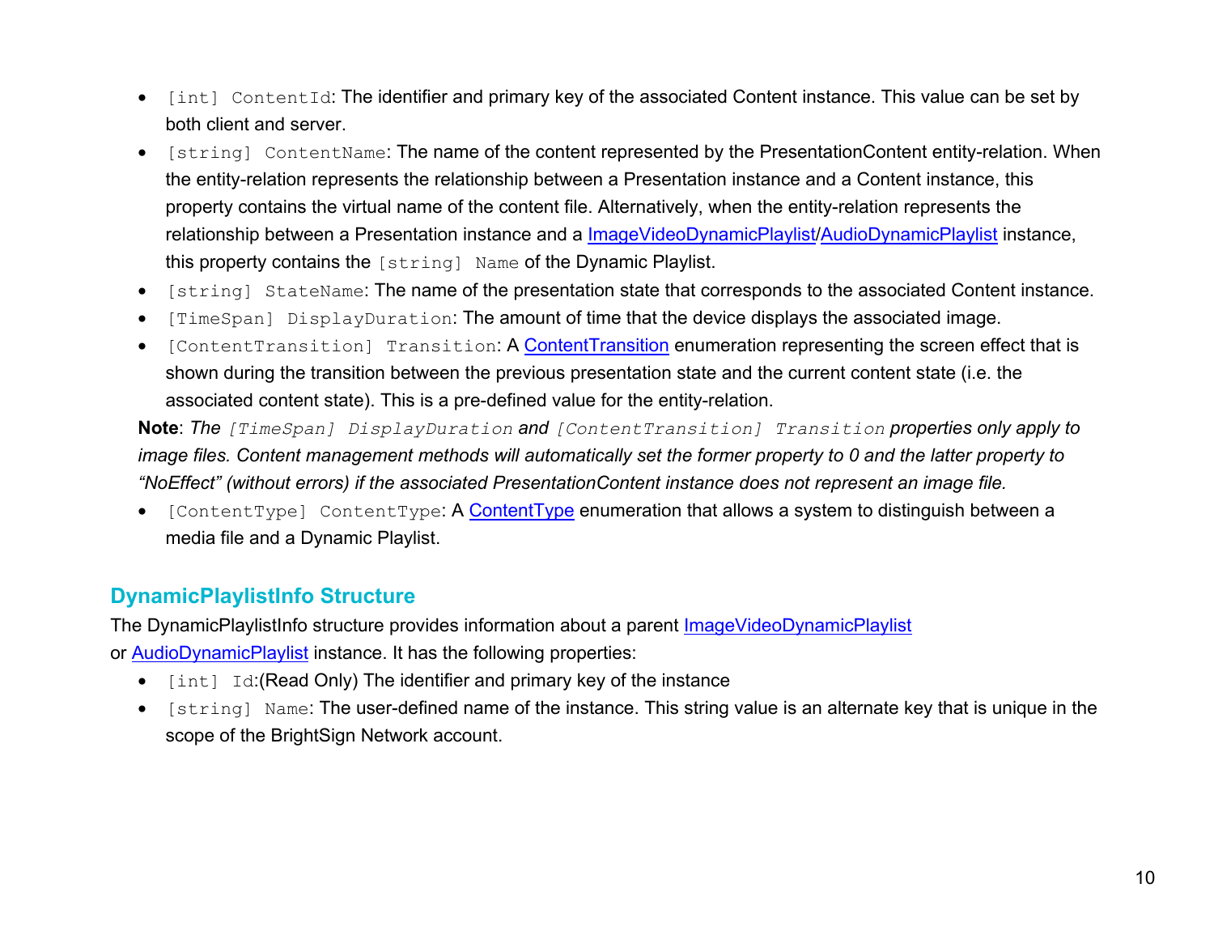- `[int] ContentId`: The identifier and primary key of the associated Content instance. This value can be set by both client and server.
- `[string] ContentName`: The name of the content represented by the PresentationContent entity-relation. When the entity-relation represents the relationship between a Presentation instance and a Content instance, this property contains the virtual name of the content file. Alternatively, when the entity-relation represents the relationship between a Presentation instance and a ImageVideoDynamicPlaylist/AudioDynamicPlaylist instance, this property contains the `[string] Name` of the Dynamic Playlist.
- `[string] StateName`: The name of the presentation state that corresponds to the associated Content instance.
- `[TimeSpan] DisplayDuration`: The amount of time that the device displays the associated image.
- `[ContentTransition] Transition`: A ContentTransition enumeration representing the screen effect that is shown during the transition between the previous presentation state and the current content state (i.e. the associated content state). This is a pre-defined value for the entity-relation.

**Note**: *The `[TimeSpan] DisplayDuration` and `[ContentTransition] Transition` properties only apply to image files. Content management methods will automatically set the former property to 0 and the latter property to "NoEffect" (without errors) if the associated PresentationContent instance does not represent an image file.*

- `[ContentType] ContentType`: A ContentType enumeration that allows a system to distinguish between a media file and a Dynamic Playlist.

## DynamicPlaylistInfo Structure

The DynamicPlaylistInfo structure provides information about a parent ImageVideoDynamicPlaylist or AudioDynamicPlaylist instance. It has the following properties:

- `[int] Id`:(Read Only) The identifier and primary key of the instance
- `[string] Name`: The user-defined name of the instance. This string value is an alternate key that is unique in the scope of the BrightSign Network account.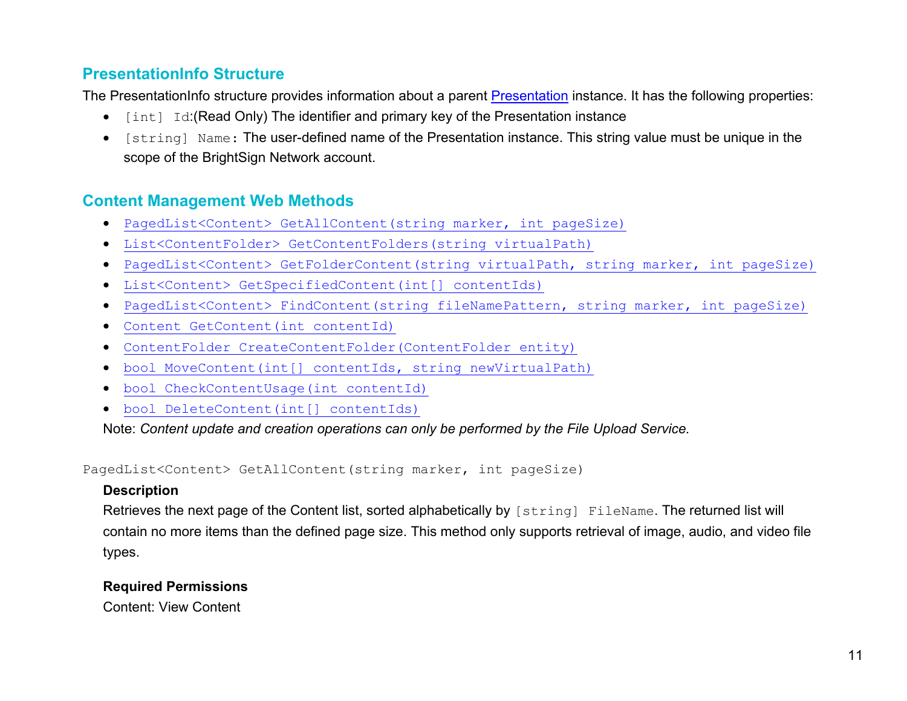## PresentationInfo Structure

The PresentationInfo structure provides information about a parent Presentation instance. It has the following properties:

- `[int] Id`:(Read Only) The identifier and primary key of the Presentation instance
- `[string] Name`: The user-defined name of the Presentation instance. This string value must be unique in the scope of the BrightSign Network account.

## Content Management Web Methods

- `PagedList<Content> GetAllContent(string marker, int pageSize)`
- `List<ContentFolder> GetContentFolders(string virtualPath)`
- `PagedList<Content> GetFolderContent(string virtualPath, string marker, int pageSize)`
- `List<Content> GetSpecifiedContent(int[] contentIds)`
- `PagedList<Content> FindContent(string fileNamePattern, string marker, int pageSize)`
- `Content GetContent(int contentId)`
- `ContentFolder CreateContentFolder(ContentFolder entity)`
- `bool MoveContent(int[] contentIds, string newVirtualPath)`
- `bool CheckContentUsage(int contentId)`
- `bool DeleteContent(int[] contentIds)`

Note: *Content update and creation operations can only be performed by the File Upload Service.*

`PagedList<Content> GetAllContent(string marker, int pageSize)`

**Description**

Retrieves the next page of the Content list, sorted alphabetically by `[string] FileName`. The returned list will contain no more items than the defined page size. This method only supports retrieval of image, audio, and video file types.

**Required Permissions**

Content: View Content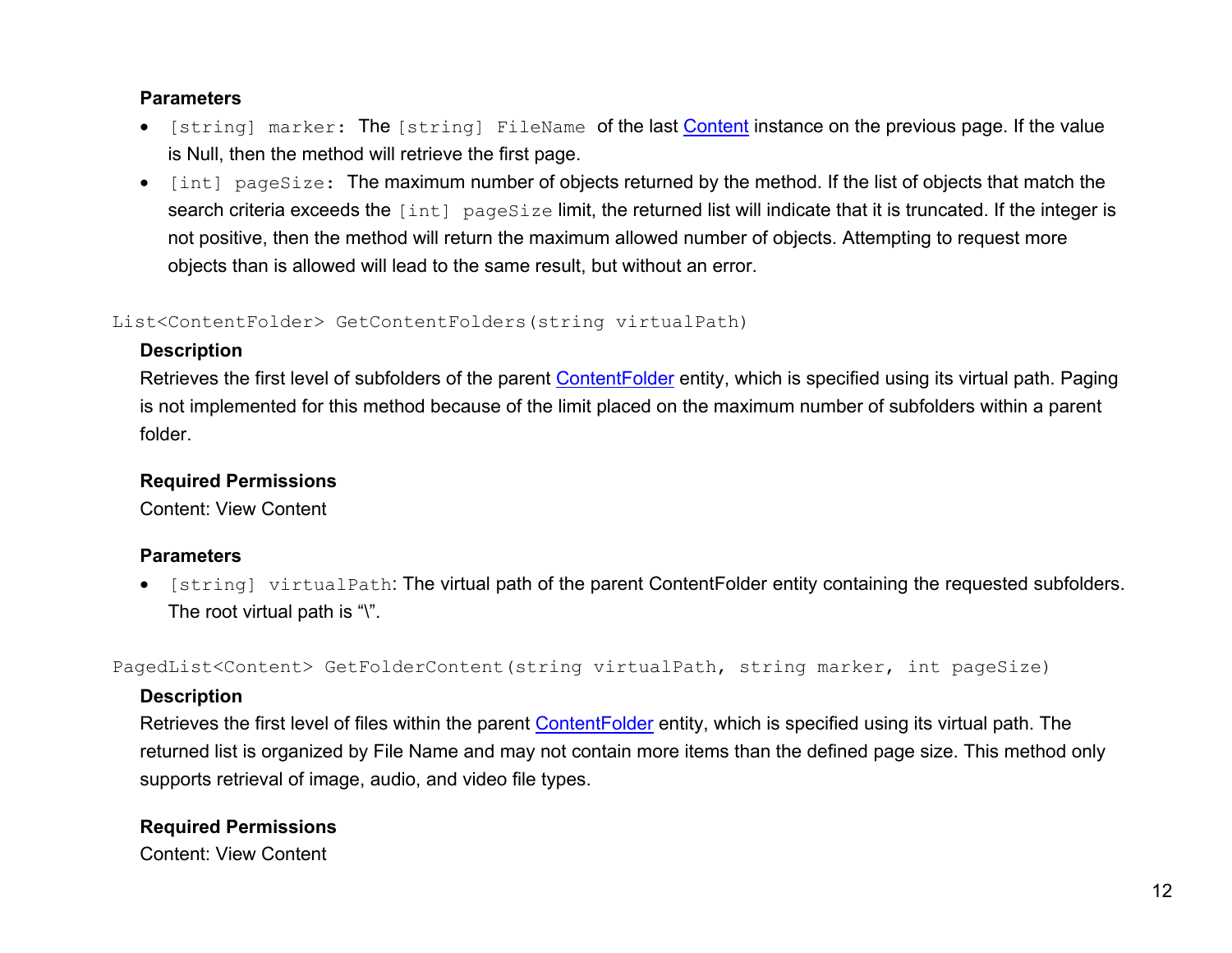**Parameters**

- `[string] marker`: The `[string] FileName` of the last Content instance on the previous page. If the value is Null, then the method will retrieve the first page.
- `[int] pageSize`: The maximum number of objects returned by the method. If the list of objects that match the search criteria exceeds the `[int] pageSize` limit, the returned list will indicate that it is truncated. If the integer is not positive, then the method will return the maximum allowed number of objects. Attempting to request more objects than is allowed will lead to the same result, but without an error.

```
List<ContentFolder> GetContentFolders(string virtualPath)
```

**Description**

Retrieves the first level of subfolders of the parent ContentFolder entity, which is specified using its virtual path. Paging is not implemented for this method because of the limit placed on the maximum number of subfolders within a parent folder.

**Required Permissions**

Content: View Content

**Parameters**

- `[string] virtualPath`: The virtual path of the parent ContentFolder entity containing the requested subfolders. The root virtual path is “\”.

```
PagedList<Content> GetFolderContent(string virtualPath, string marker, int pageSize)
```

**Description**

Retrieves the first level of files within the parent ContentFolder entity, which is specified using its virtual path. The returned list is organized by File Name and may not contain more items than the defined page size. This method only supports retrieval of image, audio, and video file types.

**Required Permissions**

Content: View Content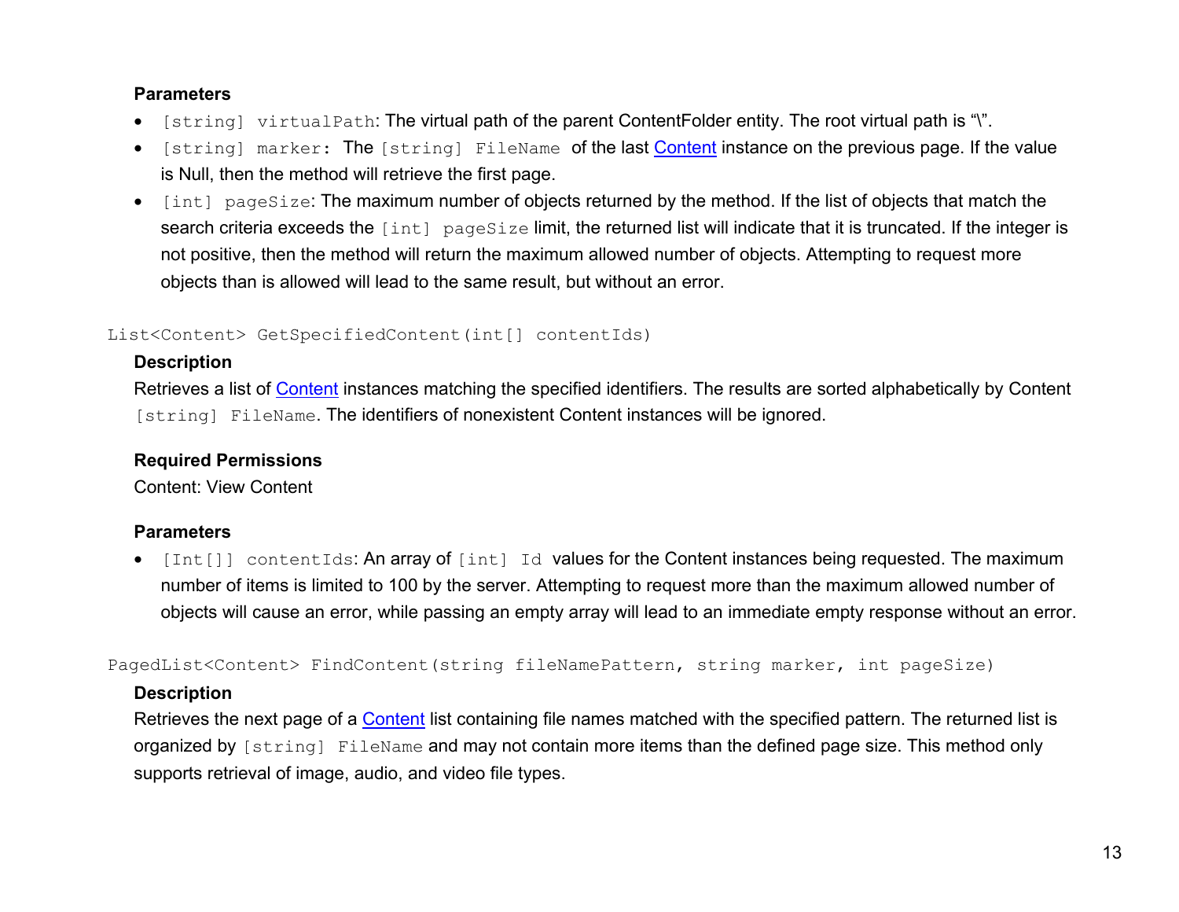**Parameters**

- `[string] virtualPath`: The virtual path of the parent ContentFolder entity. The root virtual path is "\".
- `[string] marker:` The `[string] FileName` of the last Content instance on the previous page. If the value is Null, then the method will retrieve the first page.
- `[int] pageSize`: The maximum number of objects returned by the method. If the list of objects that match the search criteria exceeds the `[int] pageSize` limit, the returned list will indicate that it is truncated. If the integer is not positive, then the method will return the maximum allowed number of objects. Attempting to request more objects than is allowed will lead to the same result, but without an error.

```
List<Content> GetSpecifiedContent(int[] contentIds)
```

**Description**

Retrieves a list of Content instances matching the specified identifiers. The results are sorted alphabetically by Content `[string] FileName`. The identifiers of nonexistent Content instances will be ignored.

**Required Permissions**

Content: View Content

**Parameters**

- `[Int[]] contentIds`: An array of `[int] Id` values for the Content instances being requested. The maximum number of items is limited to 100 by the server. Attempting to request more than the maximum allowed number of objects will cause an error, while passing an empty array will lead to an immediate empty response without an error.

```
PagedList<Content> FindContent(string fileNamePattern, string marker, int pageSize)
```

**Description**

Retrieves the next page of a Content list containing file names matched with the specified pattern. The returned list is organized by `[string] FileName` and may not contain more items than the defined page size. This method only supports retrieval of image, audio, and video file types.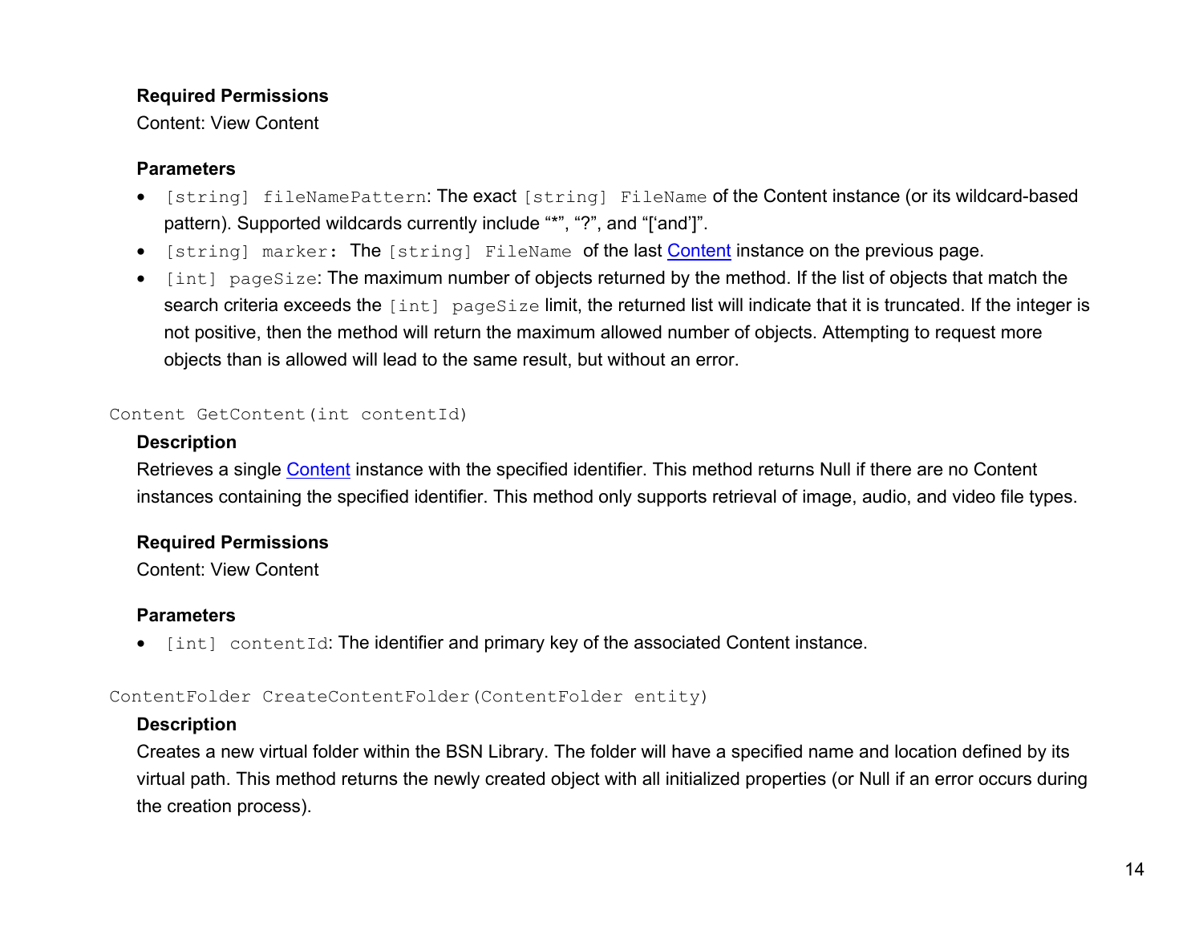**Required Permissions**

Content: View Content

**Parameters**

- `[string] fileNamePattern`: The exact `[string] FileName` of the Content instance (or its wildcard-based pattern). Supported wildcards currently include "*", "?", and "['and']".
- `[string] marker:` The `[string] FileName` of the last Content instance on the previous page.
- `[int] pageSize`: The maximum number of objects returned by the method. If the list of objects that match the search criteria exceeds the `[int] pageSize` limit, the returned list will indicate that it is truncated. If the integer is not positive, then the method will return the maximum allowed number of objects. Attempting to request more objects than is allowed will lead to the same result, but without an error.

`Content GetContent(int contentId)`

**Description**

Retrieves a single Content instance with the specified identifier. This method returns Null if there are no Content instances containing the specified identifier. This method only supports retrieval of image, audio, and video file types.

**Required Permissions**

Content: View Content

**Parameters**

- `[int] contentId`: The identifier and primary key of the associated Content instance.

`ContentFolder CreateContentFolder(ContentFolder entity)`

**Description**

Creates a new virtual folder within the BSN Library. The folder will have a specified name and location defined by its virtual path. This method returns the newly created object with all initialized properties (or Null if an error occurs during the creation process).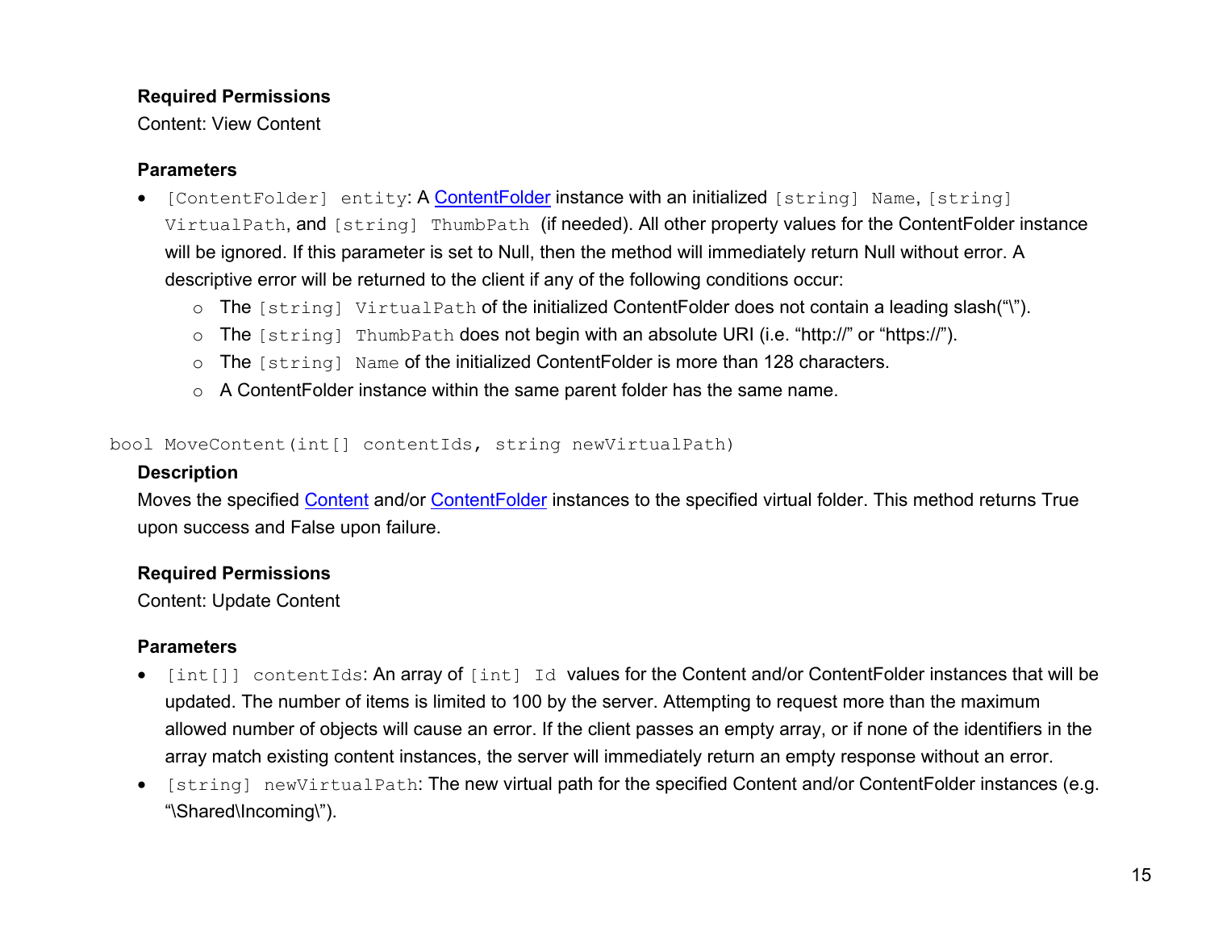**Required Permissions**

Content: View Content

**Parameters**

- `[ContentFolder] entity`: A ContentFolder instance with an initialized `[string] Name`, `[string] VirtualPath`, and `[string] ThumbPath` (if needed). All other property values for the ContentFolder instance will be ignored. If this parameter is set to Null, then the method will immediately return Null without error. A descriptive error will be returned to the client if any of the following conditions occur:
  - The `[string] VirtualPath` of the initialized ContentFolder does not contain a leading slash("\").
  - The `[string] ThumbPath` does not begin with an absolute URI (i.e. "http://" or "https://").
  - The `[string] Name` of the initialized ContentFolder is more than 128 characters.
  - A ContentFolder instance within the same parent folder has the same name.

```
bool MoveContent(int[] contentIds, string newVirtualPath)
```

**Description**

Moves the specified Content and/or ContentFolder instances to the specified virtual folder. This method returns True upon success and False upon failure.

**Required Permissions**

Content: Update Content

**Parameters**

- `[int[]] contentIds`: An array of `[int] Id` values for the Content and/or ContentFolder instances that will be updated. The number of items is limited to 100 by the server. Attempting to request more than the maximum allowed number of objects will cause an error. If the client passes an empty array, or if none of the identifiers in the array match existing content instances, the server will immediately return an empty response without an error.
- `[string] newVirtualPath`: The new virtual path for the specified Content and/or ContentFolder instances (e.g. "\Shared\Incoming\").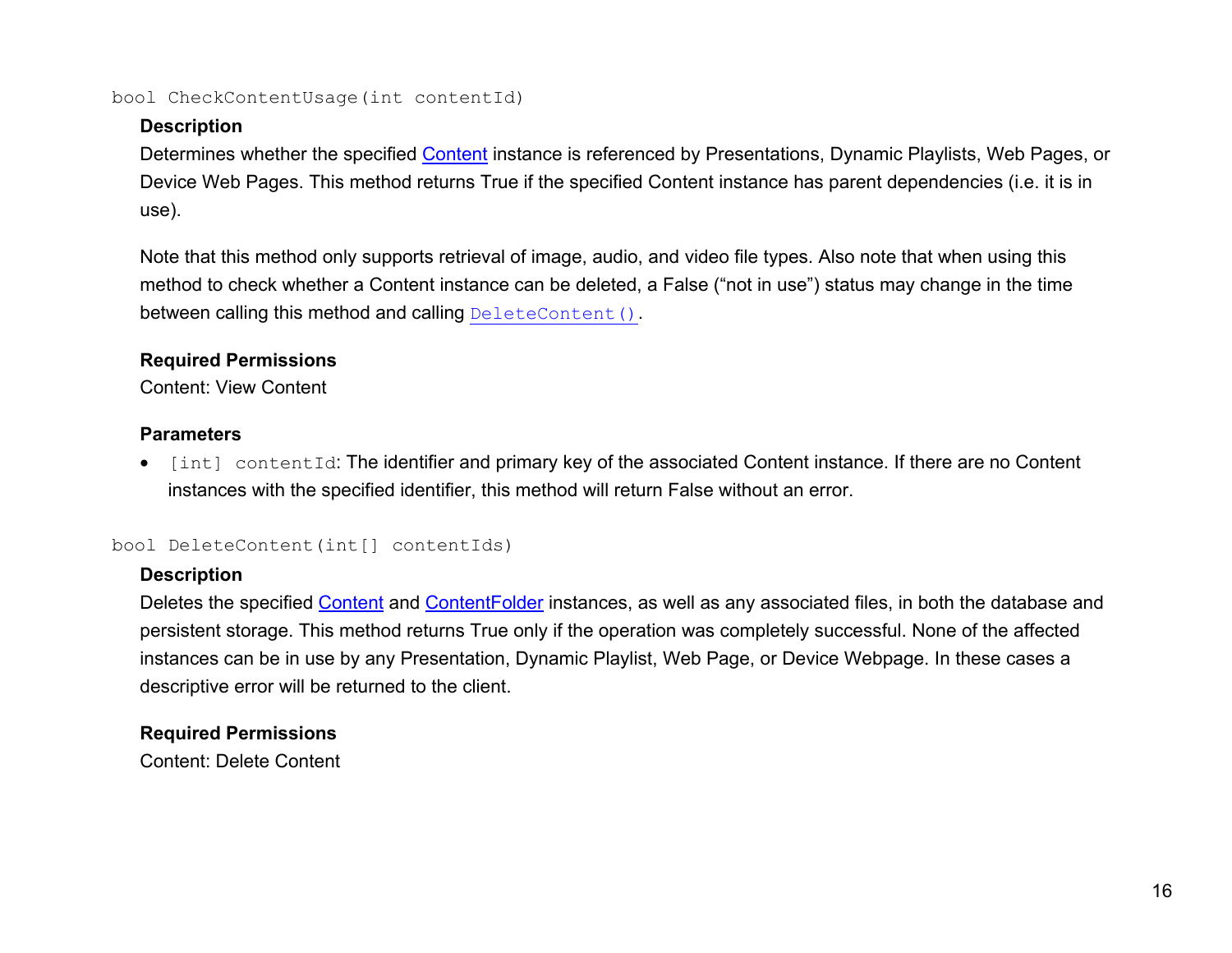`bool CheckContentUsage(int contentId)`

**Description**

Determines whether the specified Content instance is referenced by Presentations, Dynamic Playlists, Web Pages, or Device Web Pages. This method returns True if the specified Content instance has parent dependencies (i.e. it is in use).

Note that this method only supports retrieval of image, audio, and video file types. Also note that when using this method to check whether a Content instance can be deleted, a False ("not in use") status may change in the time between calling this method and calling `DeleteContent()`.

**Required Permissions**

Content: View Content

**Parameters**

- `[int] contentId`: The identifier and primary key of the associated Content instance. If there are no Content instances with the specified identifier, this method will return False without an error.

`bool DeleteContent(int[] contentIds)`

**Description**

Deletes the specified Content and ContentFolder instances, as well as any associated files, in both the database and persistent storage. This method returns True only if the operation was completely successful. None of the affected instances can be in use by any Presentation, Dynamic Playlist, Web Page, or Device Webpage. In these cases a descriptive error will be returned to the client.

**Required Permissions**

Content: Delete Content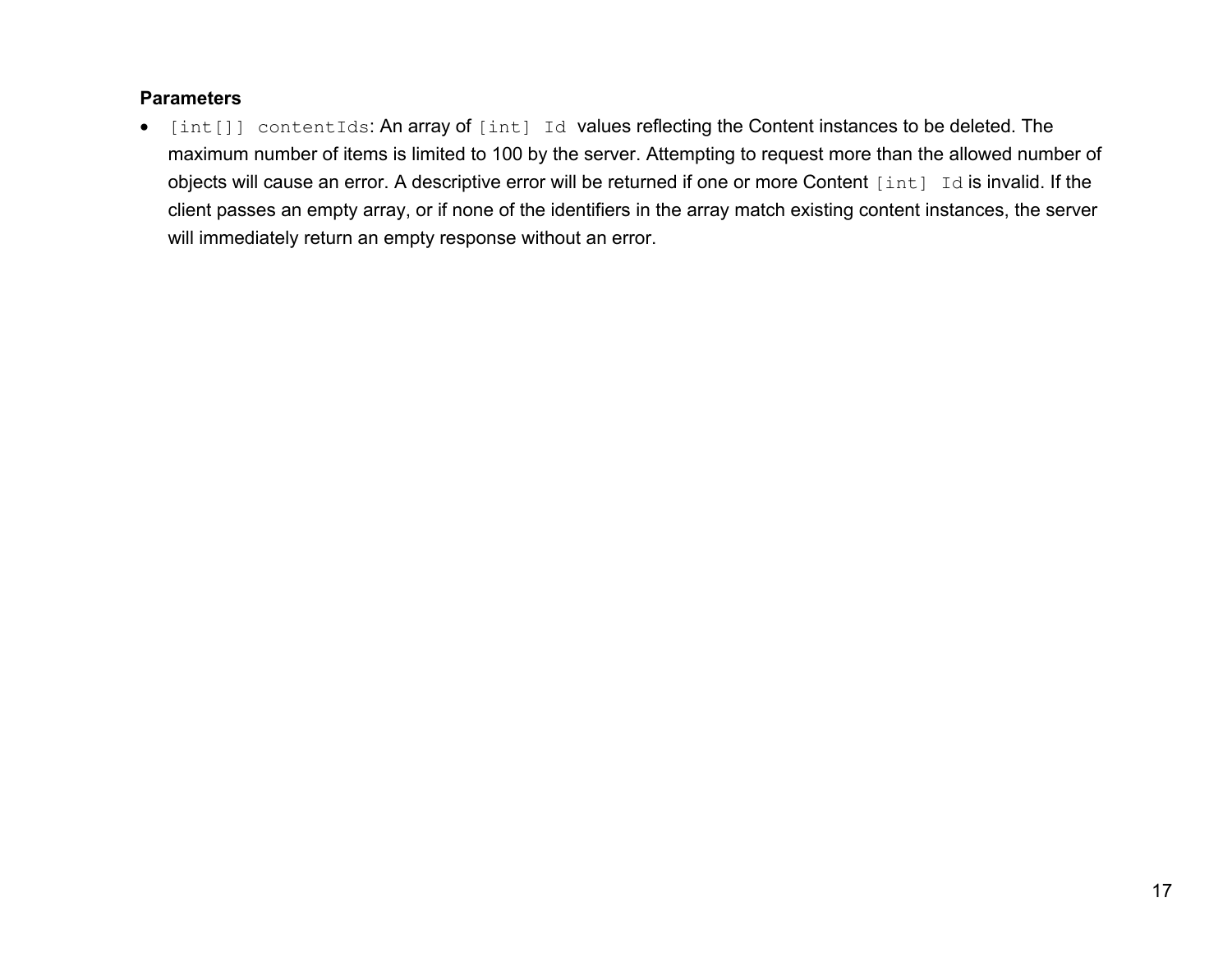**Parameters**

- `[int[]] contentIds`: An array of `[int] Id` values reflecting the Content instances to be deleted. The maximum number of items is limited to 100 by the server. Attempting to request more than the allowed number of objects will cause an error. A descriptive error will be returned if one or more Content `[int] Id` is invalid. If the client passes an empty array, or if none of the identifiers in the array match existing content instances, the server will immediately return an empty response without an error.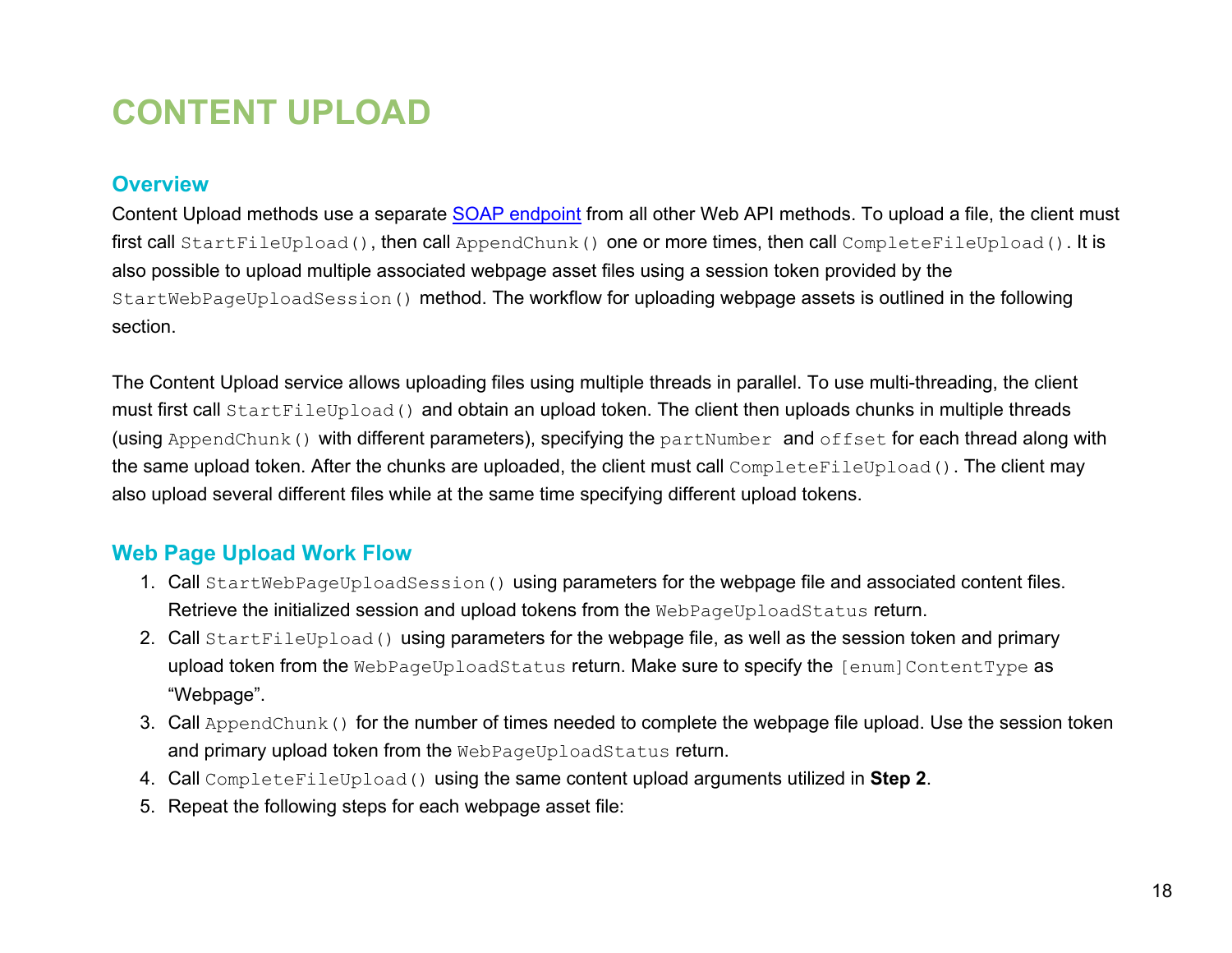# CONTENT UPLOAD

## Overview

Content Upload methods use a separate [SOAP endpoint] from all other Web API methods. To upload a file, the client must first call `StartFileUpload()`, then call `AppendChunk()` one or more times, then call `CompleteFileUpload()`. It is also possible to upload multiple associated webpage asset files using a session token provided by the `StartWebPageUploadSession()` method. The workflow for uploading webpage assets is outlined in the following section.

The Content Upload service allows uploading files using multiple threads in parallel. To use multi-threading, the client must first call `StartFileUpload()` and obtain an upload token. The client then uploads chunks in multiple threads (using `AppendChunk()` with different parameters), specifying the `partNumber` and `offset` for each thread along with the same upload token. After the chunks are uploaded, the client must call `CompleteFileUpload()`. The client may also upload several different files while at the same time specifying different upload tokens.

## Web Page Upload Work Flow

1. Call `StartWebPageUploadSession()` using parameters for the webpage file and associated content files. Retrieve the initialized session and upload tokens from the `WebPageUploadStatus` return.
2. Call `StartFileUpload()` using parameters for the webpage file, as well as the session token and primary upload token from the `WebPageUploadStatus` return. Make sure to specify the `[enum]ContentType` as "Webpage".
3. Call `AppendChunk()` for the number of times needed to complete the webpage file upload. Use the session token and primary upload token from the `WebPageUploadStatus` return.
4. Call `CompleteFileUpload()` using the same content upload arguments utilized in **Step 2**.
5. Repeat the following steps for each webpage asset file: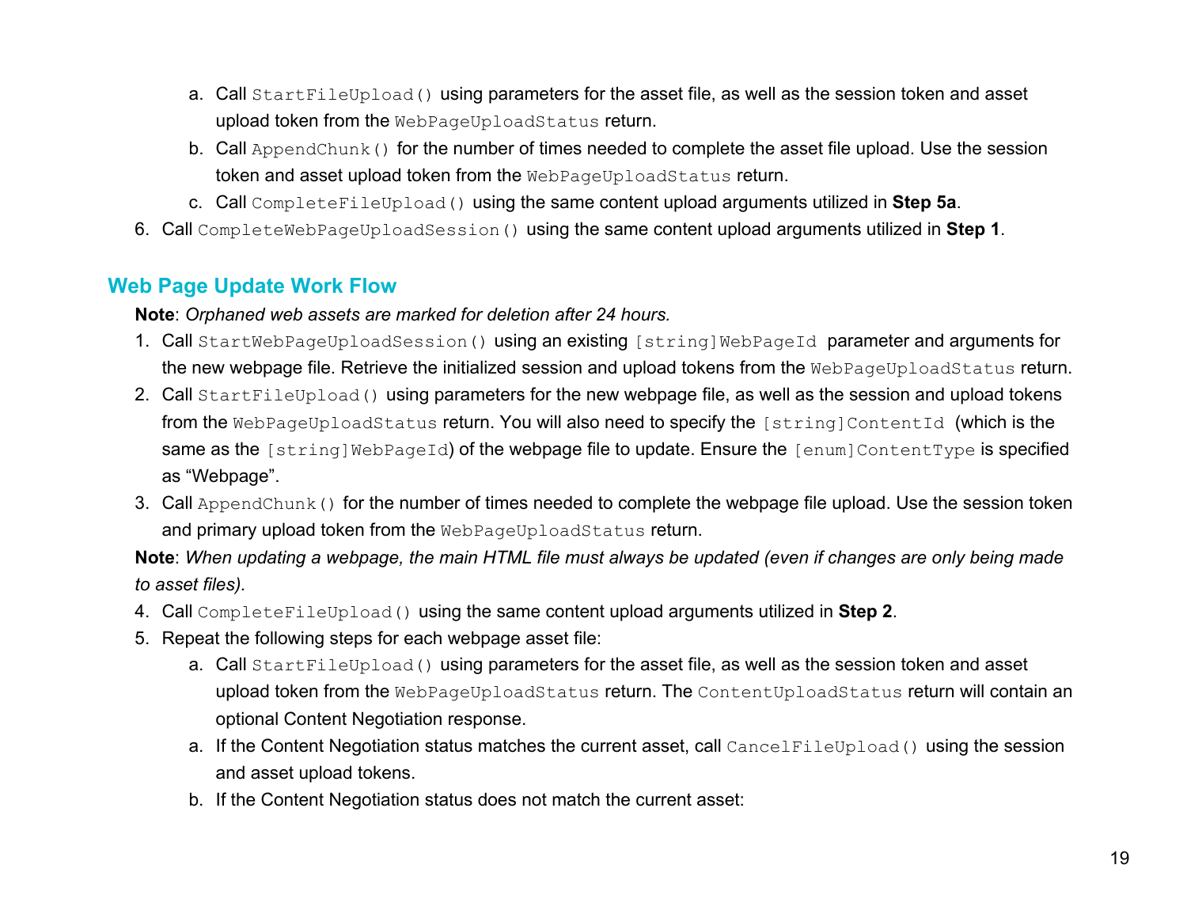a. Call `StartFileUpload()` using parameters for the asset file, as well as the session token and asset upload token from the `WebPageUploadStatus` return.
   b. Call `AppendChunk()` for the number of times needed to complete the asset file upload. Use the session token and asset upload token from the `WebPageUploadStatus` return.
   c. Call `CompleteFileUpload()` using the same content upload arguments utilized in **Step 5a**.
6. Call `CompleteWebPageUploadSession()` using the same content upload arguments utilized in **Step 1**.

## Web Page Update Work Flow

**Note**: *Orphaned web assets are marked for deletion after 24 hours.*

1. Call `StartWebPageUploadSession()` using an existing `[string]WebPageId` parameter and arguments for the new webpage file. Retrieve the initialized session and upload tokens from the `WebPageUploadStatus` return.
2. Call `StartFileUpload()` using parameters for the new webpage file, as well as the session and upload tokens from the `WebPageUploadStatus` return. You will also need to specify the `[string]ContentId` (which is the same as the `[string]WebPageId`) of the webpage file to update. Ensure the `[enum]ContentType` is specified as "Webpage".
3. Call `AppendChunk()` for the number of times needed to complete the webpage file upload. Use the session token and primary upload token from the `WebPageUploadStatus` return.

**Note**: *When updating a webpage, the main HTML file must always be updated (even if changes are only being made to asset files).*

4. Call `CompleteFileUpload()` using the same content upload arguments utilized in **Step 2**.
5. Repeat the following steps for each webpage asset file:
   a. Call `StartFileUpload()` using parameters for the asset file, as well as the session token and asset upload token from the `WebPageUploadStatus` return. The `ContentUploadStatus` return will contain an optional Content Negotiation response.
   a. If the Content Negotiation status matches the current asset, call `CancelFileUpload()` using the session and asset upload tokens.
   b. If the Content Negotiation status does not match the current asset: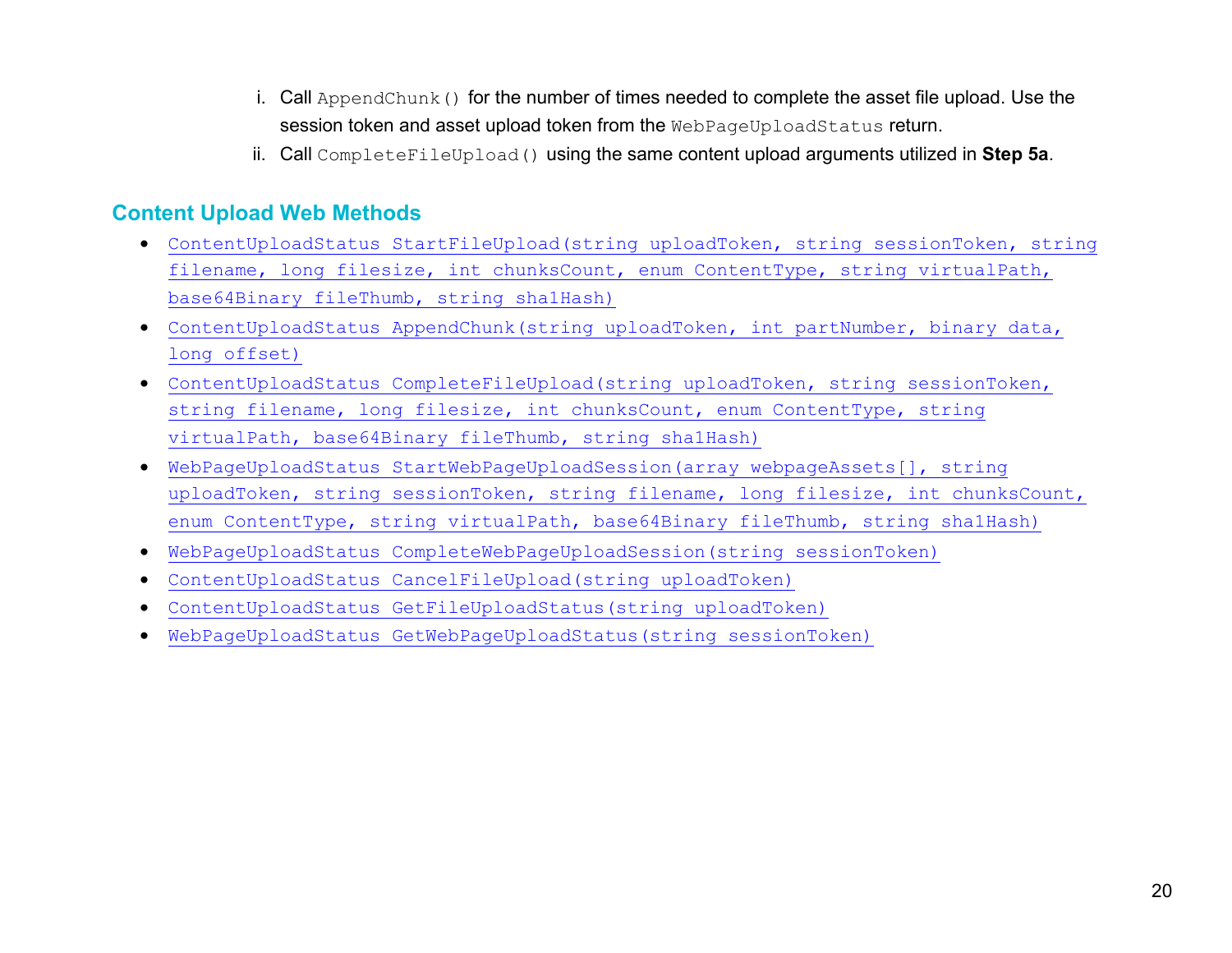i. Call `AppendChunk()` for the number of times needed to complete the asset file upload. Use the session token and asset upload token from the `WebPageUploadStatus` return.

ii. Call `CompleteFileUpload()` using the same content upload arguments utilized in **Step 5a**.

## Content Upload Web Methods

- `ContentUploadStatus StartFileUpload(string uploadToken, string sessionToken, string filename, long filesize, int chunksCount, enum ContentType, string virtualPath, base64Binary fileThumb, string sha1Hash)`
- `ContentUploadStatus AppendChunk(string uploadToken, int partNumber, binary data, long offset)`
- `ContentUploadStatus CompleteFileUpload(string uploadToken, string sessionToken, string filename, long filesize, int chunksCount, enum ContentType, string virtualPath, base64Binary fileThumb, string sha1Hash)`
- `WebPageUploadStatus StartWebPageUploadSession(array webpageAssets[], string uploadToken, string sessionToken, string filename, long filesize, int chunksCount, enum ContentType, string virtualPath, base64Binary fileThumb, string sha1Hash)`
- `WebPageUploadStatus CompleteWebPageUploadSession(string sessionToken)`
- `ContentUploadStatus CancelFileUpload(string uploadToken)`
- `ContentUploadStatus GetFileUploadStatus(string uploadToken)`
- `WebPageUploadStatus GetWebPageUploadStatus(string sessionToken)`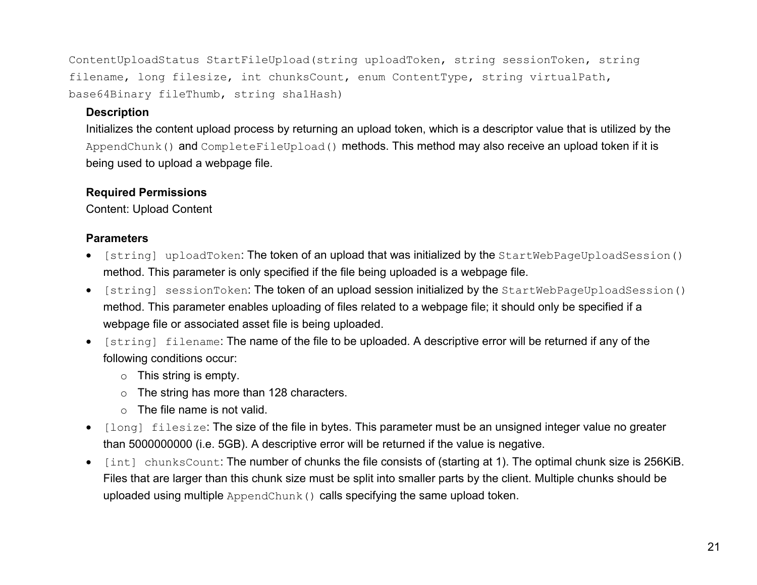`ContentUploadStatus StartFileUpload(string uploadToken, string sessionToken, string filename, long filesize, int chunksCount, enum ContentType, string virtualPath, base64Binary fileThumb, string sha1Hash)`

**Description**

Initializes the content upload process by returning an upload token, which is a descriptor value that is utilized by the `AppendChunk()` and `CompleteFileUpload()` methods. This method may also receive an upload token if it is being used to upload a webpage file.

**Required Permissions**

Content: Upload Content

**Parameters**

- `[string] uploadToken`: The token of an upload that was initialized by the `StartWebPageUploadSession()` method. This parameter is only specified if the file being uploaded is a webpage file.
- `[string] sessionToken`: The token of an upload session initialized by the `StartWebPageUploadSession()` method. This parameter enables uploading of files related to a webpage file; it should only be specified if a webpage file or associated asset file is being uploaded.
- `[string] filename`: The name of the file to be uploaded. A descriptive error will be returned if any of the following conditions occur:
  - This string is empty.
  - The string has more than 128 characters.
  - The file name is not valid.
- `[long] filesize`: The size of the file in bytes. This parameter must be an unsigned integer value no greater than 5000000000 (i.e. 5GB). A descriptive error will be returned if the value is negative.
- `[int] chunksCount`: The number of chunks the file consists of (starting at 1). The optimal chunk size is 256KiB. Files that are larger than this chunk size must be split into smaller parts by the client. Multiple chunks should be uploaded using multiple `AppendChunk()` calls specifying the same upload token.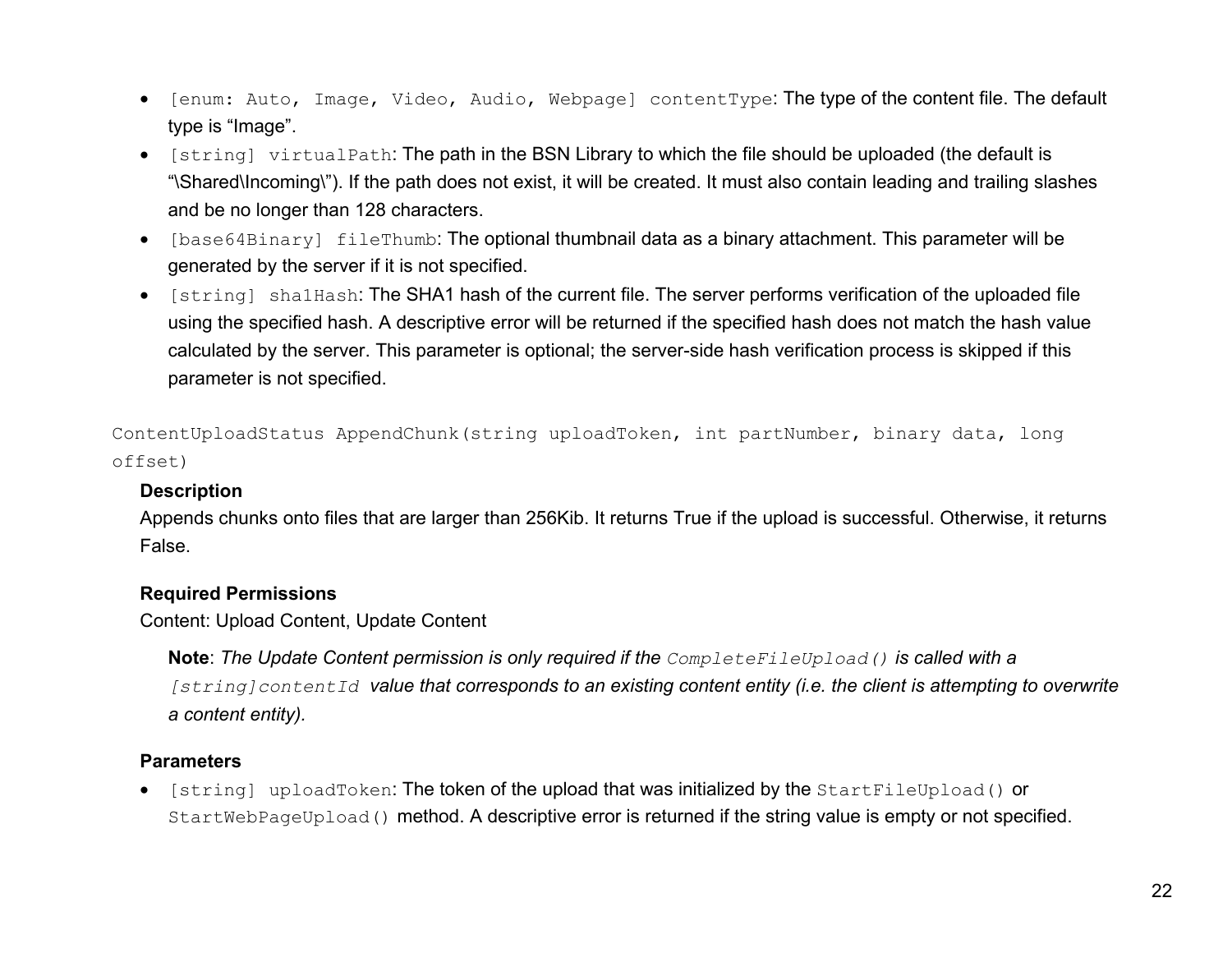- `[enum: Auto, Image, Video, Audio, Webpage] contentType`: The type of the content file. The default type is “Image”.
- `[string] virtualPath`: The path in the BSN Library to which the file should be uploaded (the default is “\Shared\Incoming\”). If the path does not exist, it will be created. It must also contain leading and trailing slashes and be no longer than 128 characters.
- `[base64Binary] fileThumb`: The optional thumbnail data as a binary attachment. This parameter will be generated by the server if it is not specified.
- `[string] sha1Hash`: The SHA1 hash of the current file. The server performs verification of the uploaded file using the specified hash. A descriptive error will be returned if the specified hash does not match the hash value calculated by the server. This parameter is optional; the server-side hash verification process is skipped if this parameter is not specified.

`ContentUploadStatus AppendChunk(string uploadToken, int partNumber, binary data, long offset)`

**Description**

Appends chunks onto files that are larger than 256Kib. It returns True if the upload is successful. Otherwise, it returns False.

**Required Permissions**

Content: Upload Content, Update Content

> **Note**: *The Update Content permission is only required if the `CompleteFileUpload()` is called with a `[string]contentId` value that corresponds to an existing content entity (i.e. the client is attempting to overwrite a content entity).*

**Parameters**

- `[string] uploadToken`: The token of the upload that was initialized by the `StartFileUpload()` or `StartWebPageUpload()` method. A descriptive error is returned if the string value is empty or not specified.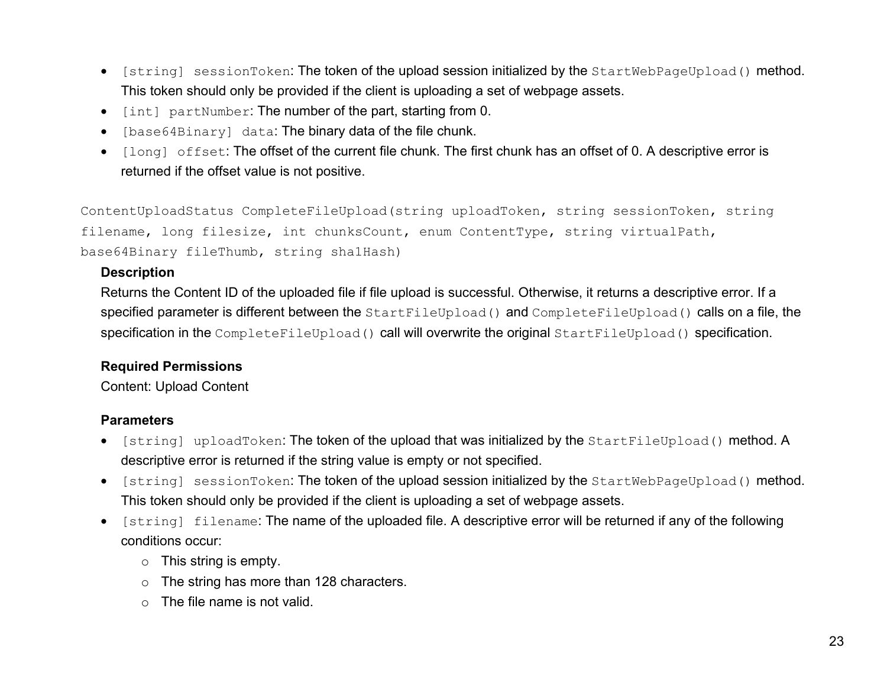- `[string] sessionToken`: The token of the upload session initialized by the `StartWebPageUpload()` method. This token should only be provided if the client is uploading a set of webpage assets.
- `[int] partNumber`: The number of the part, starting from 0.
- `[base64Binary] data`: The binary data of the file chunk.
- `[long] offset`: The offset of the current file chunk. The first chunk has an offset of 0. A descriptive error is returned if the offset value is not positive.

```
ContentUploadStatus CompleteFileUpload(string uploadToken, string sessionToken, string filename, long filesize, int chunksCount, enum ContentType, string virtualPath, base64Binary fileThumb, string sha1Hash)
```

**Description**

Returns the Content ID of the uploaded file if file upload is successful. Otherwise, it returns a descriptive error. If a specified parameter is different between the `StartFileUpload()` and `CompleteFileUpload()` calls on a file, the specification in the `CompleteFileUpload()` call will overwrite the original `StartFileUpload()` specification.

**Required Permissions**

Content: Upload Content

**Parameters**

- `[string] uploadToken`: The token of the upload that was initialized by the `StartFileUpload()` method. A descriptive error is returned if the string value is empty or not specified.
- `[string] sessionToken`: The token of the upload session initialized by the `StartWebPageUpload()` method. This token should only be provided if the client is uploading a set of webpage assets.
- `[string] filename`: The name of the uploaded file. A descriptive error will be returned if any of the following conditions occur:
  - This string is empty.
  - The string has more than 128 characters.
  - The file name is not valid.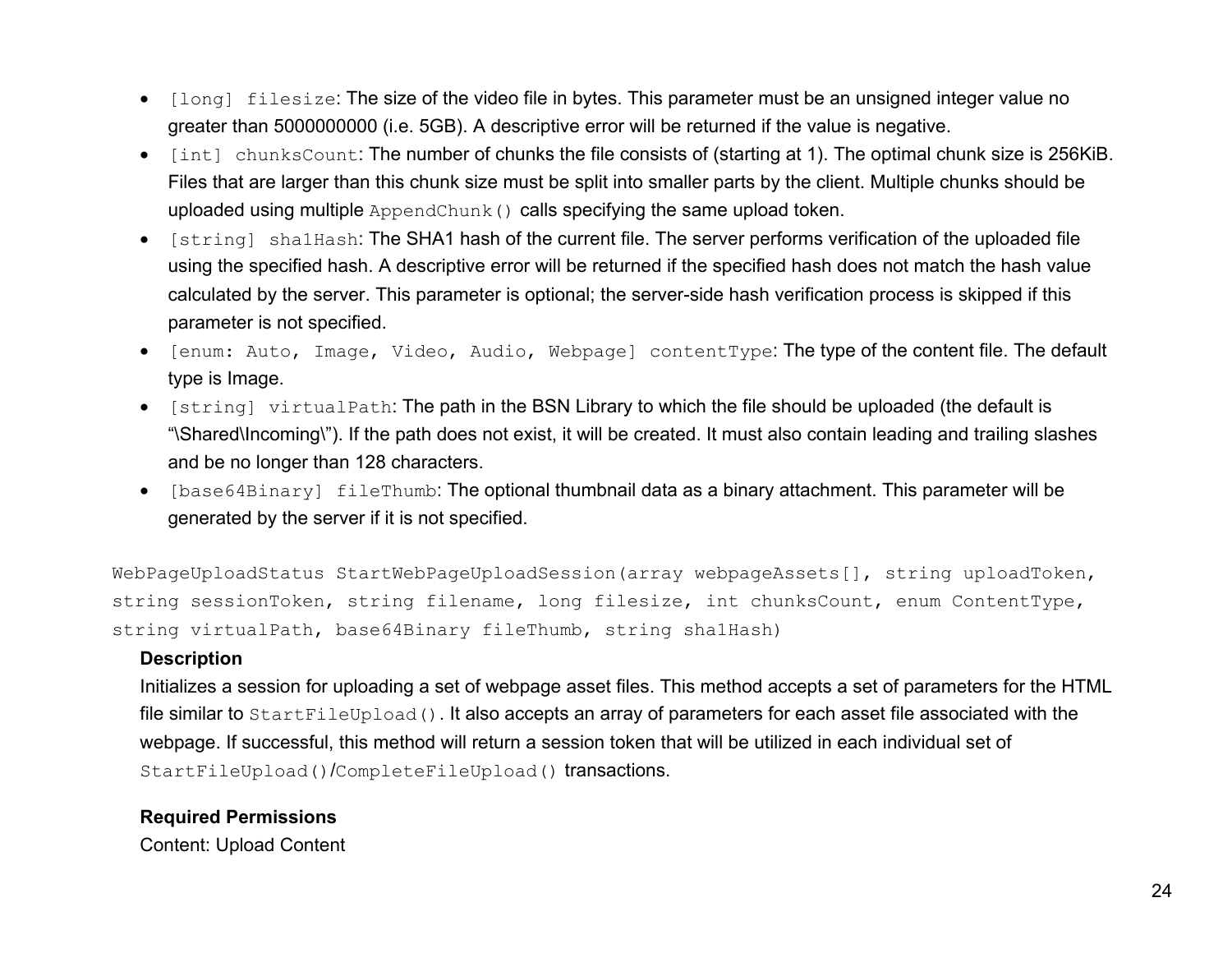- `[long] filesize`: The size of the video file in bytes. This parameter must be an unsigned integer value no greater than 5000000000 (i.e. 5GB). A descriptive error will be returned if the value is negative.
- `[int] chunksCount`: The number of chunks the file consists of (starting at 1). The optimal chunk size is 256KiB. Files that are larger than this chunk size must be split into smaller parts by the client. Multiple chunks should be uploaded using multiple `AppendChunk()` calls specifying the same upload token.
- `[string] sha1Hash`: The SHA1 hash of the current file. The server performs verification of the uploaded file using the specified hash. A descriptive error will be returned if the specified hash does not match the hash value calculated by the server. This parameter is optional; the server-side hash verification process is skipped if this parameter is not specified.
- `[enum: Auto, Image, Video, Audio, Webpage] contentType`: The type of the content file. The default type is Image.
- `[string] virtualPath`: The path in the BSN Library to which the file should be uploaded (the default is "\Shared\Incoming\"). If the path does not exist, it will be created. It must also contain leading and trailing slashes and be no longer than 128 characters.
- `[base64Binary] fileThumb`: The optional thumbnail data as a binary attachment. This parameter will be generated by the server if it is not specified.

```
WebPageUploadStatus StartWebPageUploadSession(array webpageAssets[], string uploadToken,
string sessionToken, string filename, long filesize, int chunksCount, enum ContentType,
string virtualPath, base64Binary fileThumb, string sha1Hash)
```

**Description**

Initializes a session for uploading a set of webpage asset files. This method accepts a set of parameters for the HTML file similar to `StartFileUpload()`. It also accepts an array of parameters for each asset file associated with the webpage. If successful, this method will return a session token that will be utilized in each individual set of `StartFileUpload()`/`CompleteFileUpload()` transactions.

**Required Permissions**

Content: Upload Content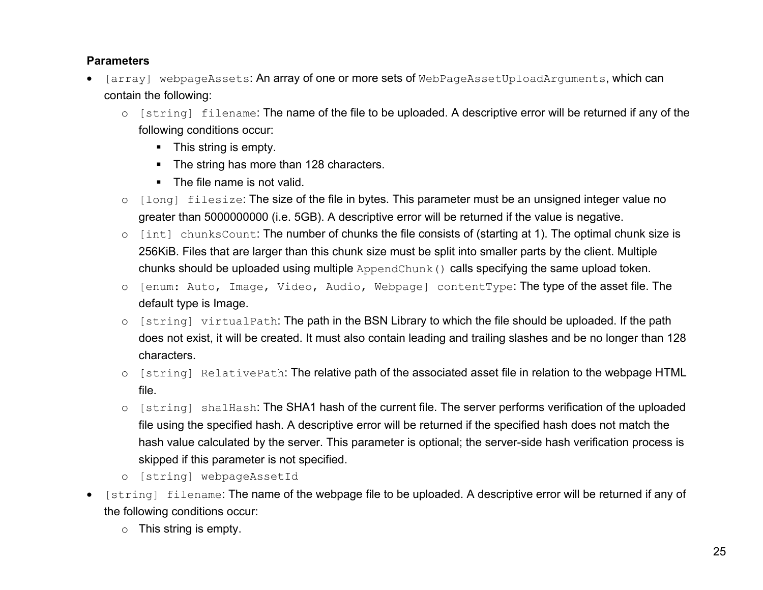**Parameters**

- `[array] webpageAssets`: An array of one or more sets of `WebPageAssetUploadArguments`, which can contain the following:
  - `[string] filename`: The name of the file to be uploaded. A descriptive error will be returned if any of the following conditions occur:
    - This string is empty.
    - The string has more than 128 characters.
    - The file name is not valid.
  - `[long] filesize`: The size of the file in bytes. This parameter must be an unsigned integer value no greater than 5000000000 (i.e. 5GB). A descriptive error will be returned if the value is negative.
  - `[int] chunksCount`: The number of chunks the file consists of (starting at 1). The optimal chunk size is 256KiB. Files that are larger than this chunk size must be split into smaller parts by the client. Multiple chunks should be uploaded using multiple `AppendChunk()` calls specifying the same upload token.
  - `[enum: Auto, Image, Video, Audio, Webpage] contentType`: The type of the asset file. The default type is Image.
  - `[string] virtualPath`: The path in the BSN Library to which the file should be uploaded. If the path does not exist, it will be created. It must also contain leading and trailing slashes and be no longer than 128 characters.
  - `[string] RelativePath`: The relative path of the associated asset file in relation to the webpage HTML file.
  - `[string] sha1Hash`: The SHA1 hash of the current file. The server performs verification of the uploaded file using the specified hash. A descriptive error will be returned if the specified hash does not match the hash value calculated by the server. This parameter is optional; the server-side hash verification process is skipped if this parameter is not specified.
  - `[string] webpageAssetId`
- `[string] filename`: The name of the webpage file to be uploaded. A descriptive error will be returned if any of the following conditions occur:
  - This string is empty.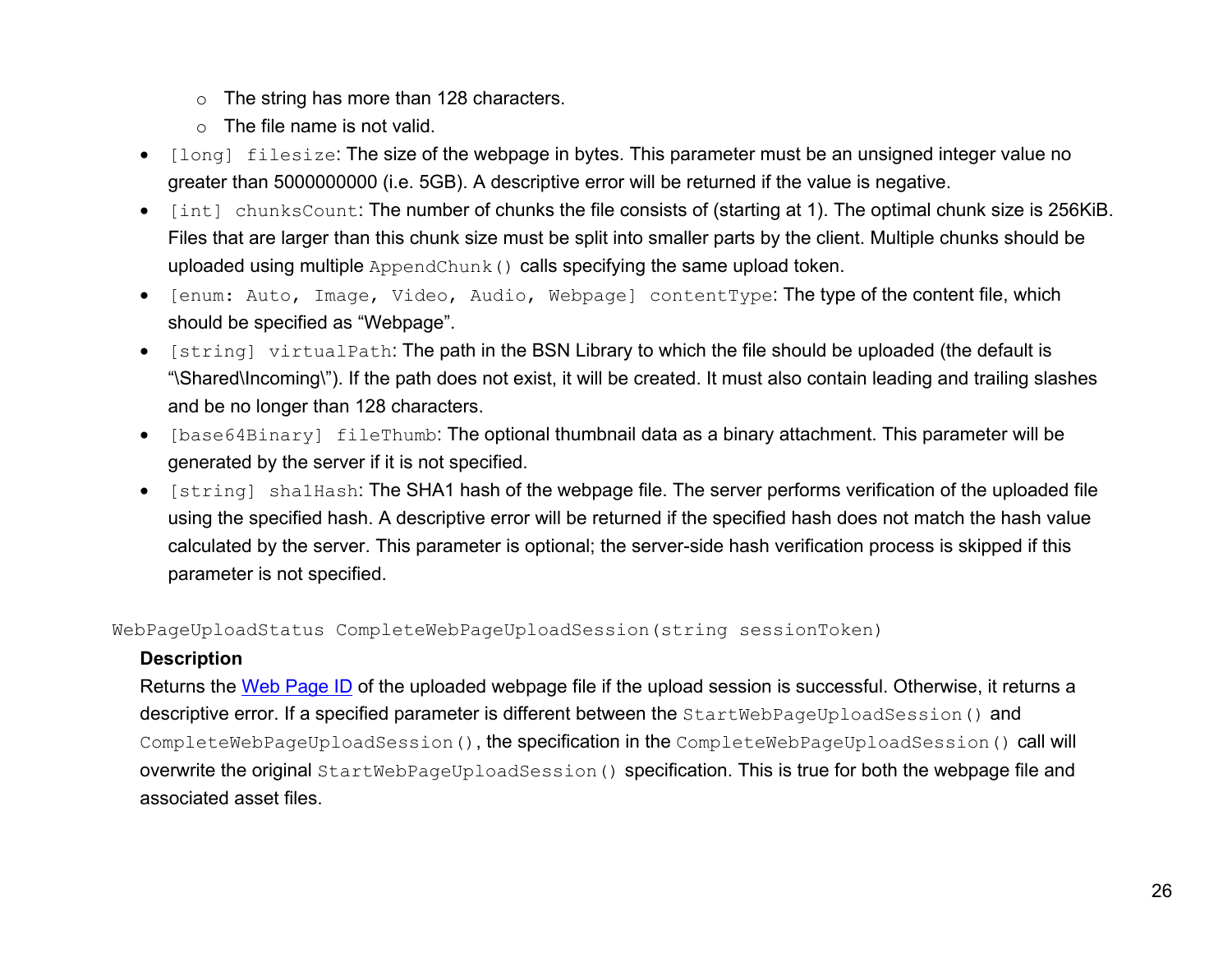- The string has more than 128 characters.
    - The file name is not valid.
- `[long] filesize`: The size of the webpage in bytes. This parameter must be an unsigned integer value no greater than 5000000000 (i.e. 5GB). A descriptive error will be returned if the value is negative.
- `[int] chunksCount`: The number of chunks the file consists of (starting at 1). The optimal chunk size is 256KiB. Files that are larger than this chunk size must be split into smaller parts by the client. Multiple chunks should be uploaded using multiple `AppendChunk()` calls specifying the same upload token.
- `[enum: Auto, Image, Video, Audio, Webpage] contentType`: The type of the content file, which should be specified as "Webpage".
- `[string] virtualPath`: The path in the BSN Library to which the file should be uploaded (the default is "\Shared\Incoming\"). If the path does not exist, it will be created. It must also contain leading and trailing slashes and be no longer than 128 characters.
- `[base64Binary] fileThumb`: The optional thumbnail data as a binary attachment. This parameter will be generated by the server if it is not specified.
- `[string] sha1Hash`: The SHA1 hash of the webpage file. The server performs verification of the uploaded file using the specified hash. A descriptive error will be returned if the specified hash does not match the hash value calculated by the server. This parameter is optional; the server-side hash verification process is skipped if this parameter is not specified.

`WebPageUploadStatus CompleteWebPageUploadSession(string sessionToken)`

**Description**

Returns the Web Page ID of the uploaded webpage file if the upload session is successful. Otherwise, it returns a descriptive error. If a specified parameter is different between the `StartWebPageUploadSession()` and `CompleteWebPageUploadSession()`, the specification in the `CompleteWebPageUploadSession()` call will overwrite the original `StartWebPageUploadSession()` specification. This is true for both the webpage file and associated asset files.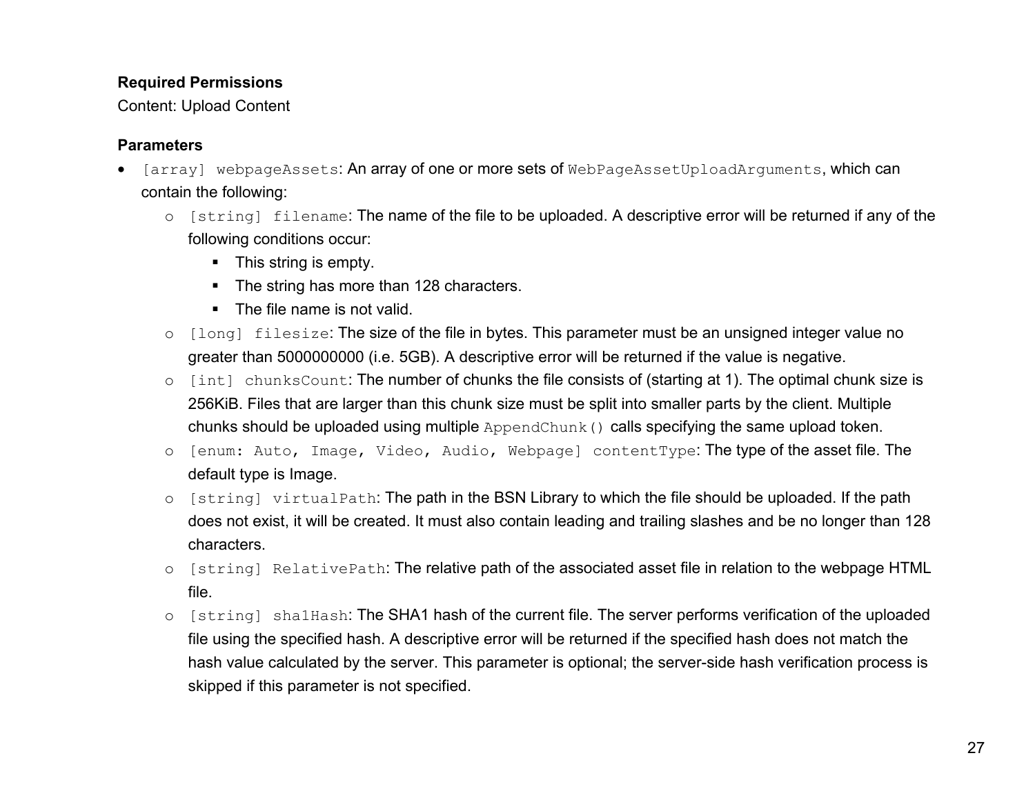**Required Permissions**

Content: Upload Content

**Parameters**

- `[array] webpageAssets`: An array of one or more sets of `WebPageAssetUploadArguments`, which can contain the following:
    - `[string] filename`: The name of the file to be uploaded. A descriptive error will be returned if any of the following conditions occur:
        - This string is empty.
        - The string has more than 128 characters.
        - The file name is not valid.
    - `[long] filesize`: The size of the file in bytes. This parameter must be an unsigned integer value no greater than 5000000000 (i.e. 5GB). A descriptive error will be returned if the value is negative.
    - `[int] chunksCount`: The number of chunks the file consists of (starting at 1). The optimal chunk size is 256KiB. Files that are larger than this chunk size must be split into smaller parts by the client. Multiple chunks should be uploaded using multiple `AppendChunk()` calls specifying the same upload token.
    - `[enum: Auto, Image, Video, Audio, Webpage] contentType`: The type of the asset file. The default type is Image.
    - `[string] virtualPath`: The path in the BSN Library to which the file should be uploaded. If the path does not exist, it will be created. It must also contain leading and trailing slashes and be no longer than 128 characters.
    - `[string] RelativePath`: The relative path of the associated asset file in relation to the webpage HTML file.
    - `[string] sha1Hash`: The SHA1 hash of the current file. The server performs verification of the uploaded file using the specified hash. A descriptive error will be returned if the specified hash does not match the hash value calculated by the server. This parameter is optional; the server-side hash verification process is skipped if this parameter is not specified.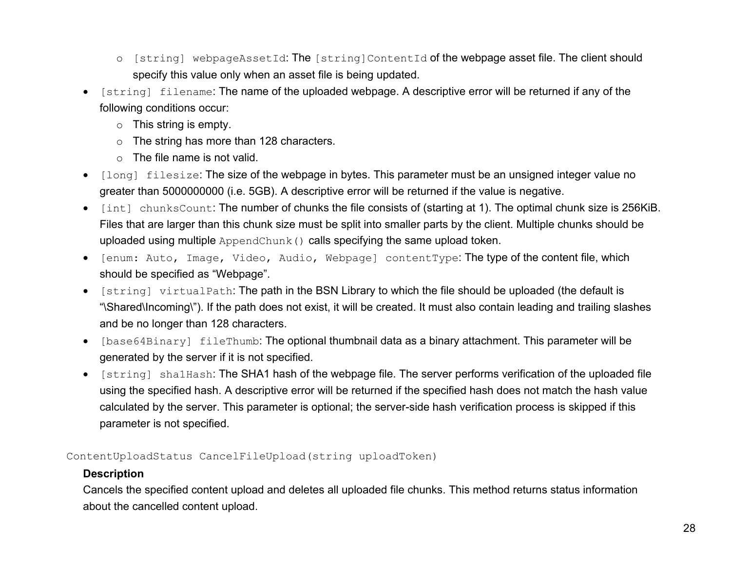- `[string] webpageAssetId`: The `[string]ContentId` of the webpage asset file. The client should specify this value only when an asset file is being updated.
- `[string] filename`: The name of the uploaded webpage. A descriptive error will be returned if any of the following conditions occur:
  - This string is empty.
  - The string has more than 128 characters.
  - The file name is not valid.
- `[long] filesize`: The size of the webpage in bytes. This parameter must be an unsigned integer value no greater than 5000000000 (i.e. 5GB). A descriptive error will be returned if the value is negative.
- `[int] chunksCount`: The number of chunks the file consists of (starting at 1). The optimal chunk size is 256KiB. Files that are larger than this chunk size must be split into smaller parts by the client. Multiple chunks should be uploaded using multiple `AppendChunk()` calls specifying the same upload token.
- `[enum: Auto, Image, Video, Audio, Webpage] contentType`: The type of the content file, which should be specified as "Webpage".
- `[string] virtualPath`: The path in the BSN Library to which the file should be uploaded (the default is "\Shared\Incoming\"). If the path does not exist, it will be created. It must also contain leading and trailing slashes and be no longer than 128 characters.
- `[base64Binary] fileThumb`: The optional thumbnail data as a binary attachment. This parameter will be generated by the server if it is not specified.
- `[string] sha1Hash`: The SHA1 hash of the webpage file. The server performs verification of the uploaded file using the specified hash. A descriptive error will be returned if the specified hash does not match the hash value calculated by the server. This parameter is optional; the server-side hash verification process is skipped if this parameter is not specified.

`ContentUploadStatus CancelFileUpload(string uploadToken)`

**Description**

Cancels the specified content upload and deletes all uploaded file chunks. This method returns status information about the cancelled content upload.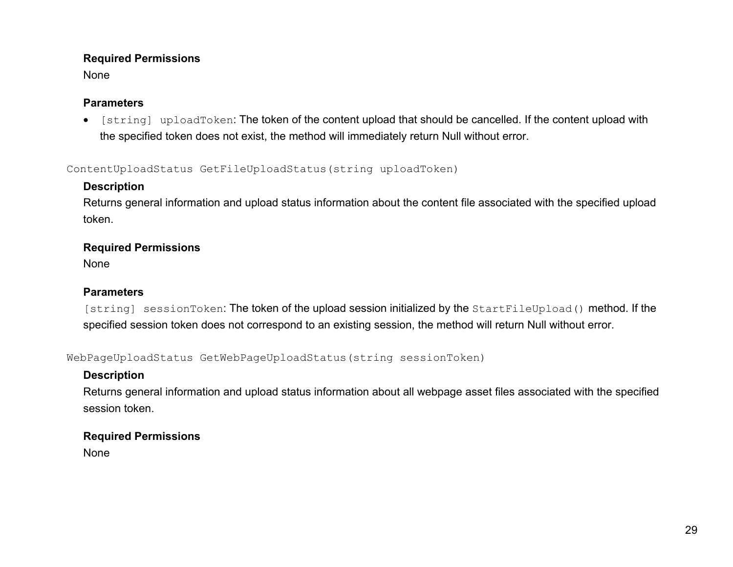**Required Permissions**

None

**Parameters**

- `[string] uploadToken`: The token of the content upload that should be cancelled. If the content upload with the specified token does not exist, the method will immediately return Null without error.

`ContentUploadStatus GetFileUploadStatus(string uploadToken)`

**Description**

Returns general information and upload status information about the content file associated with the specified upload token.

**Required Permissions**

None

**Parameters**

`[string] sessionToken`: The token of the upload session initialized by the `StartFileUpload()` method. If the specified session token does not correspond to an existing session, the method will return Null without error.

`WebPageUploadStatus GetWebPageUploadStatus(string sessionToken)`

**Description**

Returns general information and upload status information about all webpage asset files associated with the specified session token.

**Required Permissions**

None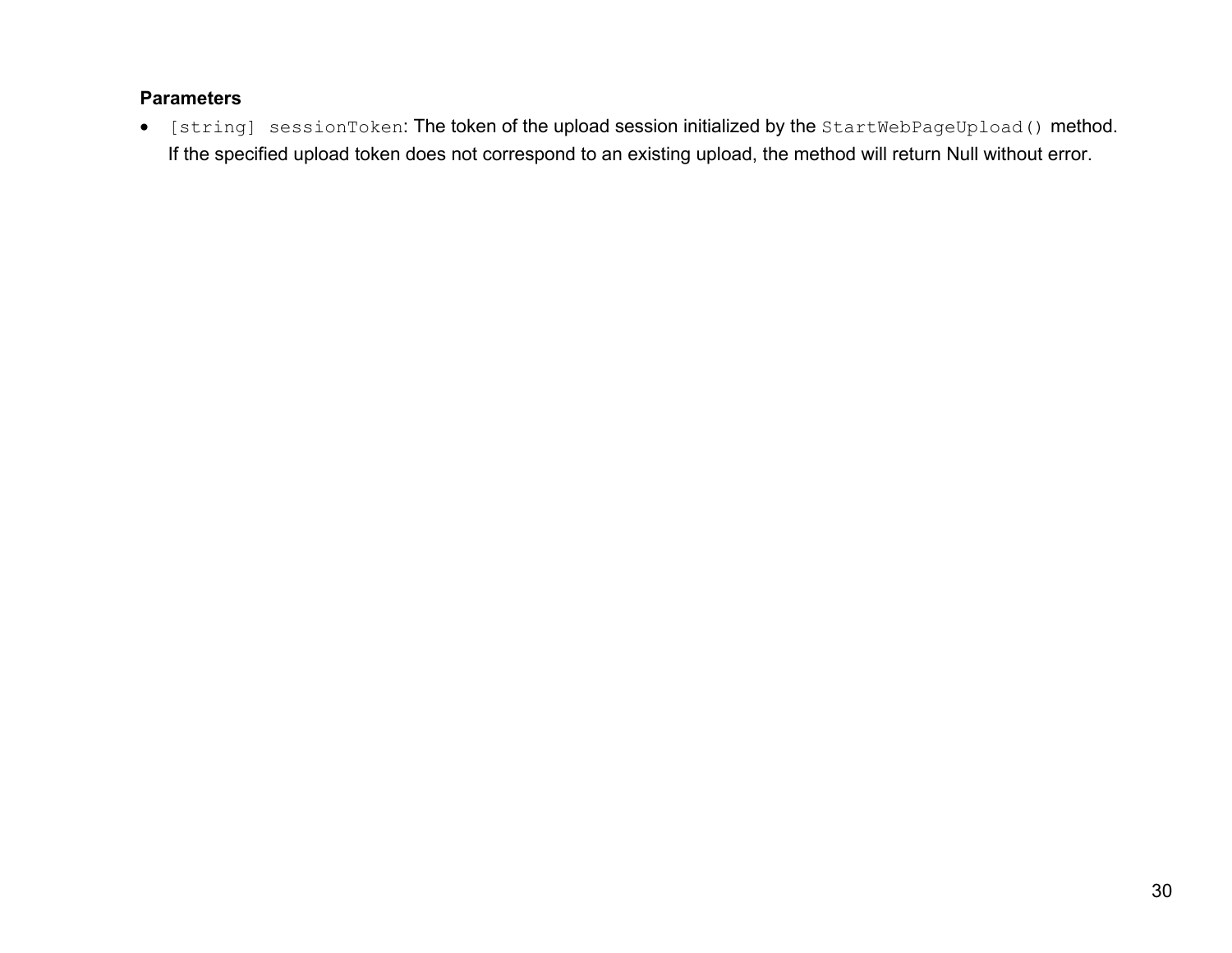**Parameters**

- `[string] sessionToken`: The token of the upload session initialized by the `StartWebPageUpload()` method. If the specified upload token does not correspond to an existing upload, the method will return Null without error.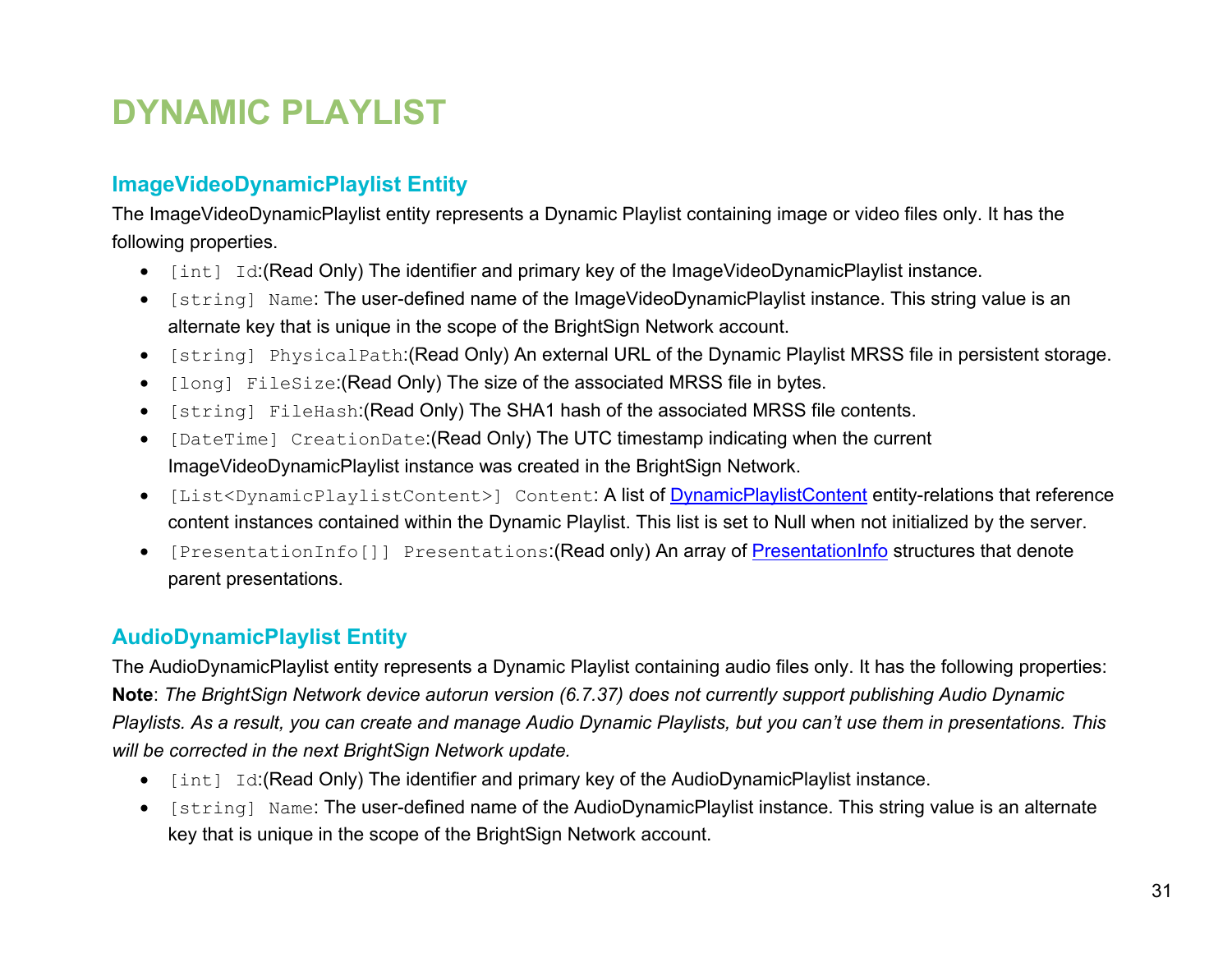# DYNAMIC PLAYLIST

## ImageVideoDynamicPlaylist Entity

The ImageVideoDynamicPlaylist entity represents a Dynamic Playlist containing image or video files only. It has the following properties.

- `[int] Id`:(Read Only) The identifier and primary key of the ImageVideoDynamicPlaylist instance.
- `[string] Name`: The user-defined name of the ImageVideoDynamicPlaylist instance. This string value is an alternate key that is unique in the scope of the BrightSign Network account.
- `[string] PhysicalPath`:(Read Only) An external URL of the Dynamic Playlist MRSS file in persistent storage.
- `[long] FileSize`:(Read Only) The size of the associated MRSS file in bytes.
- `[string] FileHash`:(Read Only) The SHA1 hash of the associated MRSS file contents.
- `[DateTime] CreationDate`:(Read Only) The UTC timestamp indicating when the current ImageVideoDynamicPlaylist instance was created in the BrightSign Network.
- `[List<DynamicPlaylistContent>] Content`: A list of DynamicPlaylistContent entity-relations that reference content instances contained within the Dynamic Playlist. This list is set to Null when not initialized by the server.
- `[PresentationInfo[]] Presentations`:(Read only) An array of PresentationInfo structures that denote parent presentations.

## AudioDynamicPlaylist Entity

The AudioDynamicPlaylist entity represents a Dynamic Playlist containing audio files only. It has the following properties:

**Note**: *The BrightSign Network device autorun version (6.7.37) does not currently support publishing Audio Dynamic Playlists. As a result, you can create and manage Audio Dynamic Playlists, but you can't use them in presentations. This will be corrected in the next BrightSign Network update.*

- `[int] Id`:(Read Only) The identifier and primary key of the AudioDynamicPlaylist instance.
- `[string] Name`: The user-defined name of the AudioDynamicPlaylist instance. This string value is an alternate key that is unique in the scope of the BrightSign Network account.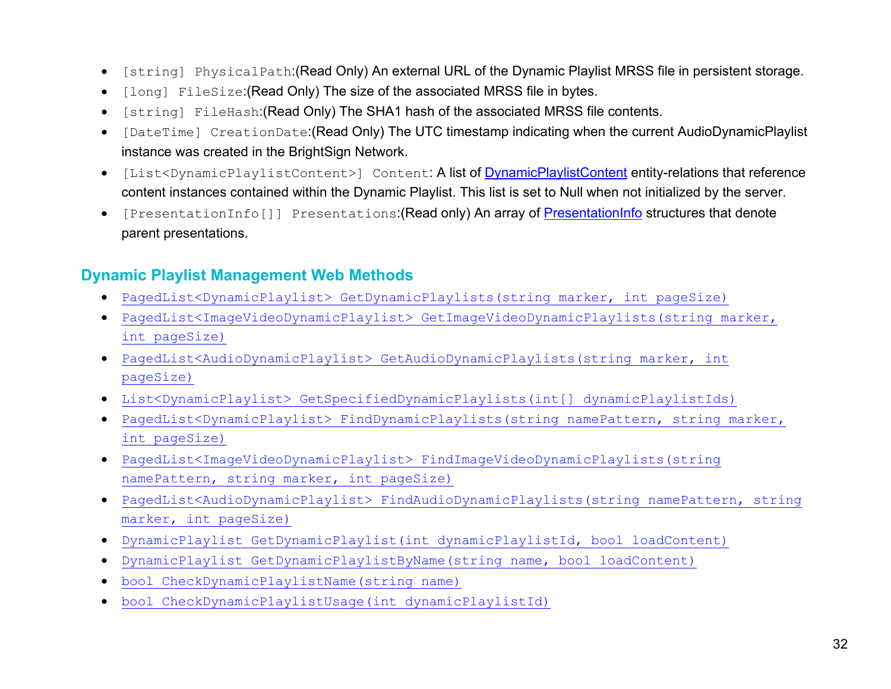- `[string] PhysicalPath`:(Read Only) An external URL of the Dynamic Playlist MRSS file in persistent storage.
- `[long] FileSize`:(Read Only) The size of the associated MRSS file in bytes.
- `[string] FileHash`:(Read Only) The SHA1 hash of the associated MRSS file contents.
- `[DateTime] CreationDate`:(Read Only) The UTC timestamp indicating when the current AudioDynamicPlaylist instance was created in the BrightSign Network.
- `[List<DynamicPlaylistContent>] Content`: A list of DynamicPlaylistContent entity-relations that reference content instances contained within the Dynamic Playlist. This list is set to Null when not initialized by the server.
- `[PresentationInfo[]] Presentations`:(Read only) An array of PresentationInfo structures that denote parent presentations.

## Dynamic Playlist Management Web Methods

- `PagedList<DynamicPlaylist> GetDynamicPlaylists(string marker, int pageSize)`
- `PagedList<ImageVideoDynamicPlaylist> GetImageVideoDynamicPlaylists(string marker, int pageSize)`
- `PagedList<AudioDynamicPlaylist> GetAudioDynamicPlaylists(string marker, int pageSize)`
- `List<DynamicPlaylist> GetSpecifiedDynamicPlaylists(int[] dynamicPlaylistIds)`
- `PagedList<DynamicPlaylist> FindDynamicPlaylists(string namePattern, string marker, int pageSize)`
- `PagedList<ImageVideoDynamicPlaylist> FindImageVideoDynamicPlaylists(string namePattern, string marker, int pageSize)`
- `PagedList<AudioDynamicPlaylist> FindAudioDynamicPlaylists(string namePattern, string marker, int pageSize)`
- `DynamicPlaylist GetDynamicPlaylist(int dynamicPlaylistId, bool loadContent)`
- `DynamicPlaylist GetDynamicPlaylistByName(string name, bool loadContent)`
- `bool CheckDynamicPlaylistName(string name)`
- `bool CheckDynamicPlaylistUsage(int dynamicPlaylistId)`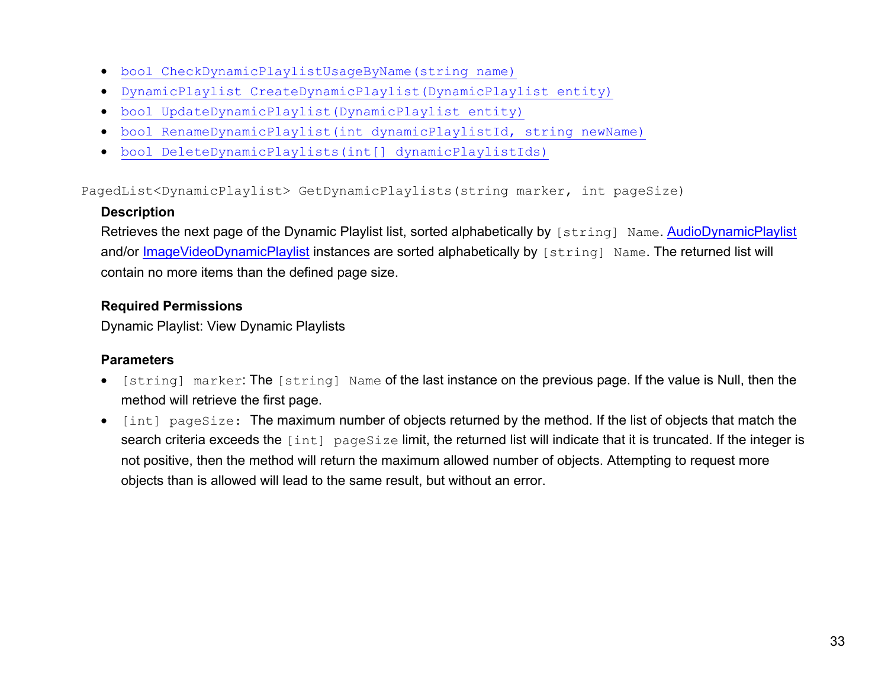- bool CheckDynamicPlaylistUsageByName(string name)
- DynamicPlaylist CreateDynamicPlaylist(DynamicPlaylist entity)
- bool UpdateDynamicPlaylist(DynamicPlaylist entity)
- bool RenameDynamicPlaylist(int dynamicPlaylistId, string newName)
- bool DeleteDynamicPlaylists(int[] dynamicPlaylistIds)

```
PagedList<DynamicPlaylist> GetDynamicPlaylists(string marker, int pageSize)
```

**Description**

Retrieves the next page of the Dynamic Playlist list, sorted alphabetically by `[string] Name`. AudioDynamicPlaylist and/or ImageVideoDynamicPlaylist instances are sorted alphabetically by `[string] Name`. The returned list will contain no more items than the defined page size.

**Required Permissions**

Dynamic Playlist: View Dynamic Playlists

**Parameters**

- `[string] marker`: The `[string] Name` of the last instance on the previous page. If the value is Null, then the method will retrieve the first page.
- `[int] pageSize`: The maximum number of objects returned by the method. If the list of objects that match the search criteria exceeds the `[int] pageSize` limit, the returned list will indicate that it is truncated. If the integer is not positive, then the method will return the maximum allowed number of objects. Attempting to request more objects than is allowed will lead to the same result, but without an error.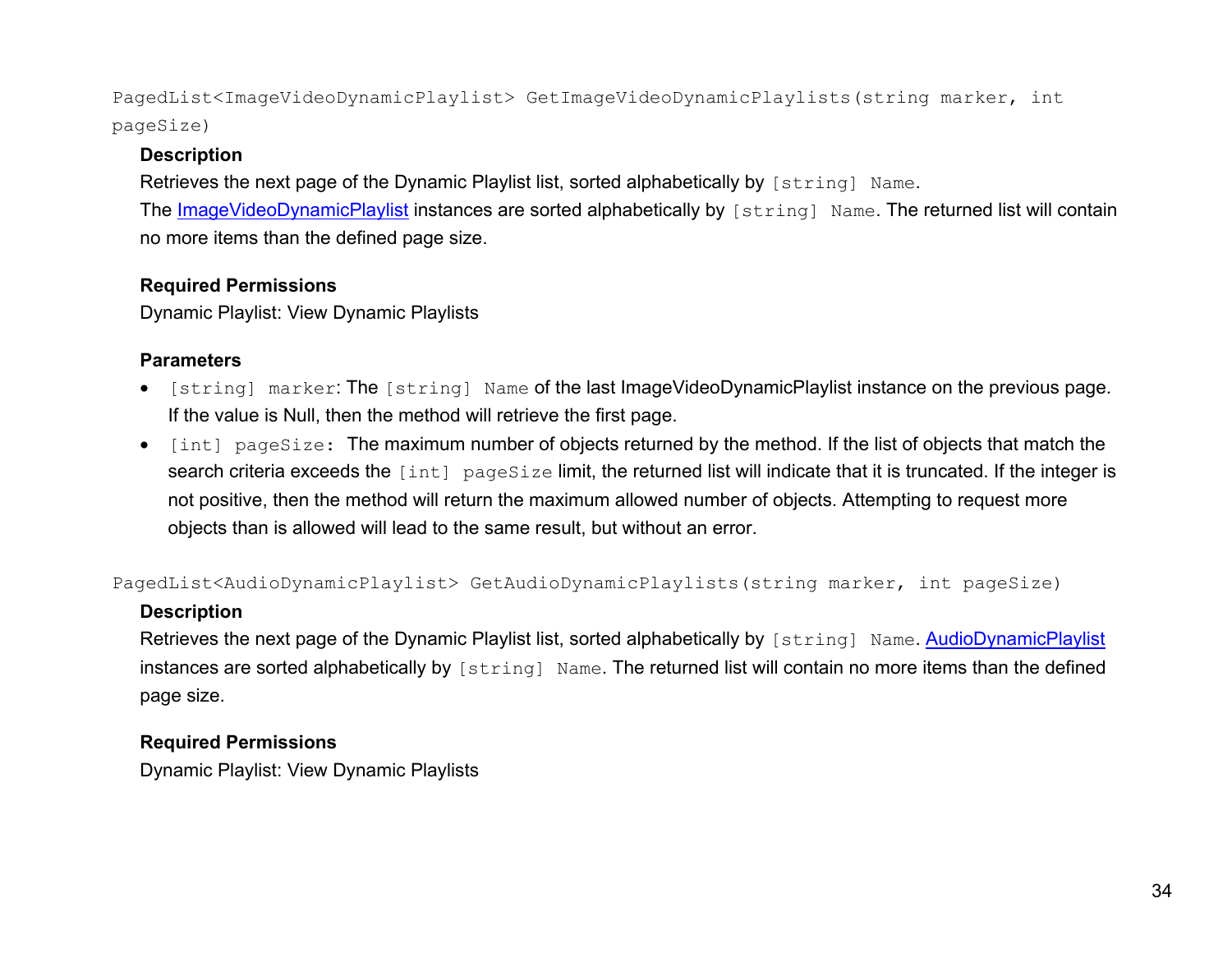`PagedList<ImageVideoDynamicPlaylist> GetImageVideoDynamicPlaylists(string marker, int pageSize)`

**Description**

Retrieves the next page of the Dynamic Playlist list, sorted alphabetically by `[string] Name`.
The ImageVideoDynamicPlaylist instances are sorted alphabetically by `[string] Name`. The returned list will contain no more items than the defined page size.

**Required Permissions**

Dynamic Playlist: View Dynamic Playlists

**Parameters**

- `[string] marker`: The `[string] Name` of the last ImageVideoDynamicPlaylist instance on the previous page. If the value is Null, then the method will retrieve the first page.
- `[int] pageSize:` The maximum number of objects returned by the method. If the list of objects that match the search criteria exceeds the `[int] pageSize` limit, the returned list will indicate that it is truncated. If the integer is not positive, then the method will return the maximum allowed number of objects. Attempting to request more objects than is allowed will lead to the same result, but without an error.

`PagedList<AudioDynamicPlaylist> GetAudioDynamicPlaylists(string marker, int pageSize)`

**Description**

Retrieves the next page of the Dynamic Playlist list, sorted alphabetically by `[string] Name`. AudioDynamicPlaylist instances are sorted alphabetically by `[string] Name`. The returned list will contain no more items than the defined page size.

**Required Permissions**

Dynamic Playlist: View Dynamic Playlists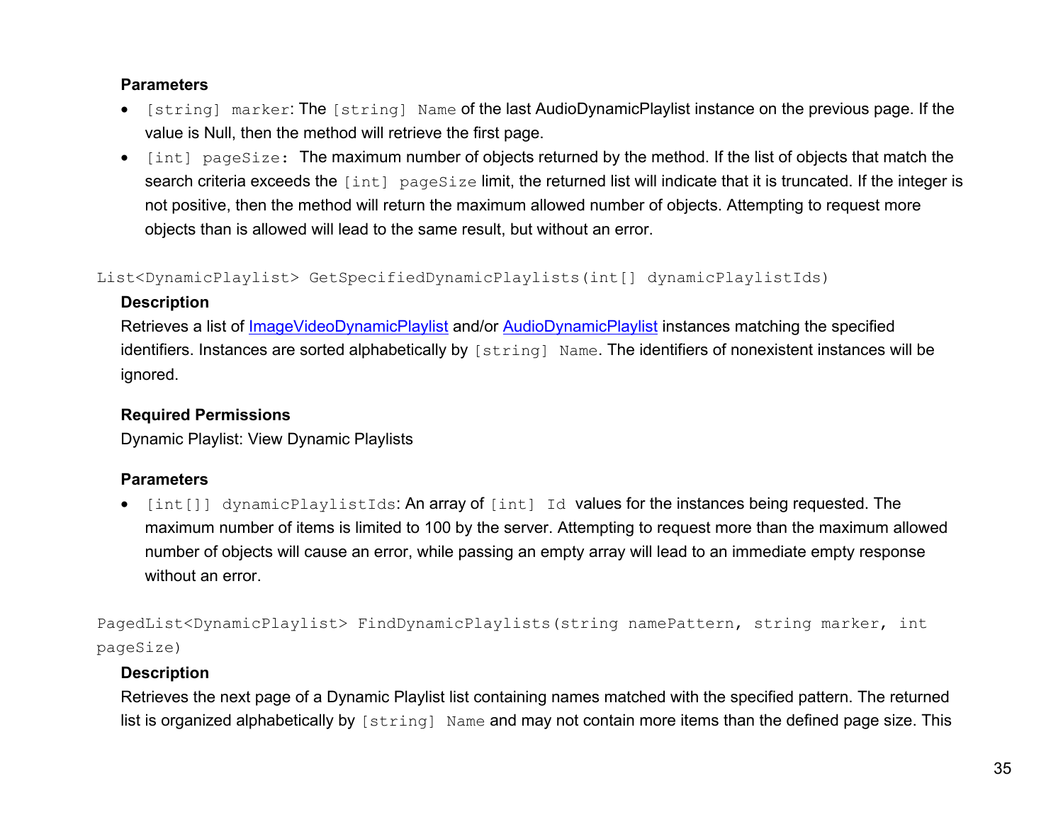**Parameters**

- `[string] marker`: The `[string] Name` of the last AudioDynamicPlaylist instance on the previous page. If the value is Null, then the method will retrieve the first page.
- `[int] pageSize`: The maximum number of objects returned by the method. If the list of objects that match the search criteria exceeds the `[int] pageSize` limit, the returned list will indicate that it is truncated. If the integer is not positive, then the method will return the maximum allowed number of objects. Attempting to request more objects than is allowed will lead to the same result, but without an error.

```
List<DynamicPlaylist> GetSpecifiedDynamicPlaylists(int[] dynamicPlaylistIds)
```

**Description**

Retrieves a list of ImageVideoDynamicPlaylist and/or AudioDynamicPlaylist instances matching the specified identifiers. Instances are sorted alphabetically by `[string] Name`. The identifiers of nonexistent instances will be ignored.

**Required Permissions**

Dynamic Playlist: View Dynamic Playlists

**Parameters**

- `[int[]] dynamicPlaylistIds`: An array of `[int] Id` values for the instances being requested. The maximum number of items is limited to 100 by the server. Attempting to request more than the maximum allowed number of objects will cause an error, while passing an empty array will lead to an immediate empty response without an error.

```
PagedList<DynamicPlaylist> FindDynamicPlaylists(string namePattern, string marker, int pageSize)
```

**Description**

Retrieves the next page of a Dynamic Playlist list containing names matched with the specified pattern. The returned list is organized alphabetically by `[string] Name` and may not contain more items than the defined page size. This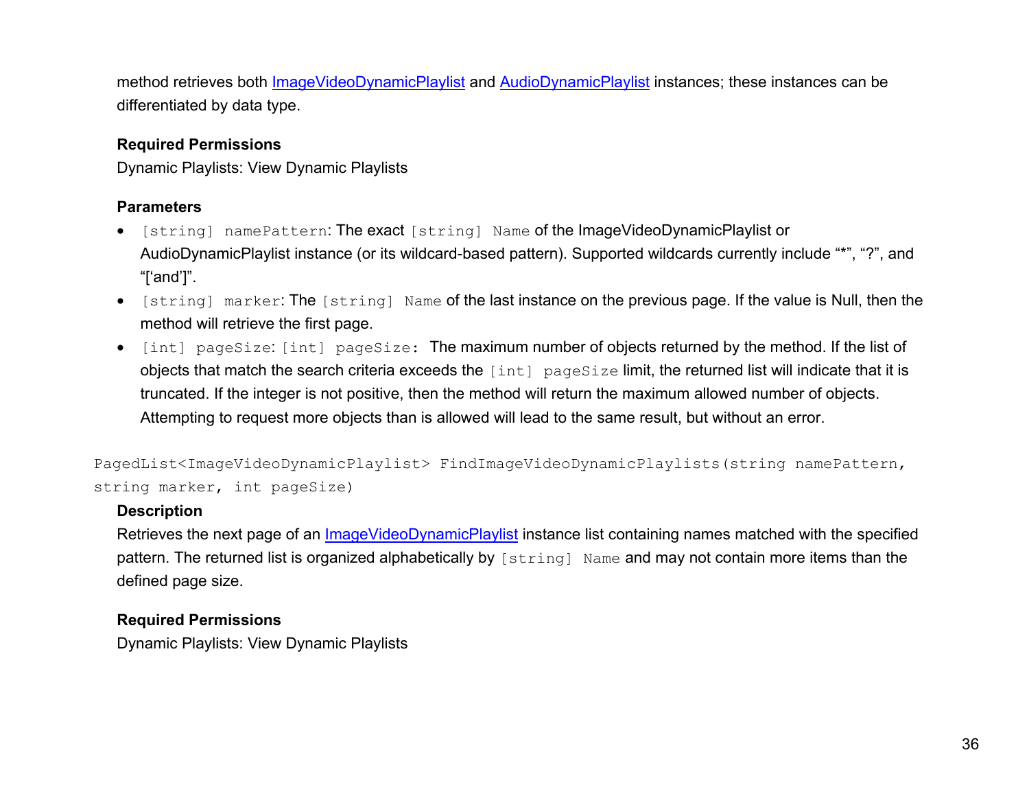method retrieves both ImageVideoDynamicPlaylist and AudioDynamicPlaylist instances; these instances can be differentiated by data type.

**Required Permissions**

Dynamic Playlists: View Dynamic Playlists

**Parameters**

- `[string] namePattern`: The exact `[string] Name` of the ImageVideoDynamicPlaylist or AudioDynamicPlaylist instance (or its wildcard-based pattern). Supported wildcards currently include "*", "?", and "['and']".
- `[string] marker`: The `[string] Name` of the last instance on the previous page. If the value is Null, then the method will retrieve the first page.
- `[int] pageSize`: `[int] pageSize`: The maximum number of objects returned by the method. If the list of objects that match the search criteria exceeds the `[int] pageSize` limit, the returned list will indicate that it is truncated. If the integer is not positive, then the method will return the maximum allowed number of objects. Attempting to request more objects than is allowed will lead to the same result, but without an error.

```
PagedList<ImageVideoDynamicPlaylist> FindImageVideoDynamicPlaylists(string namePattern, string marker, int pageSize)
```

**Description**

Retrieves the next page of an ImageVideoDynamicPlaylist instance list containing names matched with the specified pattern. The returned list is organized alphabetically by `[string] Name` and may not contain more items than the defined page size.

**Required Permissions**

Dynamic Playlists: View Dynamic Playlists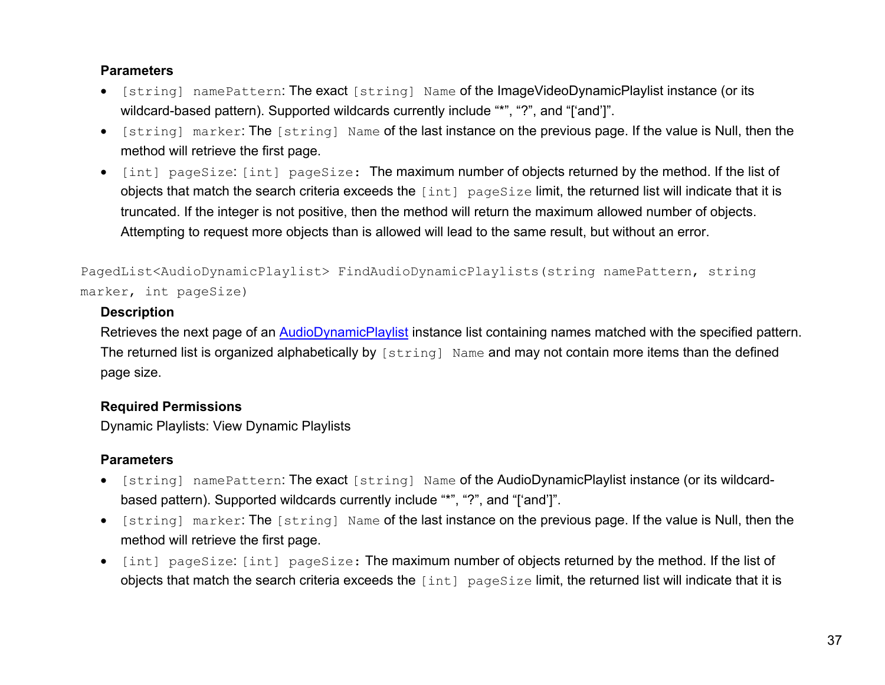**Parameters**

- `[string] namePattern`: The exact `[string] Name` of the ImageVideoDynamicPlaylist instance (or its wildcard-based pattern). Supported wildcards currently include "*", "?", and "['and']".
- `[string] marker`: The `[string] Name` of the last instance on the previous page. If the value is Null, then the method will retrieve the first page.
- `[int] pageSize`: `[int] pageSize`: The maximum number of objects returned by the method. If the list of objects that match the search criteria exceeds the `[int] pageSize` limit, the returned list will indicate that it is truncated. If the integer is not positive, then the method will return the maximum allowed number of objects. Attempting to request more objects than is allowed will lead to the same result, but without an error.

```
PagedList<AudioDynamicPlaylist> FindAudioDynamicPlaylists(string namePattern, string marker, int pageSize)
```

**Description**

Retrieves the next page of an AudioDynamicPlaylist instance list containing names matched with the specified pattern. The returned list is organized alphabetically by `[string] Name` and may not contain more items than the defined page size.

**Required Permissions**

Dynamic Playlists: View Dynamic Playlists

**Parameters**

- `[string] namePattern`: The exact `[string] Name` of the AudioDynamicPlaylist instance (or its wildcard-based pattern). Supported wildcards currently include "*", "?", and "['and']".
- `[string] marker`: The `[string] Name` of the last instance on the previous page. If the value is Null, then the method will retrieve the first page.
- `[int] pageSize`: `[int] pageSize`: The maximum number of objects returned by the method. If the list of objects that match the search criteria exceeds the `[int] pageSize` limit, the returned list will indicate that it is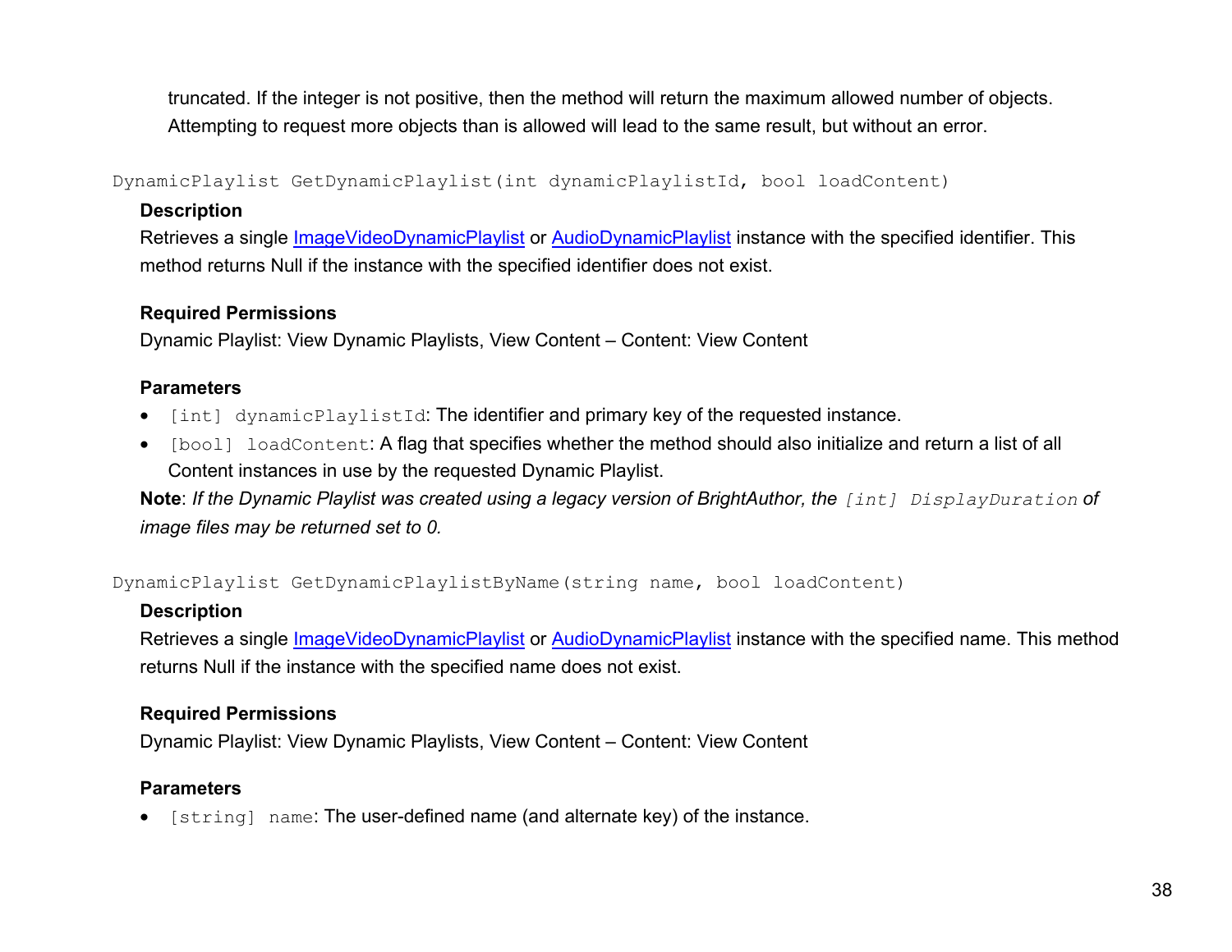truncated. If the integer is not positive, then the method will return the maximum allowed number of objects. Attempting to request more objects than is allowed will lead to the same result, but without an error.

`DynamicPlaylist GetDynamicPlaylist(int dynamicPlaylistId, bool loadContent)`

**Description**

Retrieves a single ImageVideoDynamicPlaylist or AudioDynamicPlaylist instance with the specified identifier. This method returns Null if the instance with the specified identifier does not exist.

**Required Permissions**

Dynamic Playlist: View Dynamic Playlists, View Content – Content: View Content

**Parameters**

- `[int] dynamicPlaylistId`: The identifier and primary key of the requested instance.
- `[bool] loadContent`: A flag that specifies whether the method should also initialize and return a list of all Content instances in use by the requested Dynamic Playlist.

**Note**: *If the Dynamic Playlist was created using a legacy version of BrightAuthor, the* `[int] DisplayDuration` *of image files may be returned set to 0.*

`DynamicPlaylist GetDynamicPlaylistByName(string name, bool loadContent)`

**Description**

Retrieves a single ImageVideoDynamicPlaylist or AudioDynamicPlaylist instance with the specified name. This method returns Null if the instance with the specified name does not exist.

**Required Permissions**

Dynamic Playlist: View Dynamic Playlists, View Content – Content: View Content

**Parameters**

- `[string] name`: The user-defined name (and alternate key) of the instance.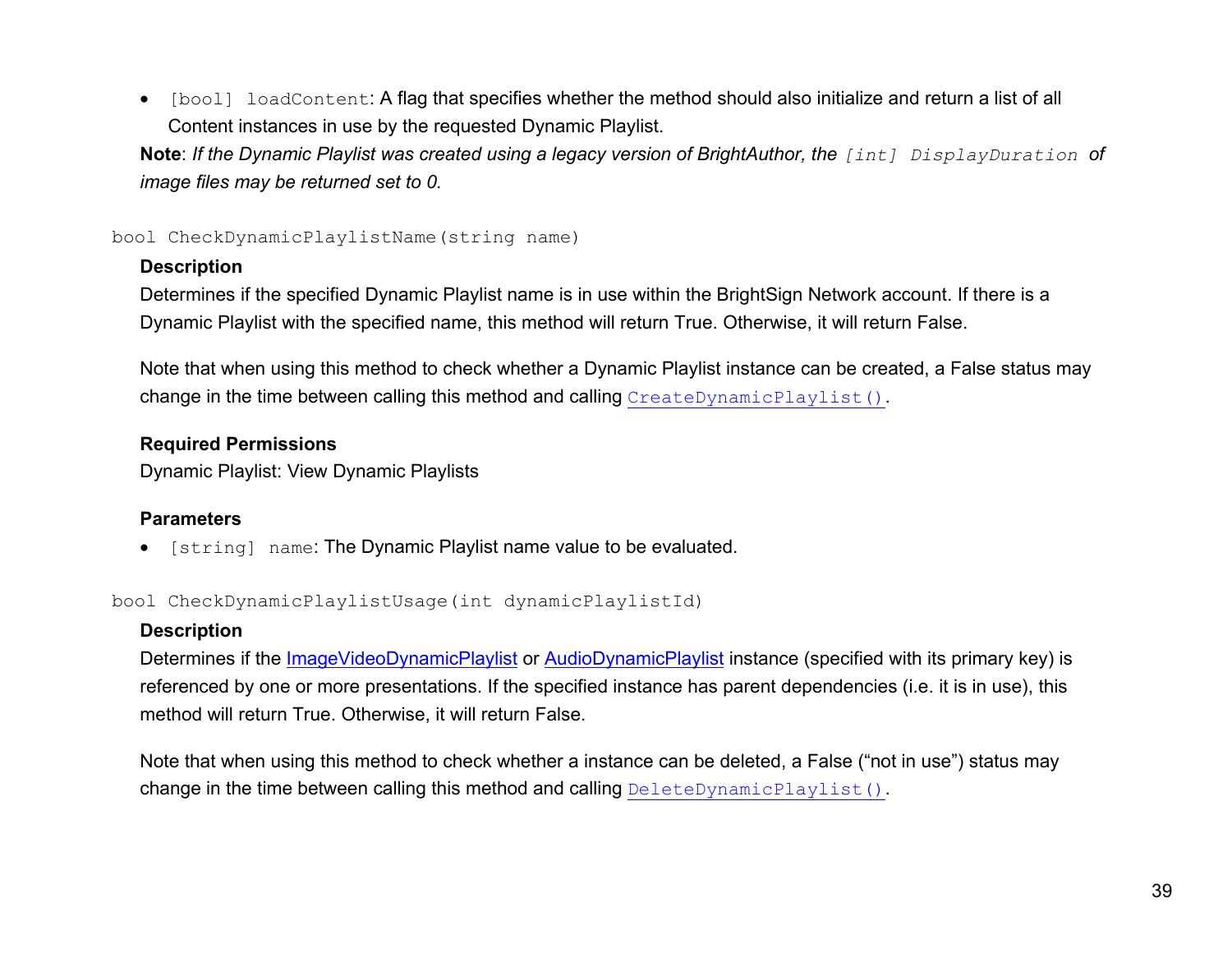- `[bool] loadContent`: A flag that specifies whether the method should also initialize and return a list of all Content instances in use by the requested Dynamic Playlist.

**Note**: *If the Dynamic Playlist was created using a legacy version of BrightAuthor, the `[int] DisplayDuration` of image files may be returned set to 0.*

```
bool CheckDynamicPlaylistName(string name)
```

**Description**

Determines if the specified Dynamic Playlist name is in use within the BrightSign Network account. If there is a Dynamic Playlist with the specified name, this method will return True. Otherwise, it will return False.

Note that when using this method to check whether a Dynamic Playlist instance can be created, a False status may change in the time between calling this method and calling `CreateDynamicPlaylist()`.

**Required Permissions**

Dynamic Playlist: View Dynamic Playlists

**Parameters**

- `[string] name`: The Dynamic Playlist name value to be evaluated.

```
bool CheckDynamicPlaylistUsage(int dynamicPlaylistId)
```

**Description**

Determines if the ImageVideoDynamicPlaylist or AudioDynamicPlaylist instance (specified with its primary key) is referenced by one or more presentations. If the specified instance has parent dependencies (i.e. it is in use), this method will return True. Otherwise, it will return False.

Note that when using this method to check whether a instance can be deleted, a False ("not in use") status may change in the time between calling this method and calling `DeleteDynamicPlaylist()`.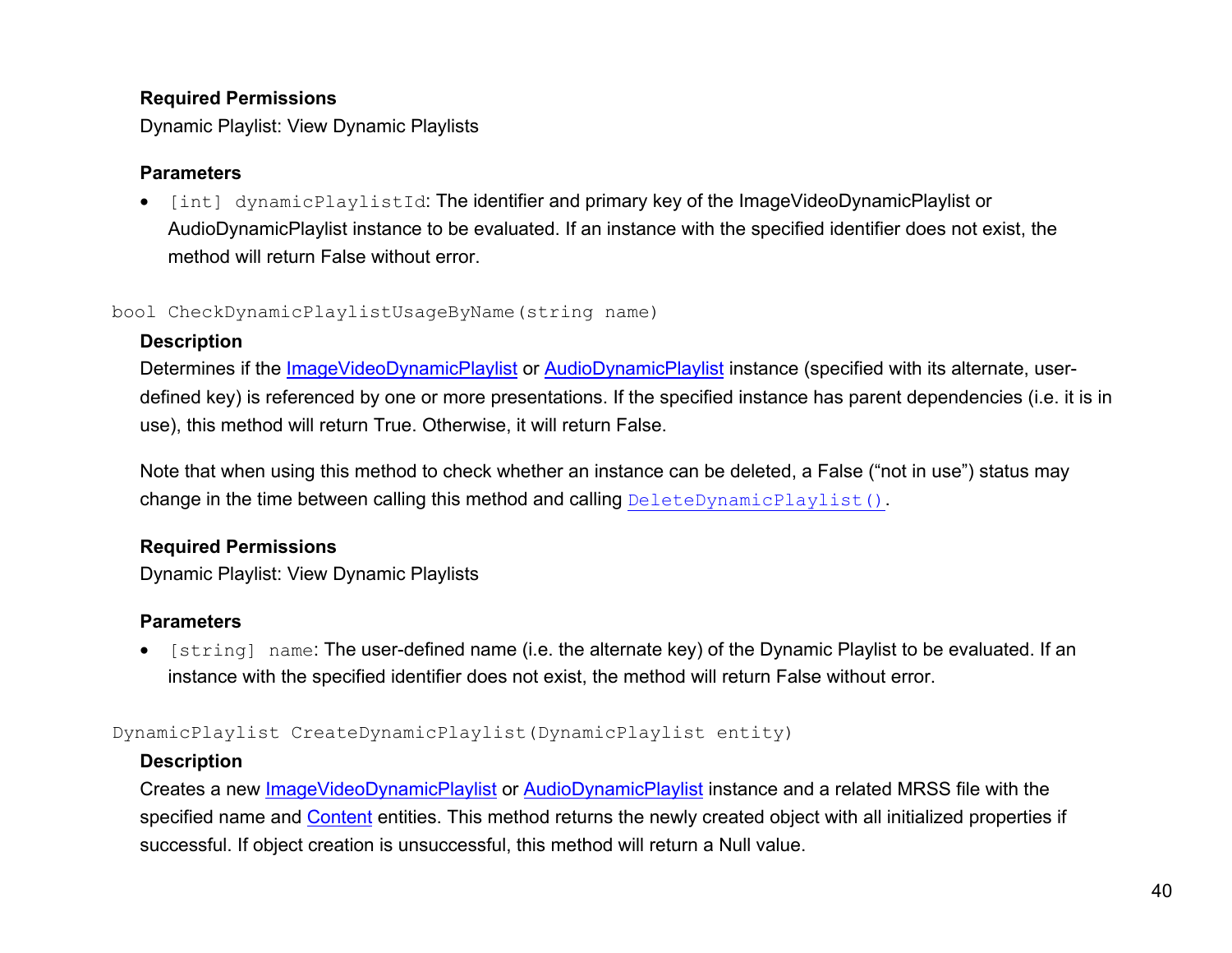**Required Permissions**

Dynamic Playlist: View Dynamic Playlists

**Parameters**

- `[int] dynamicPlaylistId`: The identifier and primary key of the ImageVideoDynamicPlaylist or AudioDynamicPlaylist instance to be evaluated. If an instance with the specified identifier does not exist, the method will return False without error.

```
bool CheckDynamicPlaylistUsageByName(string name)
```

**Description**

Determines if the ImageVideoDynamicPlaylist or AudioDynamicPlaylist instance (specified with its alternate, user-defined key) is referenced by one or more presentations. If the specified instance has parent dependencies (i.e. it is in use), this method will return True. Otherwise, it will return False.

Note that when using this method to check whether an instance can be deleted, a False ("not in use") status may change in the time between calling this method and calling `DeleteDynamicPlaylist()`.

**Required Permissions**

Dynamic Playlist: View Dynamic Playlists

**Parameters**

- `[string] name`: The user-defined name (i.e. the alternate key) of the Dynamic Playlist to be evaluated. If an instance with the specified identifier does not exist, the method will return False without error.

```
DynamicPlaylist CreateDynamicPlaylist(DynamicPlaylist entity)
```

**Description**

Creates a new ImageVideoDynamicPlaylist or AudioDynamicPlaylist instance and a related MRSS file with the specified name and Content entities. This method returns the newly created object with all initialized properties if successful. If object creation is unsuccessful, this method will return a Null value.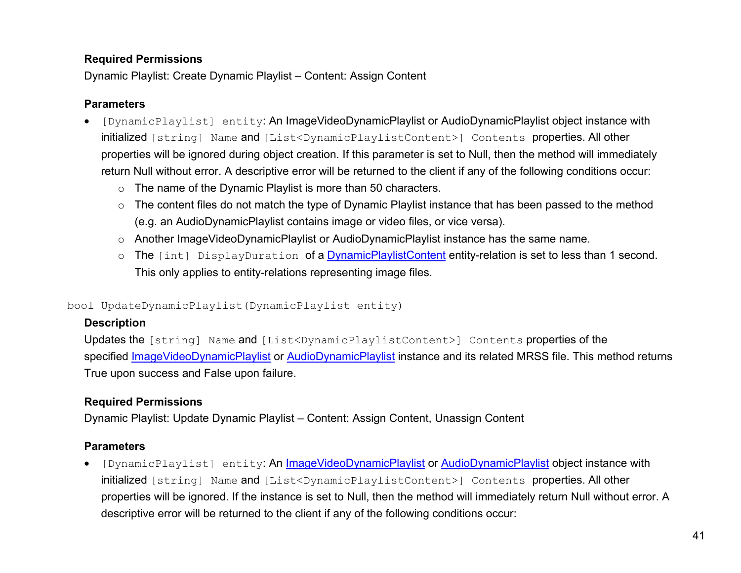**Required Permissions**

Dynamic Playlist: Create Dynamic Playlist – Content: Assign Content

**Parameters**

- `[DynamicPlaylist] entity`: An ImageVideoDynamicPlaylist or AudioDynamicPlaylist object instance with initialized `[string] Name` and `[List<DynamicPlaylistContent>] Contents` properties. All other properties will be ignored during object creation. If this parameter is set to Null, then the method will immediately return Null without error. A descriptive error will be returned to the client if any of the following conditions occur:
  - The name of the Dynamic Playlist is more than 50 characters.
  - The content files do not match the type of Dynamic Playlist instance that has been passed to the method (e.g. an AudioDynamicPlaylist contains image or video files, or vice versa).
  - Another ImageVideoDynamicPlaylist or AudioDynamicPlaylist instance has the same name.
  - The `[int] DisplayDuration` of a DynamicPlaylistContent entity-relation is set to less than 1 second. This only applies to entity-relations representing image files.

```
bool UpdateDynamicPlaylist(DynamicPlaylist entity)
```

**Description**

Updates the `[string] Name` and `[List<DynamicPlaylistContent>] Contents` properties of the specified ImageVideoDynamicPlaylist or AudioDynamicPlaylist instance and its related MRSS file. This method returns True upon success and False upon failure.

**Required Permissions**

Dynamic Playlist: Update Dynamic Playlist – Content: Assign Content, Unassign Content

**Parameters**

- `[DynamicPlaylist] entity`: An ImageVideoDynamicPlaylist or AudioDynamicPlaylist object instance with initialized `[string] Name` and `[List<DynamicPlaylistContent>] Contents` properties. All other properties will be ignored. If the instance is set to Null, then the method will immediately return Null without error. A descriptive error will be returned to the client if any of the following conditions occur: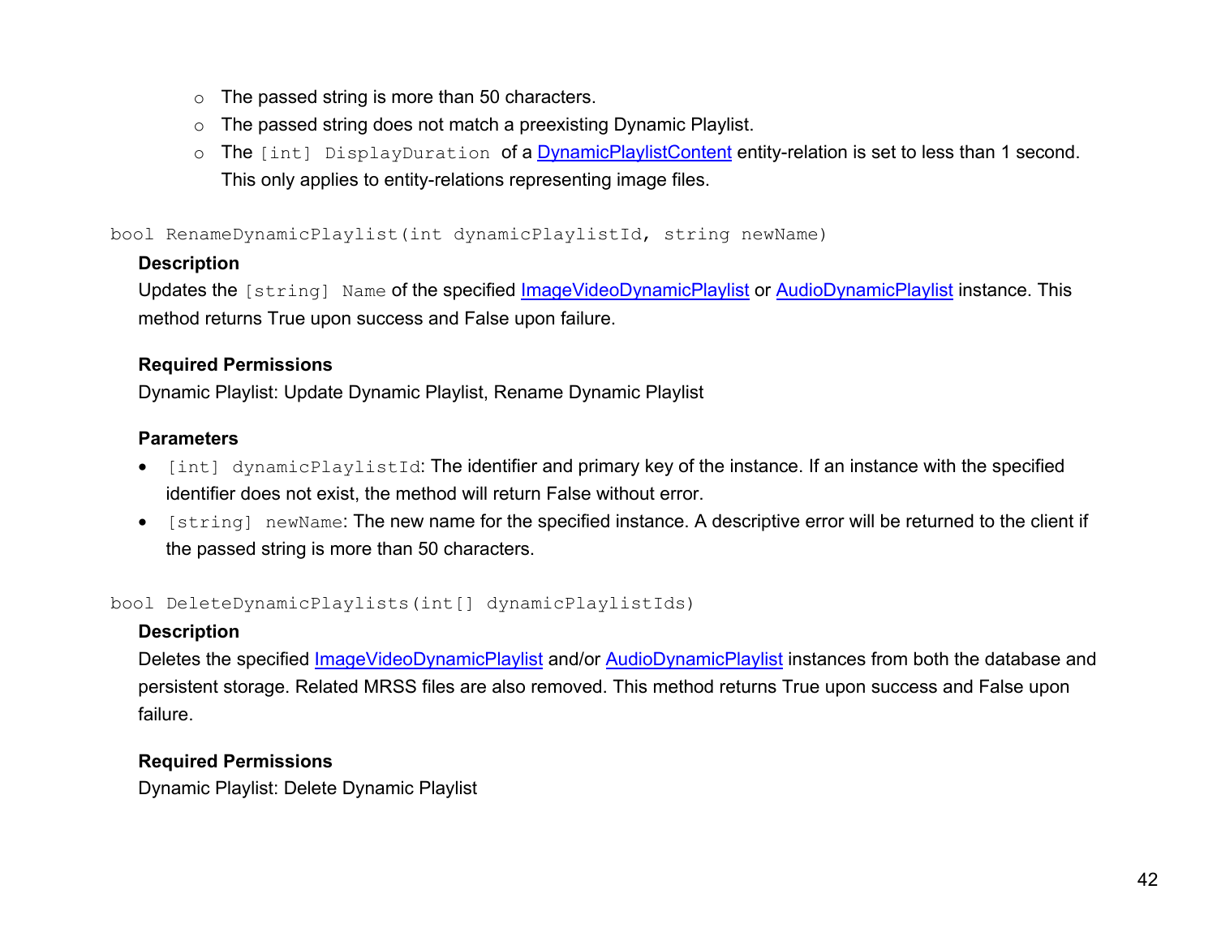- The passed string is more than 50 characters.
- The passed string does not match a preexisting Dynamic Playlist.
- The `[int] DisplayDuration` of a DynamicPlaylistContent entity-relation is set to less than 1 second. This only applies to entity-relations representing image files.

```
bool RenameDynamicPlaylist(int dynamicPlaylistId, string newName)
```

**Description**

Updates the `[string] Name` of the specified ImageVideoDynamicPlaylist or AudioDynamicPlaylist instance. This method returns True upon success and False upon failure.

**Required Permissions**

Dynamic Playlist: Update Dynamic Playlist, Rename Dynamic Playlist

**Parameters**

- `[int] dynamicPlaylistId`: The identifier and primary key of the instance. If an instance with the specified identifier does not exist, the method will return False without error.
- `[string] newName`: The new name for the specified instance. A descriptive error will be returned to the client if the passed string is more than 50 characters.

```
bool DeleteDynamicPlaylists(int[] dynamicPlaylistIds)
```

**Description**

Deletes the specified ImageVideoDynamicPlaylist and/or AudioDynamicPlaylist instances from both the database and persistent storage. Related MRSS files are also removed. This method returns True upon success and False upon failure.

**Required Permissions**

Dynamic Playlist: Delete Dynamic Playlist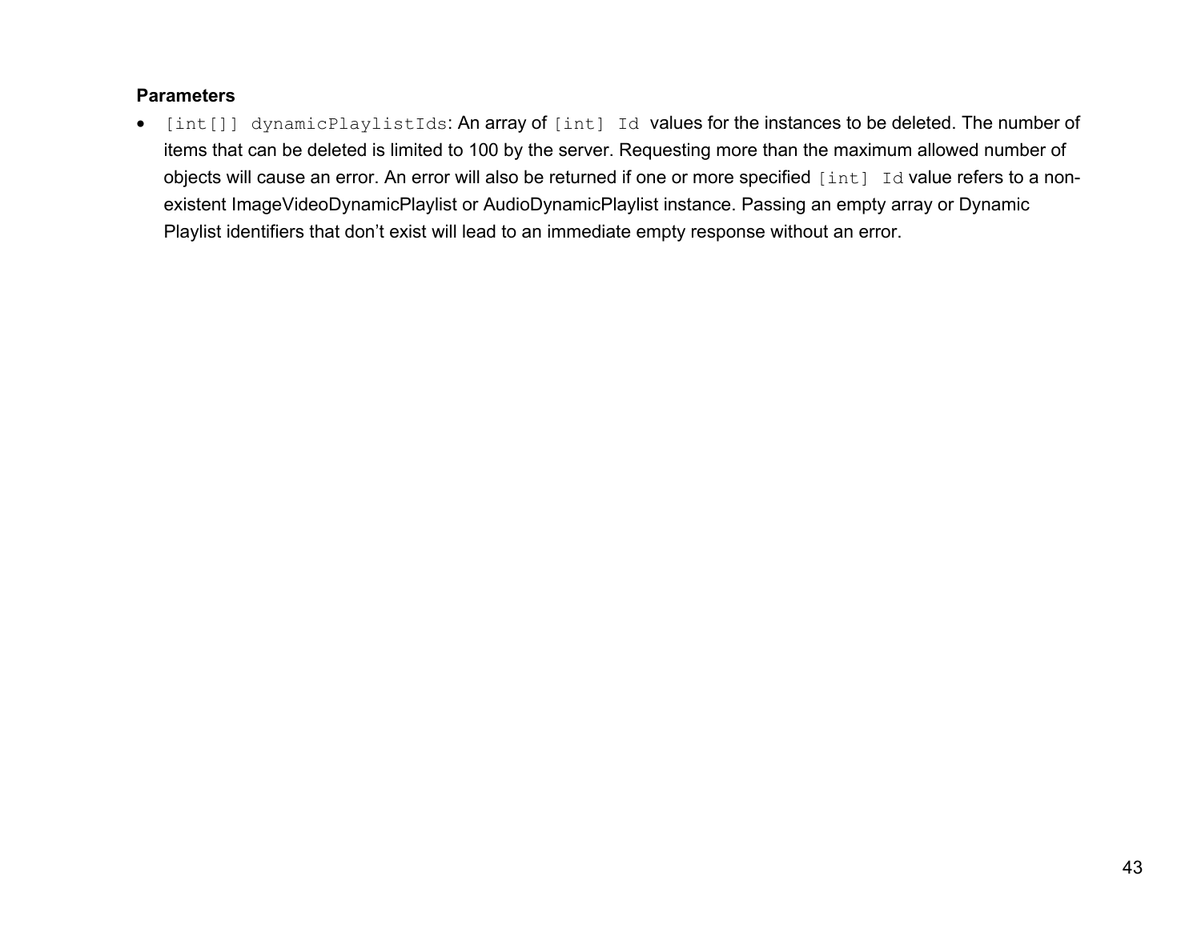**Parameters**

- `[int[]] dynamicPlaylistIds`: An array of `[int] Id` values for the instances to be deleted. The number of items that can be deleted is limited to 100 by the server. Requesting more than the maximum allowed number of objects will cause an error. An error will also be returned if one or more specified `[int] Id` value refers to a non-existent ImageVideoDynamicPlaylist or AudioDynamicPlaylist instance. Passing an empty array or Dynamic Playlist identifiers that don't exist will lead to an immediate empty response without an error.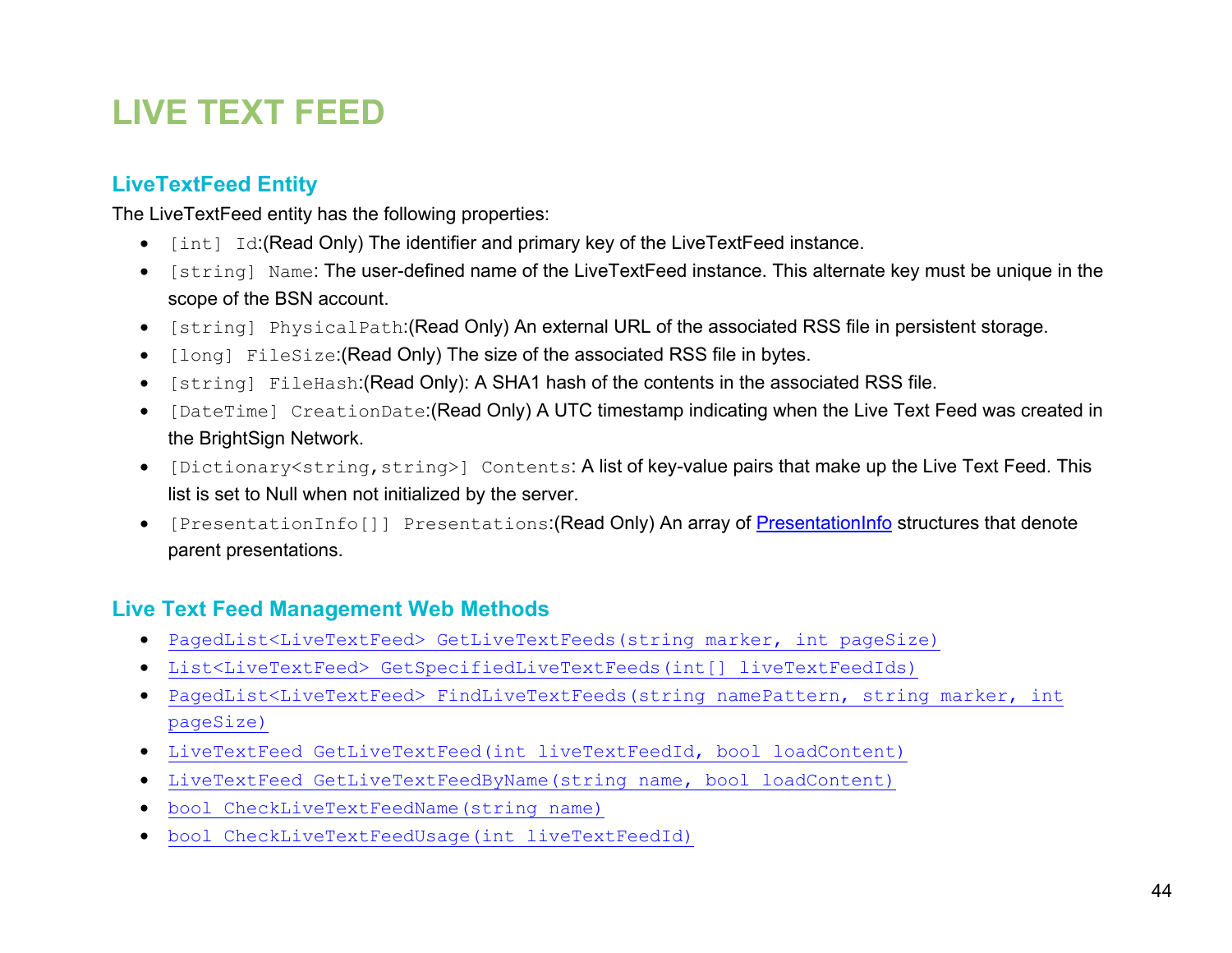# LIVE TEXT FEED

## LiveTextFeed Entity

The LiveTextFeed entity has the following properties:

- `[int] Id`:(Read Only) The identifier and primary key of the LiveTextFeed instance.
- `[string] Name`: The user-defined name of the LiveTextFeed instance. This alternate key must be unique in the scope of the BSN account.
- `[string] PhysicalPath`:(Read Only) An external URL of the associated RSS file in persistent storage.
- `[long] FileSize`:(Read Only) The size of the associated RSS file in bytes.
- `[string] FileHash`:(Read Only): A SHA1 hash of the contents in the associated RSS file.
- `[DateTime] CreationDate`:(Read Only) A UTC timestamp indicating when the Live Text Feed was created in the BrightSign Network.
- `[Dictionary<string,string>] Contents`: A list of key-value pairs that make up the Live Text Feed. This list is set to Null when not initialized by the server.
- `[PresentationInfo[]] Presentations`:(Read Only) An array of PresentationInfo structures that denote parent presentations.

## Live Text Feed Management Web Methods

- `PagedList<LiveTextFeed> GetLiveTextFeeds(string marker, int pageSize)`
- `List<LiveTextFeed> GetSpecifiedLiveTextFeeds(int[] liveTextFeedIds)`
- `PagedList<LiveTextFeed> FindLiveTextFeeds(string namePattern, string marker, int pageSize)`
- `LiveTextFeed GetLiveTextFeed(int liveTextFeedId, bool loadContent)`
- `LiveTextFeed GetLiveTextFeedByName(string name, bool loadContent)`
- `bool CheckLiveTextFeedName(string name)`
- `bool CheckLiveTextFeedUsage(int liveTextFeedId)`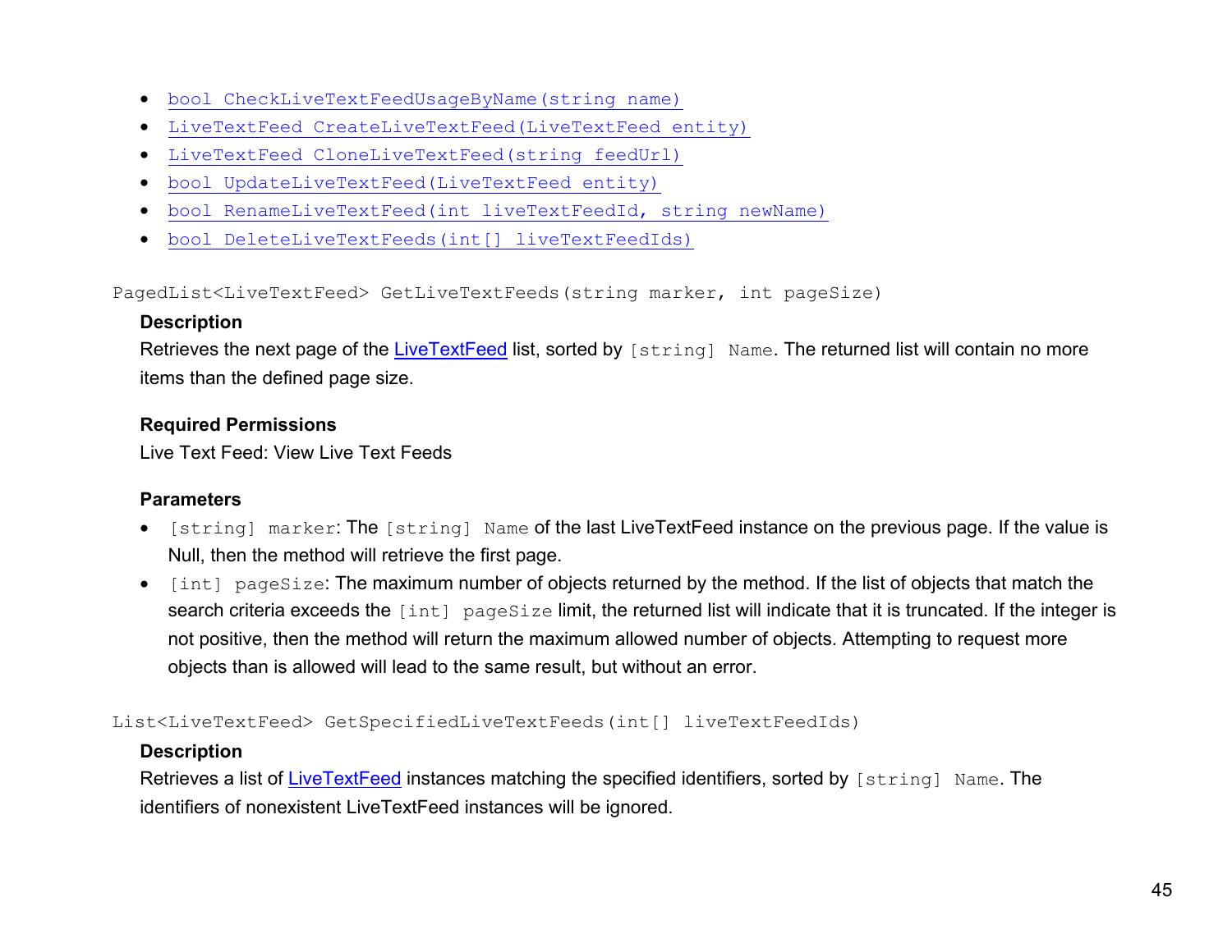- `bool CheckLiveTextFeedUsageByName(string name)`
- `LiveTextFeed CreateLiveTextFeed(LiveTextFeed entity)`
- `LiveTextFeed CloneLiveTextFeed(string feedUrl)`
- `bool UpdateLiveTextFeed(LiveTextFeed entity)`
- `bool RenameLiveTextFeed(int liveTextFeedId, string newName)`
- `bool DeleteLiveTextFeeds(int[] liveTextFeedIds)`

`PagedList<LiveTextFeed> GetLiveTextFeeds(string marker, int pageSize)`

**Description**

Retrieves the next page of the LiveTextFeed list, sorted by `[string] Name`. The returned list will contain no more items than the defined page size.

**Required Permissions**

Live Text Feed: View Live Text Feeds

**Parameters**

- `[string] marker`: The `[string] Name` of the last LiveTextFeed instance on the previous page. If the value is Null, then the method will retrieve the first page.
- `[int] pageSize`: The maximum number of objects returned by the method. If the list of objects that match the search criteria exceeds the `[int] pageSize` limit, the returned list will indicate that it is truncated. If the integer is not positive, then the method will return the maximum allowed number of objects. Attempting to request more objects than is allowed will lead to the same result, but without an error.

`List<LiveTextFeed> GetSpecifiedLiveTextFeeds(int[] liveTextFeedIds)`

**Description**

Retrieves a list of LiveTextFeed instances matching the specified identifiers, sorted by `[string] Name`. The identifiers of nonexistent LiveTextFeed instances will be ignored.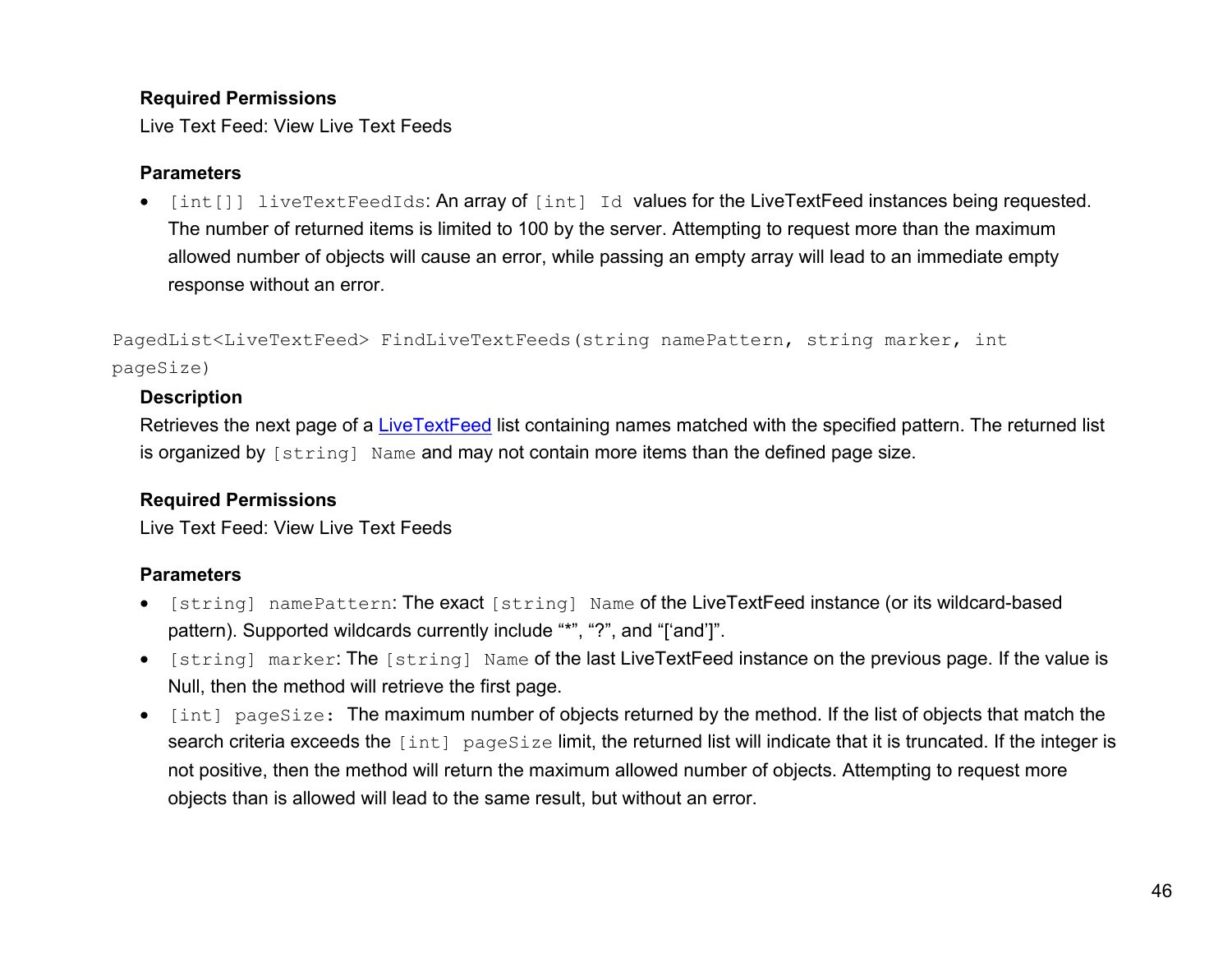**Required Permissions**

Live Text Feed: View Live Text Feeds

**Parameters**

- `[int[]] liveTextFeedIds`: An array of `[int] Id` values for the LiveTextFeed instances being requested. The number of returned items is limited to 100 by the server. Attempting to request more than the maximum allowed number of objects will cause an error, while passing an empty array will lead to an immediate empty response without an error.

```
PagedList<LiveTextFeed> FindLiveTextFeeds(string namePattern, string marker, int
pageSize)
```

**Description**

Retrieves the next page of a LiveTextFeed list containing names matched with the specified pattern. The returned list is organized by `[string] Name` and may not contain more items than the defined page size.

**Required Permissions**

Live Text Feed: View Live Text Feeds

**Parameters**

- `[string] namePattern`: The exact `[string] Name` of the LiveTextFeed instance (or its wildcard-based pattern). Supported wildcards currently include “*”, “?”, and “[‘and’]”.
- `[string] marker`: The `[string] Name` of the last LiveTextFeed instance on the previous page. If the value is Null, then the method will retrieve the first page.
- `[int] pageSize:` The maximum number of objects returned by the method. If the list of objects that match the search criteria exceeds the `[int] pageSize` limit, the returned list will indicate that it is truncated. If the integer is not positive, then the method will return the maximum allowed number of objects. Attempting to request more objects than is allowed will lead to the same result, but without an error.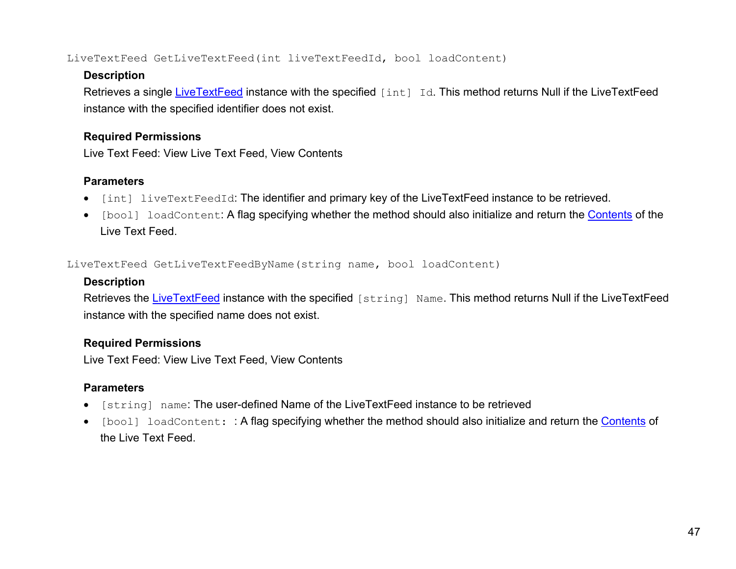`LiveTextFeed GetLiveTextFeed(int liveTextFeedId, bool loadContent)`

**Description**

Retrieves a single LiveTextFeed instance with the specified `[int] Id`. This method returns Null if the LiveTextFeed instance with the specified identifier does not exist.

**Required Permissions**

Live Text Feed: View Live Text Feed, View Contents

**Parameters**

- `[int] liveTextFeedId`: The identifier and primary key of the LiveTextFeed instance to be retrieved.
- `[bool] loadContent`: A flag specifying whether the method should also initialize and return the Contents of the Live Text Feed.

`LiveTextFeed GetLiveTextFeedByName(string name, bool loadContent)`

**Description**

Retrieves the LiveTextFeed instance with the specified `[string] Name`. This method returns Null if the LiveTextFeed instance with the specified name does not exist.

**Required Permissions**

Live Text Feed: View Live Text Feed, View Contents

**Parameters**

- `[string] name`: The user-defined Name of the LiveTextFeed instance to be retrieved
- `[bool] loadContent:` : A flag specifying whether the method should also initialize and return the Contents of the Live Text Feed.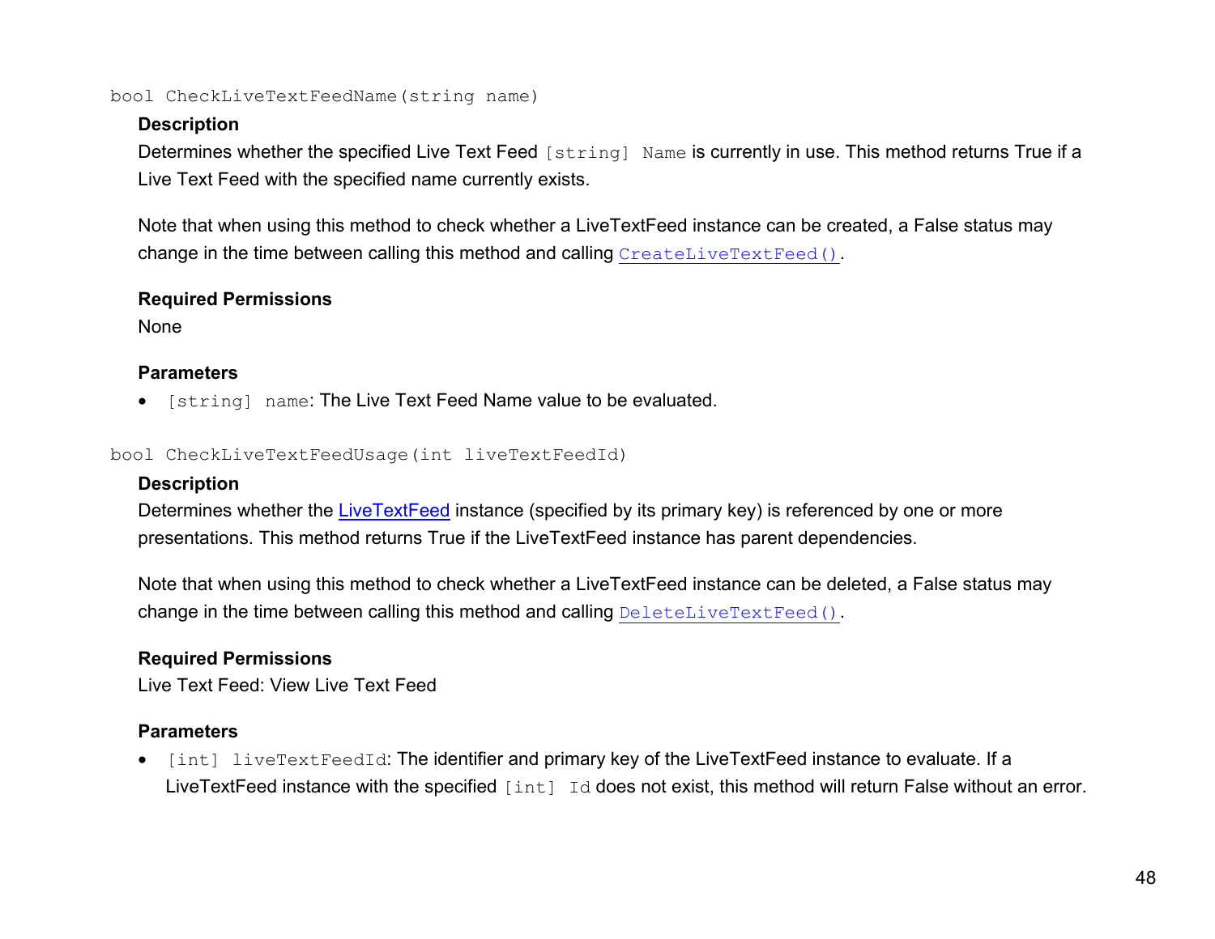`bool CheckLiveTextFeedName(string name)`

**Description**

Determines whether the specified Live Text Feed `[string] Name` is currently in use. This method returns True if a Live Text Feed with the specified name currently exists.

Note that when using this method to check whether a LiveTextFeed instance can be created, a False status may change in the time between calling this method and calling `CreateLiveTextFeed()`.

**Required Permissions**

None

**Parameters**

- `[string] name`: The Live Text Feed Name value to be evaluated.

`bool CheckLiveTextFeedUsage(int liveTextFeedId)`

**Description**

Determines whether the LiveTextFeed instance (specified by its primary key) is referenced by one or more presentations. This method returns True if the LiveTextFeed instance has parent dependencies.

Note that when using this method to check whether a LiveTextFeed instance can be deleted, a False status may change in the time between calling this method and calling `DeleteLiveTextFeed()`.

**Required Permissions**

Live Text Feed: View Live Text Feed

**Parameters**

- `[int] liveTextFeedId`: The identifier and primary key of the LiveTextFeed instance to evaluate. If a LiveTextFeed instance with the specified `[int] Id` does not exist, this method will return False without an error.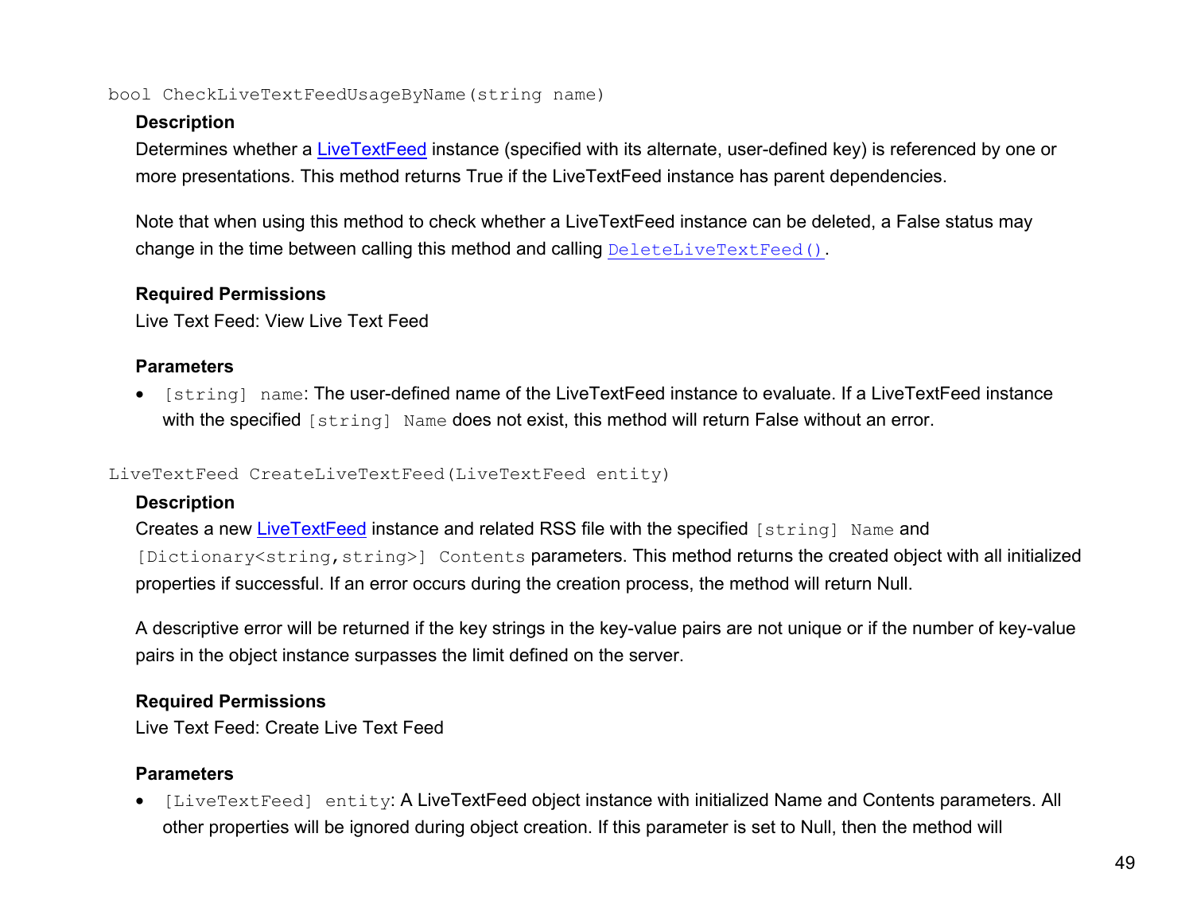`bool CheckLiveTextFeedUsageByName(string name)`

**Description**

Determines whether a LiveTextFeed instance (specified with its alternate, user-defined key) is referenced by one or more presentations. This method returns True if the LiveTextFeed instance has parent dependencies.

Note that when using this method to check whether a LiveTextFeed instance can be deleted, a False status may change in the time between calling this method and calling `DeleteLiveTextFeed()`.

**Required Permissions**

Live Text Feed: View Live Text Feed

**Parameters**

- `[string] name`: The user-defined name of the LiveTextFeed instance to evaluate. If a LiveTextFeed instance with the specified `[string] Name` does not exist, this method will return False without an error.

`LiveTextFeed CreateLiveTextFeed(LiveTextFeed entity)`

**Description**

Creates a new LiveTextFeed instance and related RSS file with the specified `[string] Name` and `[Dictionary<string,string>] Contents` parameters. This method returns the created object with all initialized properties if successful. If an error occurs during the creation process, the method will return Null.

A descriptive error will be returned if the key strings in the key-value pairs are not unique or if the number of key-value pairs in the object instance surpasses the limit defined on the server.

**Required Permissions**

Live Text Feed: Create Live Text Feed

**Parameters**

- `[LiveTextFeed] entity`: A LiveTextFeed object instance with initialized Name and Contents parameters. All other properties will be ignored during object creation. If this parameter is set to Null, then the method will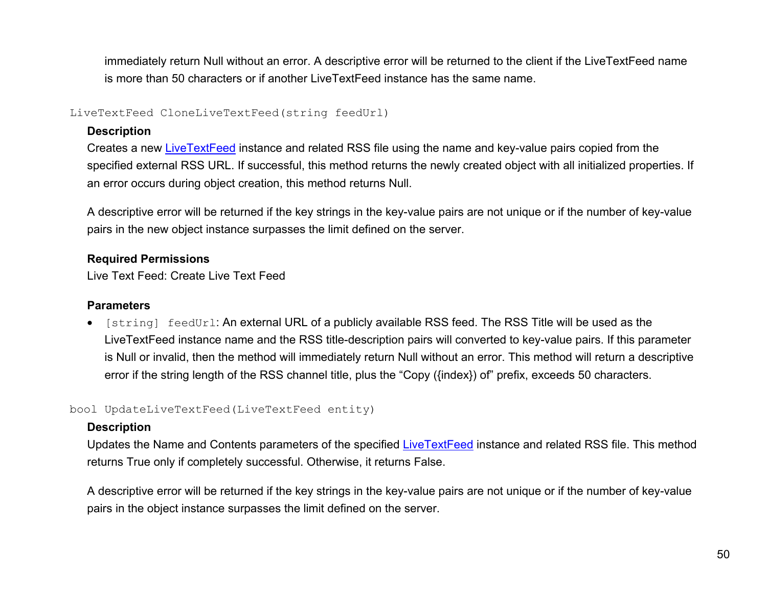immediately return Null without an error. A descriptive error will be returned to the client if the LiveTextFeed name is more than 50 characters or if another LiveTextFeed instance has the same name.

`LiveTextFeed CloneLiveTextFeed(string feedUrl)`

**Description**

Creates a new LiveTextFeed instance and related RSS file using the name and key-value pairs copied from the specified external RSS URL. If successful, this method returns the newly created object with all initialized properties. If an error occurs during object creation, this method returns Null.

A descriptive error will be returned if the key strings in the key-value pairs are not unique or if the number of key-value pairs in the new object instance surpasses the limit defined on the server.

**Required Permissions**

Live Text Feed: Create Live Text Feed

**Parameters**

- `[string] feedUrl`: An external URL of a publicly available RSS feed. The RSS Title will be used as the LiveTextFeed instance name and the RSS title-description pairs will converted to key-value pairs. If this parameter is Null or invalid, then the method will immediately return Null without an error. This method will return a descriptive error if the string length of the RSS channel title, plus the “Copy ({index}) of” prefix, exceeds 50 characters.

`bool UpdateLiveTextFeed(LiveTextFeed entity)`

**Description**

Updates the Name and Contents parameters of the specified LiveTextFeed instance and related RSS file. This method returns True only if completely successful. Otherwise, it returns False.

A descriptive error will be returned if the key strings in the key-value pairs are not unique or if the number of key-value pairs in the object instance surpasses the limit defined on the server.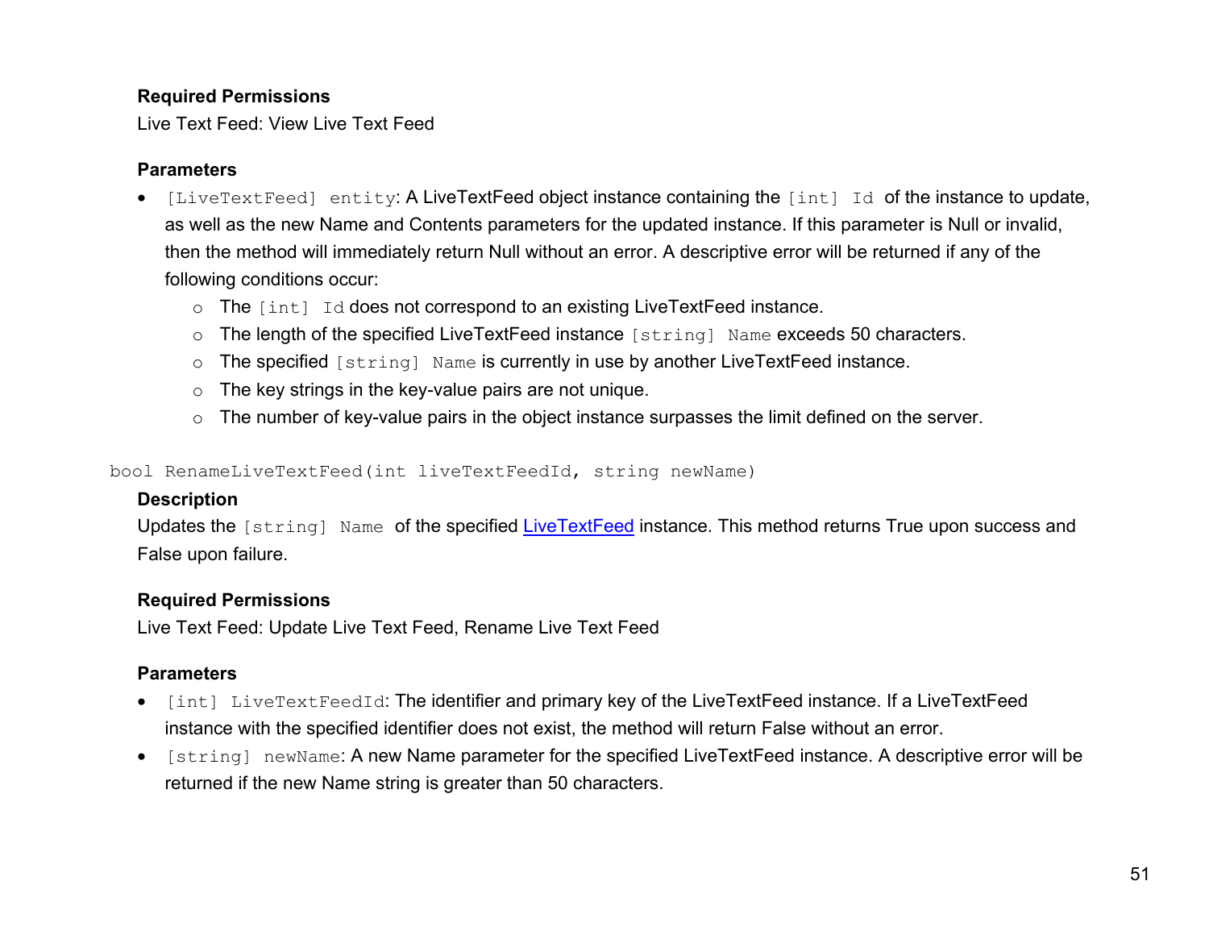**Required Permissions**

Live Text Feed: View Live Text Feed

**Parameters**

- `[LiveTextFeed] entity`: A LiveTextFeed object instance containing the `[int] Id` of the instance to update, as well as the new Name and Contents parameters for the updated instance. If this parameter is Null or invalid, then the method will immediately return Null without an error. A descriptive error will be returned if any of the following conditions occur:
  - The `[int] Id` does not correspond to an existing LiveTextFeed instance.
  - The length of the specified LiveTextFeed instance `[string] Name` exceeds 50 characters.
  - The specified `[string] Name` is currently in use by another LiveTextFeed instance.
  - The key strings in the key-value pairs are not unique.
  - The number of key-value pairs in the object instance surpasses the limit defined on the server.

```
bool RenameLiveTextFeed(int liveTextFeedId, string newName)
```

**Description**

Updates the `[string] Name` of the specified LiveTextFeed instance. This method returns True upon success and False upon failure.

**Required Permissions**

Live Text Feed: Update Live Text Feed, Rename Live Text Feed

**Parameters**

- `[int] LiveTextFeedId`: The identifier and primary key of the LiveTextFeed instance. If a LiveTextFeed instance with the specified identifier does not exist, the method will return False without an error.
- `[string] newName`: A new Name parameter for the specified LiveTextFeed instance. A descriptive error will be returned if the new Name string is greater than 50 characters.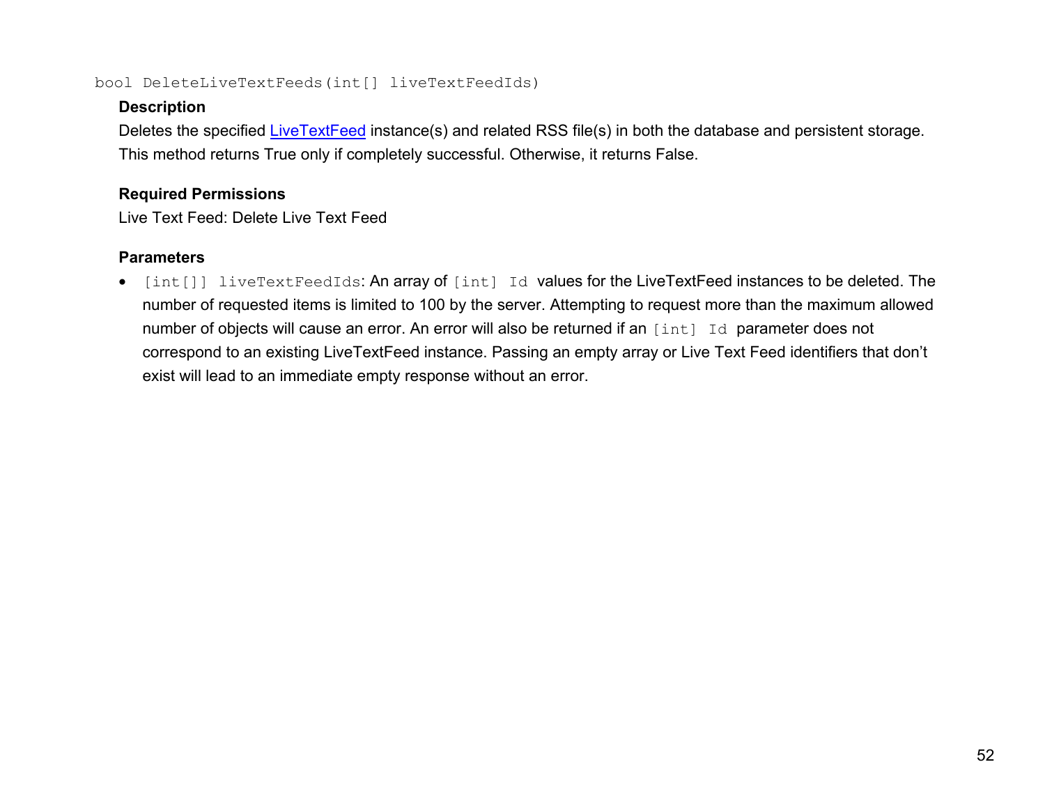```
bool DeleteLiveTextFeeds(int[] liveTextFeedIds)
```

**Description**

Deletes the specified LiveTextFeed instance(s) and related RSS file(s) in both the database and persistent storage. This method returns True only if completely successful. Otherwise, it returns False.

**Required Permissions**

Live Text Feed: Delete Live Text Feed

**Parameters**

- `[int[]] liveTextFeedIds`: An array of `[int] Id` values for the LiveTextFeed instances to be deleted. The number of requested items is limited to 100 by the server. Attempting to request more than the maximum allowed number of objects will cause an error. An error will also be returned if an `[int] Id` parameter does not correspond to an existing LiveTextFeed instance. Passing an empty array or Live Text Feed identifiers that don't exist will lead to an immediate empty response without an error.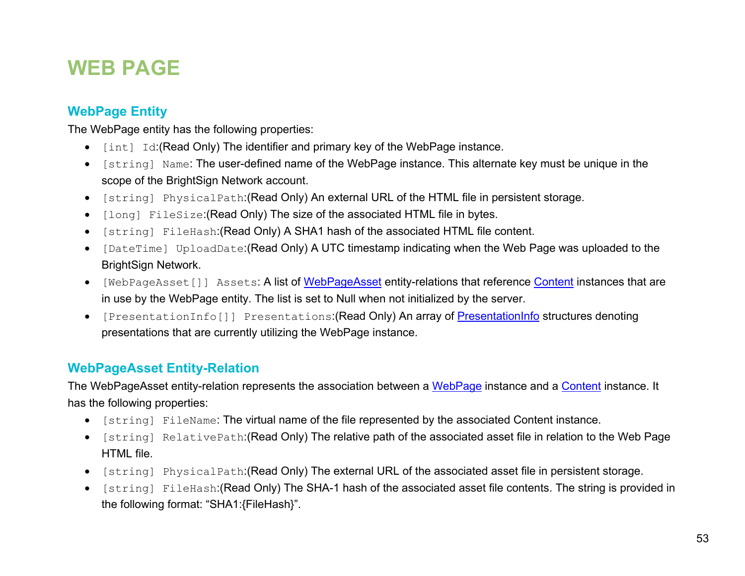# WEB PAGE

## WebPage Entity

The WebPage entity has the following properties:

- `[int] Id`:(Read Only) The identifier and primary key of the WebPage instance.
- `[string] Name`: The user-defined name of the WebPage instance. This alternate key must be unique in the scope of the BrightSign Network account.
- `[string] PhysicalPath`:(Read Only) An external URL of the HTML file in persistent storage.
- `[long] FileSize`:(Read Only) The size of the associated HTML file in bytes.
- `[string] FileHash`:(Read Only) A SHA1 hash of the associated HTML file content.
- `[DateTime] UploadDate`:(Read Only) A UTC timestamp indicating when the Web Page was uploaded to the BrightSign Network.
- `[WebPageAsset[]] Assets`: A list of WebPageAsset entity-relations that reference Content instances that are in use by the WebPage entity. The list is set to Null when not initialized by the server.
- `[PresentationInfo[]] Presentations`:(Read Only) An array of PresentationInfo structures denoting presentations that are currently utilizing the WebPage instance.

## WebPageAsset Entity-Relation

The WebPageAsset entity-relation represents the association between a WebPage instance and a Content instance. It has the following properties:

- `[string] FileName`: The virtual name of the file represented by the associated Content instance.
- `[string] RelativePath`:(Read Only) The relative path of the associated asset file in relation to the Web Page HTML file.
- `[string] PhysicalPath`:(Read Only) The external URL of the associated asset file in persistent storage.
- `[string] FileHash`:(Read Only) The SHA-1 hash of the associated asset file contents. The string is provided in the following format: "SHA1:{FileHash}".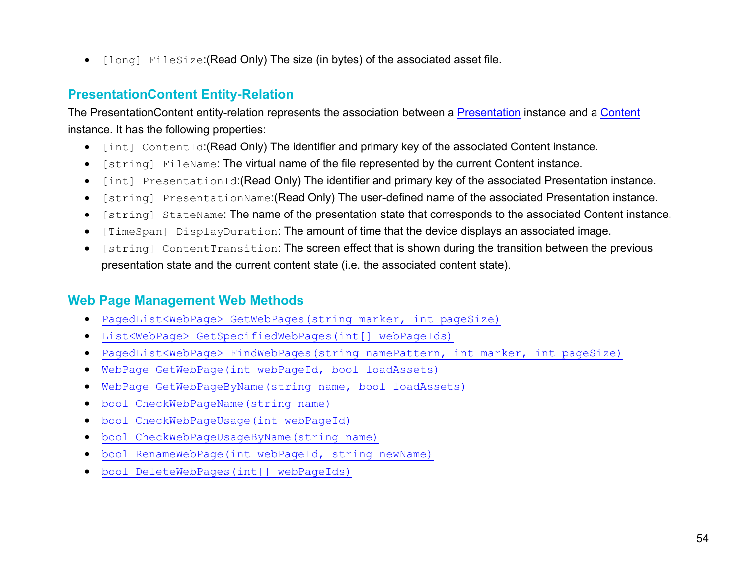- `[long] FileSize`:(Read Only) The size (in bytes) of the associated asset file.

## PresentationContent Entity-Relation

The PresentationContent entity-relation represents the association between a [Presentation]() instance and a [Content]() instance. It has the following properties:

- `[int] ContentId`:(Read Only) The identifier and primary key of the associated Content instance.
- `[string] FileName`: The virtual name of the file represented by the current Content instance.
- `[int] PresentationId`:(Read Only) The identifier and primary key of the associated Presentation instance.
- `[string] PresentationName`:(Read Only) The user-defined name of the associated Presentation instance.
- `[string] StateName`: The name of the presentation state that corresponds to the associated Content instance.
- `[TimeSpan] DisplayDuration`: The amount of time that the device displays an associated image.
- `[string] ContentTransition`: The screen effect that is shown during the transition between the previous presentation state and the current content state (i.e. the associated content state).

## Web Page Management Web Methods

- [`PagedList<WebPage> GetWebPages(string marker, int pageSize)`]()
- [`List<WebPage> GetSpecifiedWebPages(int[] webPageIds)`]()
- [`PagedList<WebPage> FindWebPages(string namePattern, int marker, int pageSize)`]()
- [`WebPage GetWebPage(int webPageId, bool loadAssets)`]()
- [`WebPage GetWebPageByName(string name, bool loadAssets)`]()
- [`bool CheckWebPageName(string name)`]()
- [`bool CheckWebPageUsage(int webPageId)`]()
- [`bool CheckWebPageUsageByName(string name)`]()
- [`bool RenameWebPage(int webPageId, string newName)`]()
- [`bool DeleteWebPages(int[] webPageIds)`]()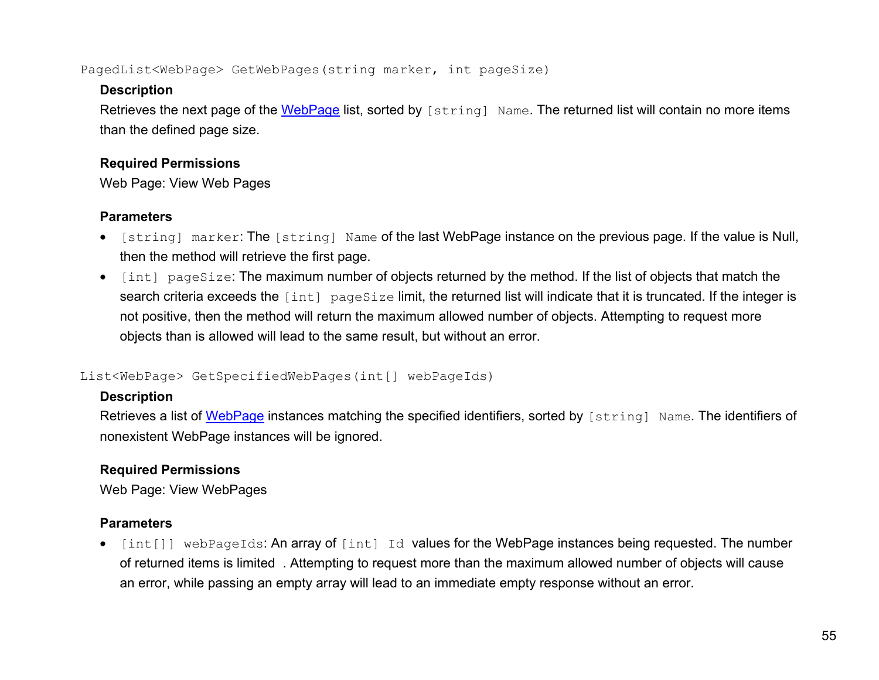`PagedList<WebPage> GetWebPages(string marker, int pageSize)`

**Description**

Retrieves the next page of the WebPage list, sorted by `[string] Name`. The returned list will contain no more items than the defined page size.

**Required Permissions**

Web Page: View Web Pages

**Parameters**

- `[string] marker`: The `[string] Name` of the last WebPage instance on the previous page. If the value is Null, then the method will retrieve the first page.
- `[int] pageSize`: The maximum number of objects returned by the method. If the list of objects that match the search criteria exceeds the `[int] pageSize` limit, the returned list will indicate that it is truncated. If the integer is not positive, then the method will return the maximum allowed number of objects. Attempting to request more objects than is allowed will lead to the same result, but without an error.

`List<WebPage> GetSpecifiedWebPages(int[] webPageIds)`

**Description**

Retrieves a list of WebPage instances matching the specified identifiers, sorted by `[string] Name`. The identifiers of nonexistent WebPage instances will be ignored.

**Required Permissions**

Web Page: View WebPages

**Parameters**

- `[int[]] webPageIds`: An array of `[int] Id` values for the WebPage instances being requested. The number of returned items is limited . Attempting to request more than the maximum allowed number of objects will cause an error, while passing an empty array will lead to an immediate empty response without an error.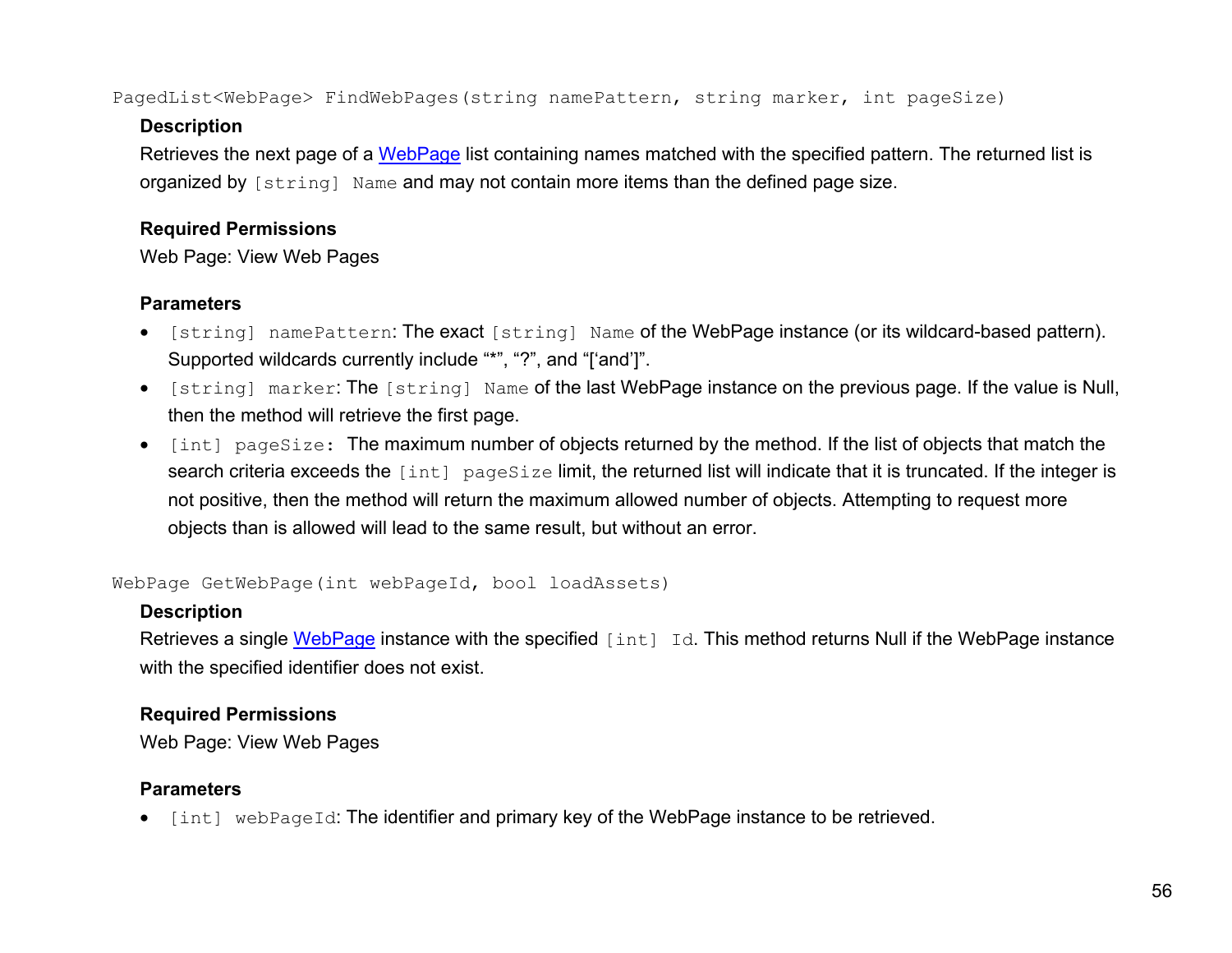`PagedList<WebPage> FindWebPages(string namePattern, string marker, int pageSize)`

**Description**

Retrieves the next page of a WebPage list containing names matched with the specified pattern. The returned list is organized by `[string] Name` and may not contain more items than the defined page size.

**Required Permissions**

Web Page: View Web Pages

**Parameters**

- `[string] namePattern`: The exact `[string] Name` of the WebPage instance (or its wildcard-based pattern). Supported wildcards currently include "*", "?", and "['and']".
- `[string] marker`: The `[string] Name` of the last WebPage instance on the previous page. If the value is Null, then the method will retrieve the first page.
- `[int] pageSize:` The maximum number of objects returned by the method. If the list of objects that match the search criteria exceeds the `[int] pageSize` limit, the returned list will indicate that it is truncated. If the integer is not positive, then the method will return the maximum allowed number of objects. Attempting to request more objects than is allowed will lead to the same result, but without an error.

`WebPage GetWebPage(int webPageId, bool loadAssets)`

**Description**

Retrieves a single WebPage instance with the specified `[int] Id`. This method returns Null if the WebPage instance with the specified identifier does not exist.

**Required Permissions**

Web Page: View Web Pages

**Parameters**

- `[int] webPageId`: The identifier and primary key of the WebPage instance to be retrieved.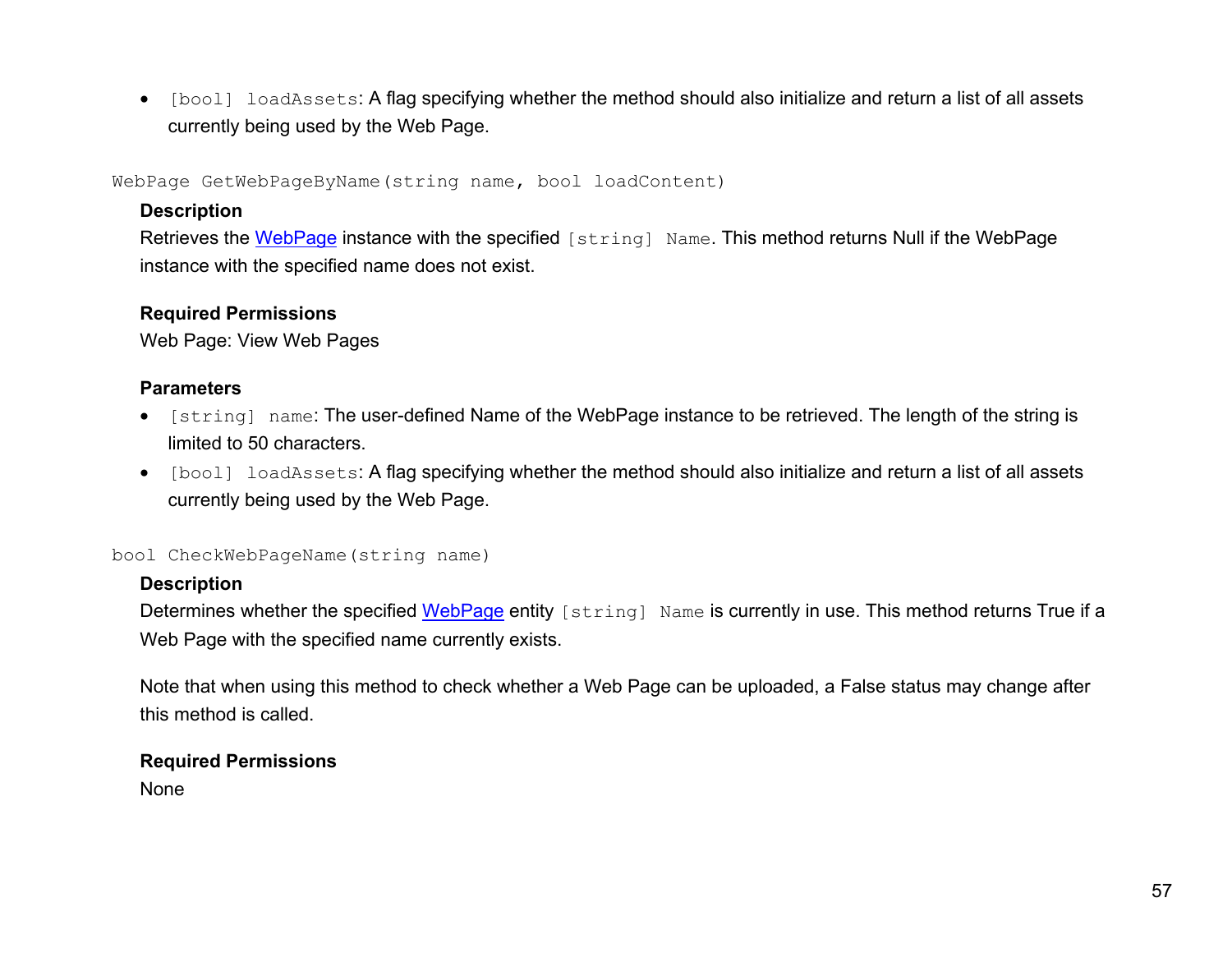- `[bool] loadAssets`: A flag specifying whether the method should also initialize and return a list of all assets currently being used by the Web Page.

`WebPage GetWebPageByName(string name, bool loadContent)`

**Description**

Retrieves the WebPage instance with the specified `[string] Name`. This method returns Null if the WebPage instance with the specified name does not exist.

**Required Permissions**

Web Page: View Web Pages

**Parameters**

- `[string] name`: The user-defined Name of the WebPage instance to be retrieved. The length of the string is limited to 50 characters.
- `[bool] loadAssets`: A flag specifying whether the method should also initialize and return a list of all assets currently being used by the Web Page.

`bool CheckWebPageName(string name)`

**Description**

Determines whether the specified WebPage entity `[string] Name` is currently in use. This method returns True if a Web Page with the specified name currently exists.

Note that when using this method to check whether a Web Page can be uploaded, a False status may change after this method is called.

**Required Permissions**

None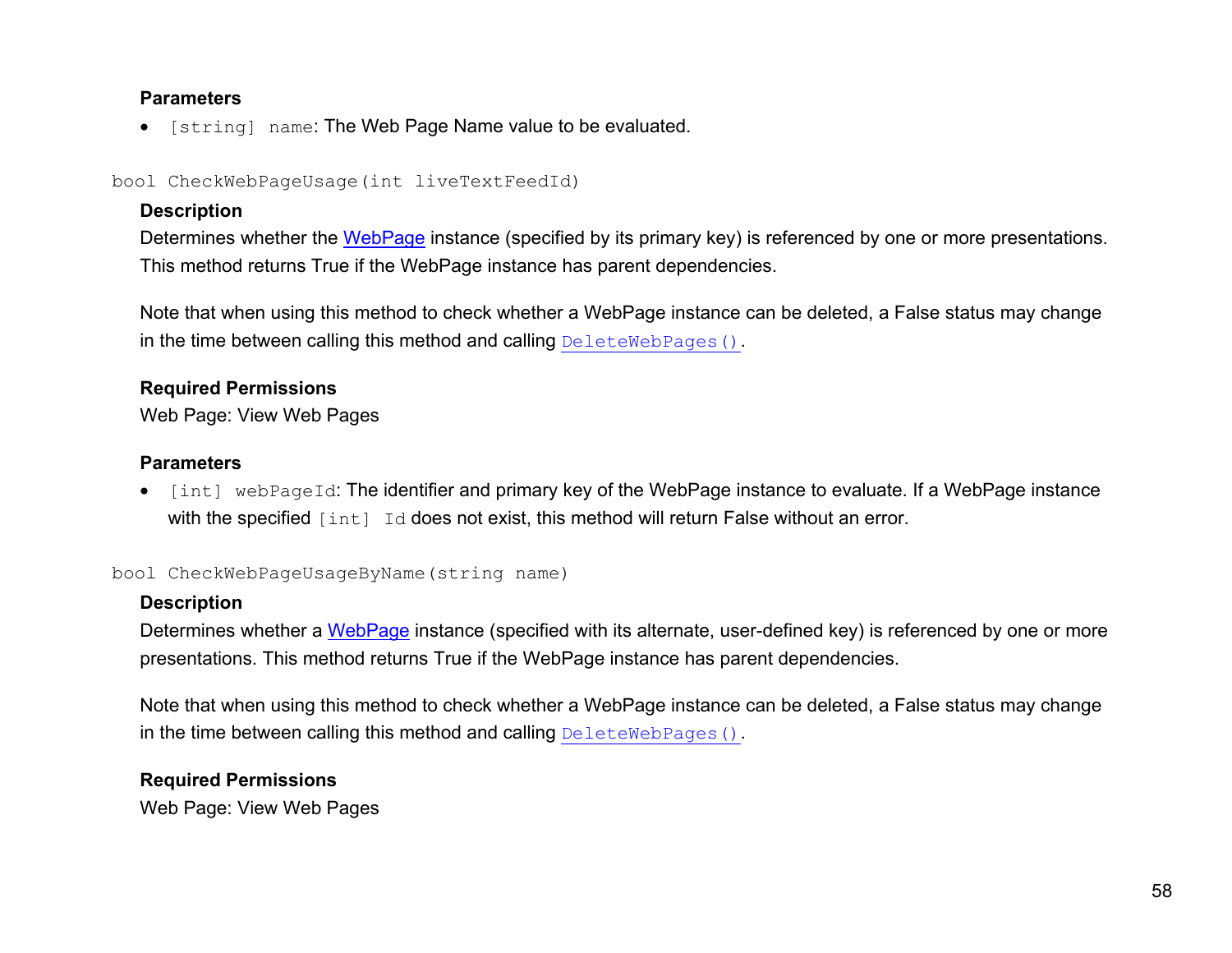**Parameters**

- `[string] name`: The Web Page Name value to be evaluated.

`bool CheckWebPageUsage(int liveTextFeedId)`

**Description**

Determines whether the WebPage instance (specified by its primary key) is referenced by one or more presentations. This method returns True if the WebPage instance has parent dependencies.

Note that when using this method to check whether a WebPage instance can be deleted, a False status may change in the time between calling this method and calling `DeleteWebPages()`.

**Required Permissions**

Web Page: View Web Pages

**Parameters**

- `[int] webPageId`: The identifier and primary key of the WebPage instance to evaluate. If a WebPage instance with the specified `[int] Id` does not exist, this method will return False without an error.

`bool CheckWebPageUsageByName(string name)`

**Description**

Determines whether a WebPage instance (specified with its alternate, user-defined key) is referenced by one or more presentations. This method returns True if the WebPage instance has parent dependencies.

Note that when using this method to check whether a WebPage instance can be deleted, a False status may change in the time between calling this method and calling `DeleteWebPages()`.

**Required Permissions**

Web Page: View Web Pages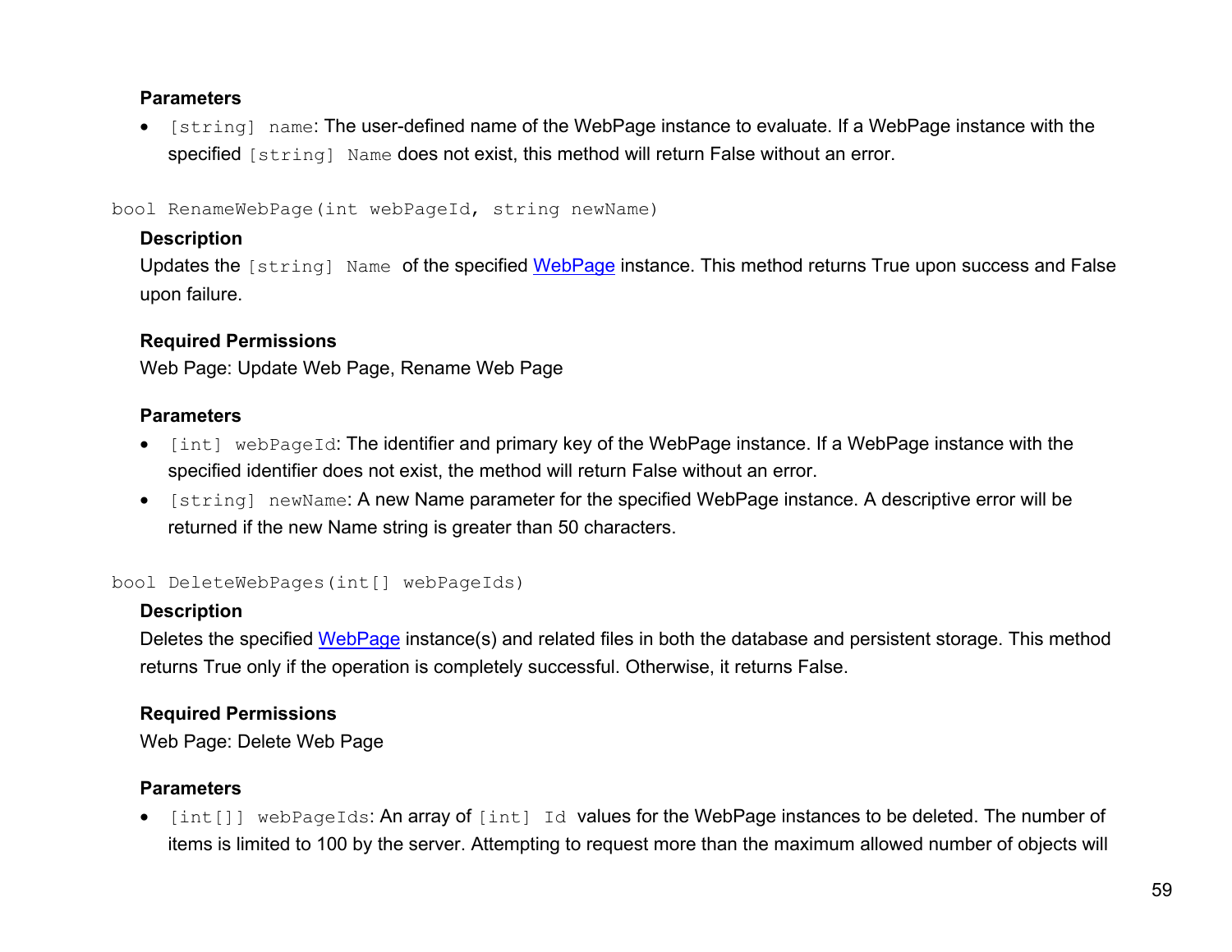**Parameters**

- `[string] name`: The user-defined name of the WebPage instance to evaluate. If a WebPage instance with the specified `[string] Name` does not exist, this method will return False without an error.

`bool RenameWebPage(int webPageId, string newName)`

**Description**

Updates the `[string] Name` of the specified WebPage instance. This method returns True upon success and False upon failure.

**Required Permissions**

Web Page: Update Web Page, Rename Web Page

**Parameters**

- `[int] webPageId`: The identifier and primary key of the WebPage instance. If a WebPage instance with the specified identifier does not exist, the method will return False without an error.
- `[string] newName`: A new Name parameter for the specified WebPage instance. A descriptive error will be returned if the new Name string is greater than 50 characters.

`bool DeleteWebPages(int[] webPageIds)`

**Description**

Deletes the specified WebPage instance(s) and related files in both the database and persistent storage. This method returns True only if the operation is completely successful. Otherwise, it returns False.

**Required Permissions**

Web Page: Delete Web Page

**Parameters**

- `[int[]] webPageIds`: An array of `[int] Id` values for the WebPage instances to be deleted. The number of items is limited to 100 by the server. Attempting to request more than the maximum allowed number of objects will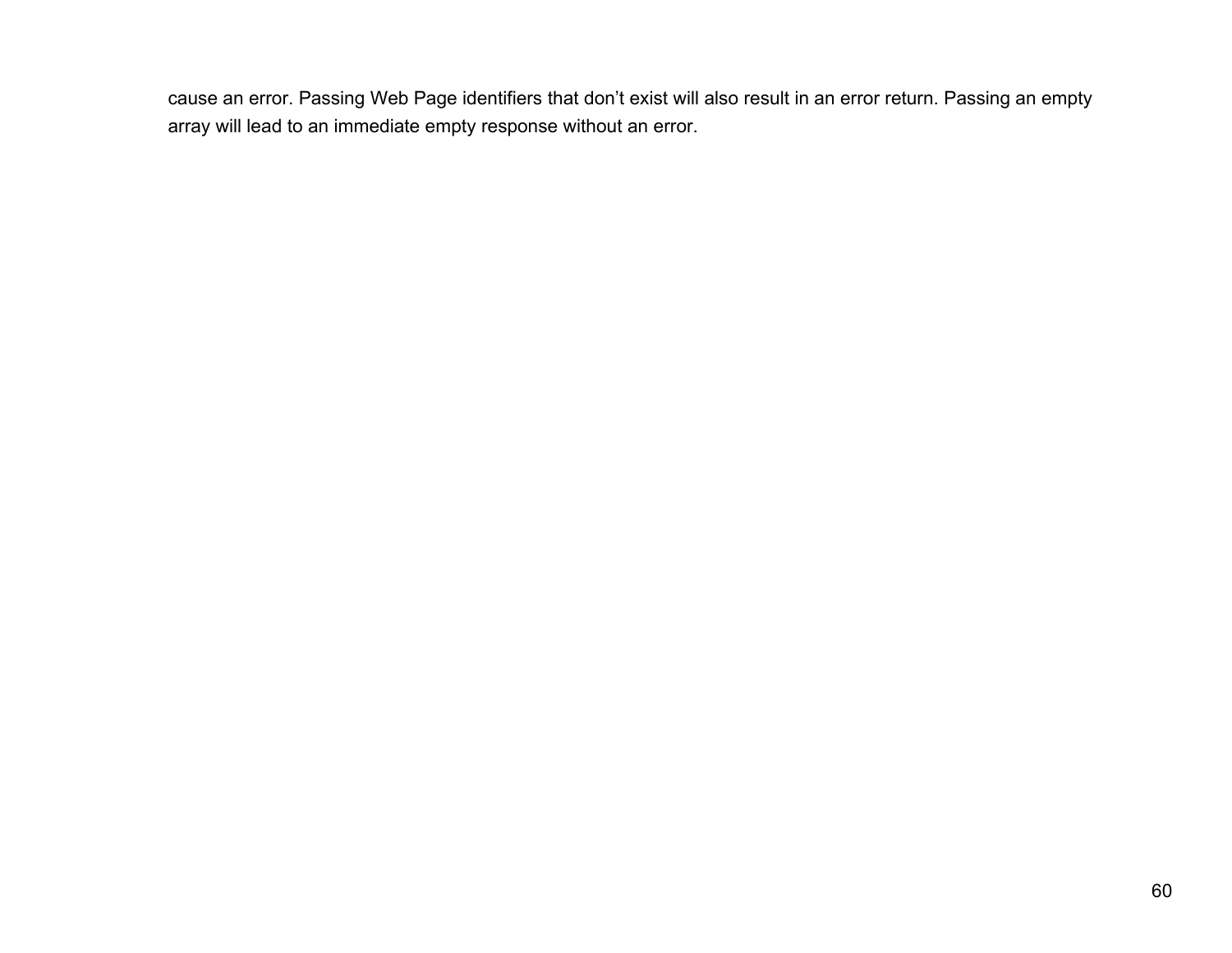cause an error. Passing Web Page identifiers that don’t exist will also result in an error return. Passing an empty array will lead to an immediate empty response without an error.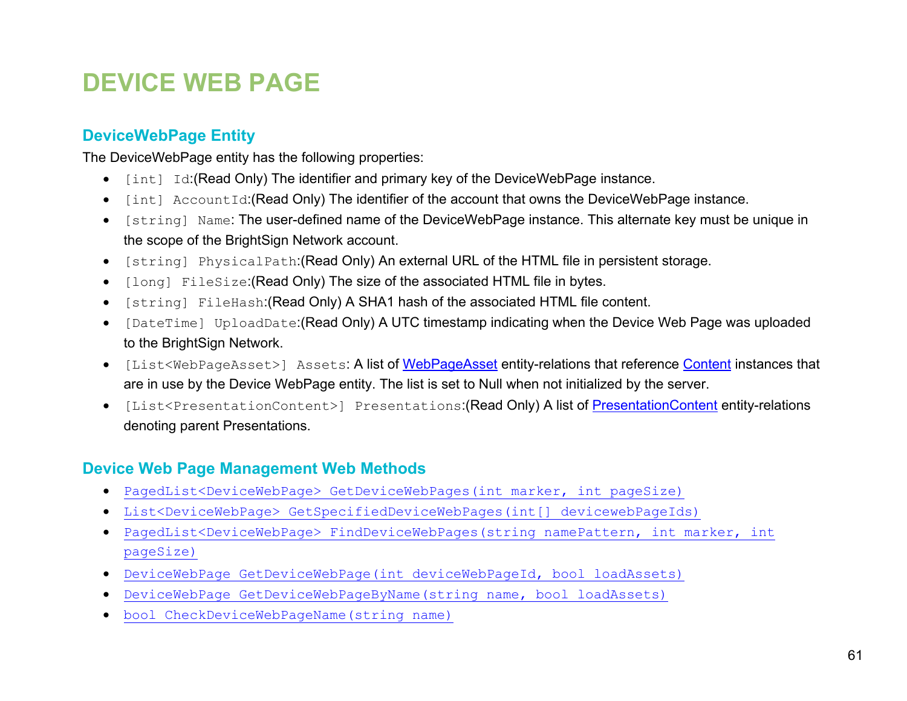# DEVICE WEB PAGE

## DeviceWebPage Entity

The DeviceWebPage entity has the following properties:

- `[int] Id`:(Read Only) The identifier and primary key of the DeviceWebPage instance.
- `[int] AccountId`:(Read Only) The identifier of the account that owns the DeviceWebPage instance.
- `[string] Name`: The user-defined name of the DeviceWebPage instance. This alternate key must be unique in the scope of the BrightSign Network account.
- `[string] PhysicalPath`:(Read Only) An external URL of the HTML file in persistent storage.
- `[long] FileSize`:(Read Only) The size of the associated HTML file in bytes.
- `[string] FileHash`:(Read Only) A SHA1 hash of the associated HTML file content.
- `[DateTime] UploadDate`:(Read Only) A UTC timestamp indicating when the Device Web Page was uploaded to the BrightSign Network.
- `[List<WebPageAsset>] Assets`: A list of WebPageAsset entity-relations that reference Content instances that are in use by the Device WebPage entity. The list is set to Null when not initialized by the server.
- `[List<PresentationContent>] Presentations`:(Read Only) A list of PresentationContent entity-relations denoting parent Presentations.

## Device Web Page Management Web Methods

- `PagedList<DeviceWebPage> GetDeviceWebPages(int marker, int pageSize)`
- `List<DeviceWebPage> GetSpecifiedDeviceWebPages(int[] devicewebPageIds)`
- `PagedList<DeviceWebPage> FindDeviceWebPages(string namePattern, int marker, int pageSize)`
- `DeviceWebPage GetDeviceWebPage(int deviceWebPageId, bool loadAssets)`
- `DeviceWebPage GetDeviceWebPageByName(string name, bool loadAssets)`
- `bool CheckDeviceWebPageName(string name)`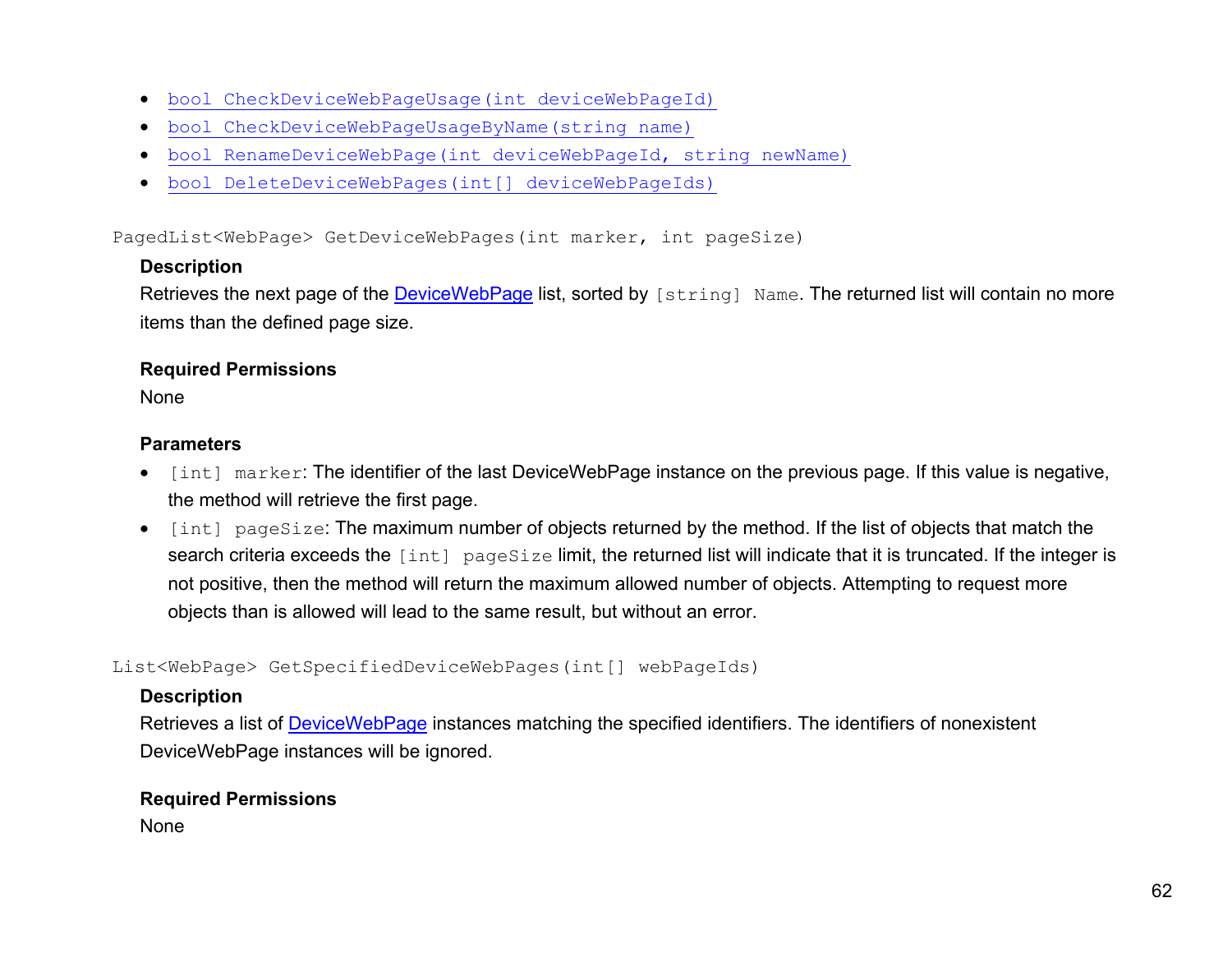- `bool CheckDeviceWebPageUsage(int deviceWebPageId)`
- `bool CheckDeviceWebPageUsageByName(string name)`
- `bool RenameDeviceWebPage(int deviceWebPageId, string newName)`
- `bool DeleteDeviceWebPages(int[] deviceWebPageIds)`

`PagedList<WebPage> GetDeviceWebPages(int marker, int pageSize)`

**Description**

Retrieves the next page of the DeviceWebPage list, sorted by `[string] Name`. The returned list will contain no more items than the defined page size.

**Required Permissions**

None

**Parameters**

- `[int] marker`: The identifier of the last DeviceWebPage instance on the previous page. If this value is negative, the method will retrieve the first page.
- `[int] pageSize`: The maximum number of objects returned by the method. If the list of objects that match the search criteria exceeds the `[int] pageSize` limit, the returned list will indicate that it is truncated. If the integer is not positive, then the method will return the maximum allowed number of objects. Attempting to request more objects than is allowed will lead to the same result, but without an error.

`List<WebPage> GetSpecifiedDeviceWebPages(int[] webPageIds)`

**Description**

Retrieves a list of DeviceWebPage instances matching the specified identifiers. The identifiers of nonexistent DeviceWebPage instances will be ignored.

**Required Permissions**

None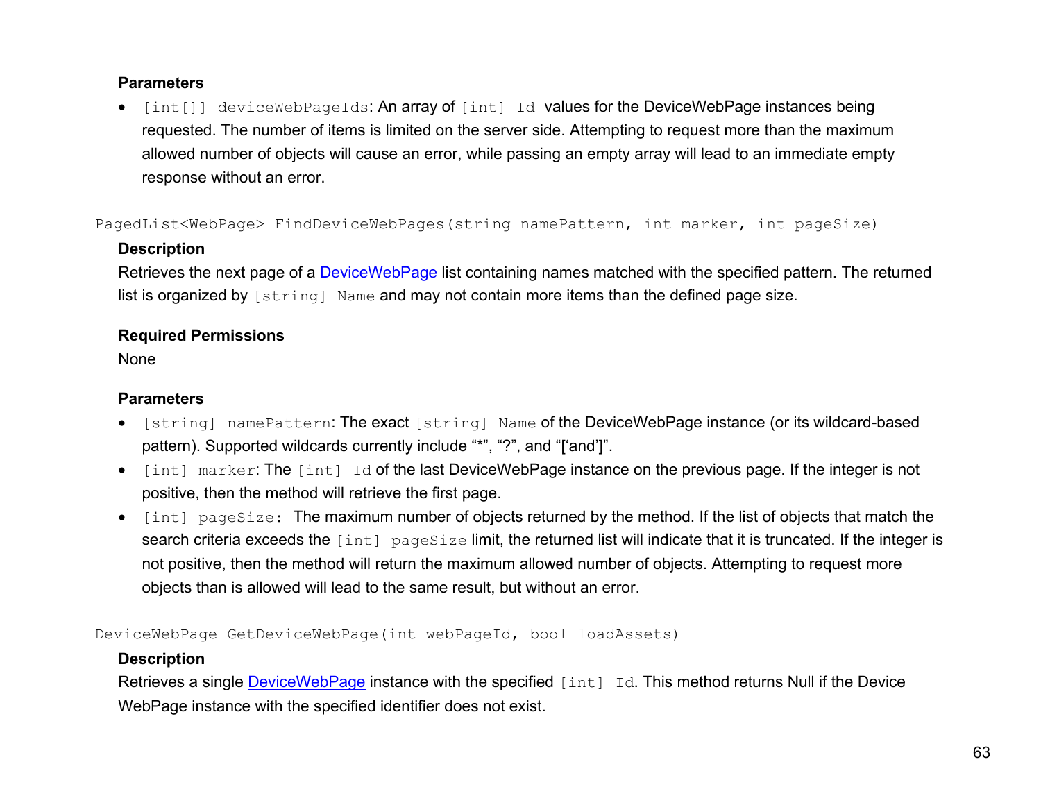**Parameters**

- `[int[]] deviceWebPageIds`: An array of `[int] Id` values for the DeviceWebPage instances being requested. The number of items is limited on the server side. Attempting to request more than the maximum allowed number of objects will cause an error, while passing an empty array will lead to an immediate empty response without an error.

```
PagedList<WebPage> FindDeviceWebPages(string namePattern, int marker, int pageSize)
```

**Description**

Retrieves the next page of a DeviceWebPage list containing names matched with the specified pattern. The returned list is organized by `[string] Name` and may not contain more items than the defined page size.

**Required Permissions**

None

**Parameters**

- `[string] namePattern`: The exact `[string] Name` of the DeviceWebPage instance (or its wildcard-based pattern). Supported wildcards currently include "*", "?", and "['and']".
- `[int] marker`: The `[int] Id` of the last DeviceWebPage instance on the previous page. If the integer is not positive, then the method will retrieve the first page.
- `[int] pageSize:` The maximum number of objects returned by the method. If the list of objects that match the search criteria exceeds the `[int] pageSize` limit, the returned list will indicate that it is truncated. If the integer is not positive, then the method will return the maximum allowed number of objects. Attempting to request more objects than is allowed will lead to the same result, but without an error.

```
DeviceWebPage GetDeviceWebPage(int webPageId, bool loadAssets)
```

**Description**

Retrieves a single DeviceWebPage instance with the specified `[int] Id`. This method returns Null if the Device WebPage instance with the specified identifier does not exist.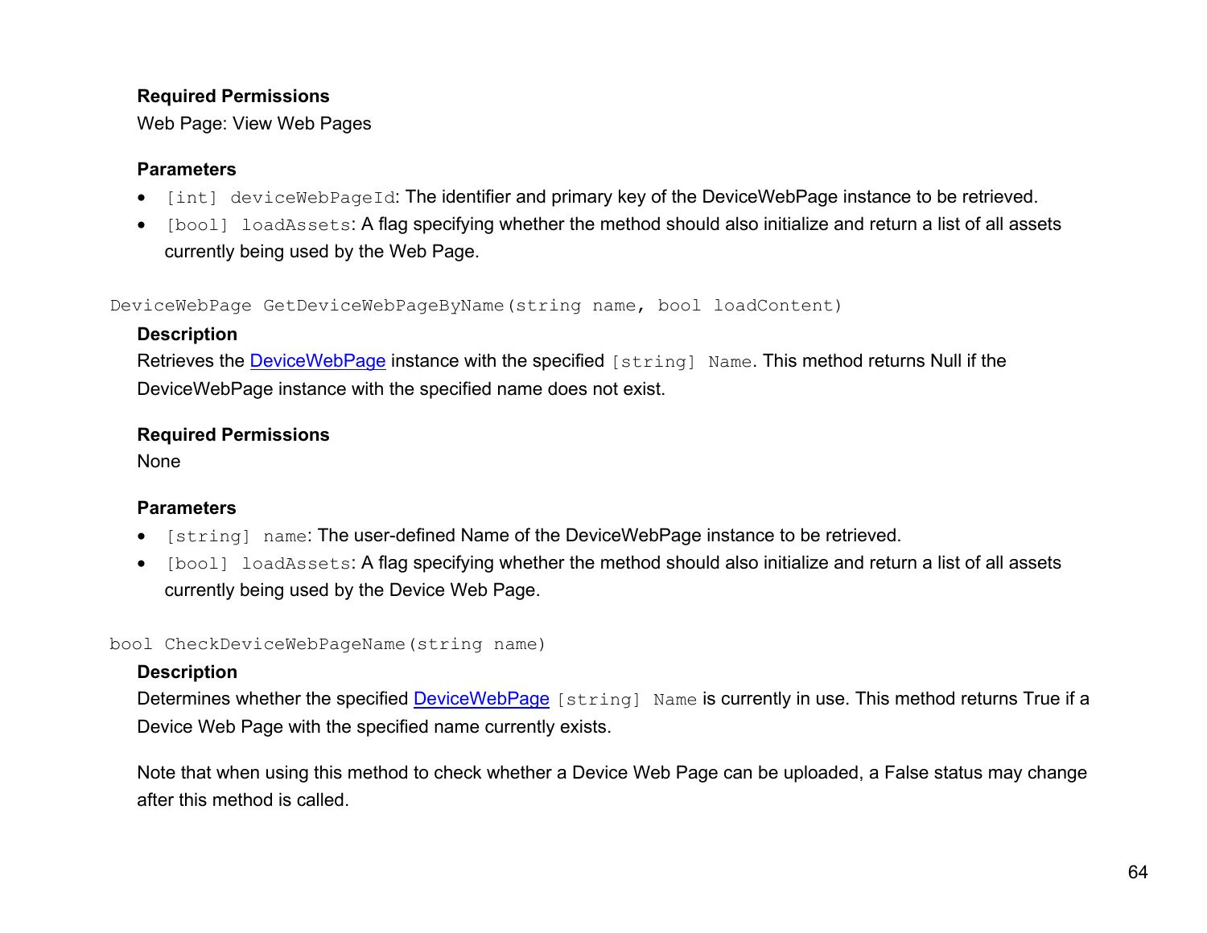**Required Permissions**

Web Page: View Web Pages

**Parameters**

- `[int] deviceWebPageId`: The identifier and primary key of the DeviceWebPage instance to be retrieved.
- `[bool] loadAssets`: A flag specifying whether the method should also initialize and return a list of all assets currently being used by the Web Page.

`DeviceWebPage GetDeviceWebPageByName(string name, bool loadContent)`

**Description**

Retrieves the DeviceWebPage instance with the specified `[string] Name`. This method returns Null if the DeviceWebPage instance with the specified name does not exist.

**Required Permissions**

None

**Parameters**

- `[string] name`: The user-defined Name of the DeviceWebPage instance to be retrieved.
- `[bool] loadAssets`: A flag specifying whether the method should also initialize and return a list of all assets currently being used by the Device Web Page.

`bool CheckDeviceWebPageName(string name)`

**Description**

Determines whether the specified DeviceWebPage `[string] Name` is currently in use. This method returns True if a Device Web Page with the specified name currently exists.

Note that when using this method to check whether a Device Web Page can be uploaded, a False status may change after this method is called.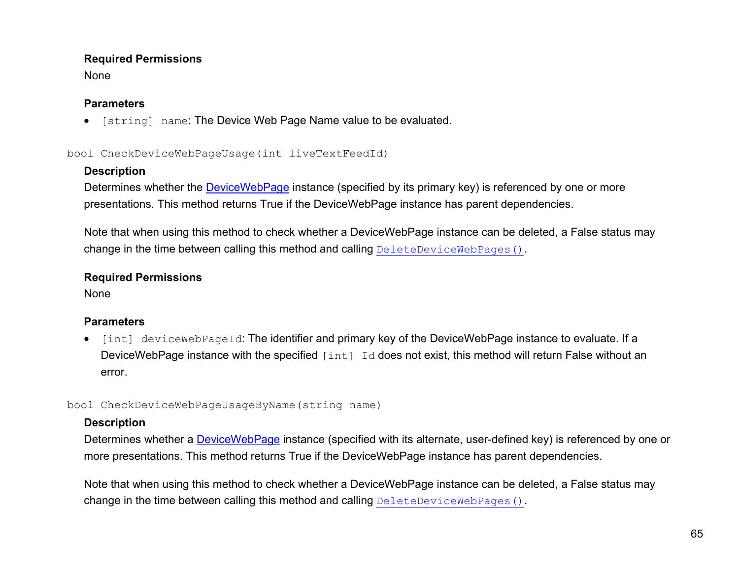**Required Permissions**

None

**Parameters**

- `[string] name`: The Device Web Page Name value to be evaluated.

```
bool CheckDeviceWebPageUsage(int liveTextFeedId)
```

**Description**

Determines whether the DeviceWebPage instance (specified by its primary key) is referenced by one or more presentations. This method returns True if the DeviceWebPage instance has parent dependencies.

Note that when using this method to check whether a DeviceWebPage instance can be deleted, a False status may change in the time between calling this method and calling `DeleteDeviceWebPages()`.

**Required Permissions**

None

**Parameters**

- `[int] deviceWebPageId`: The identifier and primary key of the DeviceWebPage instance to evaluate. If a DeviceWebPage instance with the specified `[int] Id` does not exist, this method will return False without an error.

```
bool CheckDeviceWebPageUsageByName(string name)
```

**Description**

Determines whether a DeviceWebPage instance (specified with its alternate, user-defined key) is referenced by one or more presentations. This method returns True if the DeviceWebPage instance has parent dependencies.

Note that when using this method to check whether a DeviceWebPage instance can be deleted, a False status may change in the time between calling this method and calling `DeleteDeviceWebPages()`.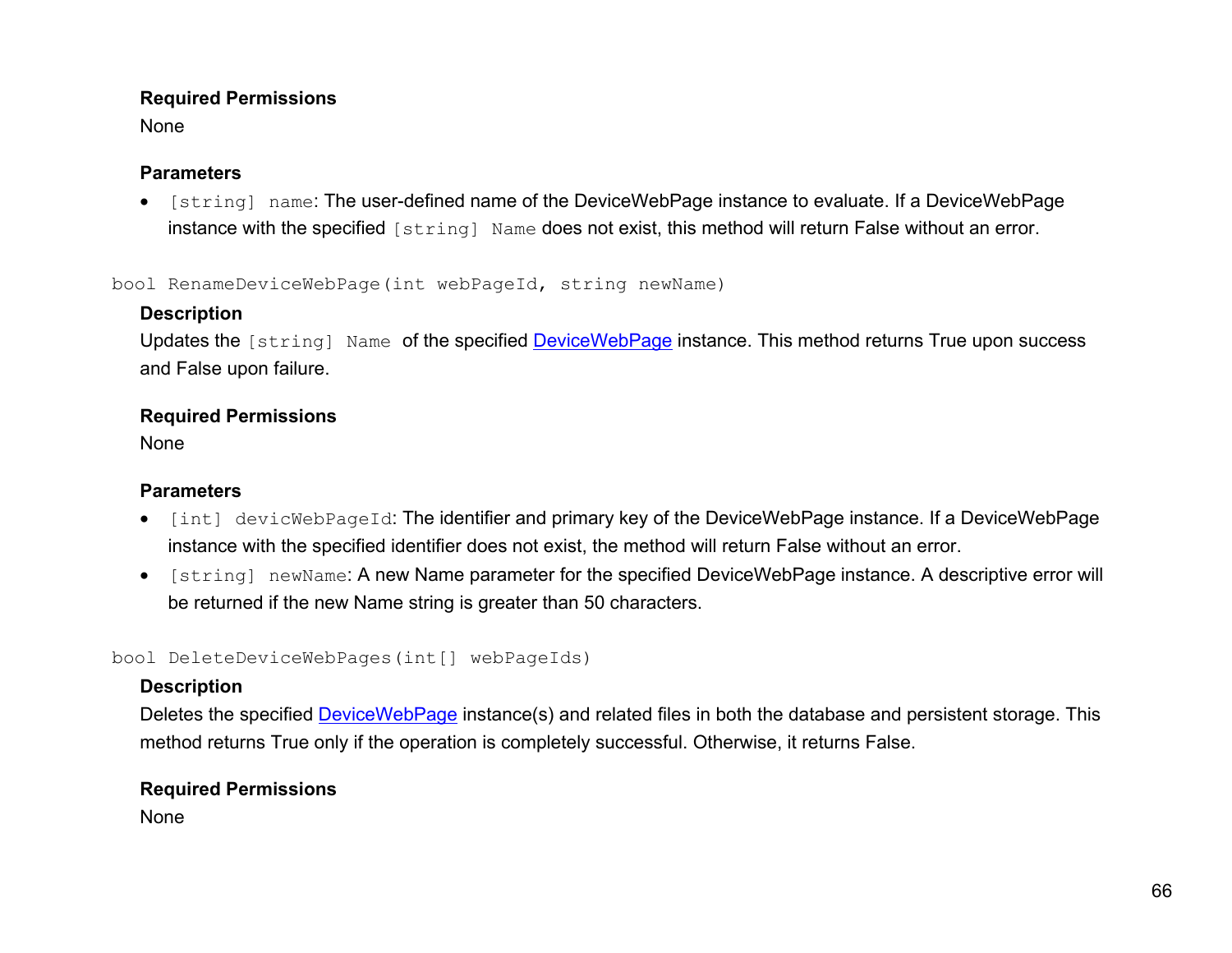**Required Permissions**

None

**Parameters**

- `[string] name`: The user-defined name of the DeviceWebPage instance to evaluate. If a DeviceWebPage instance with the specified `[string] Name` does not exist, this method will return False without an error.

`bool RenameDeviceWebPage(int webPageId, string newName)`

**Description**

Updates the `[string] Name` of the specified DeviceWebPage instance. This method returns True upon success and False upon failure.

**Required Permissions**

None

**Parameters**

- `[int] devicWebPageId`: The identifier and primary key of the DeviceWebPage instance. If a DeviceWebPage instance with the specified identifier does not exist, the method will return False without an error.
- `[string] newName`: A new Name parameter for the specified DeviceWebPage instance. A descriptive error will be returned if the new Name string is greater than 50 characters.

`bool DeleteDeviceWebPages(int[] webPageIds)`

**Description**

Deletes the specified DeviceWebPage instance(s) and related files in both the database and persistent storage. This method returns True only if the operation is completely successful. Otherwise, it returns False.

**Required Permissions**

None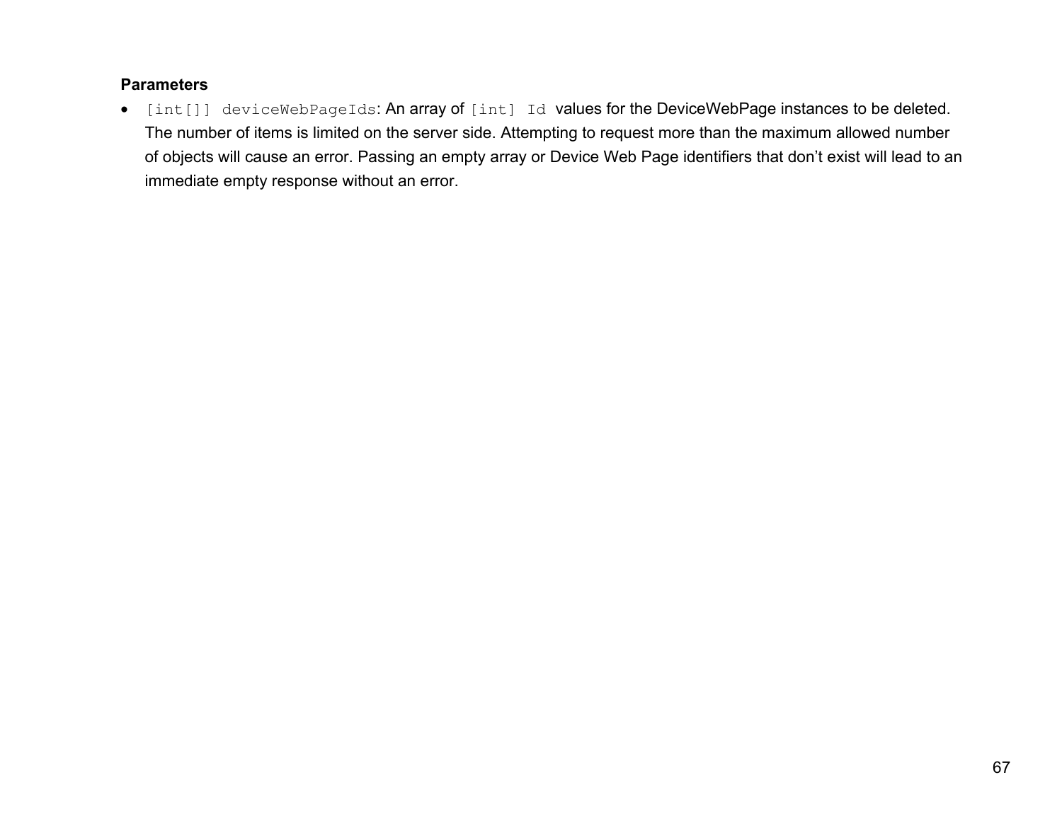**Parameters**

- `[int[]] deviceWebPageIds`: An array of `[int] Id` values for the DeviceWebPage instances to be deleted. The number of items is limited on the server side. Attempting to request more than the maximum allowed number of objects will cause an error. Passing an empty array or Device Web Page identifiers that don't exist will lead to an immediate empty response without an error.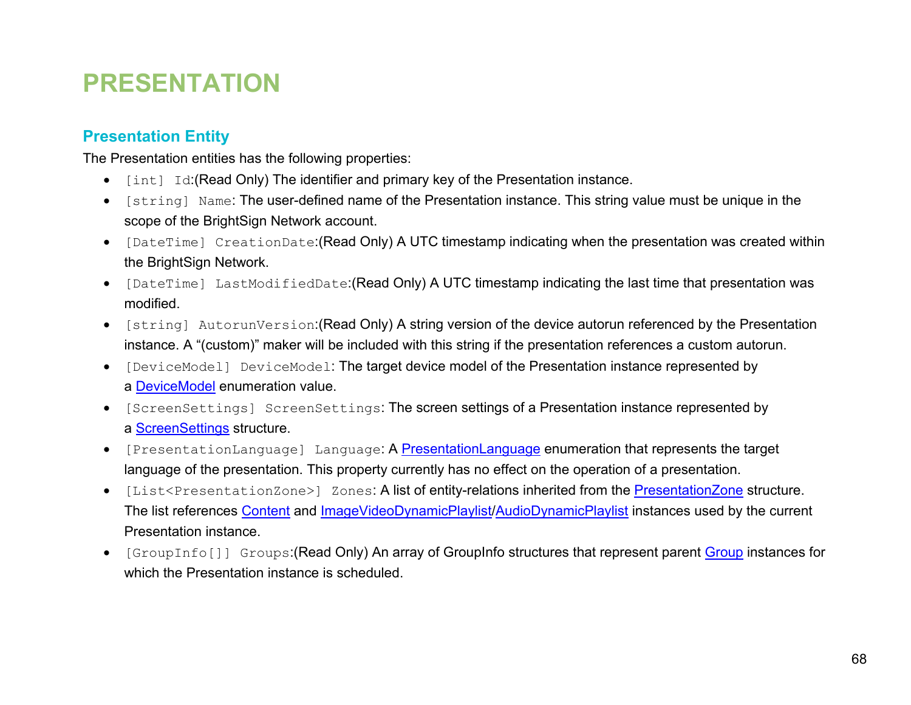# PRESENTATION

## Presentation Entity

The Presentation entities has the following properties:

- `[int] Id`:(Read Only) The identifier and primary key of the Presentation instance.
- `[string] Name`: The user-defined name of the Presentation instance. This string value must be unique in the scope of the BrightSign Network account.
- `[DateTime] CreationDate`:(Read Only) A UTC timestamp indicating when the presentation was created within the BrightSign Network.
- `[DateTime] LastModifiedDate`:(Read Only) A UTC timestamp indicating the last time that presentation was modified.
- `[string] AutorunVersion`:(Read Only) A string version of the device autorun referenced by the Presentation instance. A "(custom)" maker will be included with this string if the presentation references a custom autorun.
- `[DeviceModel] DeviceModel`: The target device model of the Presentation instance represented by a DeviceModel enumeration value.
- `[ScreenSettings] ScreenSettings`: The screen settings of a Presentation instance represented by a ScreenSettings structure.
- `[PresentationLanguage] Language`: A PresentationLanguage enumeration that represents the target language of the presentation. This property currently has no effect on the operation of a presentation.
- `[List<PresentationZone>] Zones`: A list of entity-relations inherited from the PresentationZone structure. The list references Content and ImageVideoDynamicPlaylist/AudioDynamicPlaylist instances used by the current Presentation instance.
- `[GroupInfo[]] Groups`:(Read Only) An array of GroupInfo structures that represent parent Group instances for which the Presentation instance is scheduled.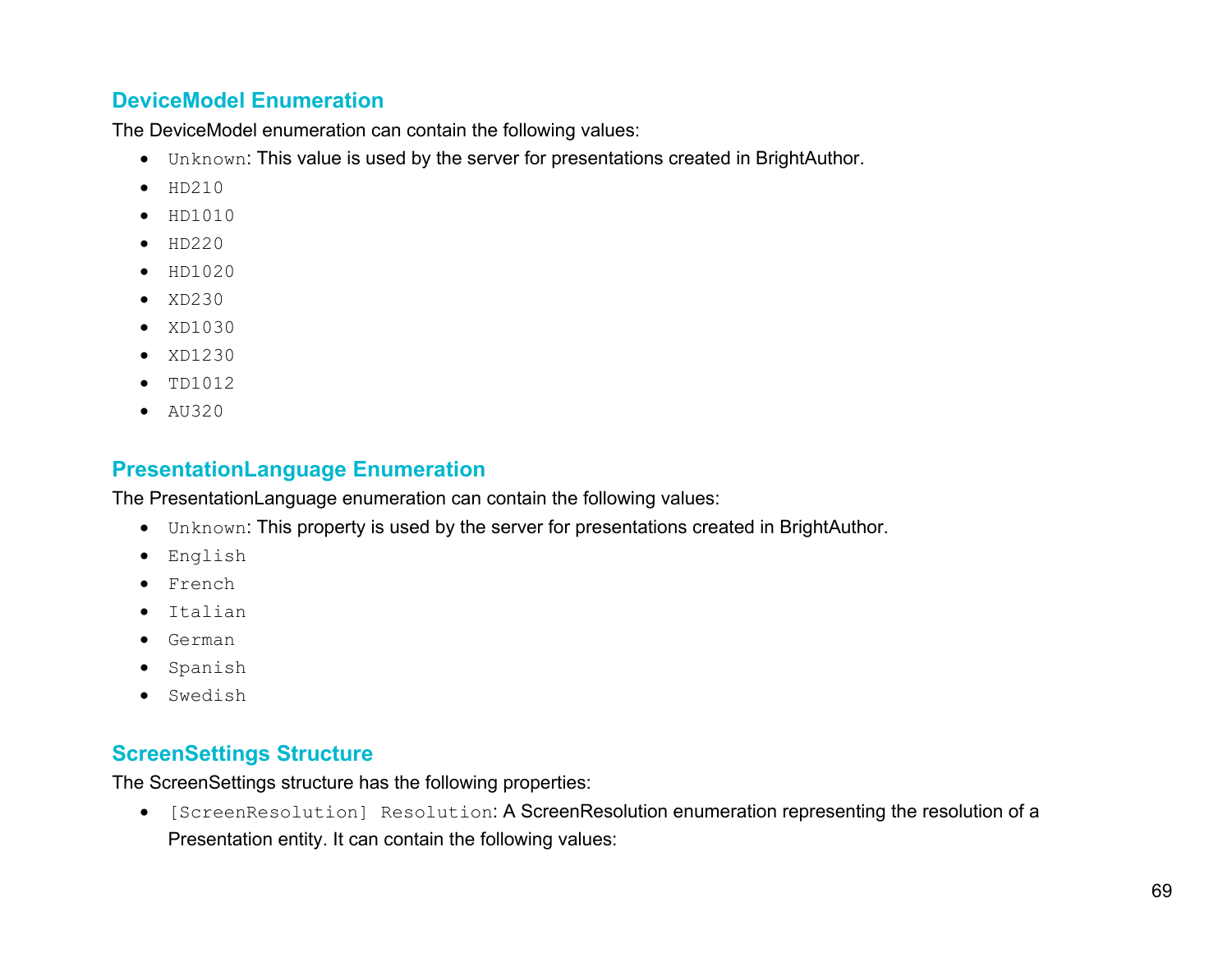### DeviceModel Enumeration

The DeviceModel enumeration can contain the following values:

- `Unknown`: This value is used by the server for presentations created in BrightAuthor.
- `HD210`
- `HD1010`
- `HD220`
- `HD1020`
- `XD230`
- `XD1030`
- `XD1230`
- `TD1012`
- `AU320`

### PresentationLanguage Enumeration

The PresentationLanguage enumeration can contain the following values:

- `Unknown`: This property is used by the server for presentations created in BrightAuthor.
- `English`
- `French`
- `Italian`
- `German`
- `Spanish`
- `Swedish`

### ScreenSettings Structure

The ScreenSettings structure has the following properties:

- `[ScreenResolution] Resolution`: A ScreenResolution enumeration representing the resolution of a Presentation entity. It can contain the following values: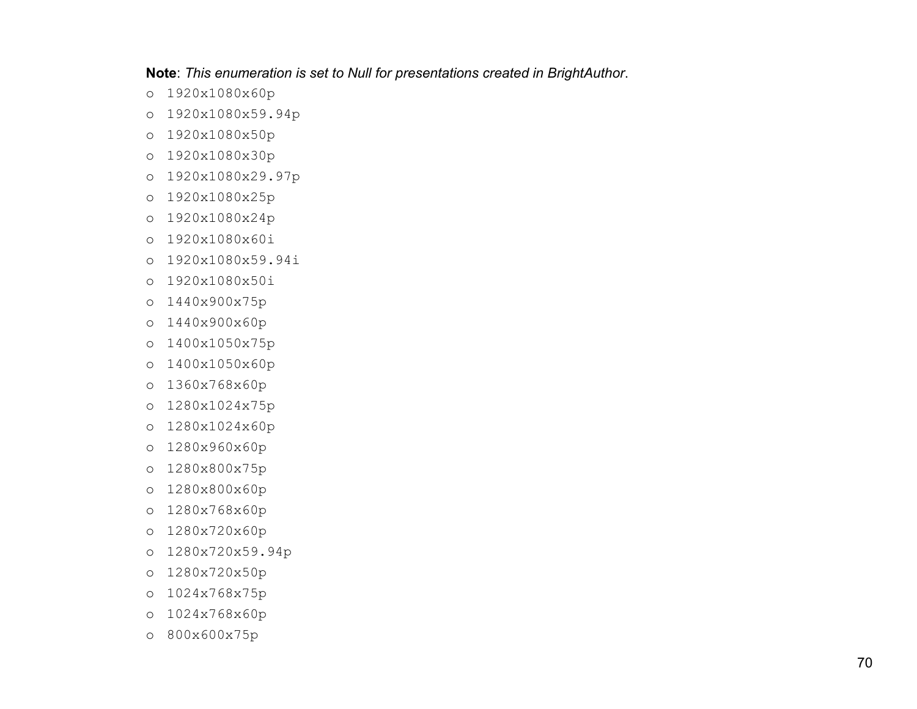**Note**: *This enumeration is set to Null for presentations created in BrightAuthor*.

- `1920x1080x60p`
- `1920x1080x59.94p`
- `1920x1080x50p`
- `1920x1080x30p`
- `1920x1080x29.97p`
- `1920x1080x25p`
- `1920x1080x24p`
- `1920x1080x60i`
- `1920x1080x59.94i`
- `1920x1080x50i`
- `1440x900x75p`
- `1440x900x60p`
- `1400x1050x75p`
- `1400x1050x60p`
- `1360x768x60p`
- `1280x1024x75p`
- `1280x1024x60p`
- `1280x960x60p`
- `1280x800x75p`
- `1280x800x60p`
- `1280x768x60p`
- `1280x720x60p`
- `1280x720x59.94p`
- `1280x720x50p`
- `1024x768x75p`
- `1024x768x60p`
- `800x600x75p`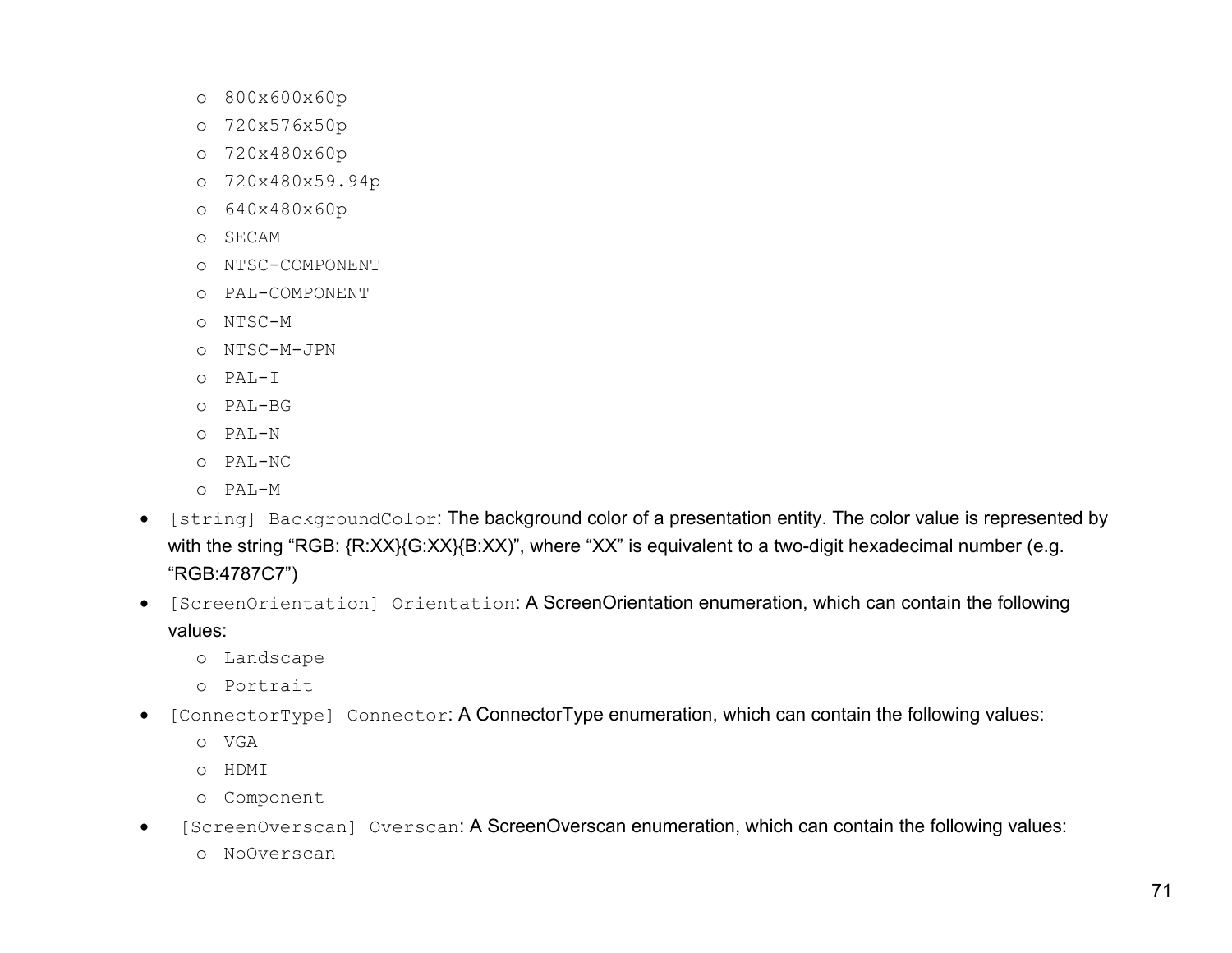- `800x600x60p`
  - `720x576x50p`
  - `720x480x60p`
  - `720x480x59.94p`
  - `640x480x60p`
  - `SECAM`
  - `NTSC-COMPONENT`
  - `PAL-COMPONENT`
  - `NTSC-M`
  - `NTSC-M-JPN`
  - `PAL-I`
  - `PAL-BG`
  - `PAL-N`
  - `PAL-NC`
  - `PAL-M`
- `[string] BackgroundColor`: The background color of a presentation entity. The color value is represented by with the string "RGB: {R:XX}{G:XX}{B:XX)", where "XX" is equivalent to a two-digit hexadecimal number (e.g. "RGB:4787C7")
- `[ScreenOrientation] Orientation`: A ScreenOrientation enumeration, which can contain the following values:
  - `Landscape`
  - `Portrait`
- `[ConnectorType] Connector`: A ConnectorType enumeration, which can contain the following values:
  - `VGA`
  - `HDMI`
  - `Component`
- `[ScreenOverscan] Overscan`: A ScreenOverscan enumeration, which can contain the following values:
  - `NoOverscan`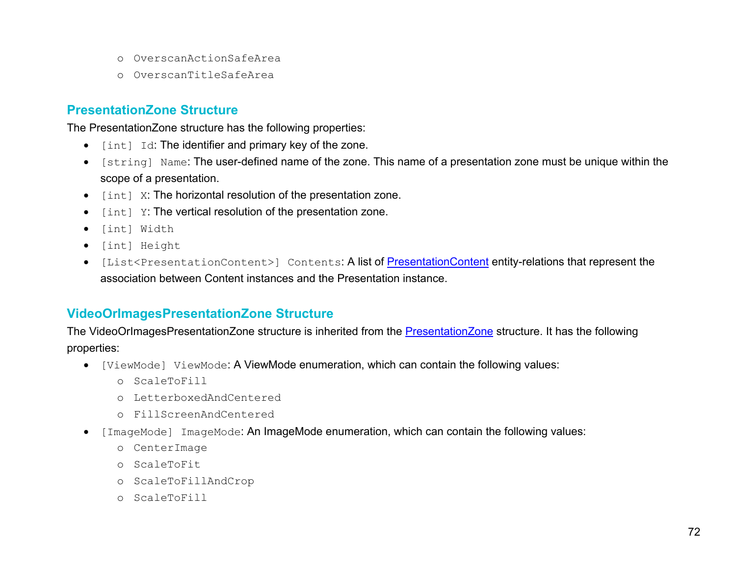- `OverscanActionSafeArea`
    - `OverscanTitleSafeArea`

### PresentationZone Structure

The PresentationZone structure has the following properties:

- `[int] Id`: The identifier and primary key of the zone.
- `[string] Name`: The user-defined name of the zone. This name of a presentation zone must be unique within the scope of a presentation.
- `[int] X`: The horizontal resolution of the presentation zone.
- `[int] Y`: The vertical resolution of the presentation zone.
- `[int] Width`
- `[int] Height`
- `[List<PresentationContent>] Contents`: A list of PresentationContent entity-relations that represent the association between Content instances and the Presentation instance.

### VideoOrImagesPresentationZone Structure

The VideoOrImagesPresentationZone structure is inherited from the PresentationZone structure. It has the following properties:

- `[ViewMode] ViewMode`: A ViewMode enumeration, which can contain the following values:
    - `ScaleToFill`
    - `LetterboxedAndCentered`
    - `FillScreenAndCentered`
- `[ImageMode] ImageMode`: An ImageMode enumeration, which can contain the following values:
    - `CenterImage`
    - `ScaleToFit`
    - `ScaleToFillAndCrop`
    - `ScaleToFill`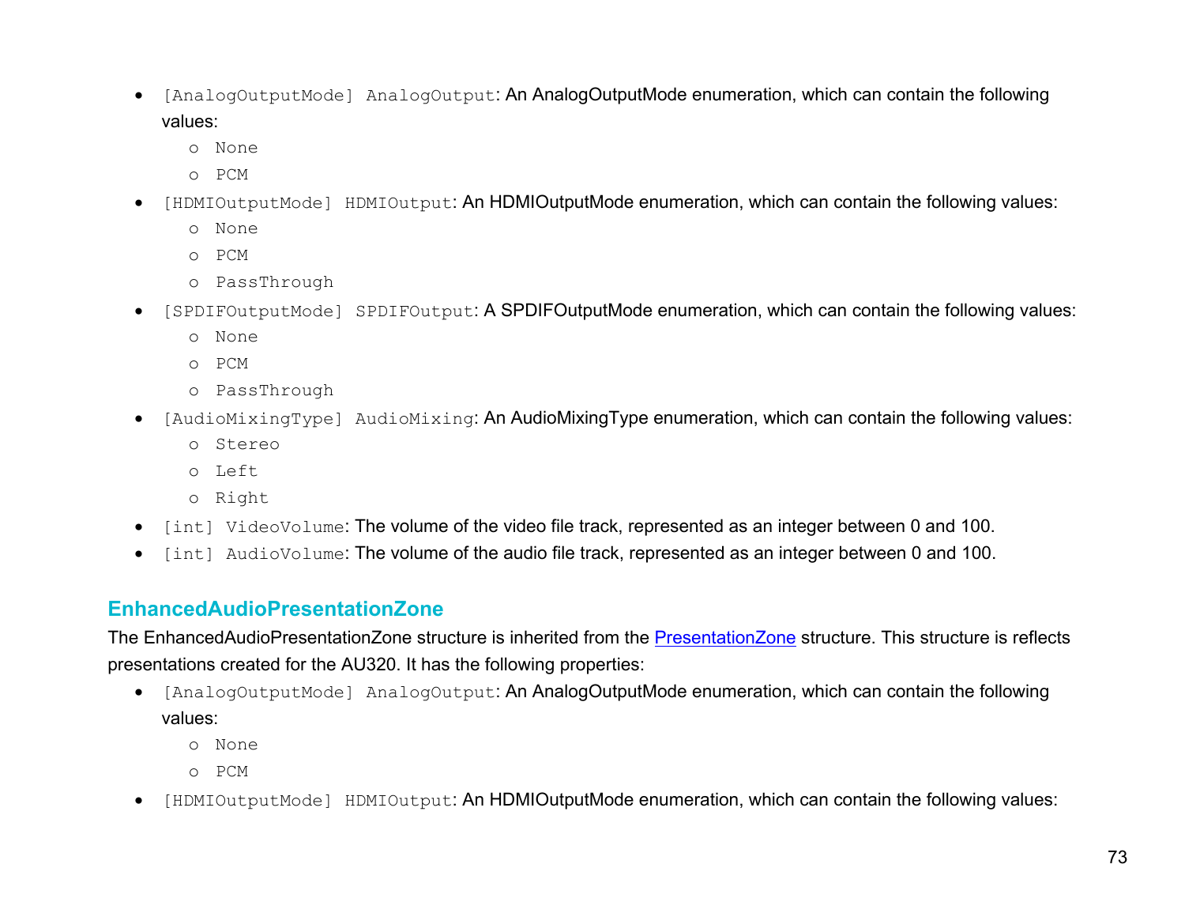- `[AnalogOutputMode] AnalogOutput`: An AnalogOutputMode enumeration, which can contain the following values:
  - `None`
  - `PCM`
- `[HDMIOutputMode] HDMIOutput`: An HDMIOutputMode enumeration, which can contain the following values:
  - `None`
  - `PCM`
  - `PassThrough`
- `[SPDIFOutputMode] SPDIFOutput`: A SPDIFOutputMode enumeration, which can contain the following values:
  - `None`
  - `PCM`
  - `PassThrough`
- `[AudioMixingType] AudioMixing`: An AudioMixingType enumeration, which can contain the following values:
  - `Stereo`
  - `Left`
  - `Right`
- `[int] VideoVolume`: The volume of the video file track, represented as an integer between 0 and 100.
- `[int] AudioVolume`: The volume of the audio file track, represented as an integer between 0 and 100.

## EnhancedAudioPresentationZone

The EnhancedAudioPresentationZone structure is inherited from the PresentationZone structure. This structure is reflects presentations created for the AU320. It has the following properties:

- `[AnalogOutputMode] AnalogOutput`: An AnalogOutputMode enumeration, which can contain the following values:
  - `None`
  - `PCM`
- `[HDMIOutputMode] HDMIOutput`: An HDMIOutputMode enumeration, which can contain the following values: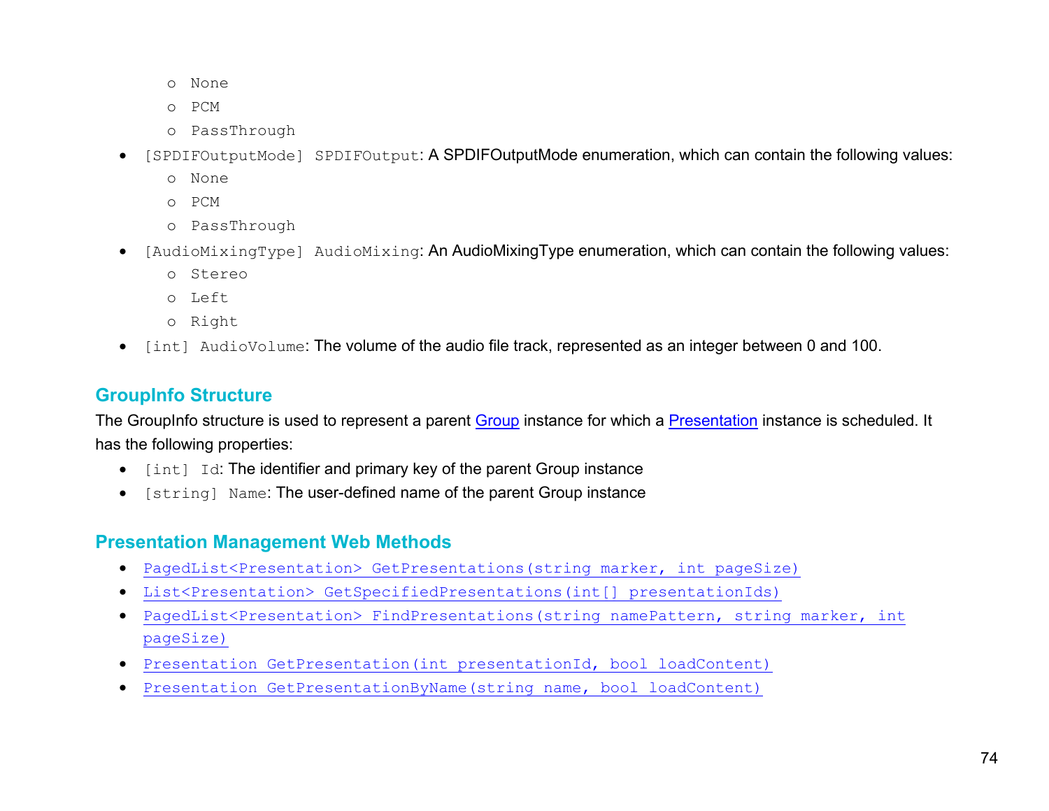- None
  - PCM
  - PassThrough
- `[SPDIFOutputMode] SPDIFOutput`: A SPDIFOutputMode enumeration, which can contain the following values:
  - None
  - PCM
  - PassThrough
- `[AudioMixingType] AudioMixing`: An AudioMixingType enumeration, which can contain the following values:
  - Stereo
  - Left
  - Right
- `[int] AudioVolume`: The volume of the audio file track, represented as an integer between 0 and 100.

## GroupInfo Structure

The GroupInfo structure is used to represent a parent Group instance for which a Presentation instance is scheduled. It has the following properties:

- `[int] Id`: The identifier and primary key of the parent Group instance
- `[string] Name`: The user-defined name of the parent Group instance

## Presentation Management Web Methods

- `PagedList<Presentation> GetPresentations(string marker, int pageSize)`
- `List<Presentation> GetSpecifiedPresentations(int[] presentationIds)`
- `PagedList<Presentation> FindPresentations(string namePattern, string marker, int pageSize)`
- `Presentation GetPresentation(int presentationId, bool loadContent)`
- `Presentation GetPresentationByName(string name, bool loadContent)`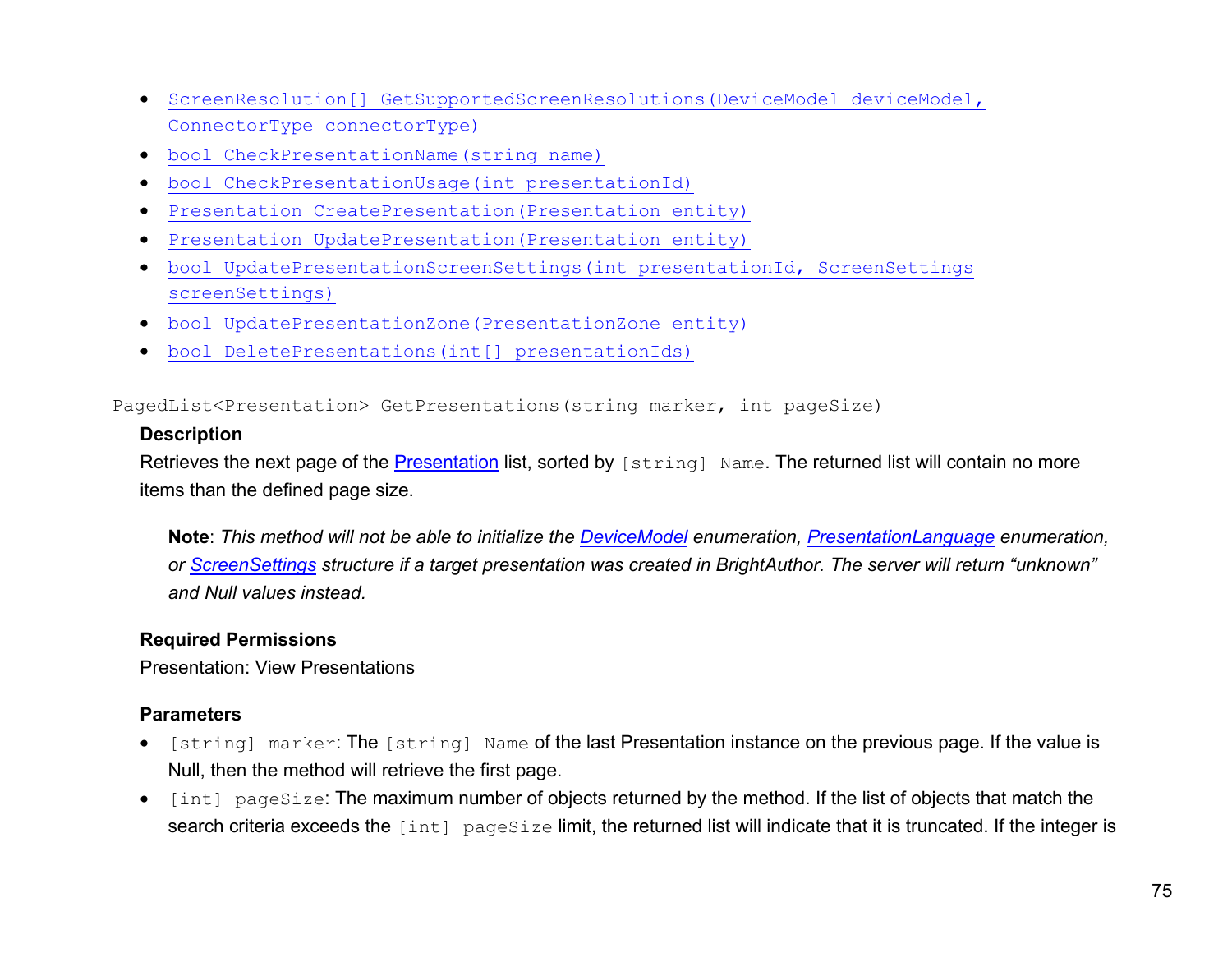- `ScreenResolution[] GetSupportedScreenResolutions(DeviceModel deviceModel, ConnectorType connectorType)`
- `bool CheckPresentationName(string name)`
- `bool CheckPresentationUsage(int presentationId)`
- `Presentation CreatePresentation(Presentation entity)`
- `Presentation UpdatePresentation(Presentation entity)`
- `bool UpdatePresentationScreenSettings(int presentationId, ScreenSettings screenSettings)`
- `bool UpdatePresentationZone(PresentationZone entity)`
- `bool DeletePresentations(int[] presentationIds)`

`PagedList<Presentation> GetPresentations(string marker, int pageSize)`

**Description**

Retrieves the next page of the Presentation list, sorted by `[string] Name`. The returned list will contain no more items than the defined page size.

> **Note**: *This method will not be able to initialize the DeviceModel enumeration, PresentationLanguage enumeration, or ScreenSettings structure if a target presentation was created in BrightAuthor. The server will return "unknown" and Null values instead.*

**Required Permissions**

Presentation: View Presentations

**Parameters**

- `[string] marker`: The `[string] Name` of the last Presentation instance on the previous page. If the value is Null, then the method will retrieve the first page.
- `[int] pageSize`: The maximum number of objects returned by the method. If the list of objects that match the search criteria exceeds the `[int] pageSize` limit, the returned list will indicate that it is truncated. If the integer is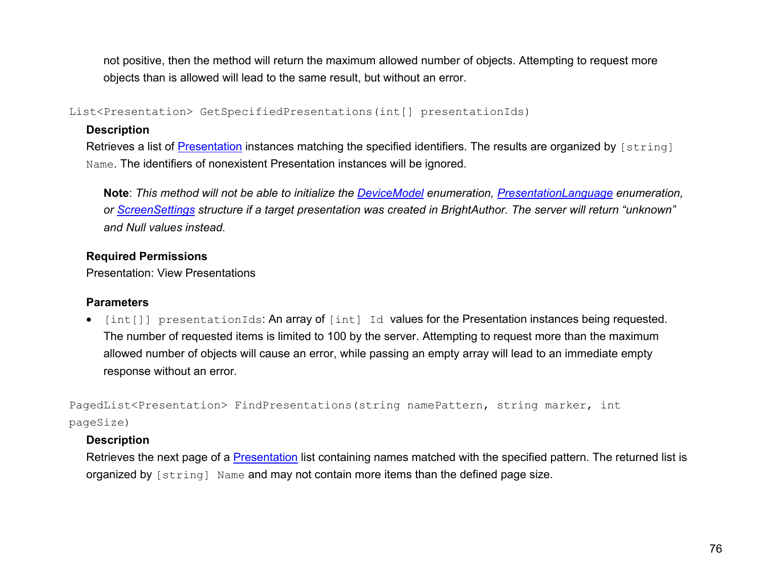not positive, then the method will return the maximum allowed number of objects. Attempting to request more objects than is allowed will lead to the same result, but without an error.

`List<Presentation> GetSpecifiedPresentations(int[] presentationIds)`

**Description**

Retrieves a list of Presentation instances matching the specified identifiers. The results are organized by `[string] Name`. The identifiers of nonexistent Presentation instances will be ignored.

> **Note**: *This method will not be able to initialize the DeviceModel enumeration, PresentationLanguage enumeration, or ScreenSettings structure if a target presentation was created in BrightAuthor. The server will return "unknown" and Null values instead.*

**Required Permissions**

Presentation: View Presentations

**Parameters**

- `[int[]] presentationIds`: An array of `[int] Id` values for the Presentation instances being requested. The number of requested items is limited to 100 by the server. Attempting to request more than the maximum allowed number of objects will cause an error, while passing an empty array will lead to an immediate empty response without an error.

`PagedList<Presentation> FindPresentations(string namePattern, string marker, int pageSize)`

**Description**

Retrieves the next page of a Presentation list containing names matched with the specified pattern. The returned list is organized by `[string] Name` and may not contain more items than the defined page size.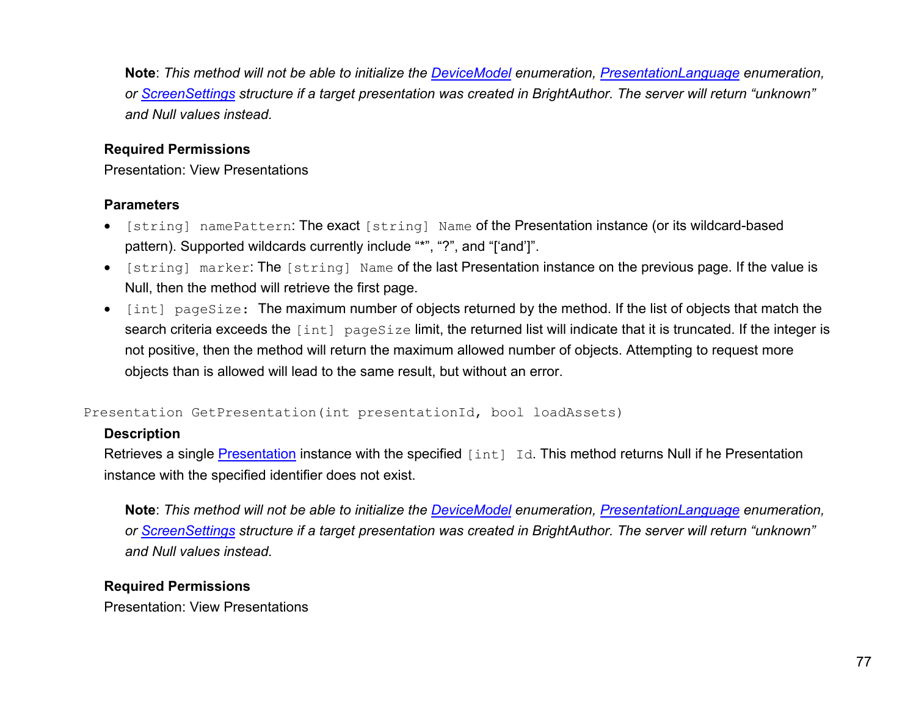**Note**: *This method will not be able to initialize the DeviceModel enumeration, PresentationLanguage enumeration, or ScreenSettings structure if a target presentation was created in BrightAuthor. The server will return "unknown" and Null values instead.*

**Required Permissions**

Presentation: View Presentations

**Parameters**

- `[string] namePattern`: The exact `[string] Name` of the Presentation instance (or its wildcard-based pattern). Supported wildcards currently include "*", "?", and "['and']".
- `[string] marker`: The `[string] Name` of the last Presentation instance on the previous page. If the value is Null, then the method will retrieve the first page.
- `[int] pageSize:` The maximum number of objects returned by the method. If the list of objects that match the search criteria exceeds the `[int] pageSize` limit, the returned list will indicate that it is truncated. If the integer is not positive, then the method will return the maximum allowed number of objects. Attempting to request more objects than is allowed will lead to the same result, but without an error.

```
Presentation GetPresentation(int presentationId, bool loadAssets)
```

**Description**

Retrieves a single Presentation instance with the specified `[int] Id`. This method returns Null if he Presentation instance with the specified identifier does not exist.

**Note**: *This method will not be able to initialize the DeviceModel enumeration, PresentationLanguage enumeration, or ScreenSettings structure if a target presentation was created in BrightAuthor. The server will return "unknown" and Null values instead.*

**Required Permissions**

Presentation: View Presentations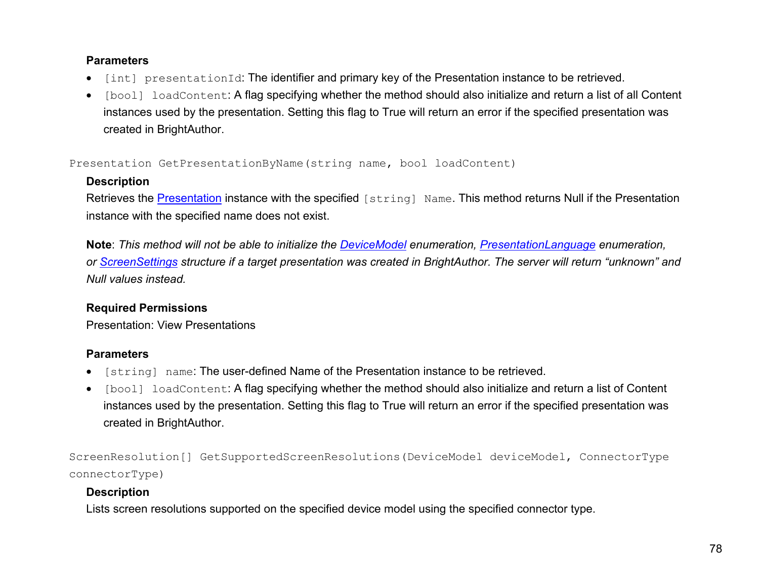#### Parameters

- `[int] presentationId`: The identifier and primary key of the Presentation instance to be retrieved.
- `[bool] loadContent`: A flag specifying whether the method should also initialize and return a list of all Content instances used by the presentation. Setting this flag to True will return an error if the specified presentation was created in BrightAuthor.

```
Presentation GetPresentationByName(string name, bool loadContent)
```

#### Description

Retrieves the Presentation instance with the specified `[string] Name`. This method returns Null if the Presentation instance with the specified name does not exist.

**Note**: *This method will not be able to initialize the DeviceModel enumeration, PresentationLanguage enumeration, or ScreenSettings structure if a target presentation was created in BrightAuthor. The server will return "unknown" and Null values instead.*

#### Required Permissions

Presentation: View Presentations

#### Parameters

- `[string] name`: The user-defined Name of the Presentation instance to be retrieved.
- `[bool] loadContent`: A flag specifying whether the method should also initialize and return a list of Content instances used by the presentation. Setting this flag to True will return an error if the specified presentation was created in BrightAuthor.

```
ScreenResolution[] GetSupportedScreenResolutions(DeviceModel deviceModel, ConnectorType connectorType)
```

#### Description

Lists screen resolutions supported on the specified device model using the specified connector type.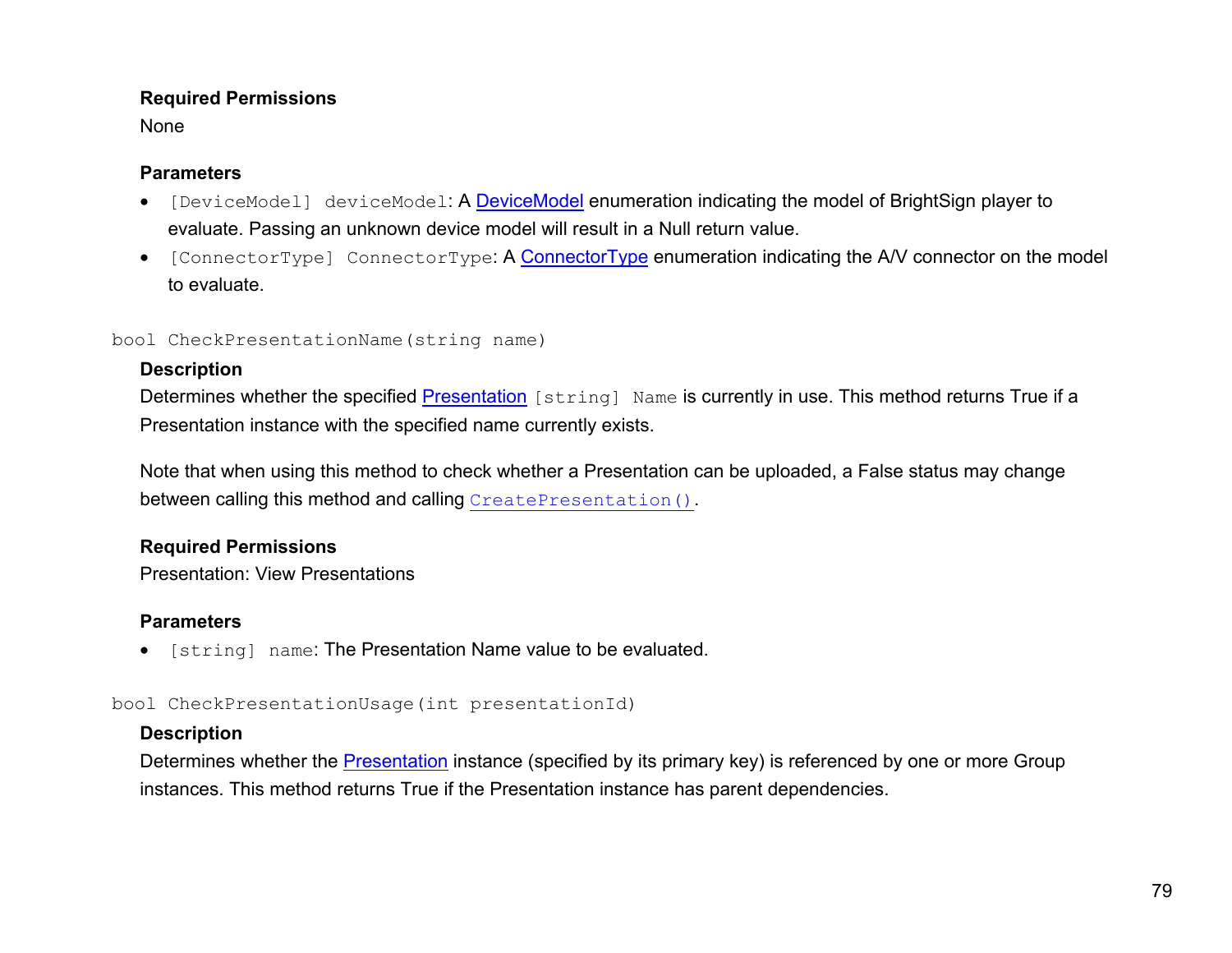**Required Permissions**

None

**Parameters**

- `[DeviceModel] deviceModel`: A DeviceModel enumeration indicating the model of BrightSign player to evaluate. Passing an unknown device model will result in a Null return value.
- `[ConnectorType] ConnectorType`: A ConnectorType enumeration indicating the A/V connector on the model to evaluate.

`bool CheckPresentationName(string name)`

**Description**

Determines whether the specified Presentation `[string] Name` is currently in use. This method returns True if a Presentation instance with the specified name currently exists.

Note that when using this method to check whether a Presentation can be uploaded, a False status may change between calling this method and calling `CreatePresentation()`.

**Required Permissions**

Presentation: View Presentations

**Parameters**

- `[string] name`: The Presentation Name value to be evaluated.

`bool CheckPresentationUsage(int presentationId)`

**Description**

Determines whether the Presentation instance (specified by its primary key) is referenced by one or more Group instances. This method returns True if the Presentation instance has parent dependencies.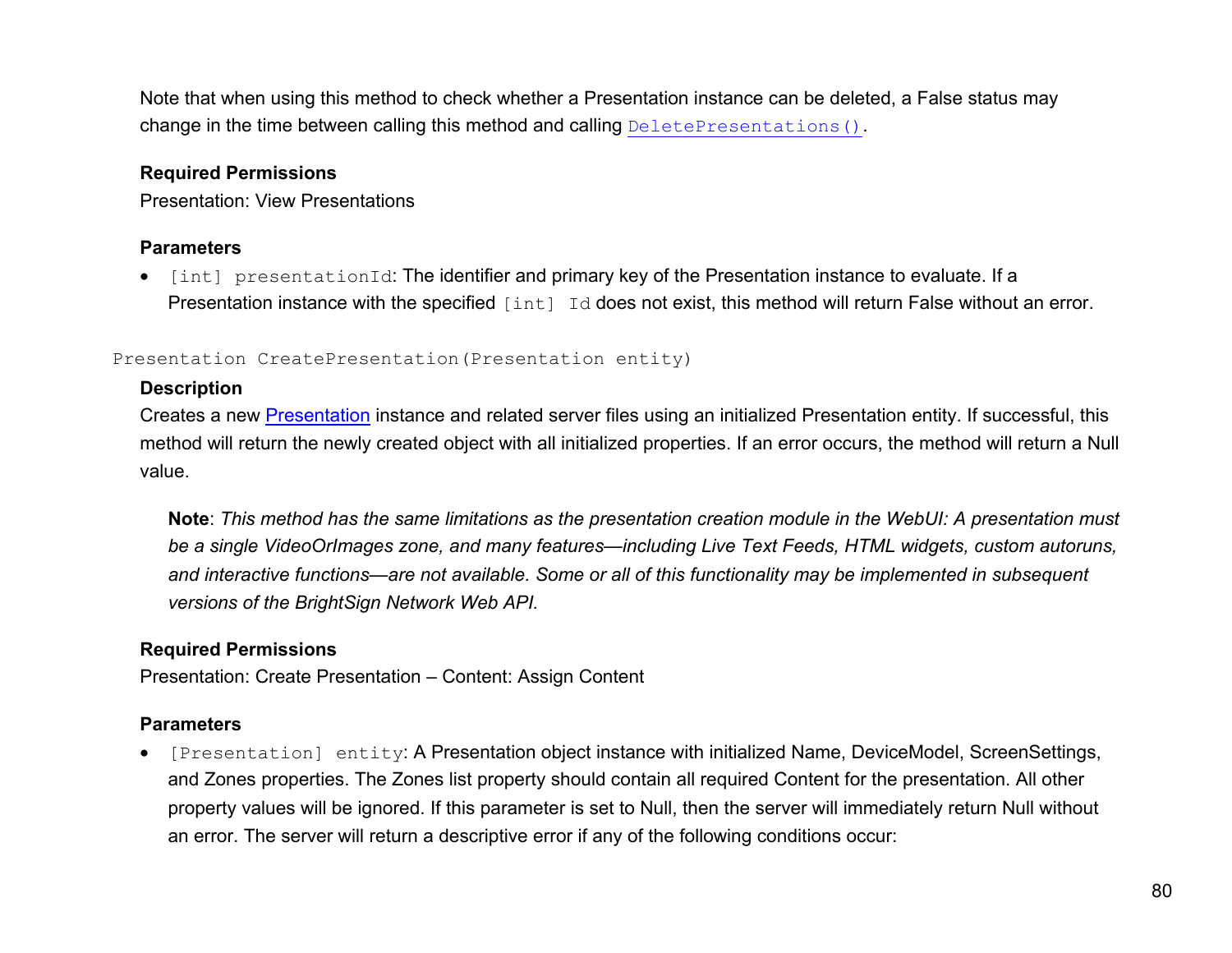Note that when using this method to check whether a Presentation instance can be deleted, a False status may change in the time between calling this method and calling `DeletePresentations()`.

**Required Permissions**

Presentation: View Presentations

**Parameters**

- `[int] presentationId`: The identifier and primary key of the Presentation instance to evaluate. If a Presentation instance with the specified `[int] Id` does not exist, this method will return False without an error.

```
Presentation CreatePresentation(Presentation entity)
```

**Description**

Creates a new Presentation instance and related server files using an initialized Presentation entity. If successful, this method will return the newly created object with all initialized properties. If an error occurs, the method will return a Null value.

> **Note**: *This method has the same limitations as the presentation creation module in the WebUI: A presentation must be a single VideoOrImages zone, and many features—including Live Text Feeds, HTML widgets, custom autoruns, and interactive functions—are not available. Some or all of this functionality may be implemented in subsequent versions of the BrightSign Network Web API.*

**Required Permissions**

Presentation: Create Presentation – Content: Assign Content

**Parameters**

- `[Presentation] entity`: A Presentation object instance with initialized Name, DeviceModel, ScreenSettings, and Zones properties. The Zones list property should contain all required Content for the presentation. All other property values will be ignored. If this parameter is set to Null, then the server will immediately return Null without an error. The server will return a descriptive error if any of the following conditions occur: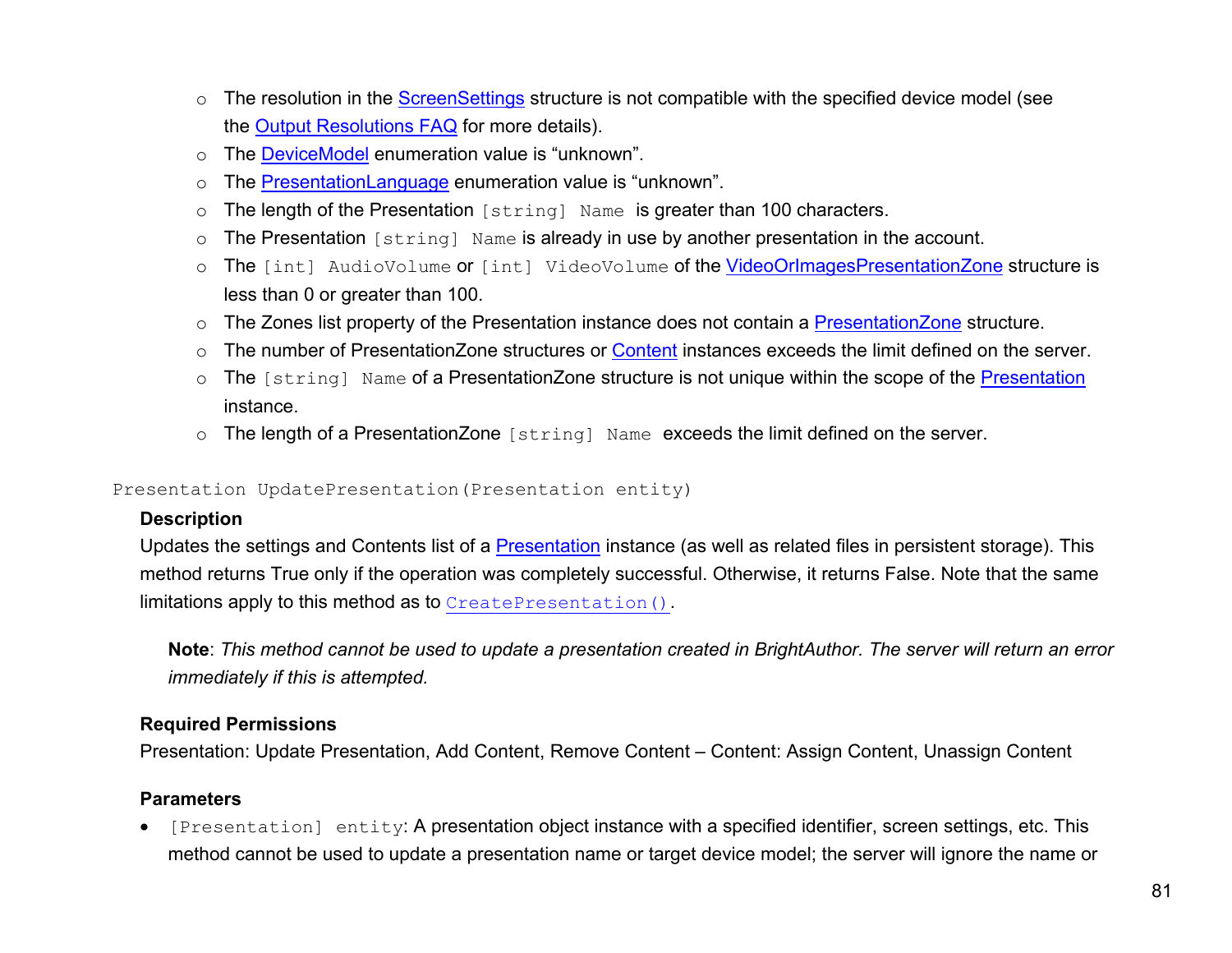- The resolution in the ScreenSettings structure is not compatible with the specified device model (see the Output Resolutions FAQ for more details).
- The DeviceModel enumeration value is “unknown”.
- The PresentationLanguage enumeration value is “unknown”.
- The length of the Presentation `[string] Name` is greater than 100 characters.
- The Presentation `[string] Name` is already in use by another presentation in the account.
- The `[int] AudioVolume` or `[int] VideoVolume` of the VideoOrImagesPresentationZone structure is less than 0 or greater than 100.
- The Zones list property of the Presentation instance does not contain a PresentationZone structure.
- The number of PresentationZone structures or Content instances exceeds the limit defined on the server.
- The `[string] Name` of a PresentationZone structure is not unique within the scope of the Presentation instance.
- The length of a PresentationZone `[string] Name` exceeds the limit defined on the server.

`Presentation UpdatePresentation(Presentation entity)`

**Description**

Updates the settings and Contents list of a Presentation instance (as well as related files in persistent storage). This method returns True only if the operation was completely successful. Otherwise, it returns False. Note that the same limitations apply to this method as to `CreatePresentation()`.

> **Note**: *This method cannot be used to update a presentation created in BrightAuthor. The server will return an error immediately if this is attempted.*

**Required Permissions**

Presentation: Update Presentation, Add Content, Remove Content – Content: Assign Content, Unassign Content

**Parameters**

- `[Presentation] entity`: A presentation object instance with a specified identifier, screen settings, etc. This method cannot be used to update a presentation name or target device model; the server will ignore the name or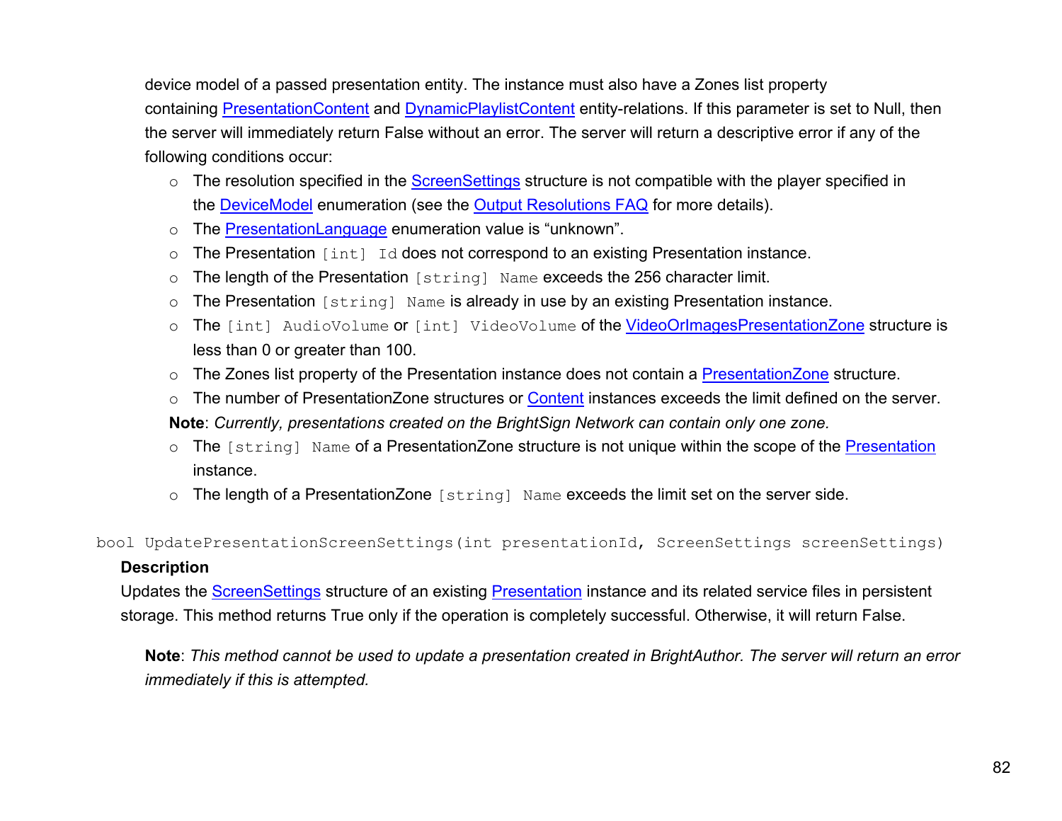device model of a passed presentation entity. The instance must also have a Zones list property containing PresentationContent and DynamicPlaylistContent entity-relations. If this parameter is set to Null, then the server will immediately return False without an error. The server will return a descriptive error if any of the following conditions occur:

- The resolution specified in the ScreenSettings structure is not compatible with the player specified in the DeviceModel enumeration (see the Output Resolutions FAQ for more details).
- The PresentationLanguage enumeration value is "unknown".
- The Presentation `[int] Id` does not correspond to an existing Presentation instance.
- The length of the Presentation `[string] Name` exceeds the 256 character limit.
- The Presentation `[string] Name` is already in use by an existing Presentation instance.
- The `[int] AudioVolume` or `[int] VideoVolume` of the VideoOrImagesPresentationZone structure is less than 0 or greater than 100.
- The Zones list property of the Presentation instance does not contain a PresentationZone structure.
- The number of PresentationZone structures or Content instances exceeds the limit defined on the server.

**Note**: *Currently, presentations created on the BrightSign Network can contain only one zone.*

- The `[string] Name` of a PresentationZone structure is not unique within the scope of the Presentation instance.
- The length of a PresentationZone `[string] Name` exceeds the limit set on the server side.

```
bool UpdatePresentationScreenSettings(int presentationId, ScreenSettings screenSettings)
```

**Description**

Updates the ScreenSettings structure of an existing Presentation instance and its related service files in persistent storage. This method returns True only if the operation is completely successful. Otherwise, it will return False.

**Note**: *This method cannot be used to update a presentation created in BrightAuthor. The server will return an error immediately if this is attempted.*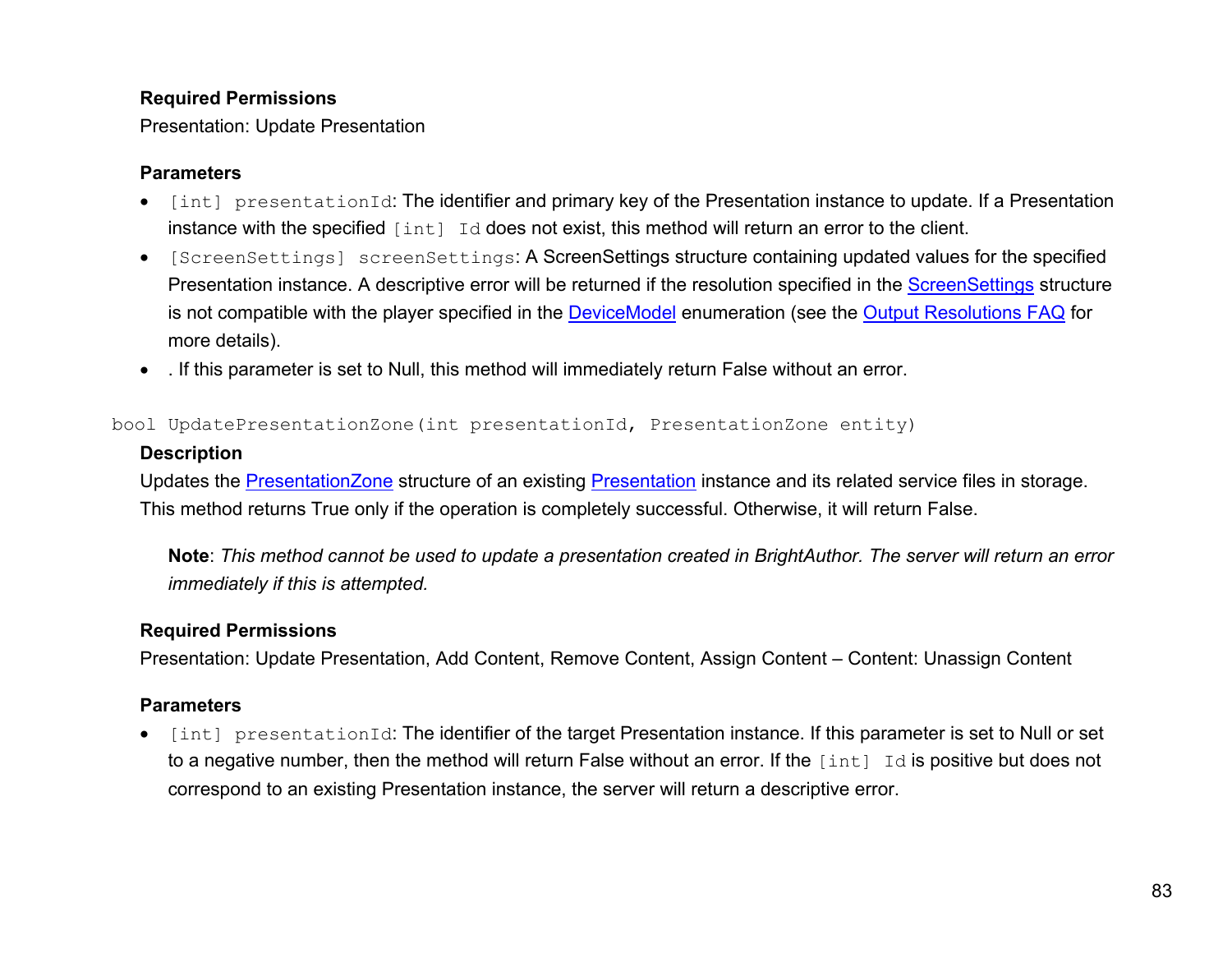**Required Permissions**

Presentation: Update Presentation

**Parameters**

- `[int] presentationId`: The identifier and primary key of the Presentation instance to update. If a Presentation instance with the specified `[int] Id` does not exist, this method will return an error to the client.
- `[ScreenSettings] screenSettings`: A ScreenSettings structure containing updated values for the specified Presentation instance. A descriptive error will be returned if the resolution specified in the ScreenSettings structure is not compatible with the player specified in the DeviceModel enumeration (see the Output Resolutions FAQ for more details).
- . If this parameter is set to Null, this method will immediately return False without an error.

```
bool UpdatePresentationZone(int presentationId, PresentationZone entity)
```

**Description**

Updates the PresentationZone structure of an existing Presentation instance and its related service files in storage. This method returns True only if the operation is completely successful. Otherwise, it will return False.

> **Note**: *This method cannot be used to update a presentation created in BrightAuthor. The server will return an error immediately if this is attempted.*

**Required Permissions**

Presentation: Update Presentation, Add Content, Remove Content, Assign Content – Content: Unassign Content

**Parameters**

- `[int] presentationId`: The identifier of the target Presentation instance. If this parameter is set to Null or set to a negative number, then the method will return False without an error. If the `[int] Id` is positive but does not correspond to an existing Presentation instance, the server will return a descriptive error.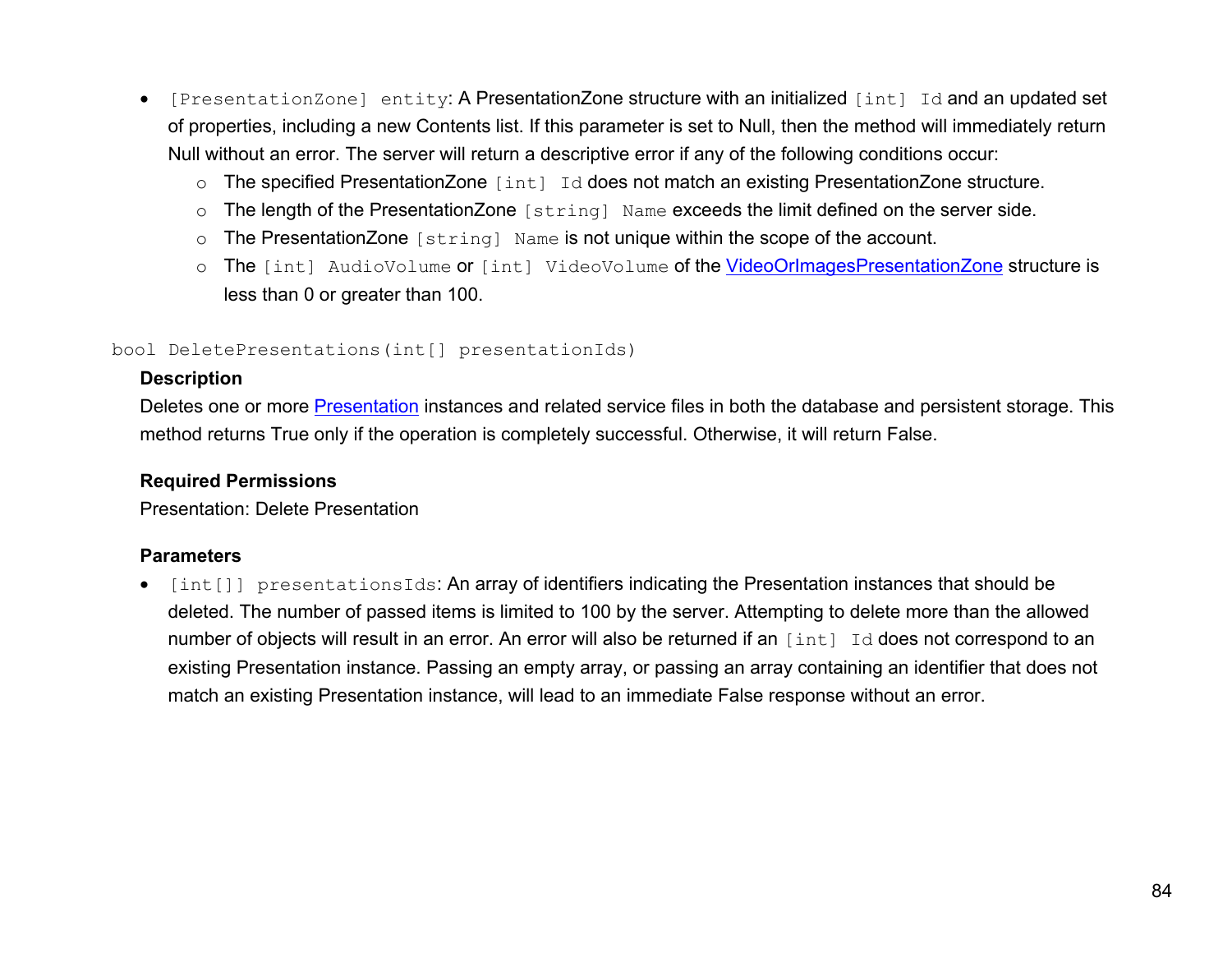- `[PresentationZone] entity`: A PresentationZone structure with an initialized `[int] Id` and an updated set of properties, including a new Contents list. If this parameter is set to Null, then the method will immediately return Null without an error. The server will return a descriptive error if any of the following conditions occur:
  - The specified PresentationZone `[int] Id` does not match an existing PresentationZone structure.
  - The length of the PresentationZone `[string] Name` exceeds the limit defined on the server side.
  - The PresentationZone `[string] Name` is not unique within the scope of the account.
  - The `[int] AudioVolume` or `[int] VideoVolume` of the VideoOrImagesPresentationZone structure is less than 0 or greater than 100.

```
bool DeletePresentations(int[] presentationIds)
```

**Description**

Deletes one or more Presentation instances and related service files in both the database and persistent storage. This method returns True only if the operation is completely successful. Otherwise, it will return False.

**Required Permissions**

Presentation: Delete Presentation

**Parameters**

- `[int[]] presentationsIds`: An array of identifiers indicating the Presentation instances that should be deleted. The number of passed items is limited to 100 by the server. Attempting to delete more than the allowed number of objects will result in an error. An error will also be returned if an `[int] Id` does not correspond to an existing Presentation instance. Passing an empty array, or passing an array containing an identifier that does not match an existing Presentation instance, will lead to an immediate False response without an error.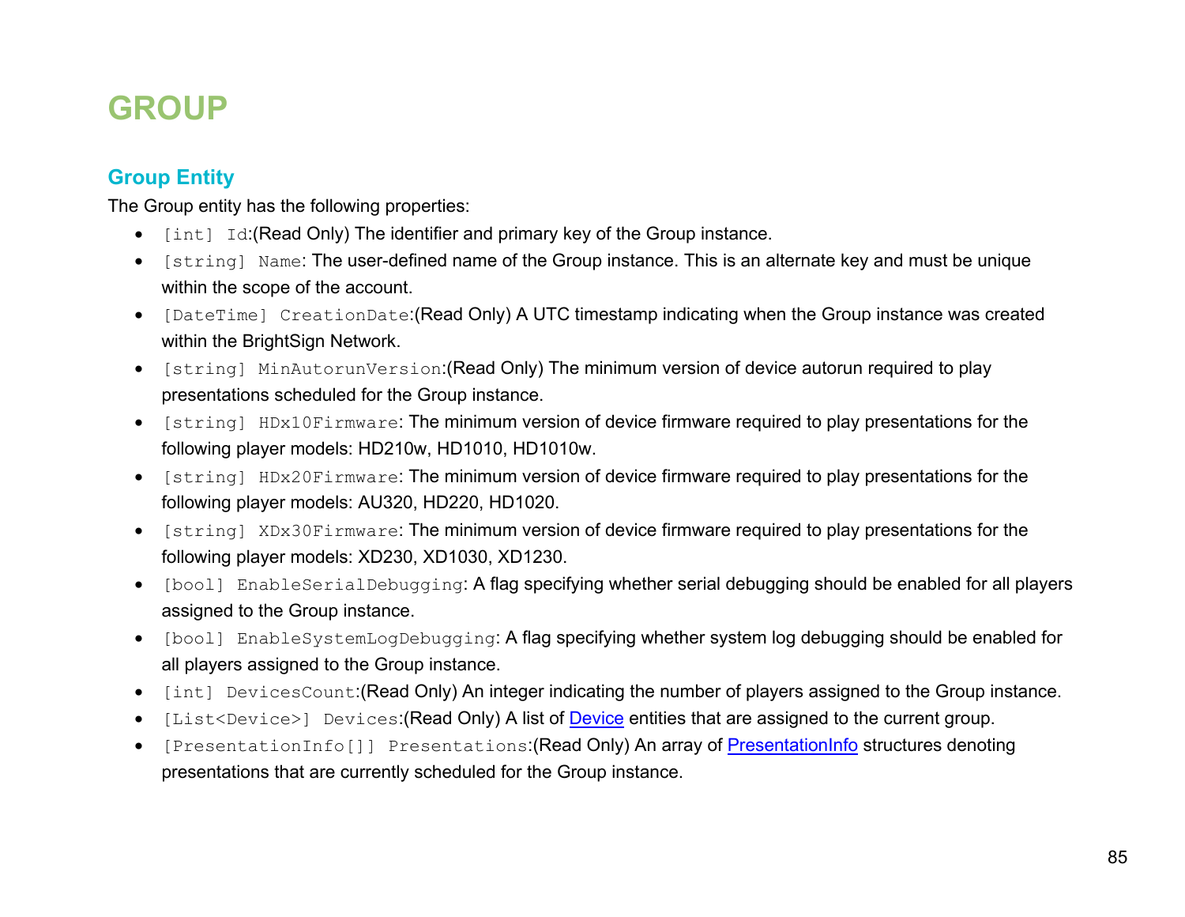# GROUP

## Group Entity

The Group entity has the following properties:

- `[int] Id`:(Read Only) The identifier and primary key of the Group instance.
- `[string] Name`: The user-defined name of the Group instance. This is an alternate key and must be unique within the scope of the account.
- `[DateTime] CreationDate`:(Read Only) A UTC timestamp indicating when the Group instance was created within the BrightSign Network.
- `[string] MinAutorunVersion`:(Read Only) The minimum version of device autorun required to play presentations scheduled for the Group instance.
- `[string] HDx10Firmware`: The minimum version of device firmware required to play presentations for the following player models: HD210w, HD1010, HD1010w.
- `[string] HDx20Firmware`: The minimum version of device firmware required to play presentations for the following player models: AU320, HD220, HD1020.
- `[string] XDx30Firmware`: The minimum version of device firmware required to play presentations for the following player models: XD230, XD1030, XD1230.
- `[bool] EnableSerialDebugging`: A flag specifying whether serial debugging should be enabled for all players assigned to the Group instance.
- `[bool] EnableSystemLogDebugging`: A flag specifying whether system log debugging should be enabled for all players assigned to the Group instance.
- `[int] DevicesCount`:(Read Only) An integer indicating the number of players assigned to the Group instance.
- `[List<Device>] Devices`:(Read Only) A list of Device entities that are assigned to the current group.
- `[PresentationInfo[]] Presentations`:(Read Only) An array of PresentationInfo structures denoting presentations that are currently scheduled for the Group instance.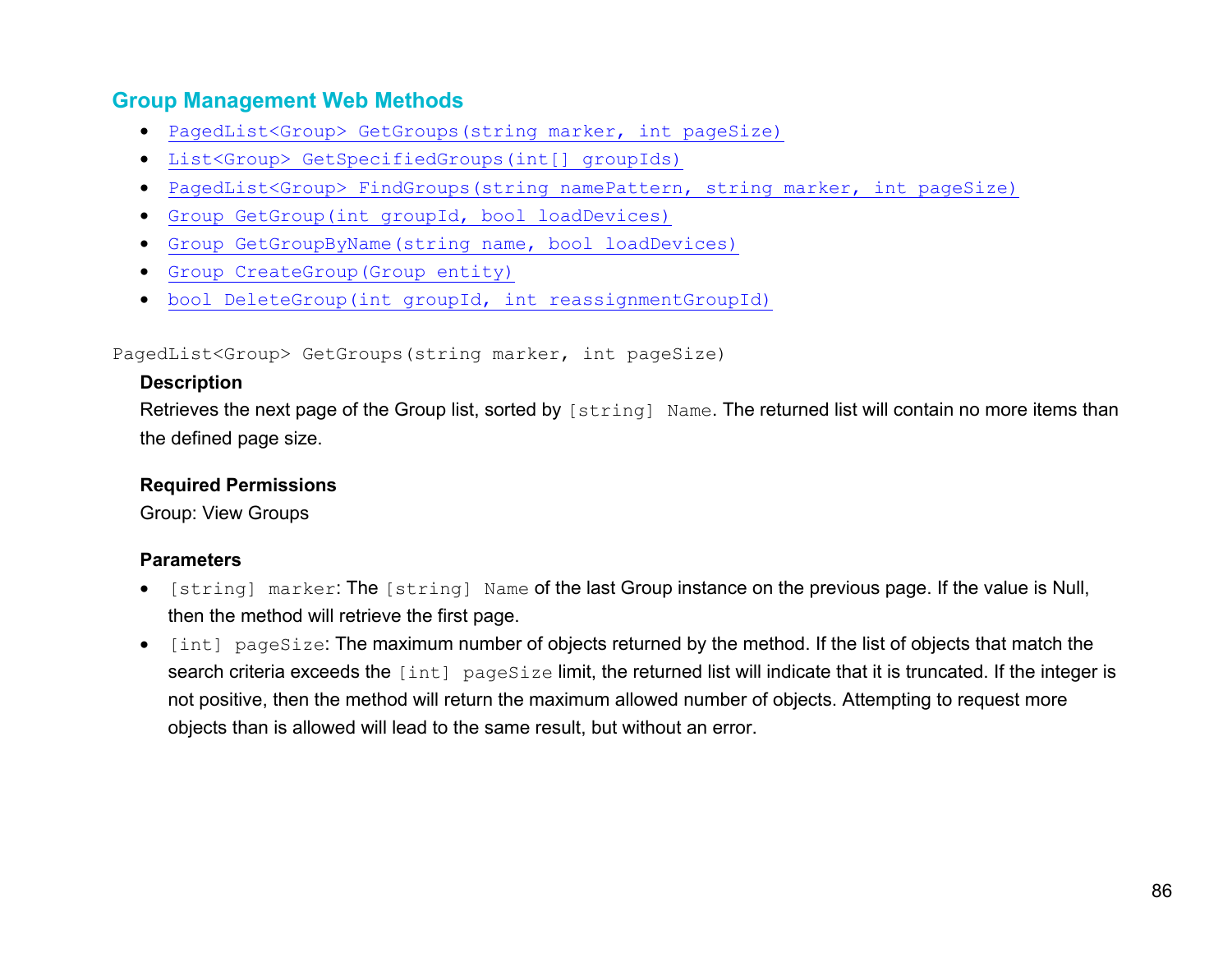## Group Management Web Methods

- `PagedList<Group> GetGroups(string marker, int pageSize)`
- `List<Group> GetSpecifiedGroups(int[] groupIds)`
- `PagedList<Group> FindGroups(string namePattern, string marker, int pageSize)`
- `Group GetGroup(int groupId, bool loadDevices)`
- `Group GetGroupByName(string name, bool loadDevices)`
- `Group CreateGroup(Group entity)`
- `bool DeleteGroup(int groupId, int reassignmentGroupId)`

```
PagedList<Group> GetGroups(string marker, int pageSize)
```

**Description**

Retrieves the next page of the Group list, sorted by `[string] Name`. The returned list will contain no more items than the defined page size.

**Required Permissions**

Group: View Groups

**Parameters**

- `[string] marker`: The `[string] Name` of the last Group instance on the previous page. If the value is Null, then the method will retrieve the first page.
- `[int] pageSize`: The maximum number of objects returned by the method. If the list of objects that match the search criteria exceeds the `[int] pageSize` limit, the returned list will indicate that it is truncated. If the integer is not positive, then the method will return the maximum allowed number of objects. Attempting to request more objects than is allowed will lead to the same result, but without an error.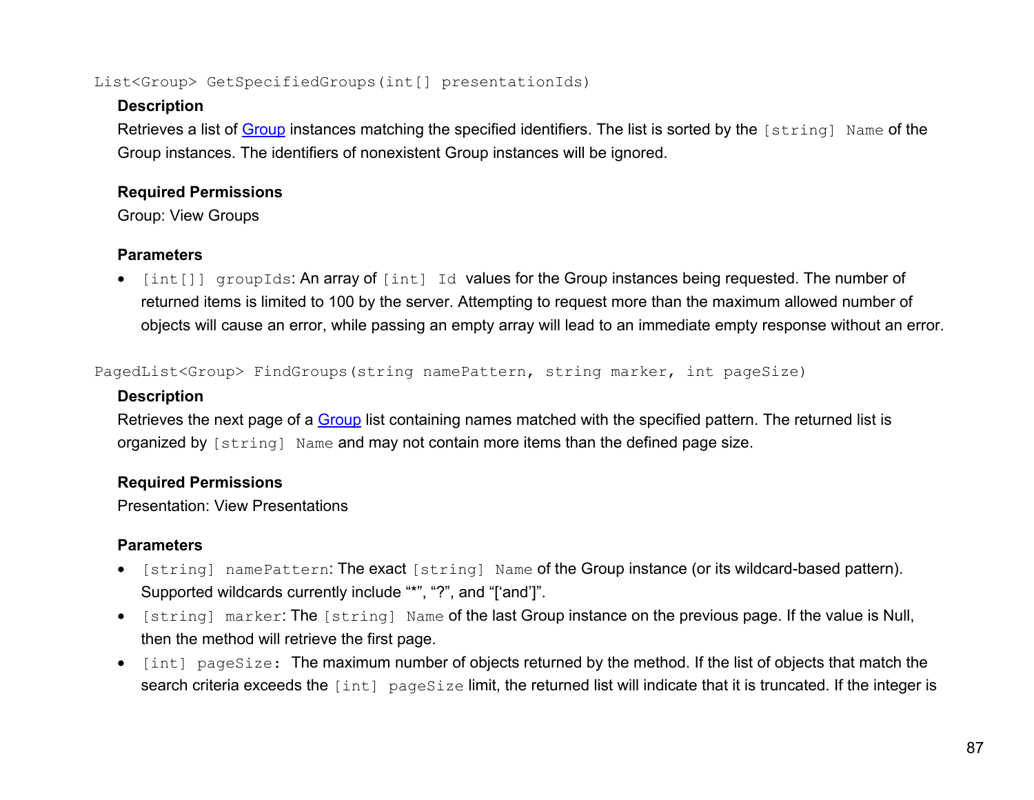`List<Group> GetSpecifiedGroups(int[] presentationIds)`

**Description**

Retrieves a list of Group instances matching the specified identifiers. The list is sorted by the `[string] Name` of the Group instances. The identifiers of nonexistent Group instances will be ignored.

**Required Permissions**

Group: View Groups

**Parameters**

- `[int[]] groupIds`: An array of `[int] Id` values for the Group instances being requested. The number of returned items is limited to 100 by the server. Attempting to request more than the maximum allowed number of objects will cause an error, while passing an empty array will lead to an immediate empty response without an error.

`PagedList<Group> FindGroups(string namePattern, string marker, int pageSize)`

**Description**

Retrieves the next page of a Group list containing names matched with the specified pattern. The returned list is organized by `[string] Name` and may not contain more items than the defined page size.

**Required Permissions**

Presentation: View Presentations

**Parameters**

- `[string] namePattern`: The exact `[string] Name` of the Group instance (or its wildcard-based pattern). Supported wildcards currently include "*", "?", and "['and']".
- `[string] marker`: The `[string] Name` of the last Group instance on the previous page. If the value is Null, then the method will retrieve the first page.
- `[int] pageSize`: The maximum number of objects returned by the method. If the list of objects that match the search criteria exceeds the `[int] pageSize` limit, the returned list will indicate that it is truncated. If the integer is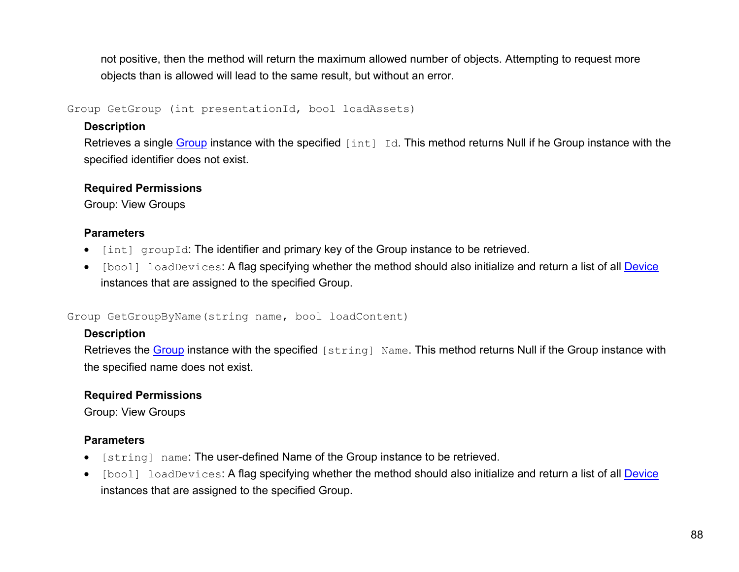not positive, then the method will return the maximum allowed number of objects. Attempting to request more objects than is allowed will lead to the same result, but without an error.

`Group GetGroup (int presentationId, bool loadAssets)`

**Description**

Retrieves a single Group instance with the specified `[int] Id`. This method returns Null if he Group instance with the specified identifier does not exist.

**Required Permissions**

Group: View Groups

**Parameters**

- `[int] groupId`: The identifier and primary key of the Group instance to be retrieved.
- `[bool] loadDevices`: A flag specifying whether the method should also initialize and return a list of all Device instances that are assigned to the specified Group.

`Group GetGroupByName(string name, bool loadContent)`

**Description**

Retrieves the Group instance with the specified `[string] Name`. This method returns Null if the Group instance with the specified name does not exist.

**Required Permissions**

Group: View Groups

**Parameters**

- `[string] name`: The user-defined Name of the Group instance to be retrieved.
- `[bool] loadDevices`: A flag specifying whether the method should also initialize and return a list of all Device instances that are assigned to the specified Group.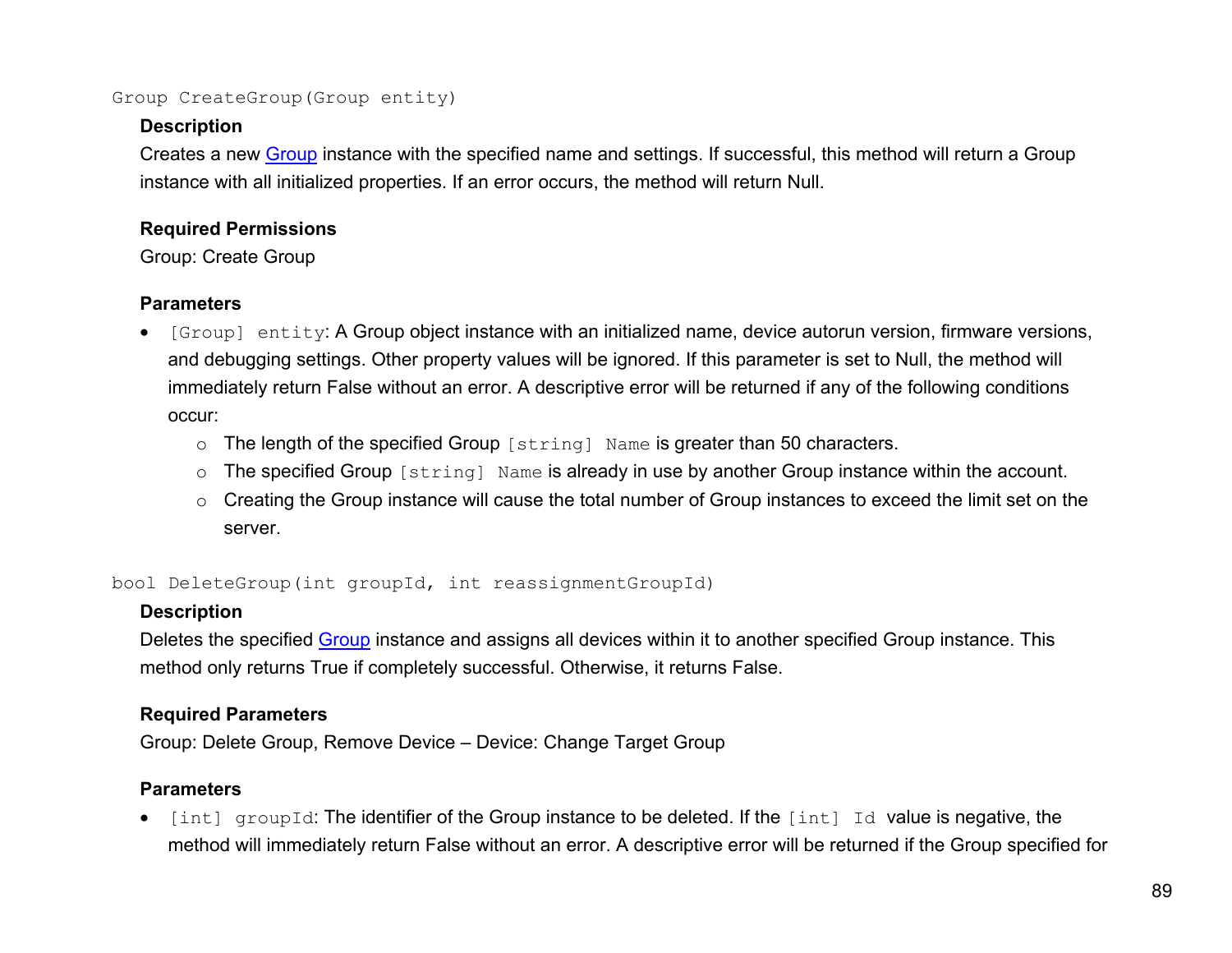`Group CreateGroup(Group entity)`

**Description**

Creates a new Group instance with the specified name and settings. If successful, this method will return a Group instance with all initialized properties. If an error occurs, the method will return Null.

**Required Permissions**

Group: Create Group

**Parameters**

- `[Group] entity`: A Group object instance with an initialized name, device autorun version, firmware versions, and debugging settings. Other property values will be ignored. If this parameter is set to Null, the method will immediately return False without an error. A descriptive error will be returned if any of the following conditions occur:
  - The length of the specified Group `[string] Name` is greater than 50 characters.
  - The specified Group `[string] Name` is already in use by another Group instance within the account.
  - Creating the Group instance will cause the total number of Group instances to exceed the limit set on the server.

`bool DeleteGroup(int groupId, int reassignmentGroupId)`

**Description**

Deletes the specified Group instance and assigns all devices within it to another specified Group instance. This method only returns True if completely successful. Otherwise, it returns False.

**Required Parameters**

Group: Delete Group, Remove Device – Device: Change Target Group

**Parameters**

- `[int] groupId`: The identifier of the Group instance to be deleted. If the `[int] Id` value is negative, the method will immediately return False without an error. A descriptive error will be returned if the Group specified for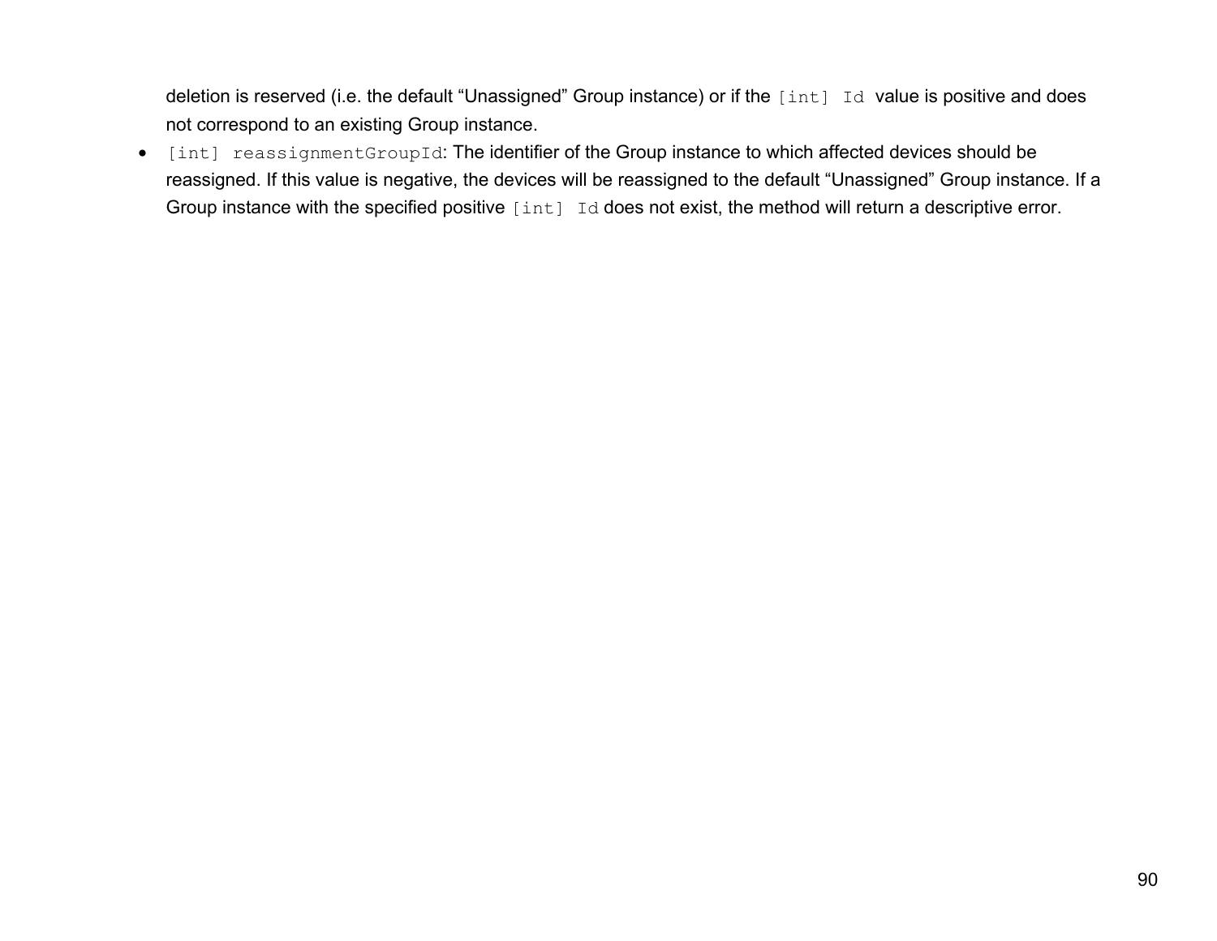deletion is reserved (i.e. the default “Unassigned” Group instance) or if the `[int] Id` value is positive and does not correspond to an existing Group instance.

- `[int] reassignmentGroupId`: The identifier of the Group instance to which affected devices should be reassigned. If this value is negative, the devices will be reassigned to the default “Unassigned” Group instance. If a Group instance with the specified positive `[int] Id` does not exist, the method will return a descriptive error.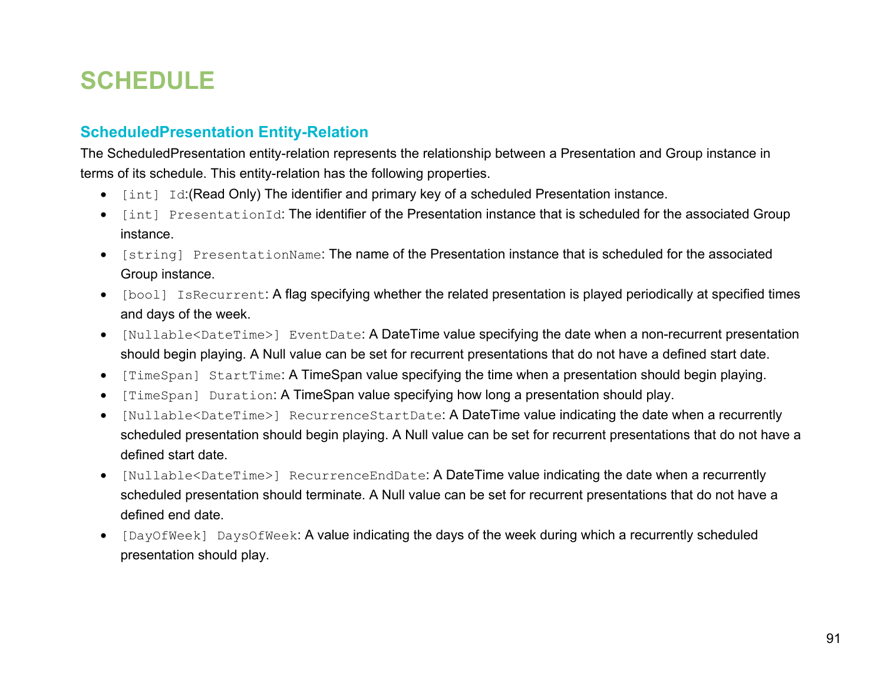# SCHEDULE

## ScheduledPresentation Entity-Relation

The ScheduledPresentation entity-relation represents the relationship between a Presentation and Group instance in terms of its schedule. This entity-relation has the following properties.

- `[int] Id`:(Read Only) The identifier and primary key of a scheduled Presentation instance.
- `[int] PresentationId`: The identifier of the Presentation instance that is scheduled for the associated Group instance.
- `[string] PresentationName`: The name of the Presentation instance that is scheduled for the associated Group instance.
- `[bool] IsRecurrent`: A flag specifying whether the related presentation is played periodically at specified times and days of the week.
- `[Nullable<DateTime>] EventDate`: A DateTime value specifying the date when a non-recurrent presentation should begin playing. A Null value can be set for recurrent presentations that do not have a defined start date.
- `[TimeSpan] StartTime`: A TimeSpan value specifying the time when a presentation should begin playing.
- `[TimeSpan] Duration`: A TimeSpan value specifying how long a presentation should play.
- `[Nullable<DateTime>] RecurrenceStartDate`: A DateTime value indicating the date when a recurrently scheduled presentation should begin playing. A Null value can be set for recurrent presentations that do not have a defined start date.
- `[Nullable<DateTime>] RecurrenceEndDate`: A DateTime value indicating the date when a recurrently scheduled presentation should terminate. A Null value can be set for recurrent presentations that do not have a defined end date.
- `[DayOfWeek] DaysOfWeek`: A value indicating the days of the week during which a recurrently scheduled presentation should play.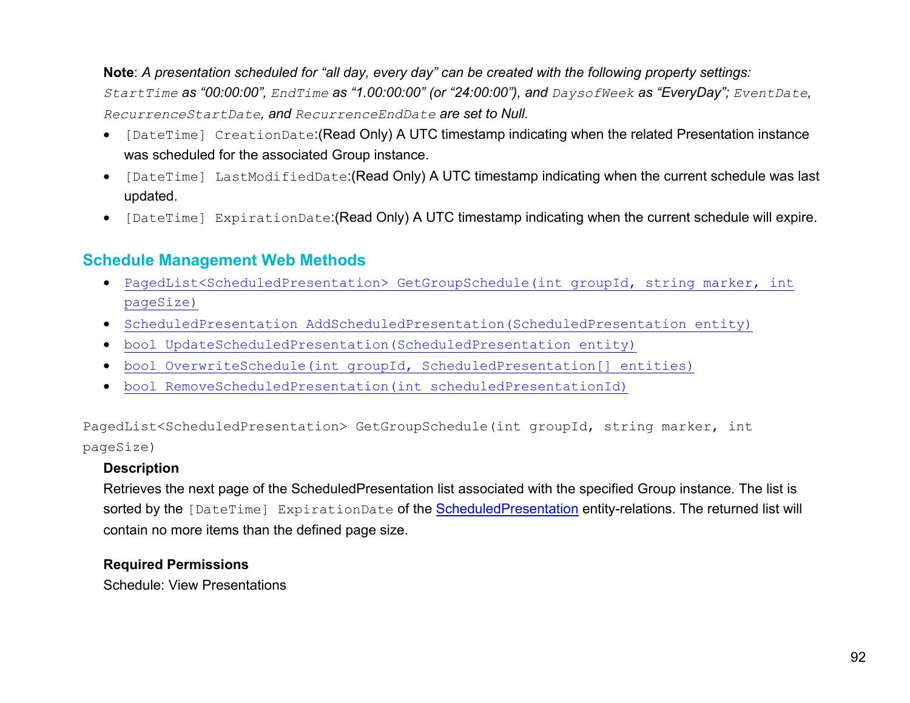**Note**: *A presentation scheduled for "all day, every day" can be created with the following property settings:* *`StartTime` as "00:00:00", `EndTime` as "1.00:00:00" (or "24:00:00"), and `DaysofWeek` as "EveryDay"; `EventDate`, `RecurrenceStartDate`, and `RecurrenceEndDate` are set to Null.*

- `[DateTime] CreationDate`:(Read Only) A UTC timestamp indicating when the related Presentation instance was scheduled for the associated Group instance.
- `[DateTime] LastModifiedDate`:(Read Only) A UTC timestamp indicating when the current schedule was last updated.
- `[DateTime] ExpirationDate`:(Read Only) A UTC timestamp indicating when the current schedule will expire.

## Schedule Management Web Methods

- `PagedList<ScheduledPresentation> GetGroupSchedule(int groupId, string marker, int pageSize)`
- `ScheduledPresentation AddScheduledPresentation(ScheduledPresentation entity)`
- `bool UpdateScheduledPresentation(ScheduledPresentation entity)`
- `bool OverwriteSchedule(int groupId, ScheduledPresentation[] entities)`
- `bool RemoveScheduledPresentation(int scheduledPresentationId)`

```
PagedList<ScheduledPresentation> GetGroupSchedule(int groupId, string marker, int
pageSize)
```

**Description**

Retrieves the next page of the ScheduledPresentation list associated with the specified Group instance. The list is sorted by the `[DateTime] ExpirationDate` of the ScheduledPresentation entity-relations. The returned list will contain no more items than the defined page size.

**Required Permissions**

Schedule: View Presentations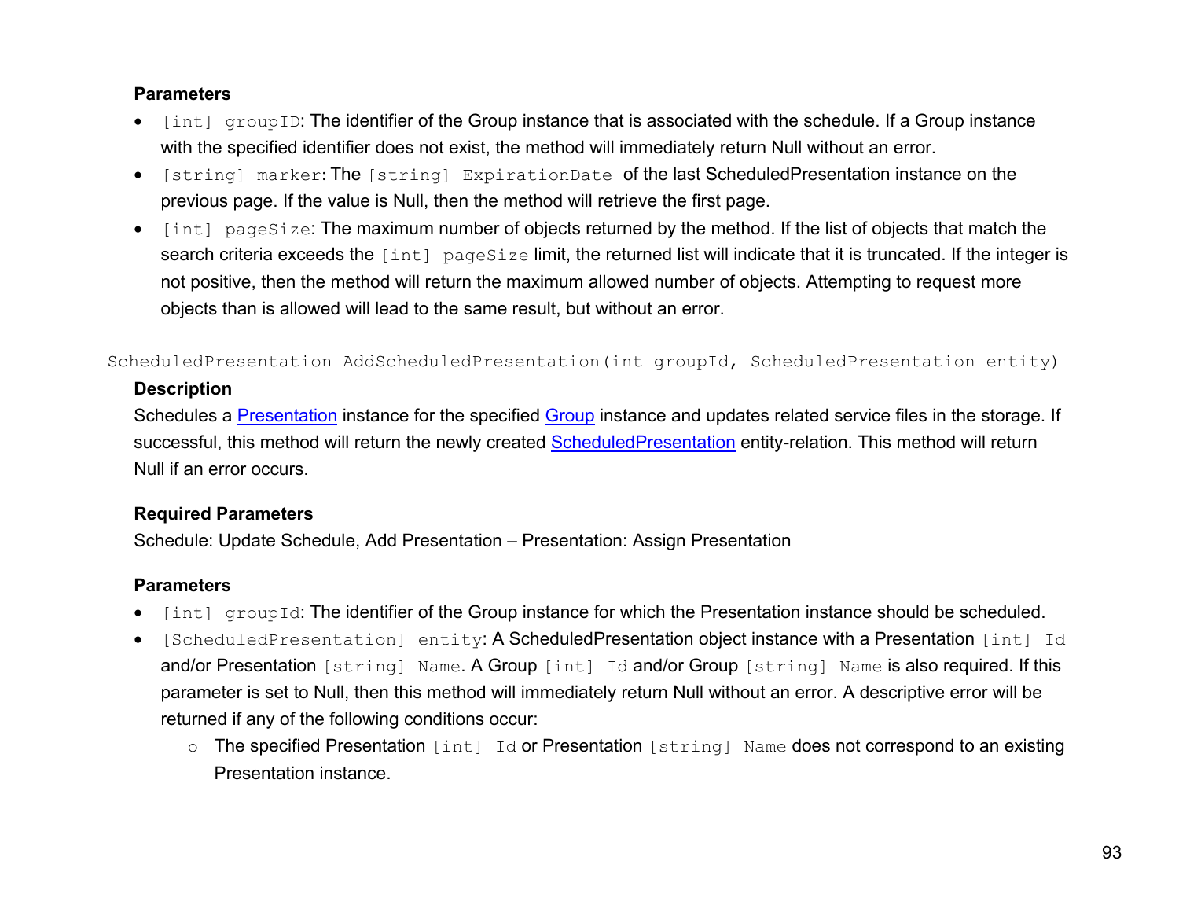**Parameters**

- `[int] groupID`: The identifier of the Group instance that is associated with the schedule. If a Group instance with the specified identifier does not exist, the method will immediately return Null without an error.
- `[string] marker`: The `[string] ExpirationDate` of the last ScheduledPresentation instance on the previous page. If the value is Null, then the method will retrieve the first page.
- `[int] pageSize`: The maximum number of objects returned by the method. If the list of objects that match the search criteria exceeds the `[int] pageSize` limit, the returned list will indicate that it is truncated. If the integer is not positive, then the method will return the maximum allowed number of objects. Attempting to request more objects than is allowed will lead to the same result, but without an error.

```
ScheduledPresentation AddScheduledPresentation(int groupId, ScheduledPresentation entity)
```

**Description**

Schedules a Presentation instance for the specified Group instance and updates related service files in the storage. If successful, this method will return the newly created ScheduledPresentation entity-relation. This method will return Null if an error occurs.

**Required Parameters**

Schedule: Update Schedule, Add Presentation – Presentation: Assign Presentation

**Parameters**

- `[int] groupId`: The identifier of the Group instance for which the Presentation instance should be scheduled.
- `[ScheduledPresentation] entity`: A ScheduledPresentation object instance with a Presentation `[int] Id` and/or Presentation `[string] Name`. A Group `[int] Id` and/or Group `[string] Name` is also required. If this parameter is set to Null, then this method will immediately return Null without an error. A descriptive error will be returned if any of the following conditions occur:
  - The specified Presentation `[int] Id` or Presentation `[string] Name` does not correspond to an existing Presentation instance.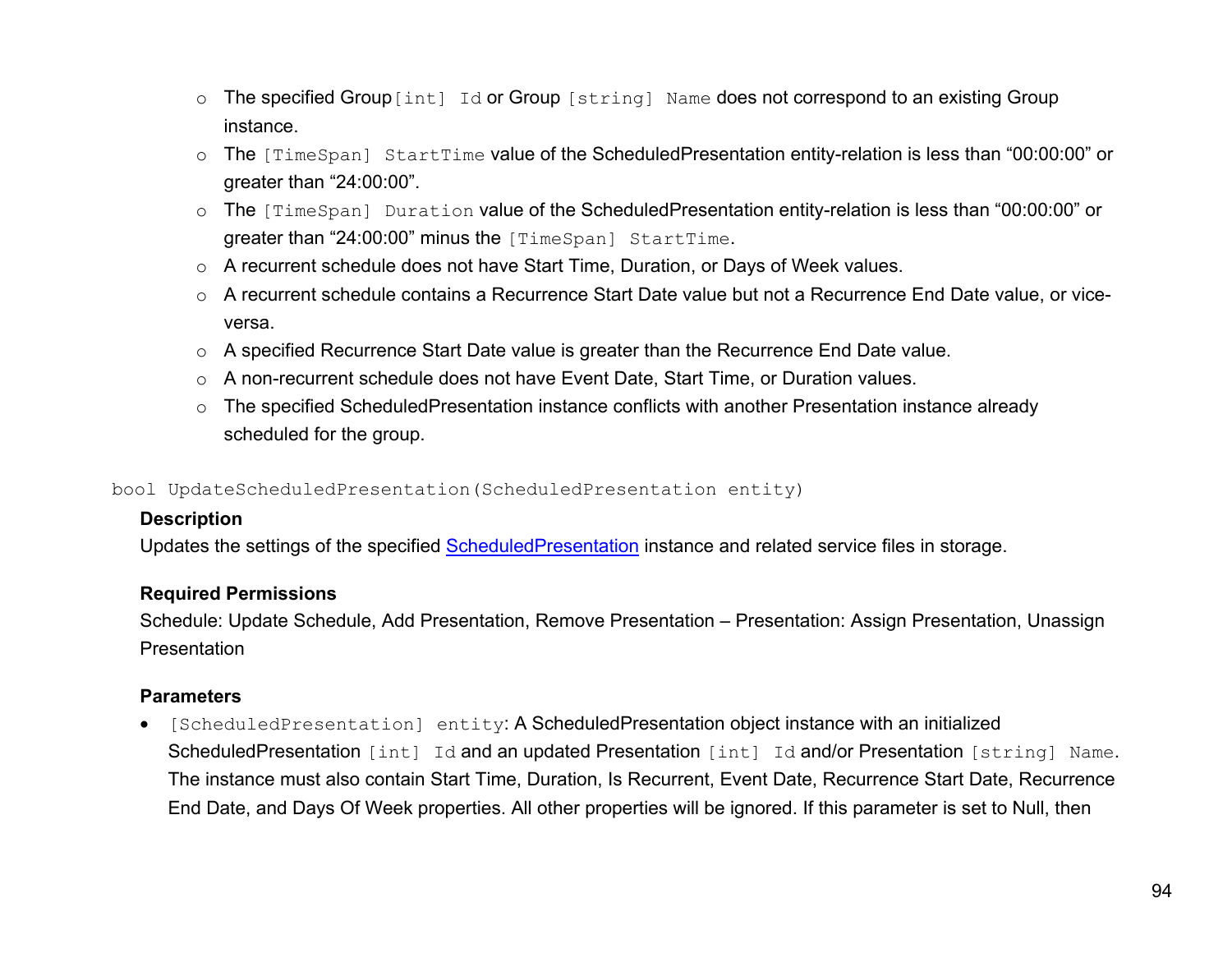- The specified Group `[int] Id` or Group `[string] Name` does not correspond to an existing Group instance.
- The `[TimeSpan] StartTime` value of the ScheduledPresentation entity-relation is less than "00:00:00" or greater than "24:00:00".
- The `[TimeSpan] Duration` value of the ScheduledPresentation entity-relation is less than "00:00:00" or greater than "24:00:00" minus the `[TimeSpan] StartTime`.
- A recurrent schedule does not have Start Time, Duration, or Days of Week values.
- A recurrent schedule contains a Recurrence Start Date value but not a Recurrence End Date value, or vice-versa.
- A specified Recurrence Start Date value is greater than the Recurrence End Date value.
- A non-recurrent schedule does not have Event Date, Start Time, or Duration values.
- The specified ScheduledPresentation instance conflicts with another Presentation instance already scheduled for the group.

`bool UpdateScheduledPresentation(ScheduledPresentation entity)`

**Description**

Updates the settings of the specified ScheduledPresentation instance and related service files in storage.

**Required Permissions**

Schedule: Update Schedule, Add Presentation, Remove Presentation – Presentation: Assign Presentation, Unassign Presentation

**Parameters**

- `[ScheduledPresentation] entity`: A ScheduledPresentation object instance with an initialized ScheduledPresentation `[int] Id` and an updated Presentation `[int] Id` and/or Presentation `[string] Name`. The instance must also contain Start Time, Duration, Is Recurrent, Event Date, Recurrence Start Date, Recurrence End Date, and Days Of Week properties. All other properties will be ignored. If this parameter is set to Null, then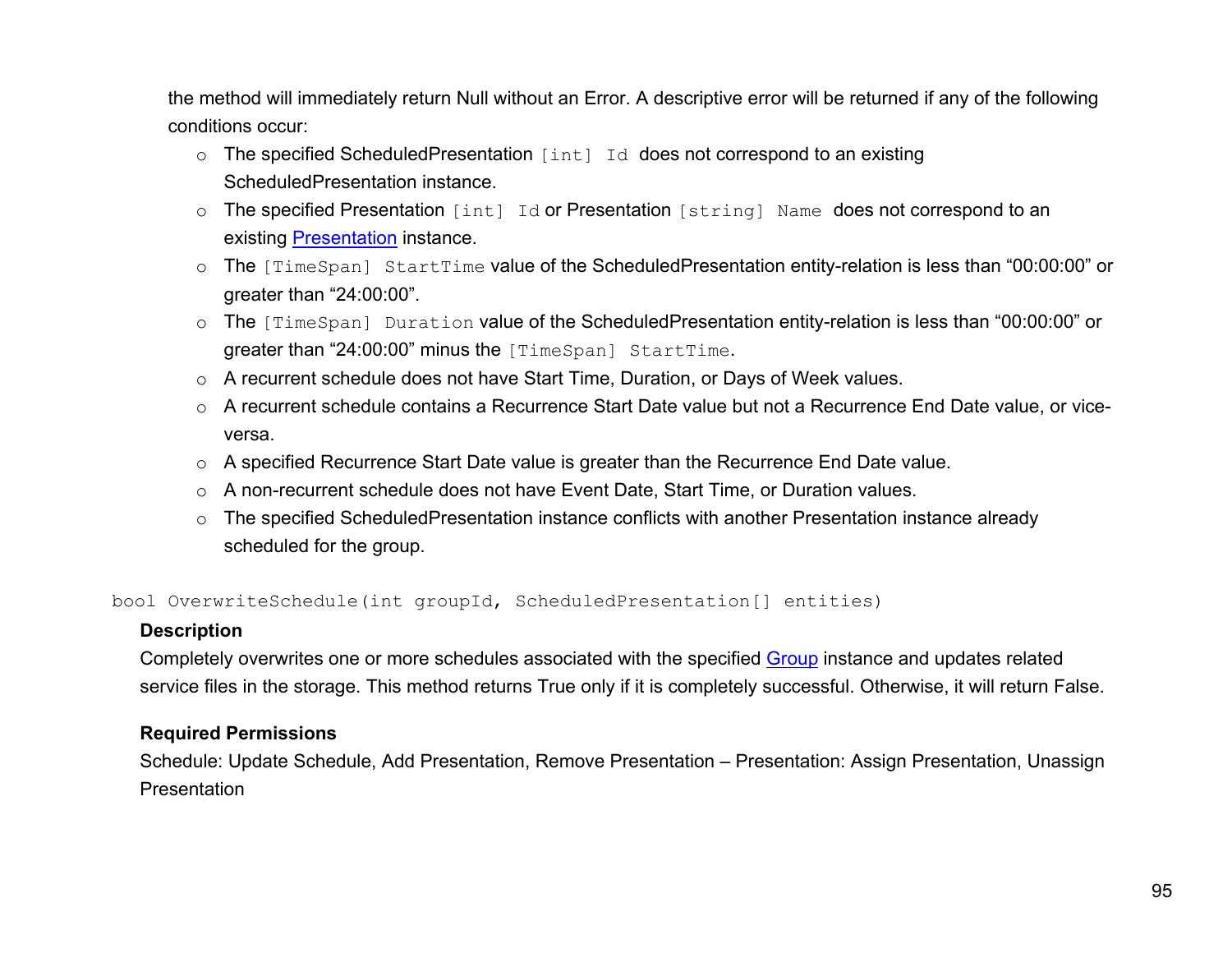the method will immediately return Null without an Error. A descriptive error will be returned if any of the following conditions occur:

- The specified ScheduledPresentation `[int] Id` does not correspond to an existing ScheduledPresentation instance.
- The specified Presentation `[int] Id` or Presentation `[string] Name` does not correspond to an existing Presentation instance.
- The `[TimeSpan] StartTime` value of the ScheduledPresentation entity-relation is less than “00:00:00” or greater than “24:00:00”.
- The `[TimeSpan] Duration` value of the ScheduledPresentation entity-relation is less than “00:00:00” or greater than “24:00:00” minus the `[TimeSpan] StartTime`.
- A recurrent schedule does not have Start Time, Duration, or Days of Week values.
- A recurrent schedule contains a Recurrence Start Date value but not a Recurrence End Date value, or vice-versa.
- A specified Recurrence Start Date value is greater than the Recurrence End Date value.
- A non-recurrent schedule does not have Event Date, Start Time, or Duration values.
- The specified ScheduledPresentation instance conflicts with another Presentation instance already scheduled for the group.

```
bool OverwriteSchedule(int groupId, ScheduledPresentation[] entities)
```

**Description**

Completely overwrites one or more schedules associated with the specified Group instance and updates related service files in the storage. This method returns True only if it is completely successful. Otherwise, it will return False.

**Required Permissions**

Schedule: Update Schedule, Add Presentation, Remove Presentation – Presentation: Assign Presentation, Unassign Presentation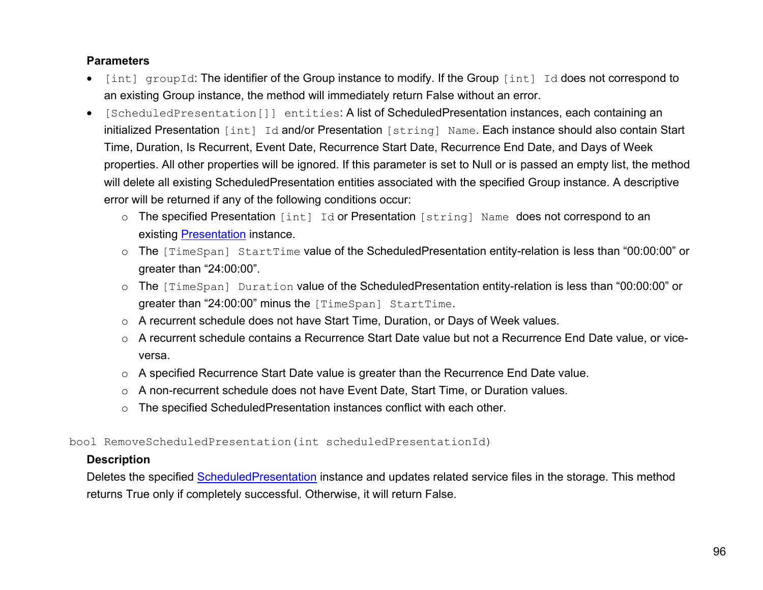**Parameters**

- `[int] groupId`: The identifier of the Group instance to modify. If the Group `[int] Id` does not correspond to an existing Group instance, the method will immediately return False without an error.
- `[ScheduledPresentation[]] entities`: A list of ScheduledPresentation instances, each containing an initialized Presentation `[int] Id` and/or Presentation `[string] Name`. Each instance should also contain Start Time, Duration, Is Recurrent, Event Date, Recurrence Start Date, Recurrence End Date, and Days of Week properties. All other properties will be ignored. If this parameter is set to Null or is passed an empty list, the method will delete all existing ScheduledPresentation entities associated with the specified Group instance. A descriptive error will be returned if any of the following conditions occur:
  - The specified Presentation `[int] Id` or Presentation `[string] Name` does not correspond to an existing Presentation instance.
  - The `[TimeSpan] StartTime` value of the ScheduledPresentation entity-relation is less than “00:00:00” or greater than “24:00:00”.
  - The `[TimeSpan] Duration` value of the ScheduledPresentation entity-relation is less than “00:00:00” or greater than “24:00:00” minus the `[TimeSpan] StartTime`.
  - A recurrent schedule does not have Start Time, Duration, or Days of Week values.
  - A recurrent schedule contains a Recurrence Start Date value but not a Recurrence End Date value, or vice-versa.
  - A specified Recurrence Start Date value is greater than the Recurrence End Date value.
  - A non-recurrent schedule does not have Event Date, Start Time, or Duration values.
  - The specified ScheduledPresentation instances conflict with each other.

```
bool RemoveScheduledPresentation(int scheduledPresentationId)
```

**Description**

Deletes the specified ScheduledPresentation instance and updates related service files in the storage. This method returns True only if completely successful. Otherwise, it will return False.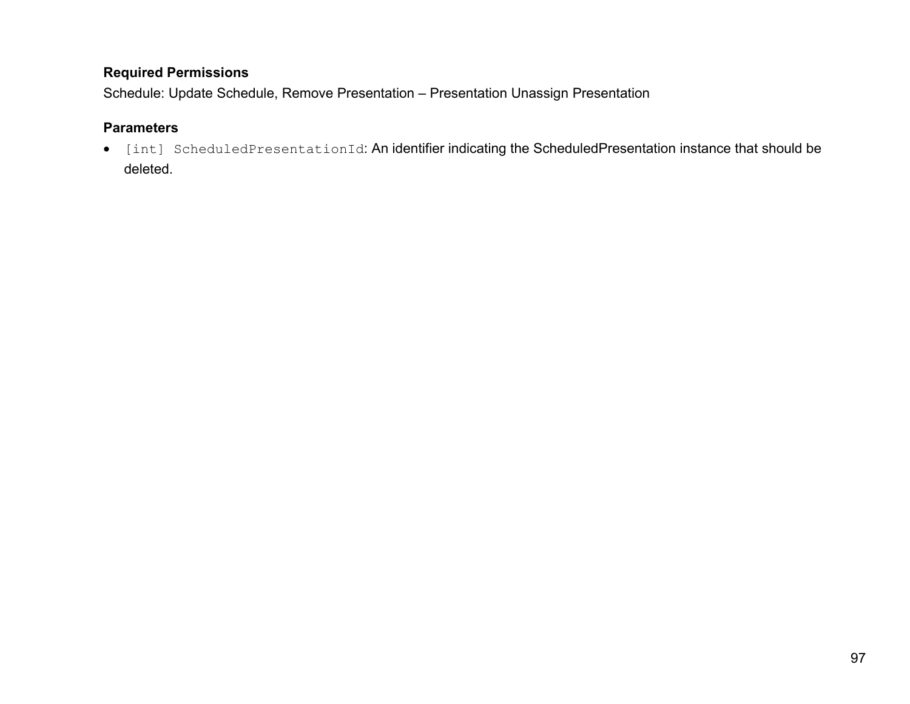**Required Permissions**

Schedule: Update Schedule, Remove Presentation – Presentation Unassign Presentation

**Parameters**

- `[int] ScheduledPresentationId`: An identifier indicating the ScheduledPresentation instance that should be deleted.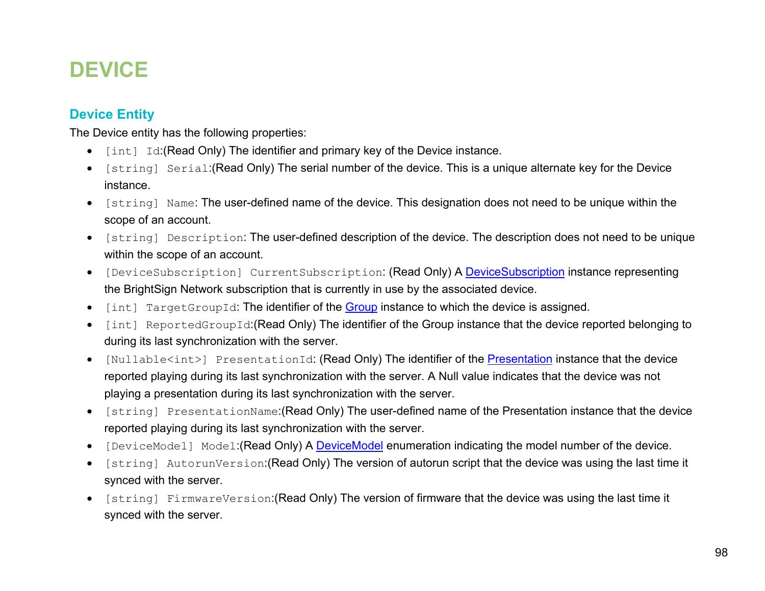# DEVICE

## Device Entity

The Device entity has the following properties:

- `[int] Id`:(Read Only) The identifier and primary key of the Device instance.
- `[string] Serial`:(Read Only) The serial number of the device. This is a unique alternate key for the Device instance.
- `[string] Name`: The user-defined name of the device. This designation does not need to be unique within the scope of an account.
- `[string] Description`: The user-defined description of the device. The description does not need to be unique within the scope of an account.
- `[DeviceSubscription] CurrentSubscription`: (Read Only) A DeviceSubscription instance representing the BrightSign Network subscription that is currently in use by the associated device.
- `[int] TargetGroupId`: The identifier of the Group instance to which the device is assigned.
- `[int] ReportedGroupId`:(Read Only) The identifier of the Group instance that the device reported belonging to during its last synchronization with the server.
- `[Nullable<int>] PresentationId`: (Read Only) The identifier of the Presentation instance that the device reported playing during its last synchronization with the server. A Null value indicates that the device was not playing a presentation during its last synchronization with the server.
- `[string] PresentationName`:(Read Only) The user-defined name of the Presentation instance that the device reported playing during its last synchronization with the server.
- `[DeviceModel] Model`:(Read Only) A DeviceModel enumeration indicating the model number of the device.
- `[string] AutorunVersion`:(Read Only) The version of autorun script that the device was using the last time it synced with the server.
- `[string] FirmwareVersion`:(Read Only) The version of firmware that the device was using the last time it synced with the server.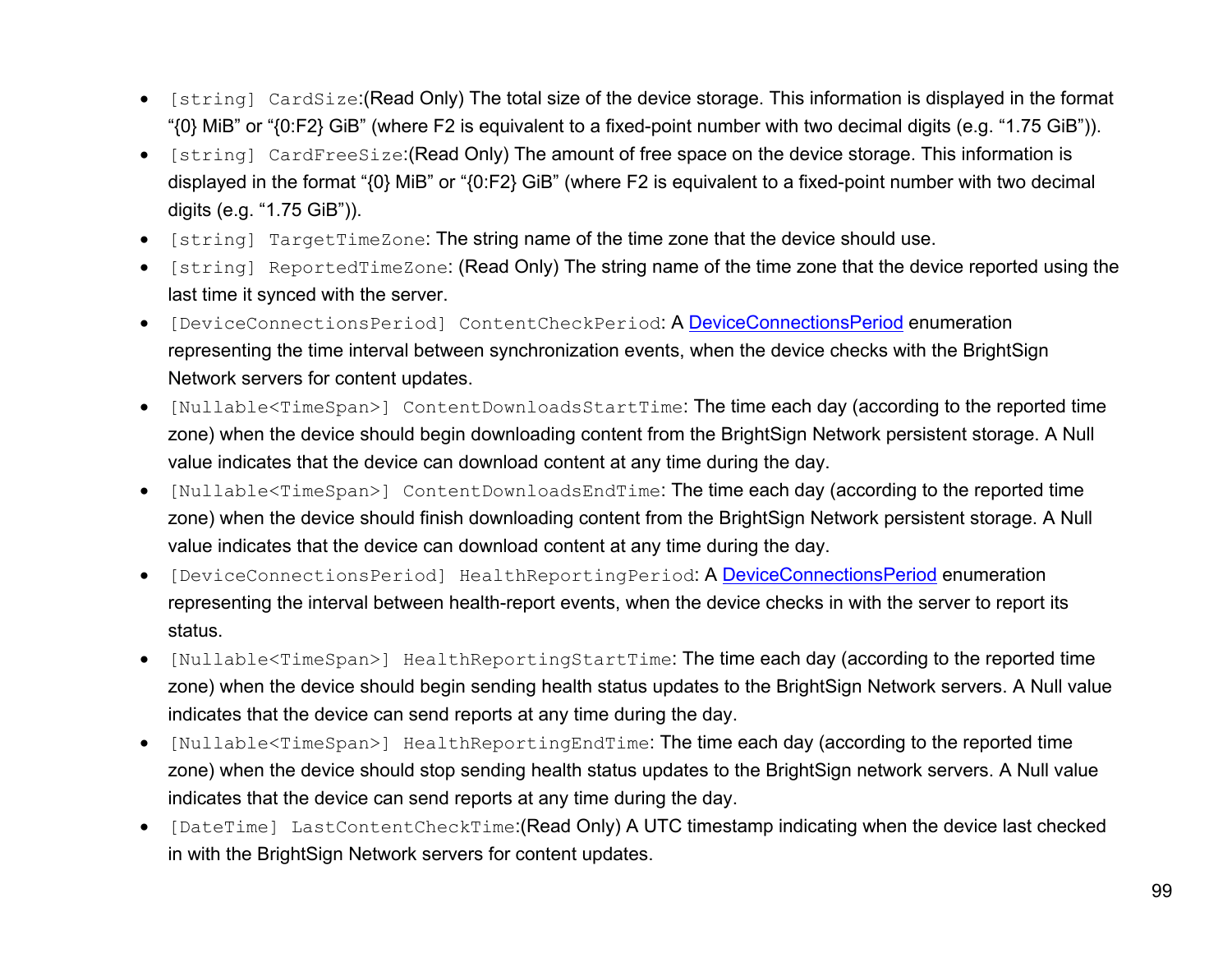- `[string] CardSize`:(Read Only) The total size of the device storage. This information is displayed in the format "{0} MiB" or "{0:F2} GiB" (where F2 is equivalent to a fixed-point number with two decimal digits (e.g. "1.75 GiB")).
- `[string] CardFreeSize`:(Read Only) The amount of free space on the device storage. This information is displayed in the format "{0} MiB" or "{0:F2} GiB" (where F2 is equivalent to a fixed-point number with two decimal digits (e.g. "1.75 GiB")).
- `[string] TargetTimeZone`: The string name of the time zone that the device should use.
- `[string] ReportedTimeZone`: (Read Only) The string name of the time zone that the device reported using the last time it synced with the server.
- `[DeviceConnectionsPeriod] ContentCheckPeriod`: A DeviceConnectionsPeriod enumeration representing the time interval between synchronization events, when the device checks with the BrightSign Network servers for content updates.
- `[Nullable<TimeSpan>] ContentDownloadsStartTime`: The time each day (according to the reported time zone) when the device should begin downloading content from the BrightSign Network persistent storage. A Null value indicates that the device can download content at any time during the day.
- `[Nullable<TimeSpan>] ContentDownloadsEndTime`: The time each day (according to the reported time zone) when the device should finish downloading content from the BrightSign Network persistent storage. A Null value indicates that the device can download content at any time during the day.
- `[DeviceConnectionsPeriod] HealthReportingPeriod`: A DeviceConnectionsPeriod enumeration representing the interval between health-report events, when the device checks in with the server to report its status.
- `[Nullable<TimeSpan>] HealthReportingStartTime`: The time each day (according to the reported time zone) when the device should begin sending health status updates to the BrightSign Network servers. A Null value indicates that the device can send reports at any time during the day.
- `[Nullable<TimeSpan>] HealthReportingEndTime`: The time each day (according to the reported time zone) when the device should stop sending health status updates to the BrightSign network servers. A Null value indicates that the device can send reports at any time during the day.
- `[DateTime] LastContentCheckTime`:(Read Only) A UTC timestamp indicating when the device last checked in with the BrightSign Network servers for content updates.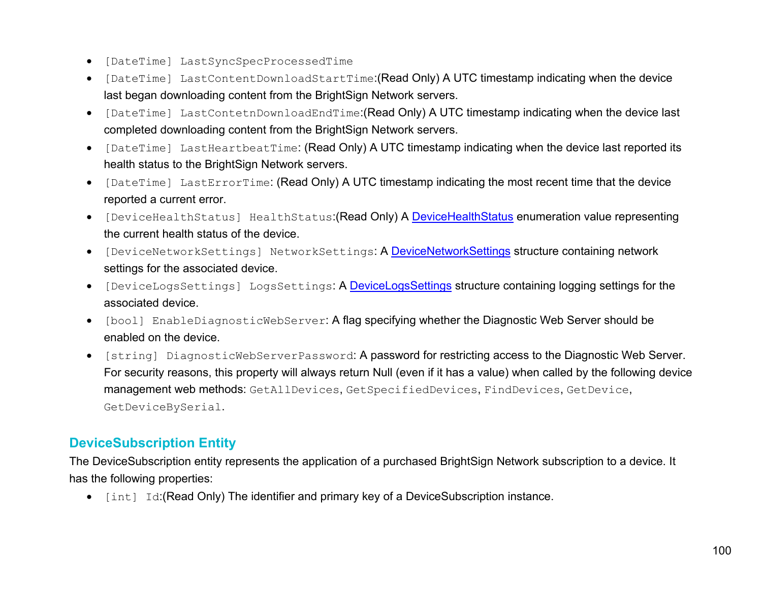- `[DateTime] LastSyncSpecProcessedTime`
- `[DateTime] LastContentDownloadStartTime`:(Read Only) A UTC timestamp indicating when the device last began downloading content from the BrightSign Network servers.
- `[DateTime] LastContetnDownloadEndTime`:(Read Only) A UTC timestamp indicating when the device last completed downloading content from the BrightSign Network servers.
- `[DateTime] LastHeartbeatTime`: (Read Only) A UTC timestamp indicating when the device last reported its health status to the BrightSign Network servers.
- `[DateTime] LastErrorTime`: (Read Only) A UTC timestamp indicating the most recent time that the device reported a current error.
- `[DeviceHealthStatus] HealthStatus`:(Read Only) A DeviceHealthStatus enumeration value representing the current health status of the device.
- `[DeviceNetworkSettings] NetworkSettings`: A DeviceNetworkSettings structure containing network settings for the associated device.
- `[DeviceLogsSettings] LogsSettings`: A DeviceLogsSettings structure containing logging settings for the associated device.
- `[bool] EnableDiagnosticWebServer`: A flag specifying whether the Diagnostic Web Server should be enabled on the device.
- `[string] DiagnosticWebServerPassword`: A password for restricting access to the Diagnostic Web Server. For security reasons, this property will always return Null (even if it has a value) when called by the following device management web methods: `GetAllDevices`, `GetSpecifiedDevices`, `FindDevices`, `GetDevice`, `GetDeviceBySerial`.

## DeviceSubscription Entity

The DeviceSubscription entity represents the application of a purchased BrightSign Network subscription to a device. It has the following properties:

- `[int] Id`:(Read Only) The identifier and primary key of a DeviceSubscription instance.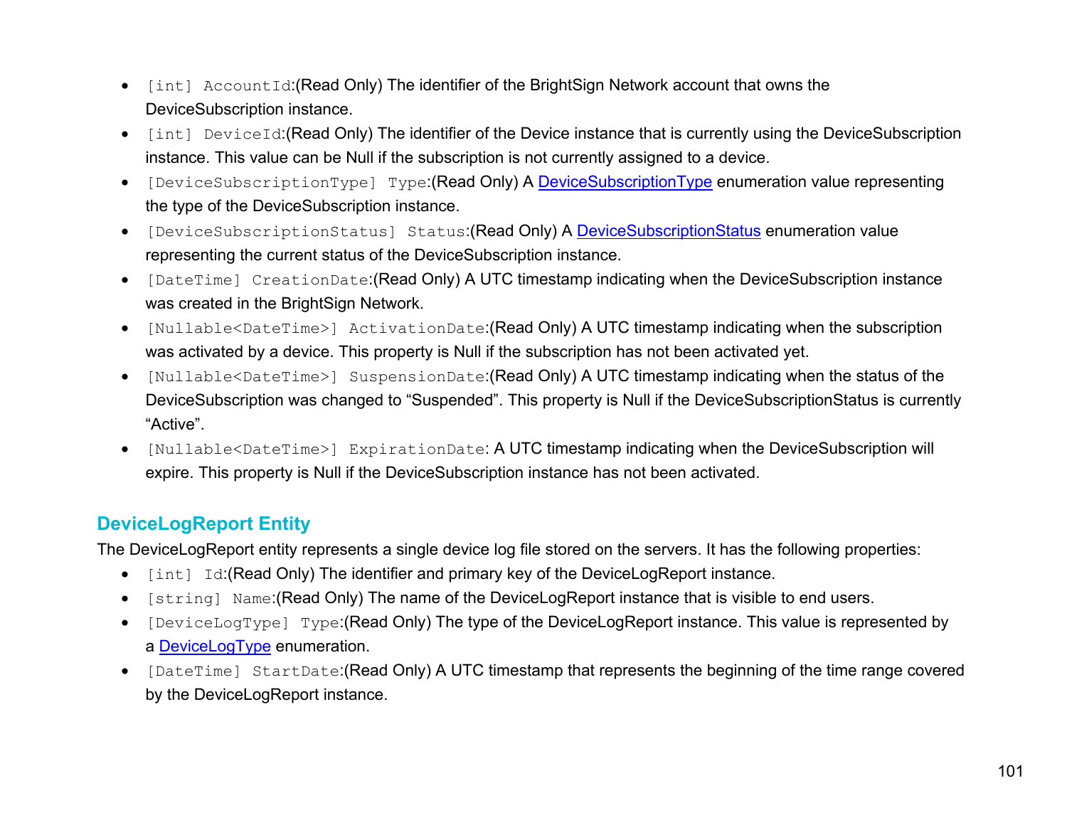- `[int] AccountId`:(Read Only) The identifier of the BrightSign Network account that owns the DeviceSubscription instance.
- `[int] DeviceId`:(Read Only) The identifier of the Device instance that is currently using the DeviceSubscription instance. This value can be Null if the subscription is not currently assigned to a device.
- `[DeviceSubscriptionType] Type`:(Read Only) A DeviceSubscriptionType enumeration value representing the type of the DeviceSubscription instance.
- `[DeviceSubscriptionStatus] Status`:(Read Only) A DeviceSubscriptionStatus enumeration value representing the current status of the DeviceSubscription instance.
- `[DateTime] CreationDate`:(Read Only) A UTC timestamp indicating when the DeviceSubscription instance was created in the BrightSign Network.
- `[Nullable<DateTime>] ActivationDate`:(Read Only) A UTC timestamp indicating when the subscription was activated by a device. This property is Null if the subscription has not been activated yet.
- `[Nullable<DateTime>] SuspensionDate`:(Read Only) A UTC timestamp indicating when the status of the DeviceSubscription was changed to "Suspended". This property is Null if the DeviceSubscriptionStatus is currently "Active".
- `[Nullable<DateTime>] ExpirationDate`: A UTC timestamp indicating when the DeviceSubscription will expire. This property is Null if the DeviceSubscription instance has not been activated.

## DeviceLogReport Entity

The DeviceLogReport entity represents a single device log file stored on the servers. It has the following properties:

- `[int] Id`:(Read Only) The identifier and primary key of the DeviceLogReport instance.
- `[string] Name`:(Read Only) The name of the DeviceLogReport instance that is visible to end users.
- `[DeviceLogType] Type`:(Read Only) The type of the DeviceLogReport instance. This value is represented by a DeviceLogType enumeration.
- `[DateTime] StartDate`:(Read Only) A UTC timestamp that represents the beginning of the time range covered by the DeviceLogReport instance.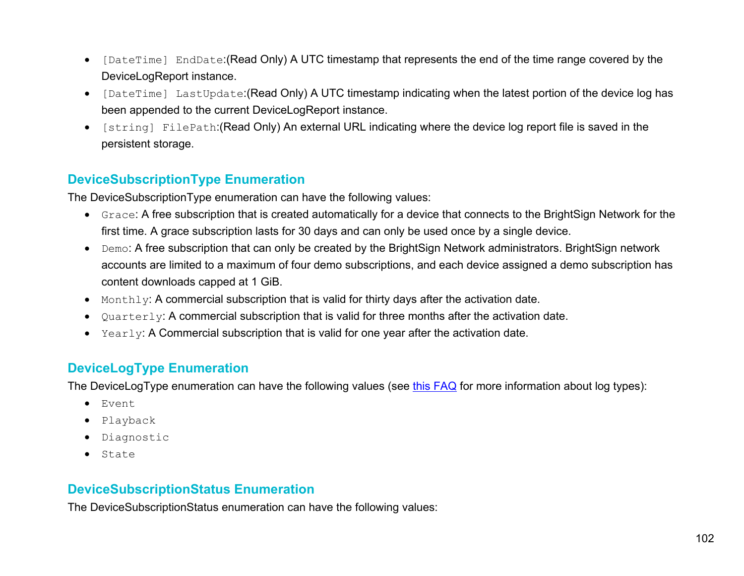- `[DateTime] EndDate`:(Read Only) A UTC timestamp that represents the end of the time range covered by the DeviceLogReport instance.
- `[DateTime] LastUpdate`:(Read Only) A UTC timestamp indicating when the latest portion of the device log has been appended to the current DeviceLogReport instance.
- `[string] FilePath`:(Read Only) An external URL indicating where the device log report file is saved in the persistent storage.

## DeviceSubscriptionType Enumeration

The DeviceSubscriptionType enumeration can have the following values:

- `Grace`: A free subscription that is created automatically for a device that connects to the BrightSign Network for the first time. A grace subscription lasts for 30 days and can only be used once by a single device.
- `Demo`: A free subscription that can only be created by the BrightSign Network administrators. BrightSign network accounts are limited to a maximum of four demo subscriptions, and each device assigned a demo subscription has content downloads capped at 1 GiB.
- `Monthly`: A commercial subscription that is valid for thirty days after the activation date.
- `Quarterly`: A commercial subscription that is valid for three months after the activation date.
- `Yearly`: A Commercial subscription that is valid for one year after the activation date.

## DeviceLogType Enumeration

The DeviceLogType enumeration can have the following values (see this FAQ for more information about log types):

- `Event`
- `Playback`
- `Diagnostic`
- `State`

## DeviceSubscriptionStatus Enumeration

The DeviceSubscriptionStatus enumeration can have the following values: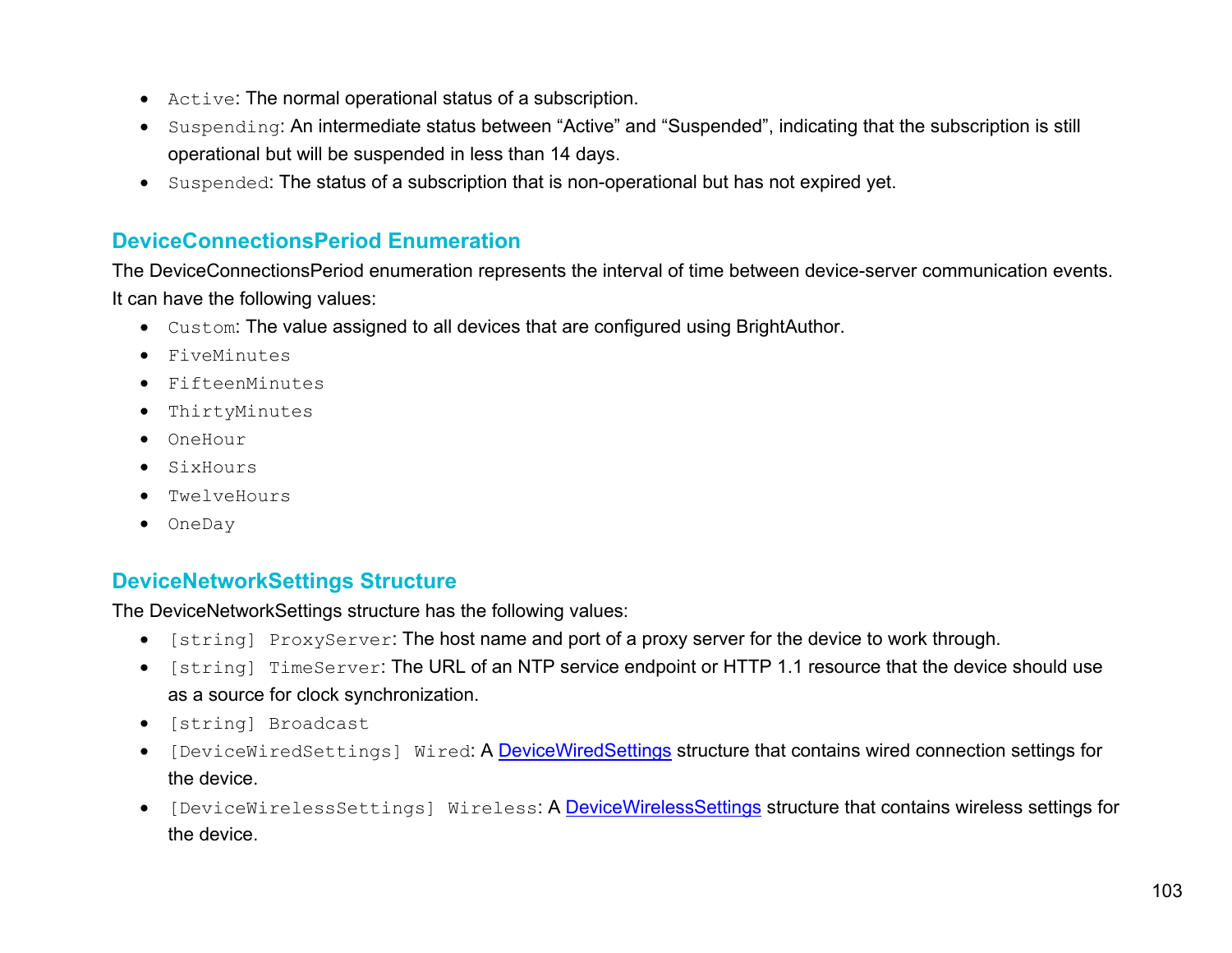- `Active`: The normal operational status of a subscription.
- `Suspending`: An intermediate status between “Active” and “Suspended”, indicating that the subscription is still operational but will be suspended in less than 14 days.
- `Suspended`: The status of a subscription that is non-operational but has not expired yet.

### DeviceConnectionsPeriod Enumeration

The DeviceConnectionsPeriod enumeration represents the interval of time between device-server communication events. It can have the following values:

- `Custom`: The value assigned to all devices that are configured using BrightAuthor.
- `FiveMinutes`
- `FifteenMinutes`
- `ThirtyMinutes`
- `OneHour`
- `SixHours`
- `TwelveHours`
- `OneDay`

### DeviceNetworkSettings Structure

The DeviceNetworkSettings structure has the following values:

- `[string] ProxyServer`: The host name and port of a proxy server for the device to work through.
- `[string] TimeServer`: The URL of an NTP service endpoint or HTTP 1.1 resource that the device should use as a source for clock synchronization.
- `[string] Broadcast`
- `[DeviceWiredSettings] Wired`: A DeviceWiredSettings structure that contains wired connection settings for the device.
- `[DeviceWirelessSettings] Wireless`: A DeviceWirelessSettings structure that contains wireless settings for the device.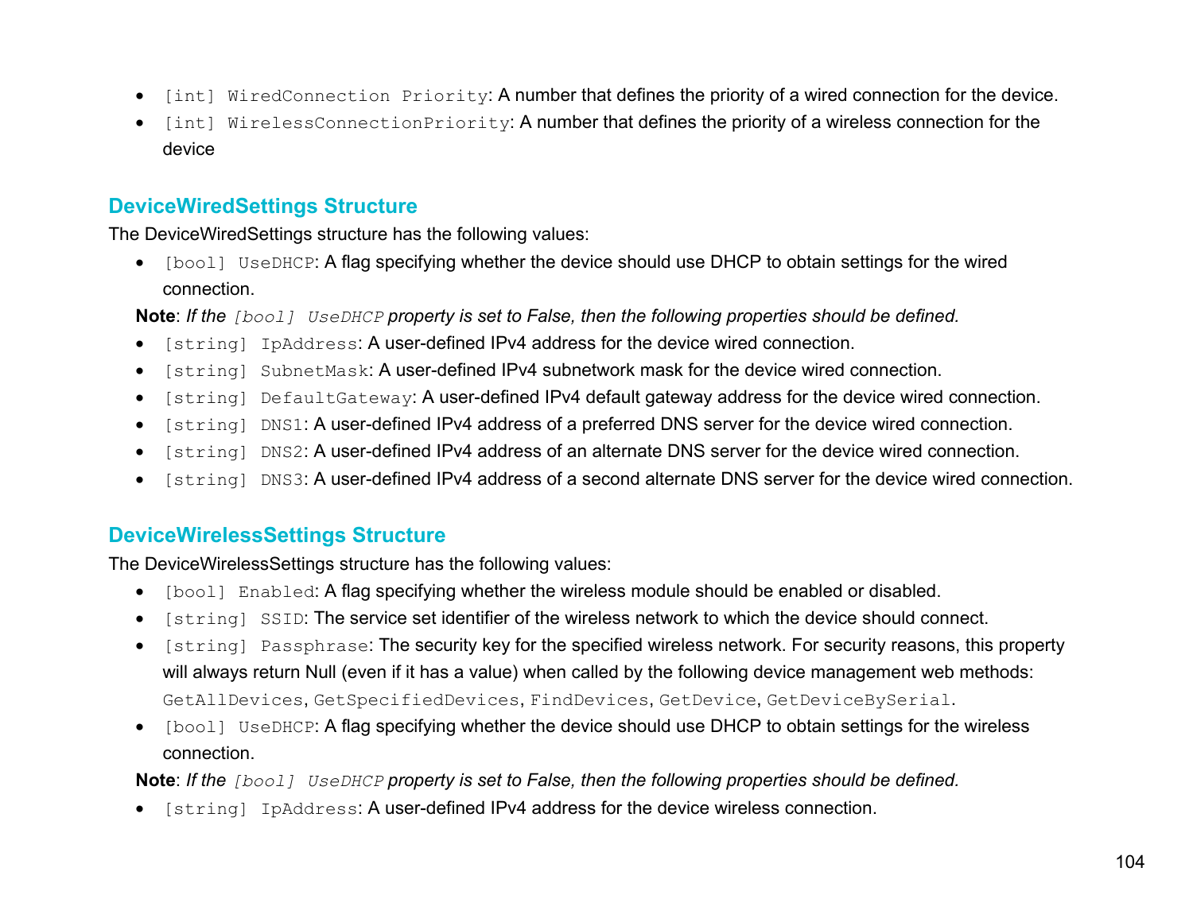- `[int] WiredConnection Priority`: A number that defines the priority of a wired connection for the device.
- `[int] WirelessConnectionPriority`: A number that defines the priority of a wireless connection for the device

### DeviceWiredSettings Structure

The DeviceWiredSettings structure has the following values:

- `[bool] UseDHCP`: A flag specifying whether the device should use DHCP to obtain settings for the wired connection.

**Note**: *If the `[bool] UseDHCP` property is set to False, then the following properties should be defined.*

- `[string] IpAddress`: A user-defined IPv4 address for the device wired connection.
- `[string] SubnetMask`: A user-defined IPv4 subnetwork mask for the device wired connection.
- `[string] DefaultGateway`: A user-defined IPv4 default gateway address for the device wired connection.
- `[string] DNS1`: A user-defined IPv4 address of a preferred DNS server for the device wired connection.
- `[string] DNS2`: A user-defined IPv4 address of an alternate DNS server for the device wired connection.
- `[string] DNS3`: A user-defined IPv4 address of a second alternate DNS server for the device wired connection.

### DeviceWirelessSettings Structure

The DeviceWirelessSettings structure has the following values:

- `[bool] Enabled`: A flag specifying whether the wireless module should be enabled or disabled.
- `[string] SSID`: The service set identifier of the wireless network to which the device should connect.
- `[string] Passphrase`: The security key for the specified wireless network. For security reasons, this property will always return Null (even if it has a value) when called by the following device management web methods: `GetAllDevices`, `GetSpecifiedDevices`, `FindDevices`, `GetDevice`, `GetDeviceBySerial`.
- `[bool] UseDHCP`: A flag specifying whether the device should use DHCP to obtain settings for the wireless connection.

**Note**: *If the `[bool] UseDHCP` property is set to False, then the following properties should be defined.*

- `[string] IpAddress`: A user-defined IPv4 address for the device wireless connection.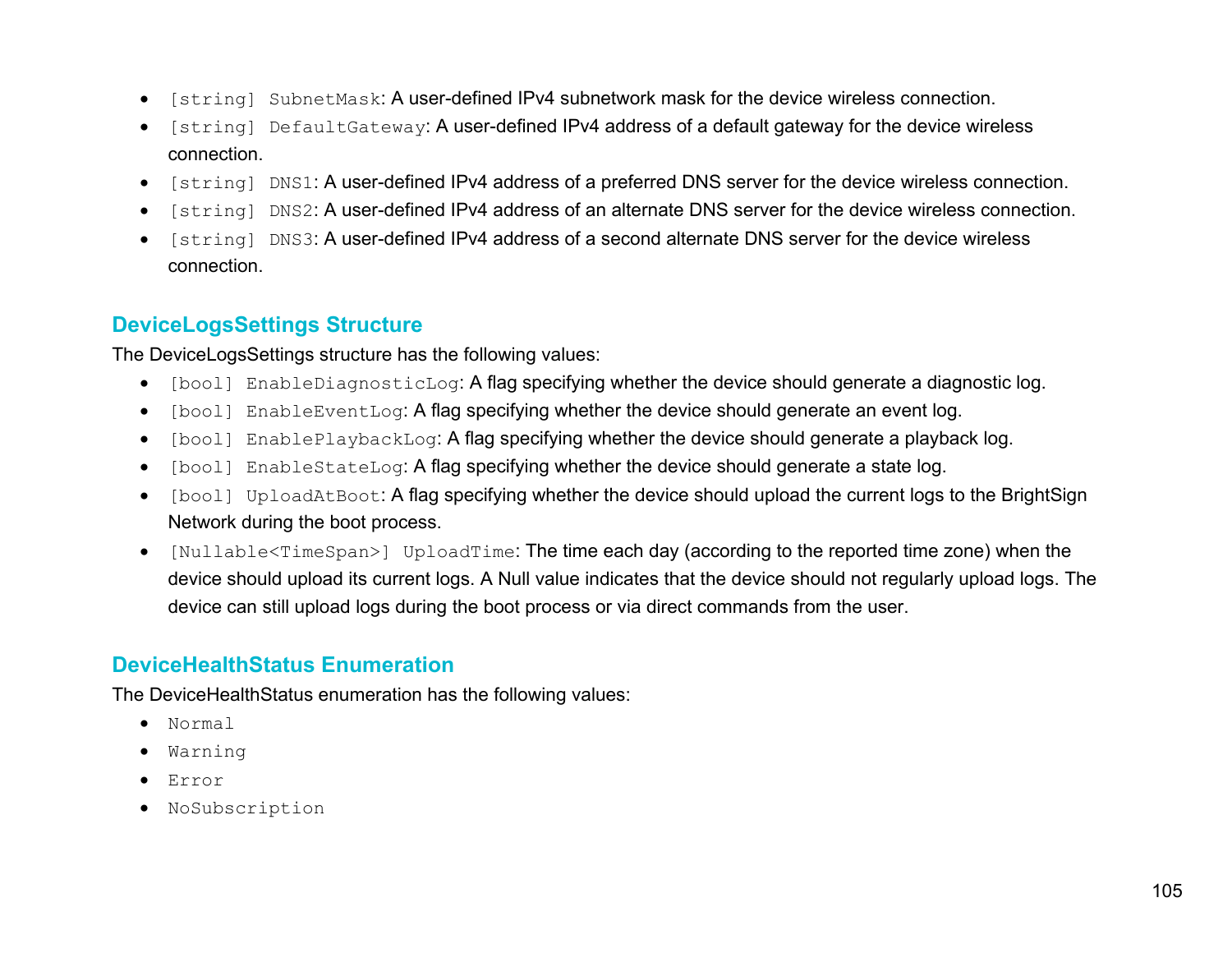- `[string] SubnetMask`: A user-defined IPv4 subnetwork mask for the device wireless connection.
- `[string] DefaultGateway`: A user-defined IPv4 address of a default gateway for the device wireless connection.
- `[string] DNS1`: A user-defined IPv4 address of a preferred DNS server for the device wireless connection.
- `[string] DNS2`: A user-defined IPv4 address of an alternate DNS server for the device wireless connection.
- `[string] DNS3`: A user-defined IPv4 address of a second alternate DNS server for the device wireless connection.

## DeviceLogsSettings Structure

The DeviceLogsSettings structure has the following values:

- `[bool] EnableDiagnosticLog`: A flag specifying whether the device should generate a diagnostic log.
- `[bool] EnableEventLog`: A flag specifying whether the device should generate an event log.
- `[bool] EnablePlaybackLog`: A flag specifying whether the device should generate a playback log.
- `[bool] EnableStateLog`: A flag specifying whether the device should generate a state log.
- `[bool] UploadAtBoot`: A flag specifying whether the device should upload the current logs to the BrightSign Network during the boot process.
- `[Nullable<TimeSpan>] UploadTime`: The time each day (according to the reported time zone) when the device should upload its current logs. A Null value indicates that the device should not regularly upload logs. The device can still upload logs during the boot process or via direct commands from the user.

## DeviceHealthStatus Enumeration

The DeviceHealthStatus enumeration has the following values:

- `Normal`
- `Warning`
- `Error`
- `NoSubscription`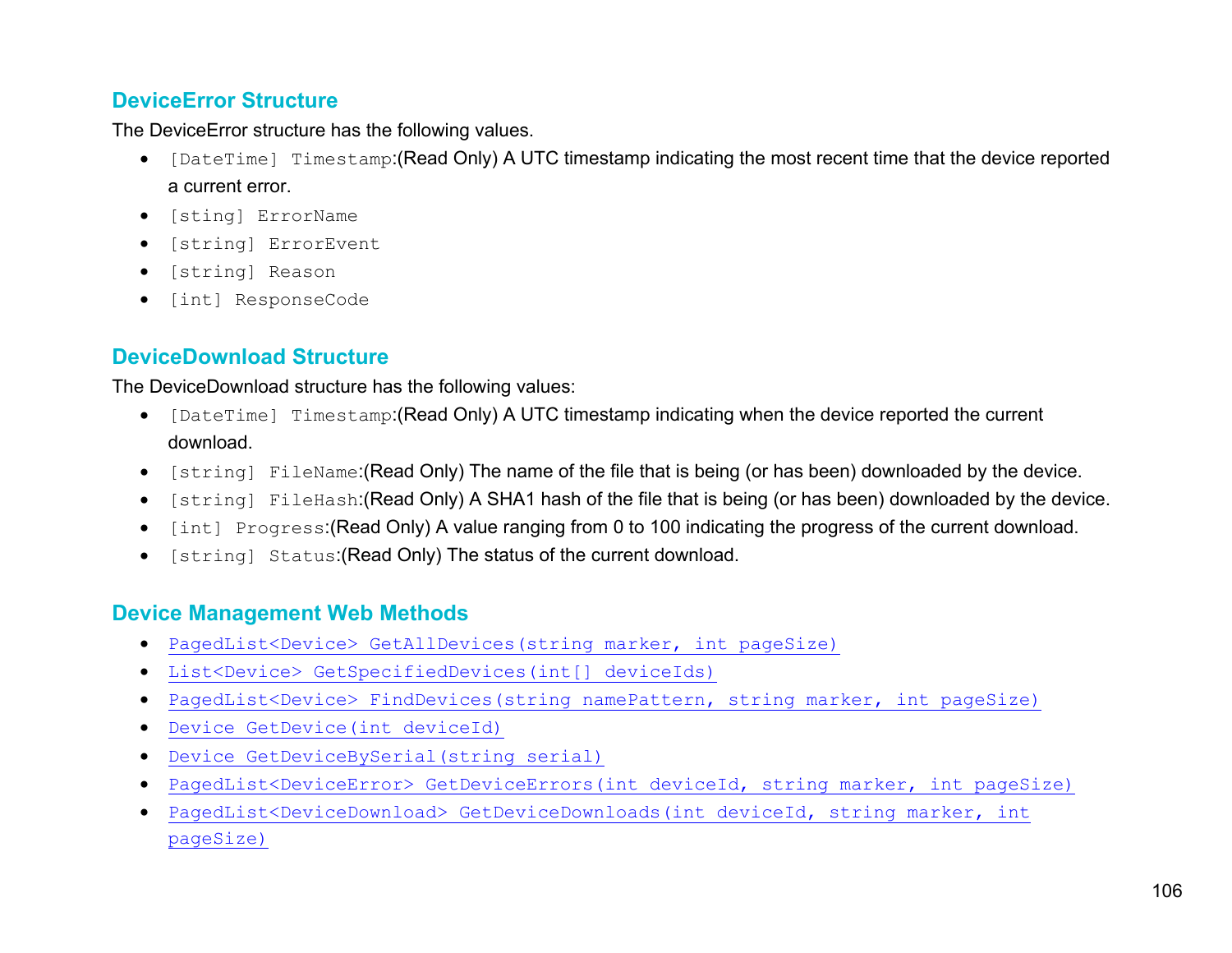## DeviceError Structure

The DeviceError structure has the following values.

- `[DateTime] Timestamp`:(Read Only) A UTC timestamp indicating the most recent time that the device reported a current error.
- `[sting] ErrorName`
- `[string] ErrorEvent`
- `[string] Reason`
- `[int] ResponseCode`

## DeviceDownload Structure

The DeviceDownload structure has the following values:

- `[DateTime] Timestamp`:(Read Only) A UTC timestamp indicating when the device reported the current download.
- `[string] FileName`:(Read Only) The name of the file that is being (or has been) downloaded by the device.
- `[string] FileHash`:(Read Only) A SHA1 hash of the file that is being (or has been) downloaded by the device.
- `[int] Progress`:(Read Only) A value ranging from 0 to 100 indicating the progress of the current download.
- `[string] Status`:(Read Only) The status of the current download.

## Device Management Web Methods

- `PagedList<Device> GetAllDevices(string marker, int pageSize)`
- `List<Device> GetSpecifiedDevices(int[] deviceIds)`
- `PagedList<Device> FindDevices(string namePattern, string marker, int pageSize)`
- `Device GetDevice(int deviceId)`
- `Device GetDeviceBySerial(string serial)`
- `PagedList<DeviceError> GetDeviceErrors(int deviceId, string marker, int pageSize)`
- `PagedList<DeviceDownload> GetDeviceDownloads(int deviceId, string marker, int pageSize)`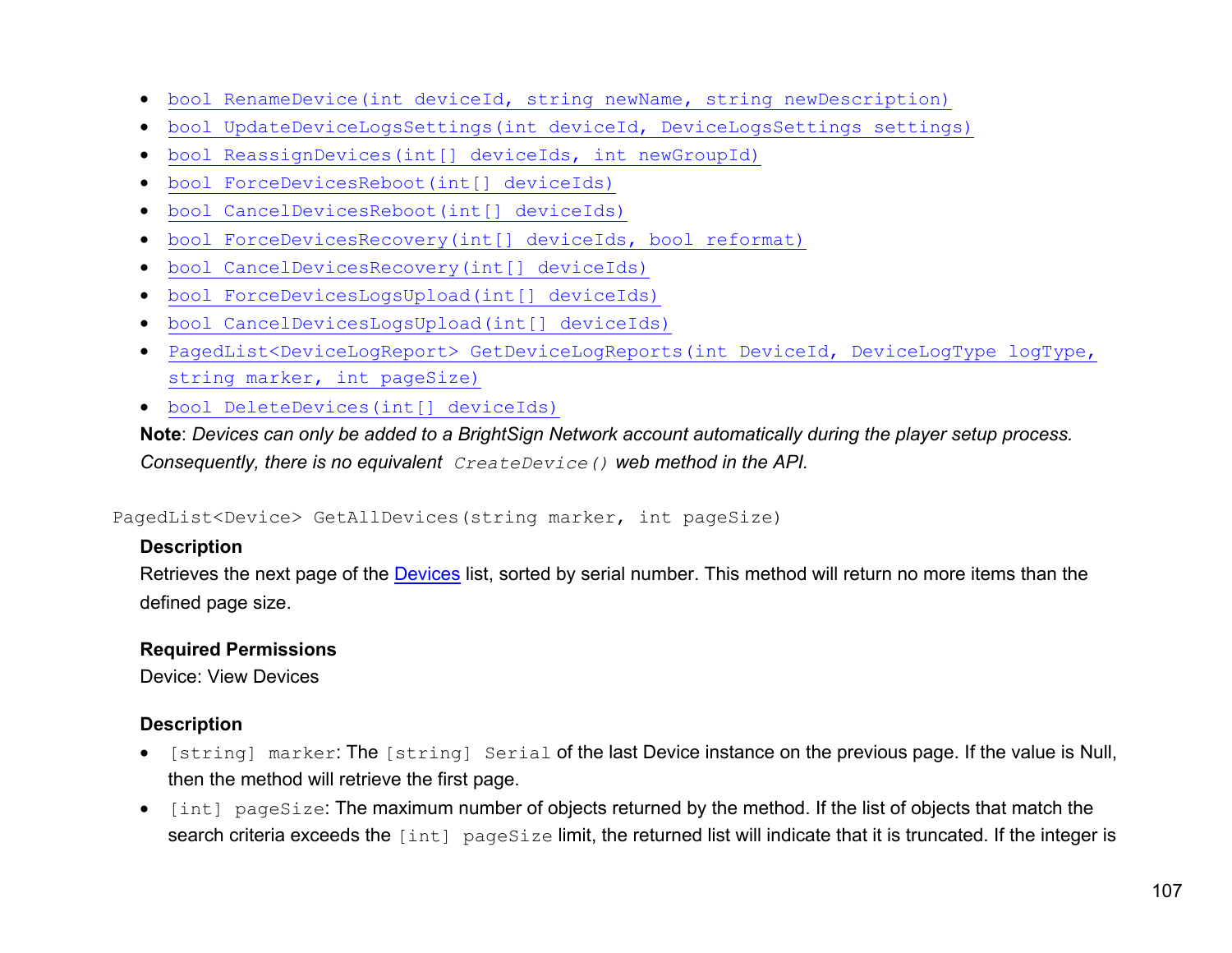- `bool RenameDevice(int deviceId, string newName, string newDescription)`
- `bool UpdateDeviceLogsSettings(int deviceId, DeviceLogsSettings settings)`
- `bool ReassignDevices(int[] deviceIds, int newGroupId)`
- `bool ForceDevicesReboot(int[] deviceIds)`
- `bool CancelDevicesReboot(int[] deviceIds)`
- `bool ForceDevicesRecovery(int[] deviceIds, bool reformat)`
- `bool CancelDevicesRecovery(int[] deviceIds)`
- `bool ForceDevicesLogsUpload(int[] deviceIds)`
- `bool CancelDevicesLogsUpload(int[] deviceIds)`
- `PagedList<DeviceLogReport> GetDeviceLogReports(int DeviceId, DeviceLogType logType, string marker, int pageSize)`
- `bool DeleteDevices(int[] deviceIds)`

**Note**: *Devices can only be added to a BrightSign Network account automatically during the player setup process. Consequently, there is no equivalent* `CreateDevice()` *web method in the API.*

`PagedList<Device> GetAllDevices(string marker, int pageSize)`

**Description**

Retrieves the next page of the Devices list, sorted by serial number. This method will return no more items than the defined page size.

**Required Permissions**

Device: View Devices

**Description**

- `[string] marker`: The `[string] Serial` of the last Device instance on the previous page. If the value is Null, then the method will retrieve the first page.
- `[int] pageSize`: The maximum number of objects returned by the method. If the list of objects that match the search criteria exceeds the `[int] pageSize` limit, the returned list will indicate that it is truncated. If the integer is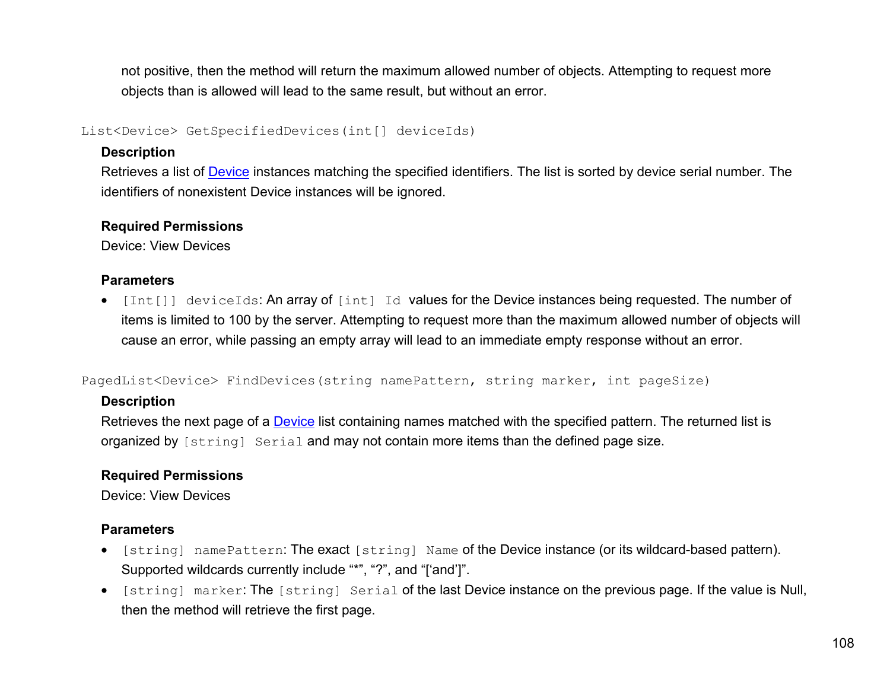not positive, then the method will return the maximum allowed number of objects. Attempting to request more objects than is allowed will lead to the same result, but without an error.

`List<Device> GetSpecifiedDevices(int[] deviceIds)`

**Description**

Retrieves a list of Device instances matching the specified identifiers. The list is sorted by device serial number. The identifiers of nonexistent Device instances will be ignored.

**Required Permissions**

Device: View Devices

**Parameters**

- `[Int[]] deviceIds`: An array of `[int] Id` values for the Device instances being requested. The number of items is limited to 100 by the server. Attempting to request more than the maximum allowed number of objects will cause an error, while passing an empty array will lead to an immediate empty response without an error.

`PagedList<Device> FindDevices(string namePattern, string marker, int pageSize)`

**Description**

Retrieves the next page of a Device list containing names matched with the specified pattern. The returned list is organized by `[string] Serial` and may not contain more items than the defined page size.

**Required Permissions**

Device: View Devices

**Parameters**

- `[string] namePattern`: The exact `[string] Name` of the Device instance (or its wildcard-based pattern). Supported wildcards currently include “*”, “?”, and “[‘and’]”.
- `[string] marker`: The `[string] Serial` of the last Device instance on the previous page. If the value is Null, then the method will retrieve the first page.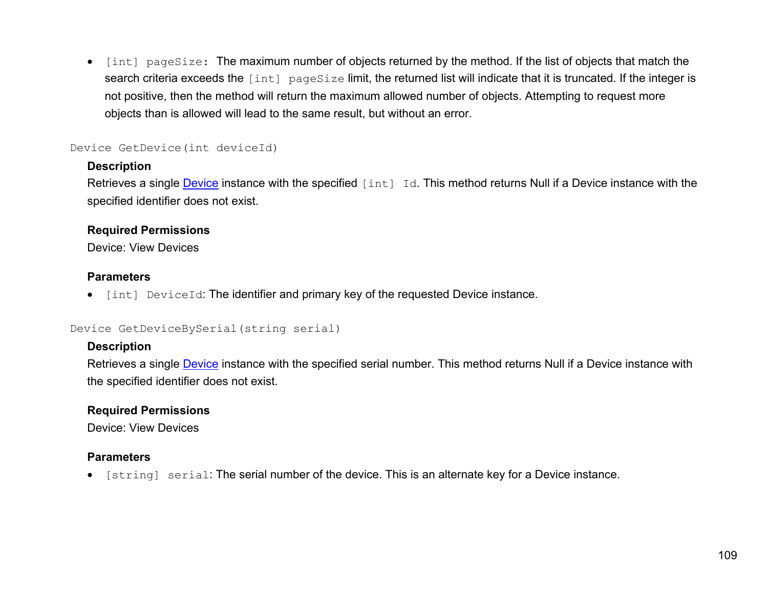- `[int] pageSize:` The maximum number of objects returned by the method. If the list of objects that match the search criteria exceeds the `[int] pageSize` limit, the returned list will indicate that it is truncated. If the integer is not positive, then the method will return the maximum allowed number of objects. Attempting to request more objects than is allowed will lead to the same result, but without an error.

`Device GetDevice(int deviceId)`

**Description**

Retrieves a single Device instance with the specified `[int] Id`. This method returns Null if a Device instance with the specified identifier does not exist.

**Required Permissions**

Device: View Devices

**Parameters**

- `[int] DeviceId`: The identifier and primary key of the requested Device instance.

`Device GetDeviceBySerial(string serial)`

**Description**

Retrieves a single Device instance with the specified serial number. This method returns Null if a Device instance with the specified identifier does not exist.

**Required Permissions**

Device: View Devices

**Parameters**

- `[string] serial`: The serial number of the device. This is an alternate key for a Device instance.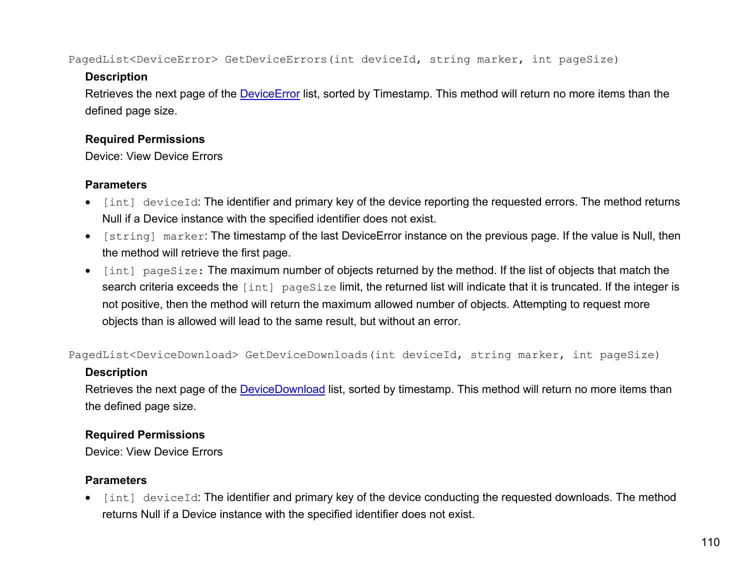`PagedList<DeviceError> GetDeviceErrors(int deviceId, string marker, int pageSize)`

**Description**

Retrieves the next page of the DeviceError list, sorted by Timestamp. This method will return no more items than the defined page size.

**Required Permissions**

Device: View Device Errors

**Parameters**

- `[int] deviceId`: The identifier and primary key of the device reporting the requested errors. The method returns Null if a Device instance with the specified identifier does not exist.
- `[string] marker`: The timestamp of the last DeviceError instance on the previous page. If the value is Null, then the method will retrieve the first page.
- `[int] pageSize`: The maximum number of objects returned by the method. If the list of objects that match the search criteria exceeds the `[int] pageSize` limit, the returned list will indicate that it is truncated. If the integer is not positive, then the method will return the maximum allowed number of objects. Attempting to request more objects than is allowed will lead to the same result, but without an error.

`PagedList<DeviceDownload> GetDeviceDownloads(int deviceId, string marker, int pageSize)`

**Description**

Retrieves the next page of the DeviceDownload list, sorted by timestamp. This method will return no more items than the defined page size.

**Required Permissions**

Device: View Device Errors

**Parameters**

- `[int] deviceId`: The identifier and primary key of the device conducting the requested downloads. The method returns Null if a Device instance with the specified identifier does not exist.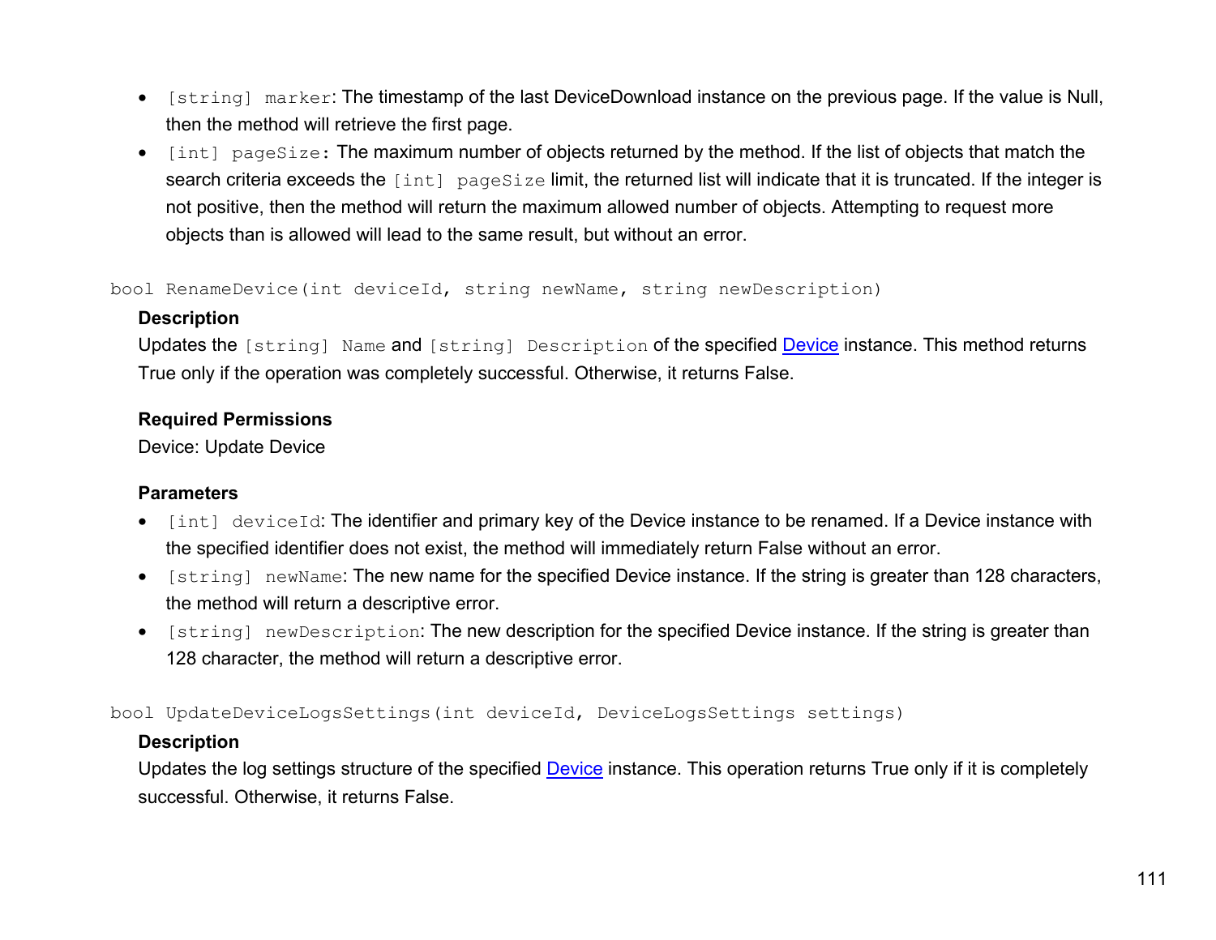- `[string] marker`: The timestamp of the last DeviceDownload instance on the previous page. If the value is Null, then the method will retrieve the first page.
- `[int] pageSize`: The maximum number of objects returned by the method. If the list of objects that match the search criteria exceeds the `[int] pageSize` limit, the returned list will indicate that it is truncated. If the integer is not positive, then the method will return the maximum allowed number of objects. Attempting to request more objects than is allowed will lead to the same result, but without an error.

`bool RenameDevice(int deviceId, string newName, string newDescription)`

**Description**

Updates the `[string] Name` and `[string] Description` of the specified Device instance. This method returns True only if the operation was completely successful. Otherwise, it returns False.

**Required Permissions**

Device: Update Device

**Parameters**

- `[int] deviceId`: The identifier and primary key of the Device instance to be renamed. If a Device instance with the specified identifier does not exist, the method will immediately return False without an error.
- `[string] newName`: The new name for the specified Device instance. If the string is greater than 128 characters, the method will return a descriptive error.
- `[string] newDescription`: The new description for the specified Device instance. If the string is greater than 128 character, the method will return a descriptive error.

`bool UpdateDeviceLogsSettings(int deviceId, DeviceLogsSettings settings)`

**Description**

Updates the log settings structure of the specified Device instance. This operation returns True only if it is completely successful. Otherwise, it returns False.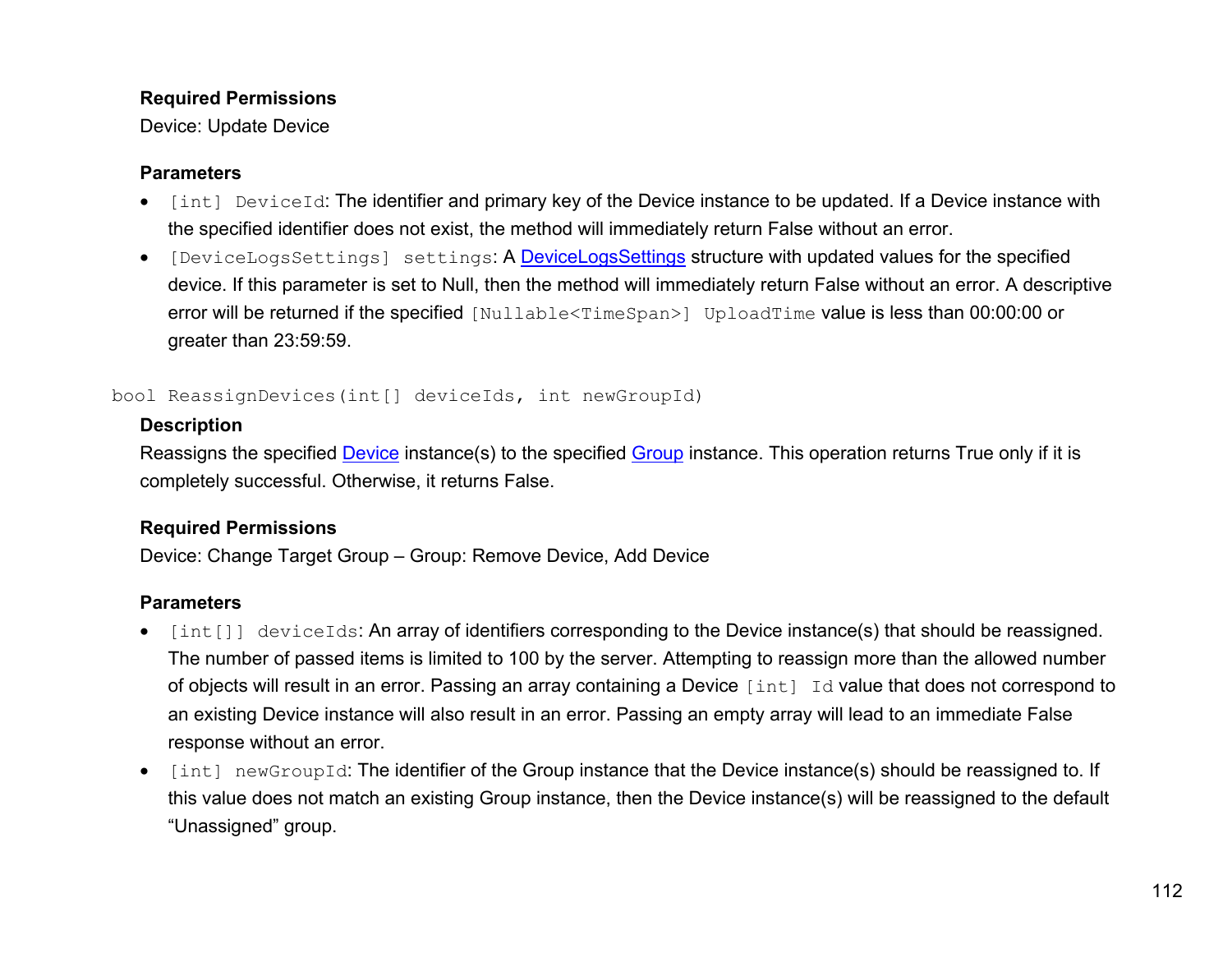**Required Permissions**

Device: Update Device

**Parameters**

- `[int] DeviceId`: The identifier and primary key of the Device instance to be updated. If a Device instance with the specified identifier does not exist, the method will immediately return False without an error.
- `[DeviceLogsSettings] settings`: A DeviceLogsSettings structure with updated values for the specified device. If this parameter is set to Null, then the method will immediately return False without an error. A descriptive error will be returned if the specified `[Nullable<TimeSpan>] UploadTime` value is less than 00:00:00 or greater than 23:59:59.

```
bool ReassignDevices(int[] deviceIds, int newGroupId)
```

**Description**

Reassigns the specified Device instance(s) to the specified Group instance. This operation returns True only if it is completely successful. Otherwise, it returns False.

**Required Permissions**

Device: Change Target Group – Group: Remove Device, Add Device

**Parameters**

- `[int[]] deviceIds`: An array of identifiers corresponding to the Device instance(s) that should be reassigned. The number of passed items is limited to 100 by the server. Attempting to reassign more than the allowed number of objects will result in an error. Passing an array containing a Device `[int] Id` value that does not correspond to an existing Device instance will also result in an error. Passing an empty array will lead to an immediate False response without an error.
- `[int] newGroupId`: The identifier of the Group instance that the Device instance(s) should be reassigned to. If this value does not match an existing Group instance, then the Device instance(s) will be reassigned to the default "Unassigned" group.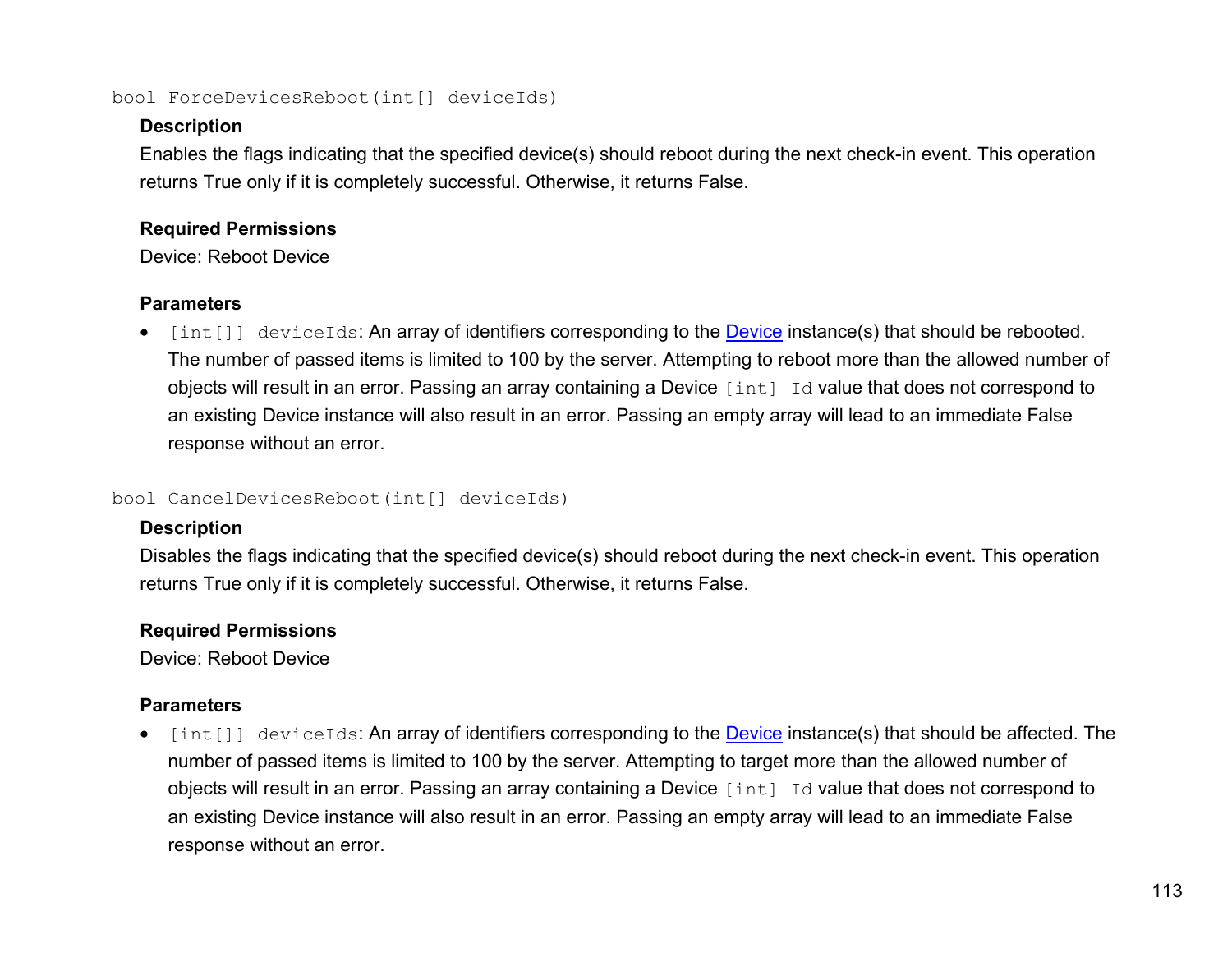`bool ForceDevicesReboot(int[] deviceIds)`

**Description**

Enables the flags indicating that the specified device(s) should reboot during the next check-in event. This operation returns True only if it is completely successful. Otherwise, it returns False.

**Required Permissions**

Device: Reboot Device

**Parameters**

- `[int[]] deviceIds`: An array of identifiers corresponding to the Device instance(s) that should be rebooted. The number of passed items is limited to 100 by the server. Attempting to reboot more than the allowed number of objects will result in an error. Passing an array containing a Device `[int] Id` value that does not correspond to an existing Device instance will also result in an error. Passing an empty array will lead to an immediate False response without an error.

`bool CancelDevicesReboot(int[] deviceIds)`

**Description**

Disables the flags indicating that the specified device(s) should reboot during the next check-in event. This operation returns True only if it is completely successful. Otherwise, it returns False.

**Required Permissions**

Device: Reboot Device

**Parameters**

- `[int[]] deviceIds`: An array of identifiers corresponding to the Device instance(s) that should be affected. The number of passed items is limited to 100 by the server. Attempting to target more than the allowed number of objects will result in an error. Passing an array containing a Device `[int] Id` value that does not correspond to an existing Device instance will also result in an error. Passing an empty array will lead to an immediate False response without an error.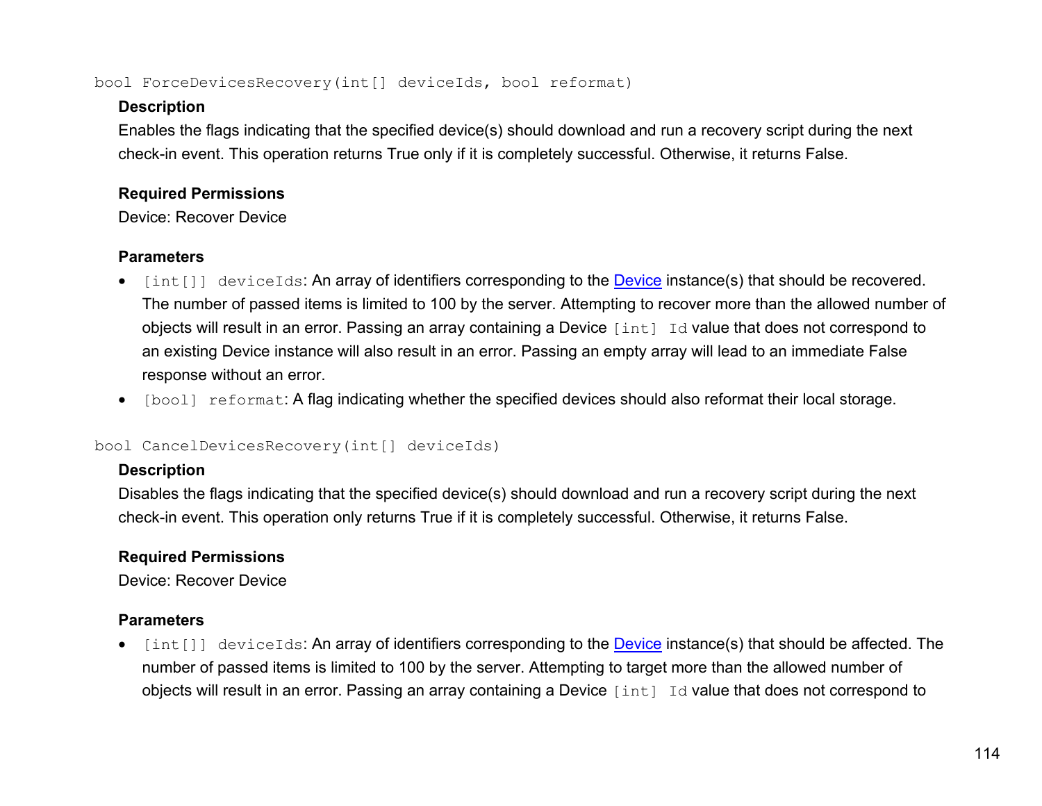```
bool ForceDevicesRecovery(int[] deviceIds, bool reformat)
```

**Description**

Enables the flags indicating that the specified device(s) should download and run a recovery script during the next check-in event. This operation returns True only if it is completely successful. Otherwise, it returns False.

**Required Permissions**

Device: Recover Device

**Parameters**

- `[int[]] deviceIds`: An array of identifiers corresponding to the Device instance(s) that should be recovered. The number of passed items is limited to 100 by the server. Attempting to recover more than the allowed number of objects will result in an error. Passing an array containing a Device `[int] Id` value that does not correspond to an existing Device instance will also result in an error. Passing an empty array will lead to an immediate False response without an error.
- `[bool] reformat`: A flag indicating whether the specified devices should also reformat their local storage.

```
bool CancelDevicesRecovery(int[] deviceIds)
```

**Description**

Disables the flags indicating that the specified device(s) should download and run a recovery script during the next check-in event. This operation only returns True if it is completely successful. Otherwise, it returns False.

**Required Permissions**

Device: Recover Device

**Parameters**

- `[int[]] deviceIds`: An array of identifiers corresponding to the Device instance(s) that should be affected. The number of passed items is limited to 100 by the server. Attempting to target more than the allowed number of objects will result in an error. Passing an array containing a Device `[int] Id` value that does not correspond to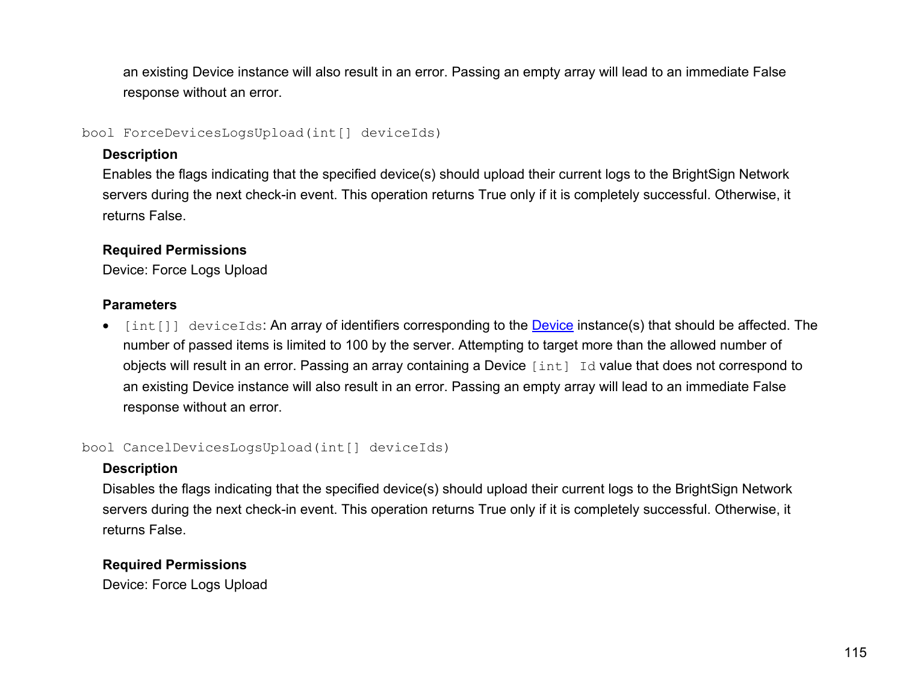an existing Device instance will also result in an error. Passing an empty array will lead to an immediate False response without an error.

`bool ForceDevicesLogsUpload(int[] deviceIds)`

**Description**

Enables the flags indicating that the specified device(s) should upload their current logs to the BrightSign Network servers during the next check-in event. This operation returns True only if it is completely successful. Otherwise, it returns False.

**Required Permissions**

Device: Force Logs Upload

**Parameters**

- `[int[]] deviceIds`: An array of identifiers corresponding to the Device instance(s) that should be affected. The number of passed items is limited to 100 by the server. Attempting to target more than the allowed number of objects will result in an error. Passing an array containing a Device `[int] Id` value that does not correspond to an existing Device instance will also result in an error. Passing an empty array will lead to an immediate False response without an error.

`bool CancelDevicesLogsUpload(int[] deviceIds)`

**Description**

Disables the flags indicating that the specified device(s) should upload their current logs to the BrightSign Network servers during the next check-in event. This operation returns True only if it is completely successful. Otherwise, it returns False.

**Required Permissions**

Device: Force Logs Upload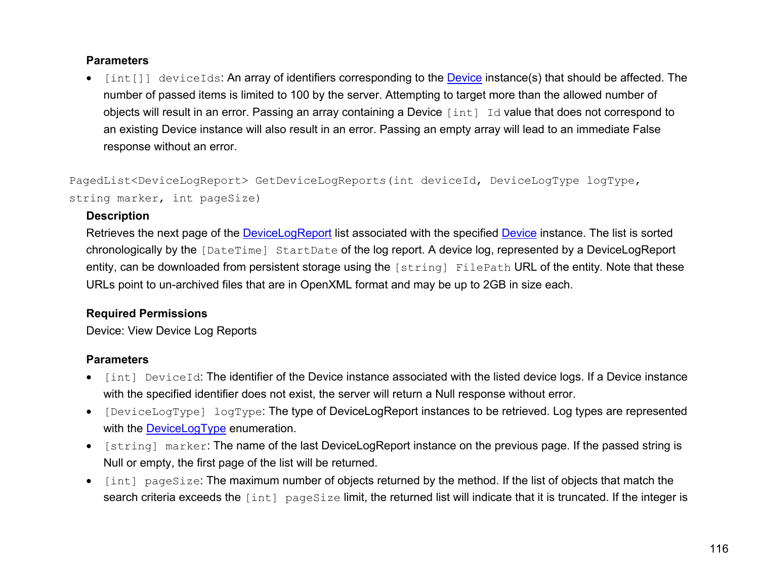**Parameters**

- `[int[]] deviceIds`: An array of identifiers corresponding to the Device instance(s) that should be affected. The number of passed items is limited to 100 by the server. Attempting to target more than the allowed number of objects will result in an error. Passing an array containing a Device `[int] Id` value that does not correspond to an existing Device instance will also result in an error. Passing an empty array will lead to an immediate False response without an error.

```
PagedList<DeviceLogReport> GetDeviceLogReports(int deviceId, DeviceLogType logType,
string marker, int pageSize)
```

**Description**

Retrieves the next page of the DeviceLogReport list associated with the specified Device instance. The list is sorted chronologically by the `[DateTime] StartDate` of the log report. A device log, represented by a DeviceLogReport entity, can be downloaded from persistent storage using the `[string] FilePath` URL of the entity. Note that these URLs point to un-archived files that are in OpenXML format and may be up to 2GB in size each.

**Required Permissions**

Device: View Device Log Reports

**Parameters**

- `[int] DeviceId`: The identifier of the Device instance associated with the listed device logs. If a Device instance with the specified identifier does not exist, the server will return a Null response without error.
- `[DeviceLogType] logType`: The type of DeviceLogReport instances to be retrieved. Log types are represented with the DeviceLogType enumeration.
- `[string] marker`: The name of the last DeviceLogReport instance on the previous page. If the passed string is Null or empty, the first page of the list will be returned.
- `[int] pageSize`: The maximum number of objects returned by the method. If the list of objects that match the search criteria exceeds the `[int] pageSize` limit, the returned list will indicate that it is truncated. If the integer is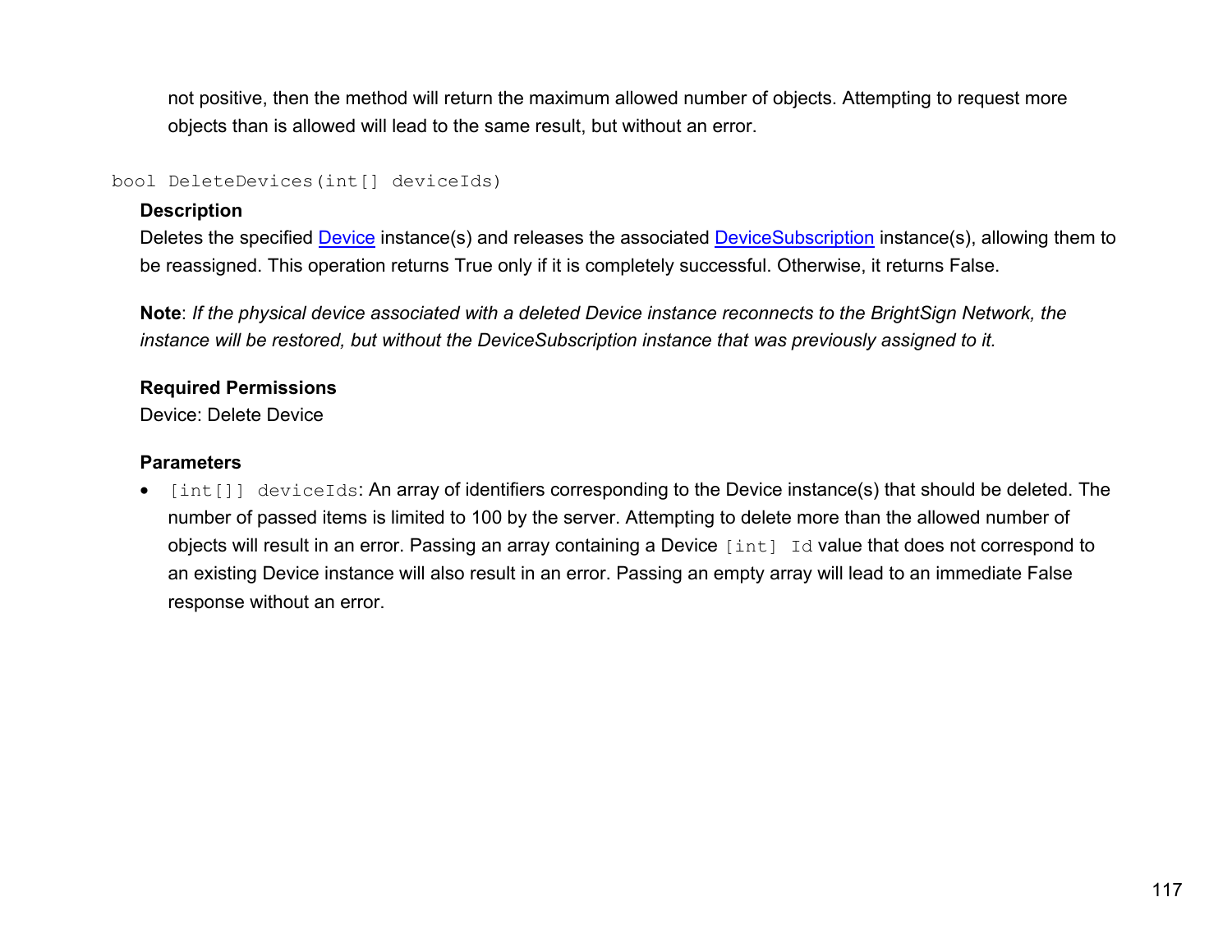not positive, then the method will return the maximum allowed number of objects. Attempting to request more objects than is allowed will lead to the same result, but without an error.

```
bool DeleteDevices(int[] deviceIds)
```

**Description**

Deletes the specified Device instance(s) and releases the associated DeviceSubscription instance(s), allowing them to be reassigned. This operation returns True only if it is completely successful. Otherwise, it returns False.

**Note**: *If the physical device associated with a deleted Device instance reconnects to the BrightSign Network, the instance will be restored, but without the DeviceSubscription instance that was previously assigned to it.*

**Required Permissions**

Device: Delete Device

**Parameters**

- `[int[]] deviceIds`: An array of identifiers corresponding to the Device instance(s) that should be deleted. The number of passed items is limited to 100 by the server. Attempting to delete more than the allowed number of objects will result in an error. Passing an array containing a Device `[int] Id` value that does not correspond to an existing Device instance will also result in an error. Passing an empty array will lead to an immediate False response without an error.